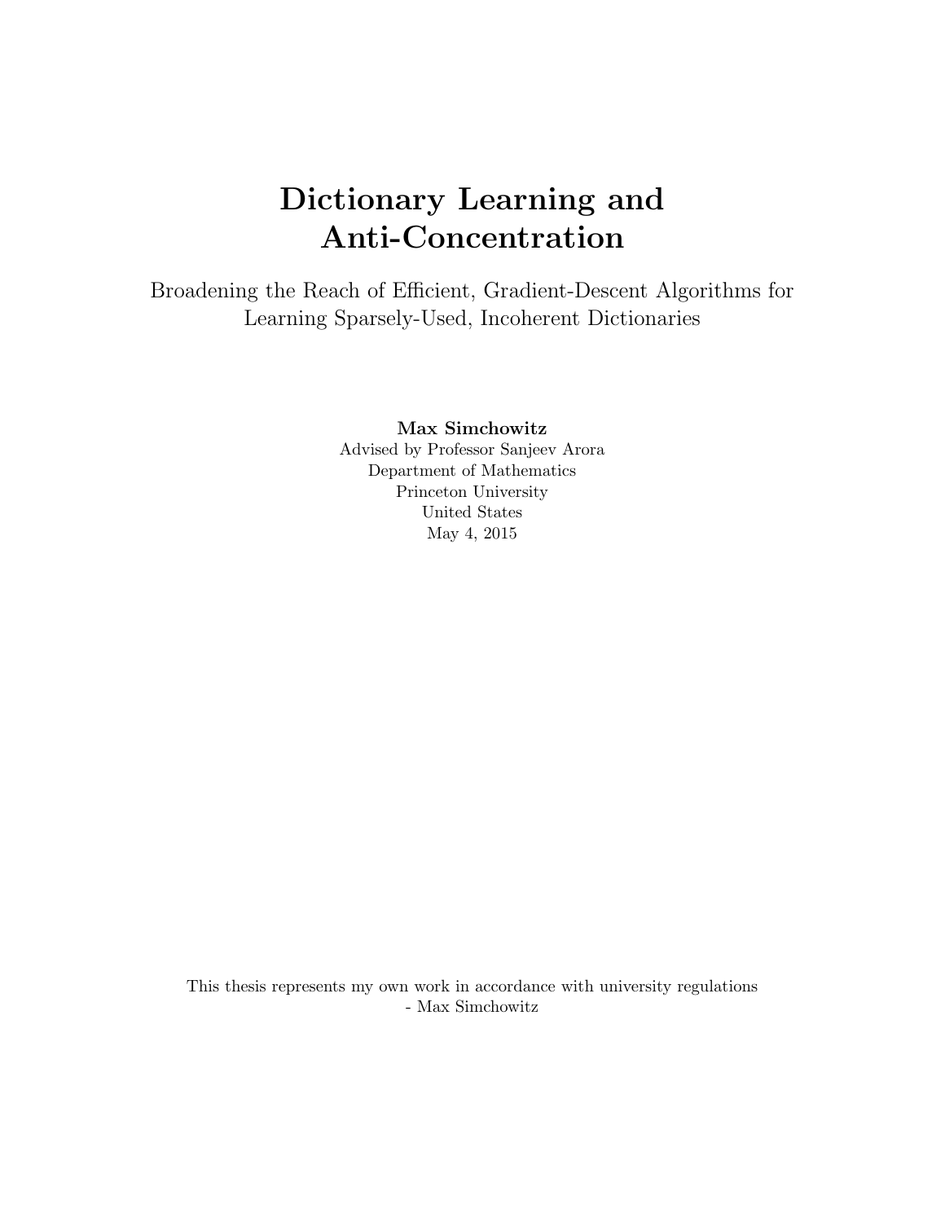# Dictionary Learning and Anti-Concentration

Broadening the Reach of Efficient, Gradient-Descent Algorithms for Learning Sparsely-Used, Incoherent Dictionaries

**Max Simchowitz**

Advised by Professor Sanjeev Arora

Department of Mathematics

Princeton University

United States

May 4, 2015

This thesis represents my own work in accordance with university regulations

\- Max Simchowitz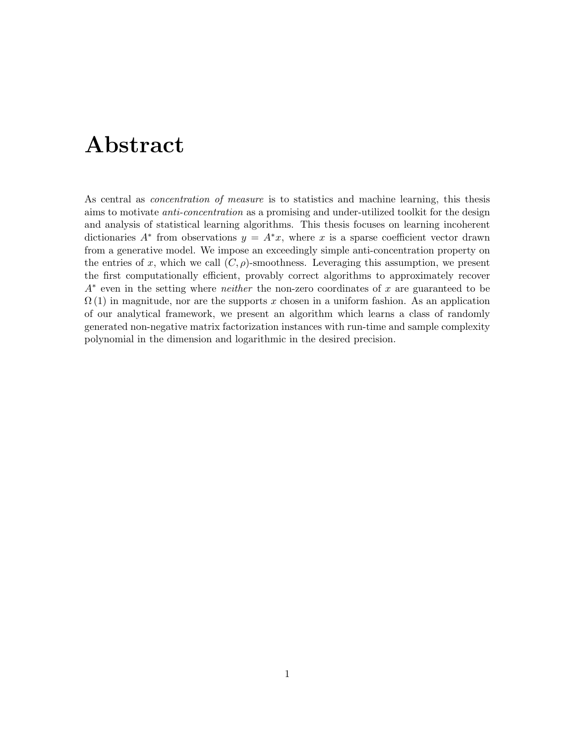# Abstract

As central as *concentration of measure* is to statistics and machine learning, this thesis aims to motivate *anti-concentration* as a promising and under-utilized toolkit for the design and analysis of statistical learning algorithms. This thesis focuses on learning incoherent dictionaries $A^*$ from observations $y = A^*x$, where $x$ is a sparse coefficient vector drawn from a generative model. We impose an exceedingly simple anti-concentration property on the entries of $x$, which we call $(C, \rho)$-smoothness. Leveraging this assumption, we present the first computationally efficient, provably correct algorithms to approximately recover $A^*$ even in the setting where *neither* the non-zero coordinates of $x$ are guaranteed to be $\Omega(1)$ in magnitude, nor are the supports $x$ chosen in a uniform fashion. As an application of our analytical framework, we present an algorithm which learns a class of randomly generated non-negative matrix factorization instances with run-time and sample complexity polynomial in the dimension and logarithmic in the desired precision.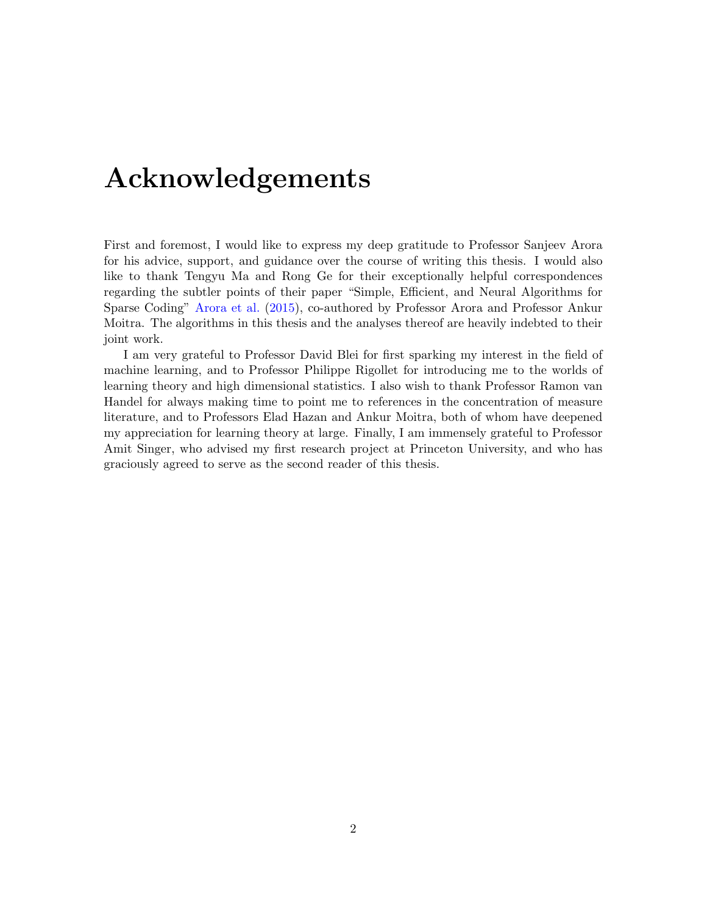# Acknowledgements

First and foremost, I would like to express my deep gratitude to Professor Sanjeev Arora for his advice, support, and guidance over the course of writing this thesis. I would also like to thank Tengyu Ma and Rong Ge for their exceptionally helpful correspondences regarding the subtler points of their paper "Simple, Efficient, and Neural Algorithms for Sparse Coding" Arora et al. (2015), co-authored by Professor Arora and Professor Ankur Moitra. The algorithms in this thesis and the analyses thereof are heavily indebted to their joint work.

I am very grateful to Professor David Blei for first sparking my interest in the field of machine learning, and to Professor Philippe Rigollet for introducing me to the worlds of learning theory and high dimensional statistics. I also wish to thank Professor Ramon van Handel for always making time to point me to references in the concentration of measure literature, and to Professors Elad Hazan and Ankur Moitra, both of whom have deepened my appreciation for learning theory at large. Finally, I am immensely grateful to Professor Amit Singer, who advised my first research project at Princeton University, and who has graciously agreed to serve as the second reader of this thesis.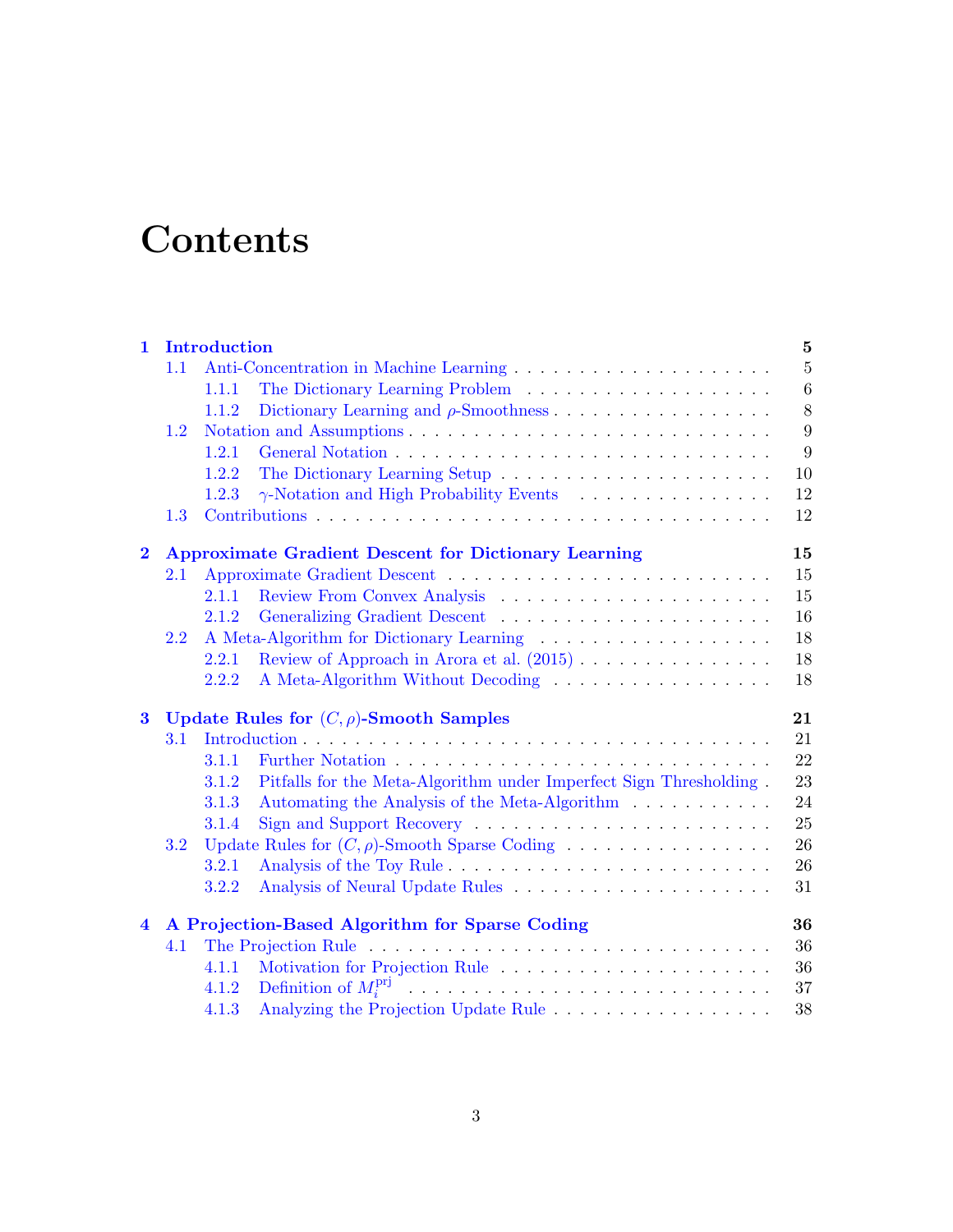# Contents

**1 Introduction** **5**

1.1 Anti-Concentration in Machine Learning . . . . . 5

1.1.1 The Dictionary Learning Problem . . . . . 6

1.1.2 Dictionary Learning and $\rho$-Smoothness . . . . . 8

1.2 Notation and Assumptions . . . . . 9

1.2.1 General Notation . . . . . 9

1.2.2 The Dictionary Learning Setup . . . . . 10

1.2.3 $\gamma$-Notation and High Probability Events . . . . . 12

1.3 Contributions . . . . . 12

**2 Approximate Gradient Descent for Dictionary Learning** **15**

2.1 Approximate Gradient Descent . . . . . 15

2.1.1 Review From Convex Analysis . . . . . 15

2.1.2 Generalizing Gradient Descent . . . . . 16

2.2 A Meta-Algorithm for Dictionary Learning . . . . . 18

2.2.1 Review of Approach in Arora et al. (2015) . . . . . 18

2.2.2 A Meta-Algorithm Without Decoding . . . . . 18

**3 Update Rules for $(C, \rho)$-Smooth Samples** **21**

3.1 Introduction . . . . . 21

3.1.1 Further Notation . . . . . 22

3.1.2 Pitfalls for the Meta-Algorithm under Imperfect Sign Thresholding . 23

3.1.3 Automating the Analysis of the Meta-Algorithm . . . . . 24

3.1.4 Sign and Support Recovery . . . . . 25

3.2 Update Rules for $(C, \rho)$-Smooth Sparse Coding . . . . . 26

3.2.1 Analysis of the Toy Rule . . . . . 26

3.2.2 Analysis of Neural Update Rules . . . . . 31

**4 A Projection-Based Algorithm for Sparse Coding** **36**

4.1 The Projection Rule . . . . . 36

4.1.1 Motivation for Projection Rule . . . . . 36

4.1.2 Definition of $M_i^{\text{prj}}$ . . . . . 37

4.1.3 Analyzing the Projection Update Rule . . . . . 38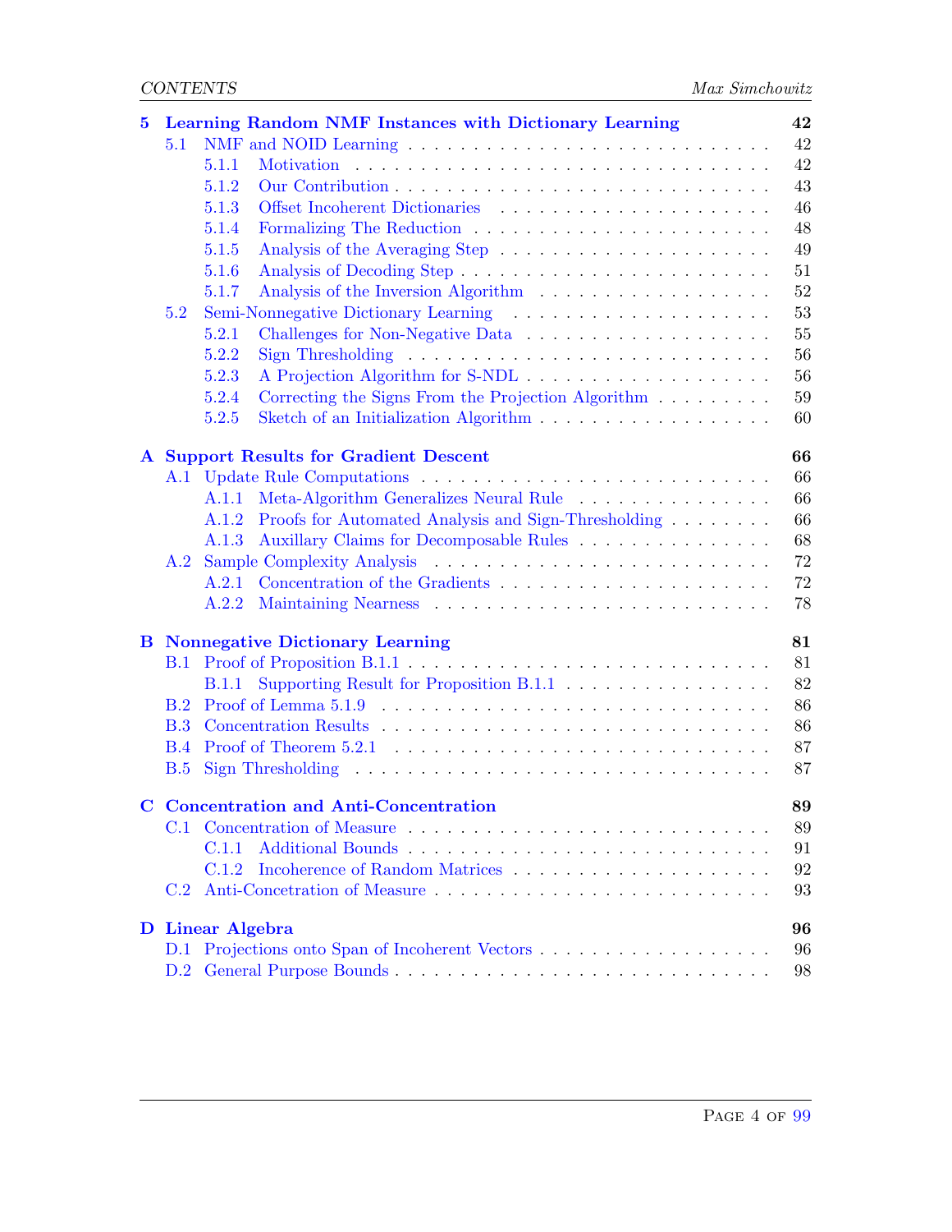| | | |
|---|---|---|
| **5** | **Learning Random NMF Instances with Dictionary Learning** | **42** |
| 5.1 | NMF and NOID Learning | 42 |
| 5.1.1 | Motivation | 42 |
| 5.1.2 | Our Contribution | 43 |
| 5.1.3 | Offset Incoherent Dictionaries | 46 |
| 5.1.4 | Formalizing The Reduction | 48 |
| 5.1.5 | Analysis of the Averaging Step | 49 |
| 5.1.6 | Analysis of Decoding Step | 51 |
| 5.1.7 | Analysis of the Inversion Algorithm | 52 |
| 5.2 | Semi-Nonnegative Dictionary Learning | 53 |
| 5.2.1 | Challenges for Non-Negative Data | 55 |
| 5.2.2 | Sign Thresholding | 56 |
| 5.2.3 | A Projection Algorithm for S-NDL | 56 |
| 5.2.4 | Correcting the Signs From the Projection Algorithm | 59 |
| 5.2.5 | Sketch of an Initialization Algorithm | 60 |
| **A** | **Support Results for Gradient Descent** | **66** |
| A.1 | Update Rule Computations | 66 |
| A.1.1 | Meta-Algorithm Generalizes Neural Rule | 66 |
| A.1.2 | Proofs for Automated Analysis and Sign-Thresholding | 66 |
| A.1.3 | Auxillary Claims for Decomposable Rules | 68 |
| A.2 | Sample Complexity Analysis | 72 |
| A.2.1 | Concentration of the Gradients | 72 |
| A.2.2 | Maintaining Nearness | 78 |
| **B** | **Nonnegative Dictionary Learning** | **81** |
| B.1 | Proof of Proposition B.1.1 | 81 |
| B.1.1 | Supporting Result for Proposition B.1.1 | 82 |
| B.2 | Proof of Lemma 5.1.9 | 86 |
| B.3 | Concentration Results | 86 |
| B.4 | Proof of Theorem 5.2.1 | 87 |
| B.5 | Sign Thresholding | 87 |
| **C** | **Concentration and Anti-Concentration** | **89** |
| C.1 | Concentration of Measure | 89 |
| C.1.1 | Additional Bounds | 91 |
| C.1.2 | Incoherence of Random Matrices | 92 |
| C.2 | Anti-Concetration of Measure | 93 |
| **D** | **Linear Algebra** | **96** |
| D.1 | Projections onto Span of Incoherent Vectors | 96 |
| D.2 | General Purpose Bounds | 98 |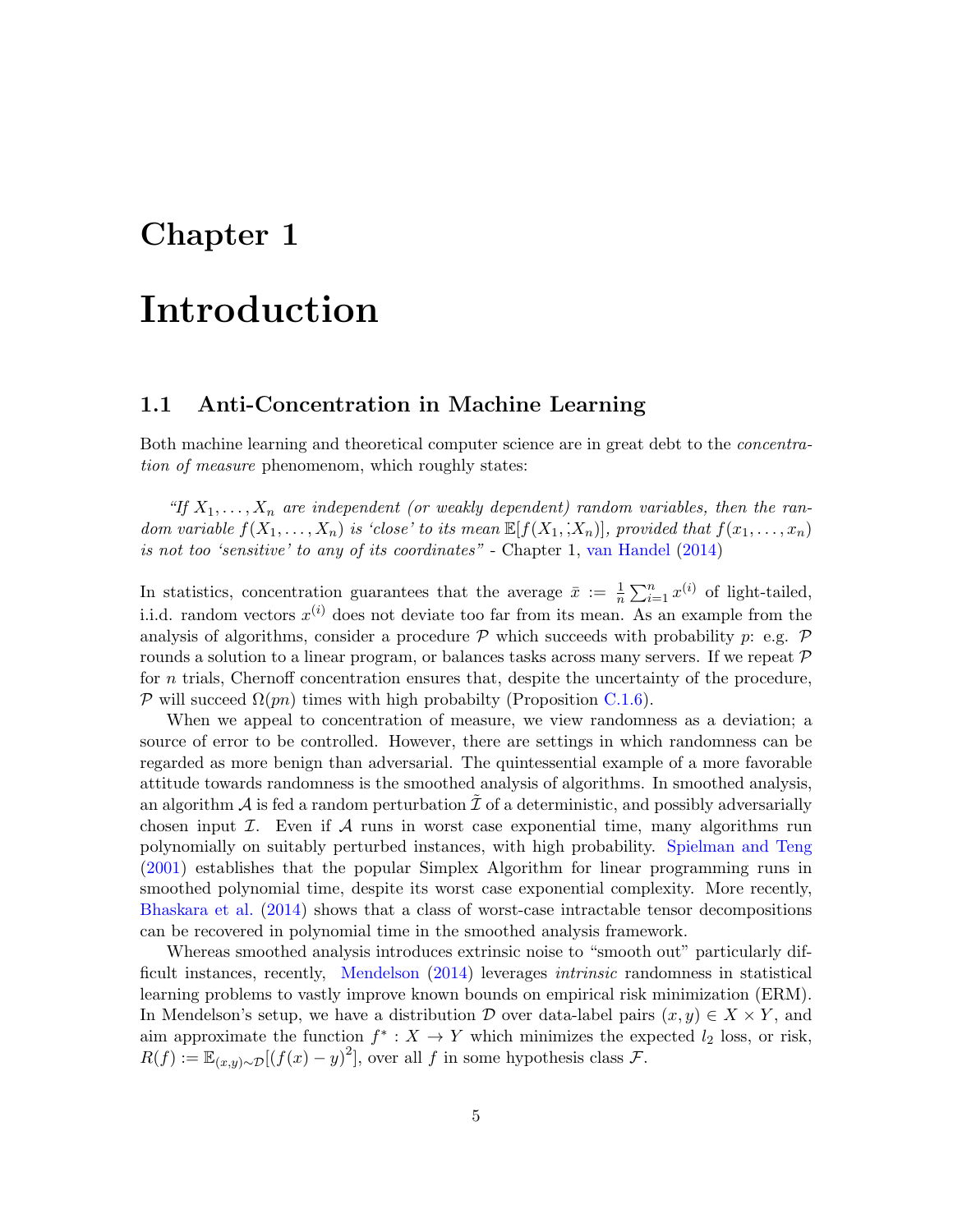# Chapter 1

# Introduction

## 1.1 Anti-Concentration in Machine Learning

Both machine learning and theoretical computer science are in great debt to the *concentration of measure* phenomenom, which roughly states:

> *"If $X_1, \dots, X_n$ are independent (or weakly dependent) random variables, then the random variable $f(X_1, \dots, X_n)$ is 'close' to its mean $\mathbb{E}[f(X_1, \dot{,} X_n)]$, provided that $f(x_1, \dots, x_n)$ is not too 'sensitive' to any of its coordinates"* - Chapter 1, van Handel (2014)

In statistics, concentration guarantees that the average $\bar{x} := \frac{1}{n}\sum_{i=1}^{n} x^{(i)}$ of light-tailed, i.i.d. random vectors $x^{(i)}$ does not deviate too far from its mean. As an example from the analysis of algorithms, consider a procedure $\mathcal{P}$ which succeeds with probability $p$: e.g. $\mathcal{P}$ rounds a solution to a linear program, or balances tasks across many servers. If we repeat $\mathcal{P}$ for $n$ trials, Chernoff concentration ensures that, despite the uncertainty of the procedure, $\mathcal{P}$ will succeed $\Omega(pn)$ times with high probabilty (Proposition C.1.6).

When we appeal to concentration of measure, we view randomness as a deviation; a source of error to be controlled. However, there are settings in which randomness can be regarded as more benign than adversarial. The quintessential example of a more favorable attitude towards randomness is the smoothed analysis of algorithms. In smoothed analysis, an algorithm $\mathcal{A}$ is fed a random perturbation $\tilde{\mathcal{I}}$ of a deterministic, and possibly adversarially chosen input $\mathcal{I}$. Even if $\mathcal{A}$ runs in worst case exponential time, many algorithms run polynomially on suitably perturbed instances, with high probability. Spielman and Teng (2001) establishes that the popular Simplex Algorithm for linear programming runs in smoothed polynomial time, despite its worst case exponential complexity. More recently, Bhaskara et al. (2014) shows that a class of worst-case intractable tensor decompositions can be recovered in polynomial time in the smoothed analysis framework.

Whereas smoothed analysis introduces extrinsic noise to "smooth out" particularly difficult instances, recently, Mendelson (2014) leverages *intrinsic* randomness in statistical learning problems to vastly improve known bounds on empirical risk minimization (ERM). In Mendelson's setup, we have a distribution $\mathcal{D}$ over data-label pairs $(x, y) \in X \times Y$, and aim approximate the function $f^* : X \to Y$ which minimizes the expected $l_2$ loss, or risk, $R(f) := \mathbb{E}_{(x,y)\sim\mathcal{D}}[(f(x) - y)^2]$, over all $f$ in some hypothesis class $\mathcal{F}$.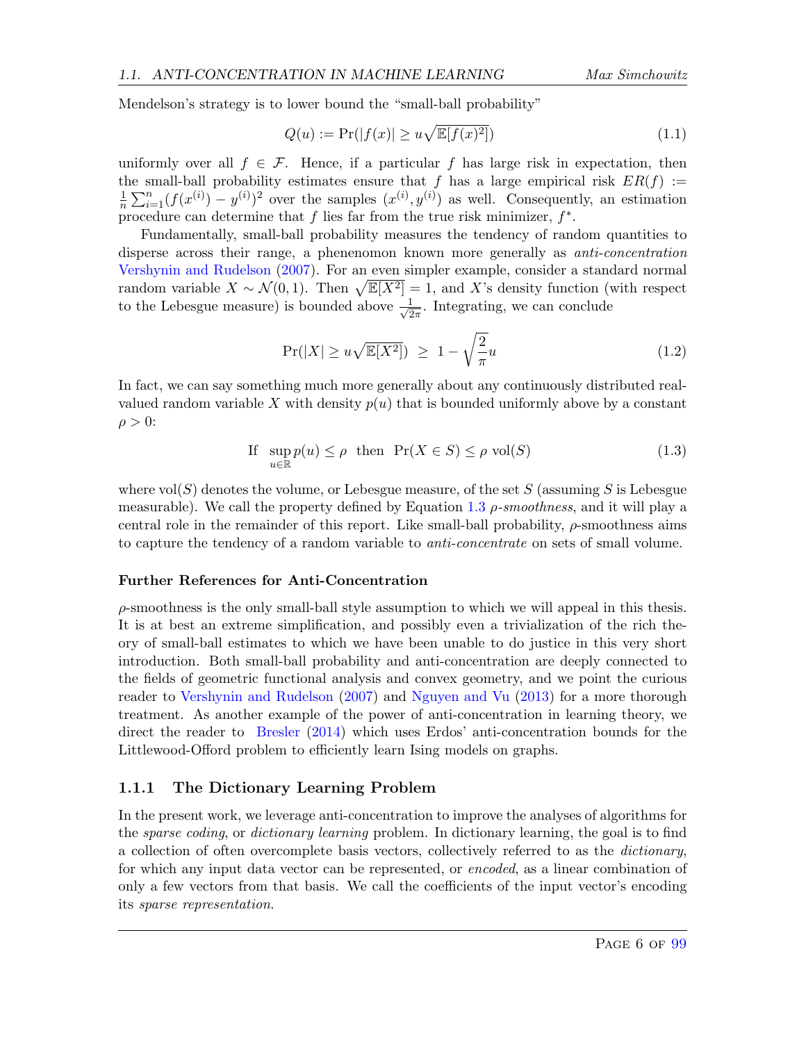Mendelson's strategy is to lower bound the "small-ball probability"

$$Q(u) := \Pr(|f(x)| \geq u\sqrt{\mathbb{E}[f(x)^2]}) \tag{1.1}$$

uniformly over all $f \in \mathcal{F}$. Hence, if a particular $f$ has large risk in expectation, then the small-ball probability estimates ensure that $f$ has a large empirical risk $ER(f) := \frac{1}{n}\sum_{i=1}^{n}(f(x^{(i)}) - y^{(i)})^2$ over the samples $(x^{(i)}, y^{(i)})$ as well. Consequently, an estimation procedure can determine that $f$ lies far from the true risk minimizer, $f^*$.

Fundamentally, small-ball probability measures the tendency of random quantities to disperse across their range, a phenenomon known more generally as *anti-concentration* Vershynin and Rudelson (2007). For an even simpler example, consider a standard normal random variable $X \sim \mathcal{N}(0,1)$. Then $\sqrt{\mathbb{E}[X^2]} = 1$, and $X$'s density function (with respect to the Lebesgue measure) is bounded above $\frac{1}{\sqrt{2\pi}}$. Integrating, we can conclude

$$\Pr(|X| \geq u\sqrt{\mathbb{E}[X^2]}) \;\geq\; 1 - \sqrt{\frac{2}{\pi}}u \tag{1.2}$$

In fact, we can say something much more generally about any continuously distributed real-valued random variable $X$ with density $p(u)$ that is bounded uniformly above by a constant $\rho > 0$:

$$\text{If } \sup_{u \in \mathbb{R}} p(u) \leq \rho \;\text{ then }\; \Pr(X \in S) \leq \rho \,\mathrm{vol}(S) \tag{1.3}$$

where $\mathrm{vol}(S)$ denotes the volume, or Lebesgue measure, of the set $S$ (assuming $S$ is Lebesgue measurable). We call the property defined by Equation 1.3 *$\rho$-smoothness*, and it will play a central role in the remainder of this report. Like small-ball probability, $\rho$-smoothness aims to capture the tendency of a random variable to *anti-concentrate* on sets of small volume.

**Further References for Anti-Concentration**

$\rho$-smoothness is the only small-ball style assumption to which we will appeal in this thesis. It is at best an extreme simplification, and possibly even a trivialization of the rich theory of small-ball estimates to which we have been unable to do justice in this very short introduction. Both small-ball probability and anti-concentration are deeply connected to the fields of geometric functional analysis and convex geometry, and we point the curious reader to Vershynin and Rudelson (2007) and Nguyen and Vu (2013) for a more thorough treatment. As another example of the power of anti-concentration in learning theory, we direct the reader to Bresler (2014) which uses Erdos' anti-concentration bounds for the Littlewood-Offord problem to efficiently learn Ising models on graphs.

### 1.1.1 The Dictionary Learning Problem

In the present work, we leverage anti-concentration to improve the analyses of algorithms for the *sparse coding*, or *dictionary learning* problem. In dictionary learning, the goal is to find a collection of often overcomplete basis vectors, collectively referred to as the *dictionary*, for which any input data vector can be represented, or *encoded*, as a linear combination of only a few vectors from that basis. We call the coefficients of the input vector's encoding its *sparse representation*.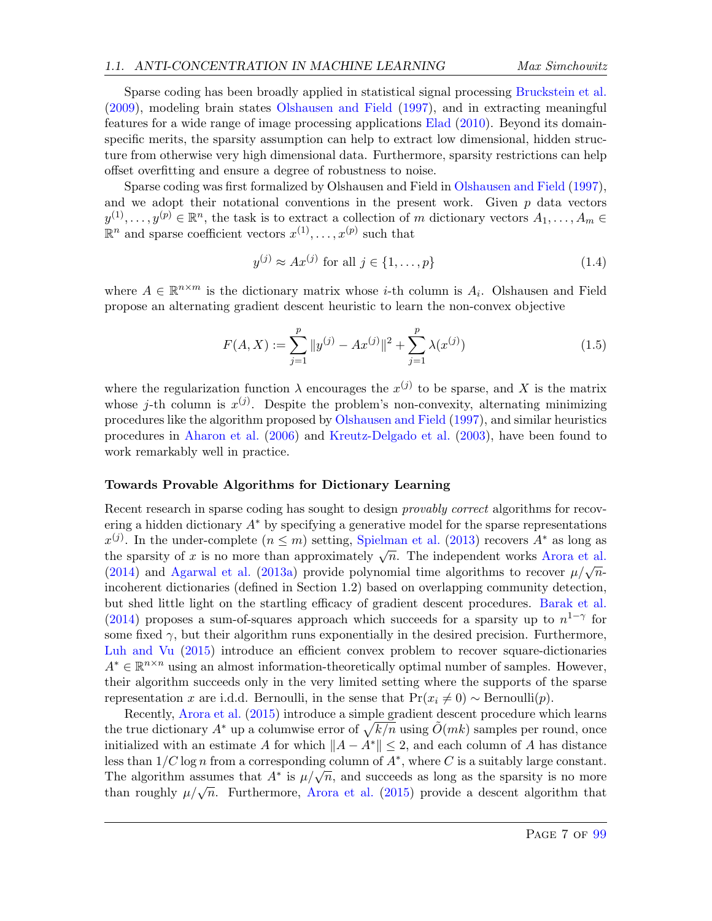Sparse coding has been broadly applied in statistical signal processing Bruckstein et al. (2009), modeling brain states Olshausen and Field (1997), and in extracting meaningful features for a wide range of image processing applications Elad (2010). Beyond its domain-specific merits, the sparsity assumption can help to extract low dimensional, hidden structure from otherwise very high dimensional data. Furthermore, sparsity restrictions can help offset overfitting and ensure a degree of robustness to noise.

Sparse coding was first formalized by Olshausen and Field in Olshausen and Field (1997), and we adopt their notational conventions in the present work. Given $p$ data vectors $y^{(1)}, \dots, y^{(p)} \in \mathbb{R}^n$, the task is to extract a collection of $m$ dictionary vectors $A_1, \dots, A_m \in \mathbb{R}^n$ and sparse coefficient vectors $x^{(1)}, \dots, x^{(p)}$ such that

$$y^{(j)} \approx Ax^{(j)} \text{ for all } j \in \{1, \dots, p\} \tag{1.4}$$

where $A \in \mathbb{R}^{n \times m}$ is the dictionary matrix whose $i$-th column is $A_i$. Olshausen and Field propose an alternating gradient descent heuristic to learn the non-convex objective

$$F(A, X) := \sum_{j=1}^{p} \|y^{(j)} - Ax^{(j)}\|^2 + \sum_{j=1}^{p} \lambda(x^{(j)}) \tag{1.5}$$

where the regularization function $\lambda$ encourages the $x^{(j)}$ to be sparse, and $X$ is the matrix whose $j$-th column is $x^{(j)}$. Despite the problem's non-convexity, alternating minimizing procedures like the algorithm proposed by Olshausen and Field (1997), and similar heuristics procedures in Aharon et al. (2006) and Kreutz-Delgado et al. (2003), have been found to work remarkably well in practice.

**Towards Provable Algorithms for Dictionary Learning**

Recent research in sparse coding has sought to design *provably correct* algorithms for recovering a hidden dictionary $A^*$ by specifying a generative model for the sparse representations $x^{(j)}$. In the under-complete ($n \le m$) setting, Spielman et al. (2013) recovers $A^*$ as long as the sparsity of $x$ is no more than approximately $\sqrt{n}$. The independent works Arora et al. (2014) and Agarwal et al. (2013a) provide polynomial time algorithms to recover $\mu/\sqrt{n}$-incoherent dictionaries (defined in Section 1.2) based on overlapping community detection, but shed little light on the startling efficacy of gradient descent procedures. Barak et al. (2014) proposes a sum-of-squares approach which succeeds for a sparsity up to $n^{1-\gamma}$ for some fixed $\gamma$, but their algorithm runs exponentially in the desired precision. Furthermore, Luh and Vu (2015) introduce an efficient convex problem to recover square-dictionaries $A^* \in \mathbb{R}^{n \times n}$ using an almost information-theoretically optimal number of samples. However, their algorithm succeeds only in the very limited setting where the supports of the sparse representation $x$ are i.d.d. Bernoulli, in the sense that $\Pr(x_i \neq 0) \sim \text{Bernoulli}(p)$.

Recently, Arora et al. (2015) introduce a simple gradient descent procedure which learns the true dictionary $A^*$ up a columwise error of $\sqrt{k/n}$ using $\tilde{O}(mk)$ samples per round, once initialized with an estimate $A$ for which $\|A - A^*\| \le 2$, and each column of $A$ has distance less than $1/C \log n$ from a corresponding column of $A^*$, where $C$ is a suitably large constant. The algorithm assumes that $A^*$ is $\mu/\sqrt{n}$, and succeeds as long as the sparsity is no more than roughly $\mu/\sqrt{n}$. Furthermore, Arora et al. (2015) provide a descent algorithm that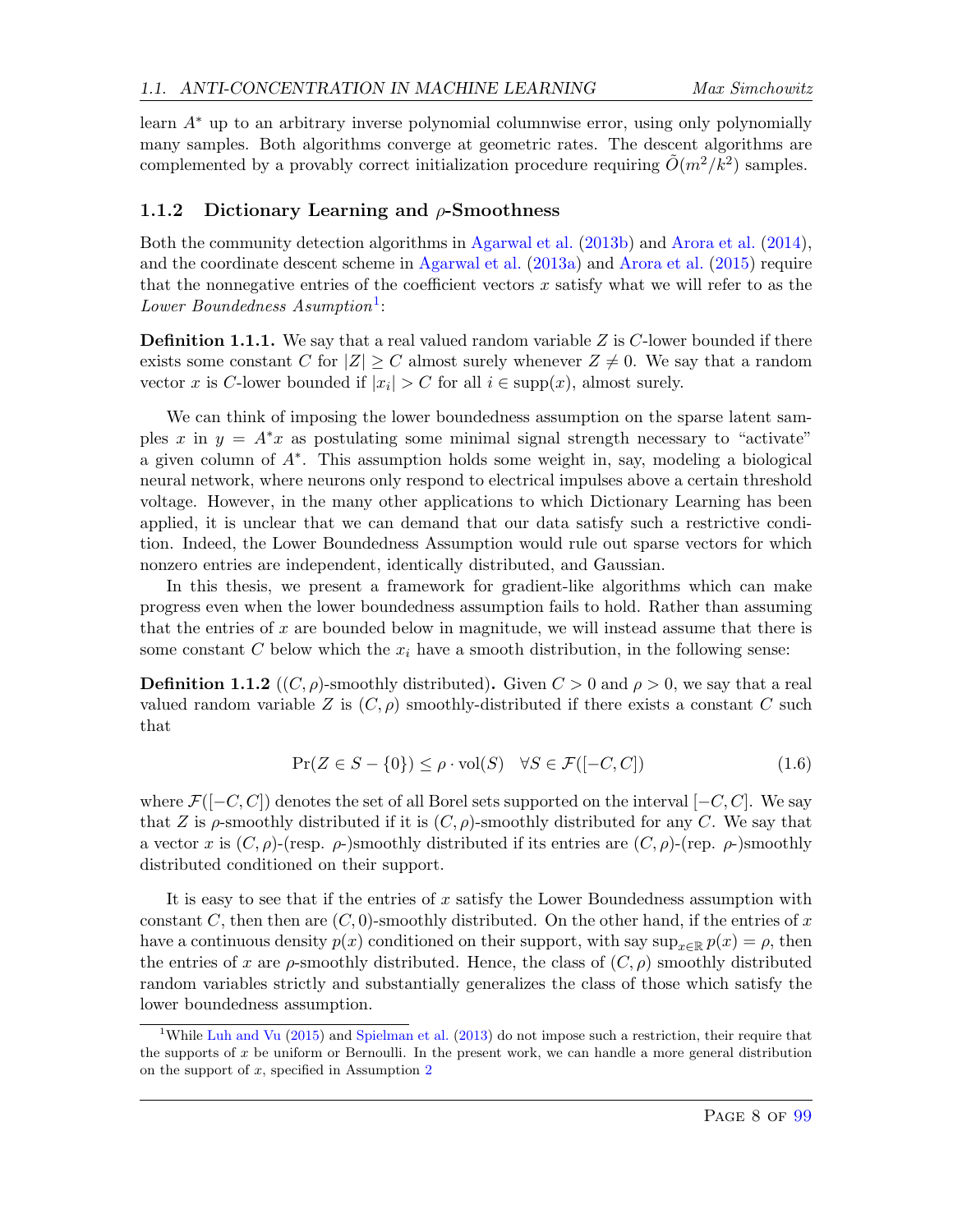learn $A^*$ up to an arbitrary inverse polynomial columnwise error, using only polynomially many samples. Both algorithms converge at geometric rates. The descent algorithms are complemented by a provably correct initialization procedure requiring $\tilde{O}(m^2/k^2)$ samples.

### 1.1.2 Dictionary Learning and $\rho$-Smoothness

Both the community detection algorithms in Agarwal et al. (2013b) and Arora et al. (2014), and the coordinate descent scheme in Agarwal et al. (2013a) and Arora et al. (2015) require that the nonnegative entries of the coefficient vectors $x$ satisfy what we will refer to as the *Lower Boundedness Asumption*[1]:

**Definition 1.1.1.** We say that a real valued random variable $Z$ is $C$-lower bounded if there exists some constant $C$ for $|Z| \geq C$ almost surely whenever $Z \neq 0$. We say that a random vector $x$ is $C$-lower bounded if $|x_i| > C$ for all $i \in \operatorname{supp}(x)$, almost surely.

We can think of imposing the lower boundedness assumption on the sparse latent samples $x$ in $y = A^*x$ as postulating some minimal signal strength necessary to "activate" a given column of $A^*$. This assumption holds some weight in, say, modeling a biological neural network, where neurons only respond to electrical impulses above a certain threshold voltage. However, in the many other applications to which Dictionary Learning has been applied, it is unclear that we can demand that our data satisfy such a restrictive condition. Indeed, the Lower Boundedness Assumption would rule out sparse vectors for which nonzero entries are independent, identically distributed, and Gaussian.

In this thesis, we present a framework for gradient-like algorithms which can make progress even when the lower boundedness assumption fails to hold. Rather than assuming that the entries of $x$ are bounded below in magnitude, we will instead assume that there is some constant $C$ below which the $x_i$ have a smooth distribution, in the following sense:

**Definition 1.1.2** (($C, \rho$)-smoothly distributed)**.** Given $C > 0$ and $\rho > 0$, we say that a real valued random variable $Z$ is $(C, \rho)$ smoothly-distributed if there exists a constant $C$ such that

$$\Pr(Z \in S - \{0\}) \leq \rho \cdot \operatorname{vol}(S) \quad \forall S \in \mathcal{F}([-C, C]) \tag{1.6}$$

where $\mathcal{F}([-C, C])$ denotes the set of all Borel sets supported on the interval $[-C, C]$. We say that $Z$ is $\rho$-smoothly distributed if it is $(C, \rho)$-smoothly distributed for any $C$. We say that a vector $x$ is $(C, \rho)$-(resp. $\rho$-)smoothly distributed if its entries are $(C, \rho)$-(rep. $\rho$-)smoothly distributed conditioned on their support.

It is easy to see that if the entries of $x$ satisfy the Lower Boundedness assumption with constant $C$, then then are $(C, 0)$-smoothly distributed. On the other hand, if the entries of $x$ have a continuous density $p(x)$ conditioned on their support, with say $\sup_{x \in \mathbb{R}} p(x) = \rho$, then the entries of $x$ are $\rho$-smoothly distributed. Hence, the class of $(C, \rho)$ smoothly distributed random variables strictly and substantially generalizes the class of those which satisfy the lower boundedness assumption.

[1] While Luh and Vu (2015) and Spielman et al. (2013) do not impose such a restriction, their require that the supports of $x$ be uniform or Bernoulli. In the present work, we can handle a more general distribution on the support of $x$, specified in Assumption 2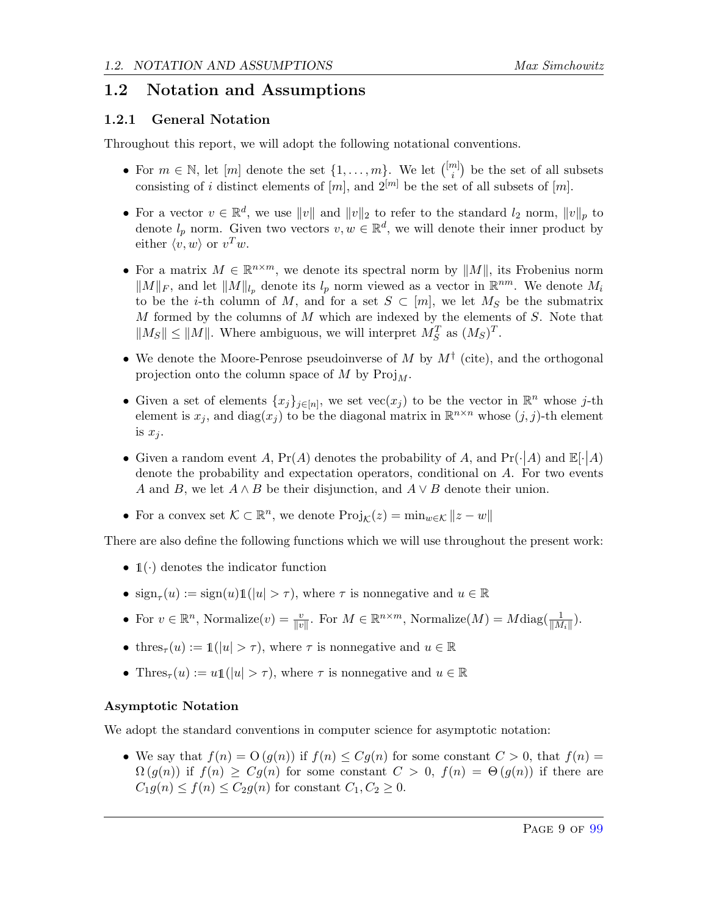## 1.2 Notation and Assumptions

### 1.2.1 General Notation

Throughout this report, we will adopt the following notational conventions.

- For $m \in \mathbb{N}$, let $[m]$ denote the set $\{1, \ldots, m\}$. We let $\binom{[m]}{i}$ be the set of all subsets consisting of $i$ distinct elements of $[m]$, and $2^{[m]}$ be the set of all subsets of $[m]$.
- For a vector $v \in \mathbb{R}^d$, we use $\|v\|$ and $\|v\|_2$ to refer to the standard $l_2$ norm, $\|v\|_p$ to denote $l_p$ norm. Given two vectors $v, w \in \mathbb{R}^d$, we will denote their inner product by either $\langle v, w \rangle$ or $v^T w$.
- For a matrix $M \in \mathbb{R}^{n \times m}$, we denote its spectral norm by $\|M\|$, its Frobenius norm $\|M\|_F$, and let $\|M\|_{l_p}$ denote its $l_p$ norm viewed as a vector in $\mathbb{R}^{nm}$. We denote $M_i$ to be the $i$-th column of $M$, and for a set $S \subset [m]$, we let $M_S$ be the submatrix $M$ formed by the columns of $M$ which are indexed by the elements of $S$. Note that $\|M_S\| \le \|M\|$. Where ambiguous, we will interpret $M_S^T$ as $(M_S)^T$.
- We denote the Moore-Penrose pseudoinverse of $M$ by $M^\dagger$ (cite), and the orthogonal projection onto the column space of $M$ by $\mathrm{Proj}_M$.
- Given a set of elements $\{x_j\}_{j \in [n]}$, we set $\mathrm{vec}(x_j)$ to be the vector in $\mathbb{R}^n$ whose $j$-th element is $x_j$, and $\mathrm{diag}(x_j)$ to be the diagonal matrix in $\mathbb{R}^{n \times n}$ whose $(j, j)$-th element is $x_j$.
- Given a random event $A$, $\Pr(A)$ denotes the probability of $A$, and $\Pr(\cdot \big| A)$ and $\mathbb{E}[\cdot \big| A)$ denote the probability and expectation operators, conditional on $A$. For two events $A$ and $B$, we let $A \wedge B$ be their disjunction, and $A \vee B$ denote their union.
- For a convex set $\mathcal{K} \subset \mathbb{R}^n$, we denote $\mathrm{Proj}_{\mathcal{K}}(z) = \min_{w \in \mathcal{K}} \|z - w\|$

There are also define the following functions which we will use throughout the present work:

- $\mathbb{1}(\cdot)$ denotes the indicator function
- $\mathrm{sign}_\tau(u) := \mathrm{sign}(u)\mathbb{1}(|u| > \tau)$, where $\tau$ is nonnegative and $u \in \mathbb{R}$
- For $v \in \mathbb{R}^n$, $\mathrm{Normalize}(v) = \frac{v}{\|v\|}$. For $M \in \mathbb{R}^{n \times m}$, $\mathrm{Normalize}(M) = M\mathrm{diag}(\frac{1}{\|M_i\|})$.
- $\mathrm{thres}_\tau(u) := \mathbb{1}(|u| > \tau)$, where $\tau$ is nonnegative and $u \in \mathbb{R}$
- $\mathrm{Thres}_\tau(u) := u\mathbb{1}(|u| > \tau)$, where $\tau$ is nonnegative and $u \in \mathbb{R}$

#### Asymptotic Notation

We adopt the standard conventions in computer science for asymptotic notation:

- We say that $f(n) = \mathrm{O}(g(n))$ if $f(n) \le Cg(n)$ for some constant $C > 0$, that $f(n) = \Omega(g(n))$ if $f(n) \ge Cg(n)$ for some constant $C > 0$, $f(n) = \Theta(g(n))$ if there are $C_1 g(n) \le f(n) \le C_2 g(n)$ for constant $C_1, C_2 \ge 0$.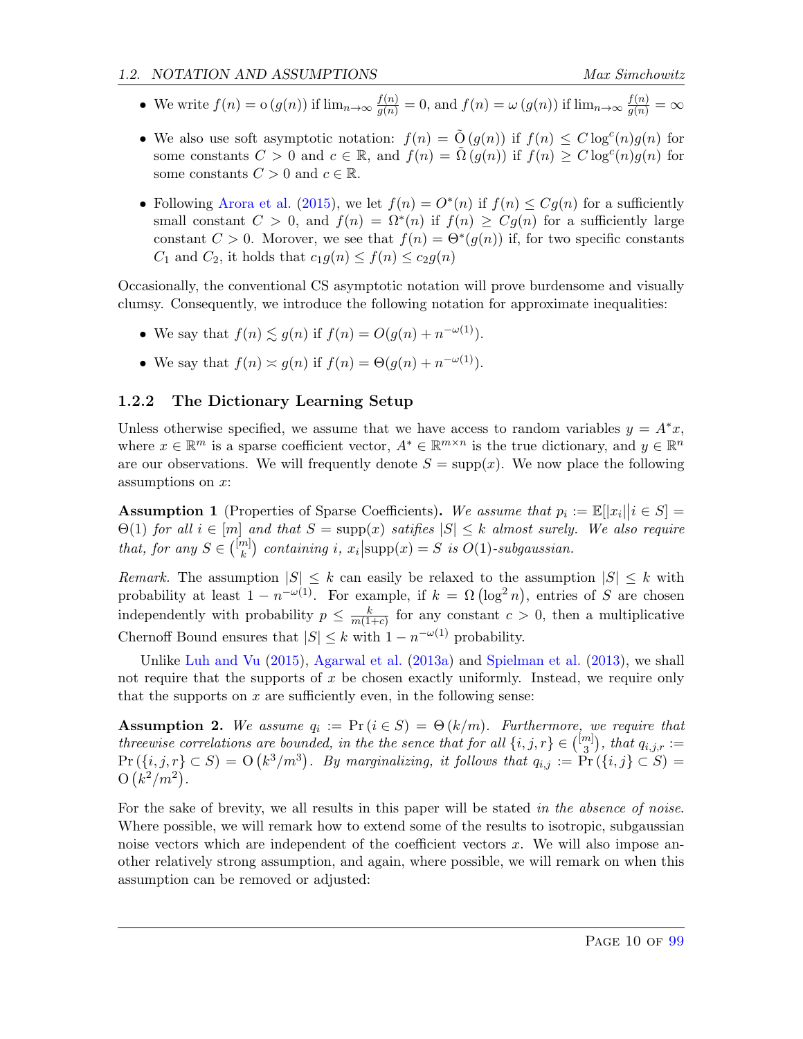- We write $f(n) = \mathrm{o}\left(g(n)\right)$ if $\lim_{n\to\infty} \frac{f(n)}{g(n)} = 0$, and $f(n) = \omega\left(g(n)\right)$ if $\lim_{n\to\infty} \frac{f(n)}{g(n)} = \infty$
- We also use soft asymptotic notation: $f(n) = \tilde{\mathrm{O}}\left(g(n)\right)$ if $f(n) \le C\log^c(n) g(n)$ for some constants $C > 0$ and $c \in \mathbb{R}$, and $f(n) = \tilde{\Omega}\left(g(n)\right)$ if $f(n) \ge C\log^c(n)g(n)$ for some constants $C > 0$ and $c \in \mathbb{R}$.
- Following Arora et al. (2015), we let $f(n) = O^*(n)$ if $f(n) \le Cg(n)$ for a sufficiently small constant $C > 0$, and $f(n) = \Omega^*(n)$ if $f(n) \ge Cg(n)$ for a sufficiently large constant $C > 0$. Morover, we see that $f(n) = \Theta^*(g(n))$ if, for two specific constants $C_1$ and $C_2$, it holds that $c_1 g(n) \le f(n) \le c_2 g(n)$

Occasionally, the conventional CS asymptotic notation will prove burdensome and visually clumsy. Consequently, we introduce the following notation for approximate inequalities:

- We say that $f(n) \lesssim g(n)$ if $f(n) = O(g(n) + n^{-\omega(1)})$.
- We say that $f(n) \asymp g(n)$ if $f(n) = \Theta(g(n) + n^{-\omega(1)})$.

### 1.2.2 The Dictionary Learning Setup

Unless otherwise specified, we assume that we have access to random variables $y = A^*x$, where $x \in \mathbb{R}^m$ is a sparse coefficient vector, $A^* \in \mathbb{R}^{m\times n}$ is the true dictionary, and $y \in \mathbb{R}^n$ are our observations. We will frequently denote $S = \mathrm{supp}(x)$. We now place the following assumptions on $x$:

**Assumption 1** (Properties of Sparse Coefficients). *We assume that $p_i := \mathbb{E}[|x_i| \big| i \in S] = \Theta(1)$ for all $i \in [m]$ and that $S = \mathrm{supp}(x)$ satisfies $|S| \le k$ almost surely. We also require that, for any $S \in \binom{[m]}{k}$ containing $i$, $x_i \big| \mathrm{supp}(x) = S$ is $O(1)$-subgaussian.*

*Remark.* The assumption $|S| \le k$ can easily be relaxed to the assumption $|S| \le k$ with probability at least $1 - n^{-\omega(1)}$. For example, if $k = \Omega\left(\log^2 n\right)$, entries of $S$ are chosen independently with probability $p \le \frac{k}{m(1+c)}$ for any constant $c > 0$, then a multiplicative Chernoff Bound ensures that $|S| \le k$ with $1 - n^{-\omega(1)}$ probability.

Unlike Luh and Vu (2015), Agarwal et al. (2013a) and Spielman et al. (2013), we shall not require that the supports of $x$ be chosen exactly uniformly. Instead, we require only that the supports on $x$ are sufficiently even, in the following sense:

**Assumption 2.** *We assume $q_i := \Pr\left(i \in S\right) = \Theta\left(k/m\right)$. Furthermore, we require that threewise correlations are bounded, in the the sence that for all $\{i,j,r\} \in \binom{[m]}{3}$, that $q_{i,j,r} := \Pr\left(\{i,j,r\} \subset S\right) = \mathrm{O}\left(k^3/m^3\right)$. By marginalizing, it follows that $q_{i,j} := \Pr\left(\{i,j\} \subset S\right) = \mathrm{O}\left(k^2/m^2\right)$.*

For the sake of brevity, we all results in this paper will be stated *in the absence of noise*. Where possible, we will remark how to extend some of the results to isotropic, subgaussian noise vectors which are independent of the coefficient vectors $x$. We will also impose another relatively strong assumption, and again, where possible, we will remark on when this assumption can be removed or adjusted: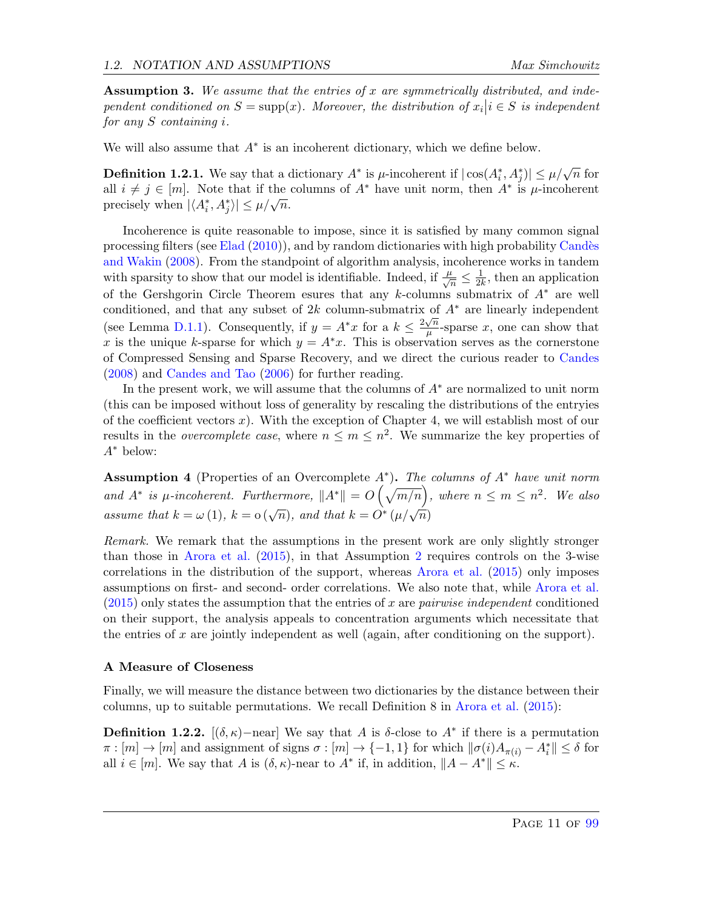**Assumption 3.** *We assume that the entries of $x$ are symmetrically distributed, and independent conditioned on $S = \mathrm{supp}(x)$. Moreover, the distribution of $x_i \big| i \in S$ is independent for any $S$ containing $i$.*

We will also assume that $A^*$ is an incoherent dictionary, which we define below.

**Definition 1.2.1.** We say that a dictionary $A^*$ is $\mu$-incoherent if $|\cos(A^*_i, A^*_j)| \le \mu/\sqrt{n}$ for all $i \ne j \in [m]$. Note that if the columns of $A^*$ have unit norm, then $A^*$ is $\mu$-incoherent precisely when $|\langle A^*_i, A^*_j \rangle| \le \mu/\sqrt{n}$.

Incoherence is quite reasonable to impose, since it is satisfied by many common signal processing filters (see Elad (2010)), and by random dictionaries with high probability Candès and Wakin (2008). From the standpoint of algorithm analysis, incoherence works in tandem with sparsity to show that our model is identifiable. Indeed, if $\frac{\mu}{\sqrt{n}} \le \frac{1}{2k}$, then an application of the Gershgorin Circle Theorem esures that any $k$-columns submatrix of $A^*$ are well conditioned, and that any subset of $2k$ column-submatrix of $A^*$ are linearly independent (see Lemma D.1.1). Consequently, if $y = A^* x$ for a $k \le \frac{2\sqrt{n}}{\mu}$-sparse $x$, one can show that $x$ is the unique $k$-sparse for which $y = A^* x$. This is observation serves as the cornerstone of Compressed Sensing and Sparse Recovery, and we direct the curious reader to Candes (2008) and Candes and Tao (2006) for further reading.

In the present work, we will assume that the columns of $A^*$ are normalized to unit norm (this can be imposed without loss of generality by rescaling the distributions of the entryies of the coefficient vectors $x$). With the exception of Chapter 4, we will establish most of our results in the *overcomplete case*, where $n \le m \le n^2$. We summarize the key properties of $A^*$ below:

**Assumption 4** (Properties of an Overcomplete $A^*$)**.** *The columns of $A^*$ have unit norm and $A^*$ is $\mu$-incoherent. Furthermore, $\|A^*\| = O\left(\sqrt{m/n}\right)$, where $n \le m \le n^2$. We also assume that $k = \omega(1)$, $k = o(\sqrt{n})$, and that $k = O^*(\mu/\sqrt{n})$*

*Remark.* We remark that the assumptions in the present work are only slightly stronger than those in Arora et al. (2015), in that Assumption 2 requires controls on the 3-wise correlations in the distribution of the support, whereas Arora et al. (2015) only imposes assumptions on first- and second- order correlations. We also note that, while Arora et al. (2015) only states the assumption that the entries of $x$ are *pairwise independent* conditioned on their support, the analysis appeals to concentration arguments which necessitate that the entries of $x$ are jointly independent as well (again, after conditioning on the support).

### A Measure of Closeness

Finally, we will measure the distance between two dictionaries by the distance between their columns, up to suitable permutations. We recall Definition 8 in Arora et al. (2015):

**Definition 1.2.2.** [$(\delta, \kappa)-$near] We say that $A$ is $\delta$-close to $A^*$ if there is a permutation $\pi : [m] \to [m]$ and assignment of signs $\sigma : [m] \to \{-1, 1\}$ for which $\|\sigma(i) A_{\pi(i)} - A^*_i\| \le \delta$ for all $i \in [m]$. We say that $A$ is $(\delta, \kappa)$-near to $A^*$ if, in addition, $\|A - A^*\| \le \kappa$.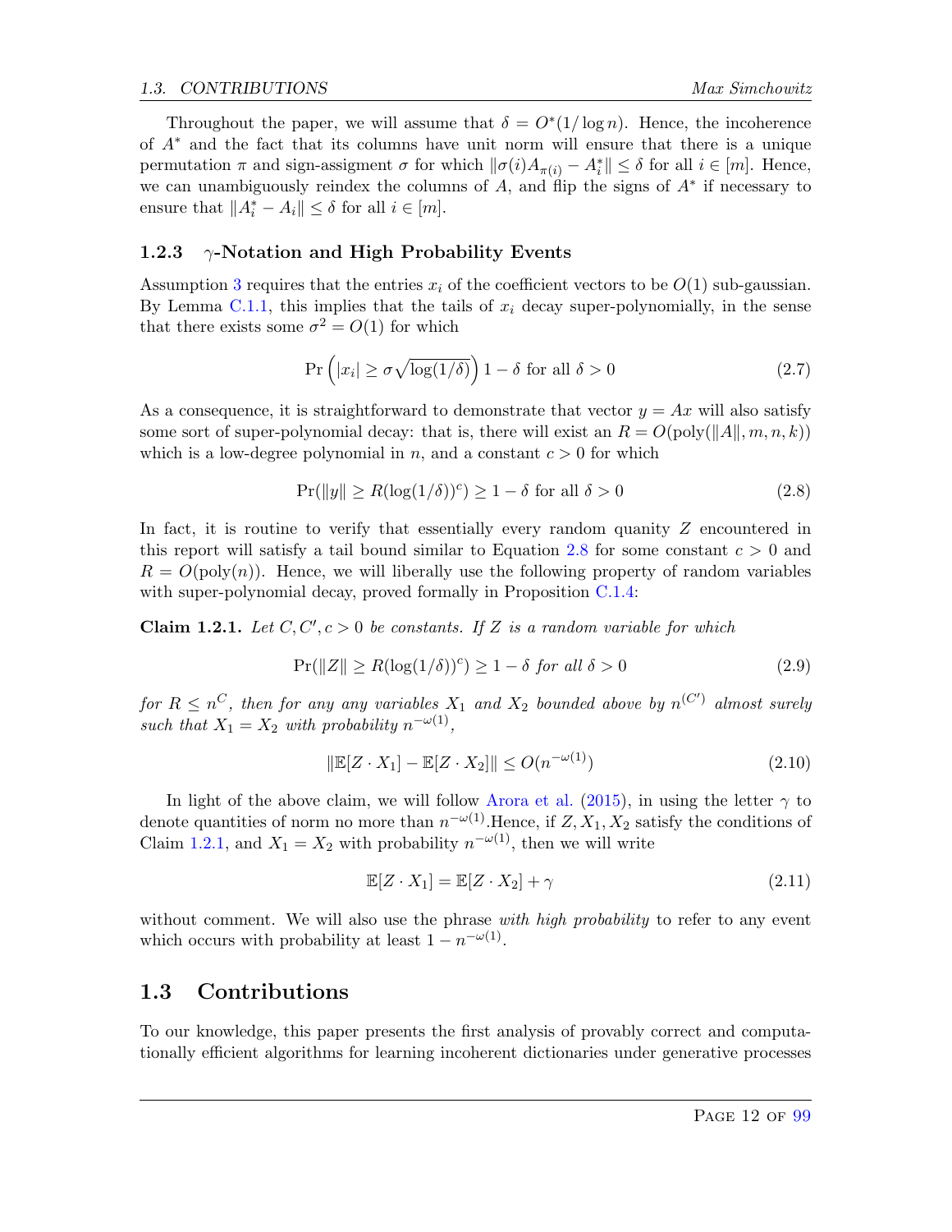Throughout the paper, we will assume that $\delta = O^*(1/\log n)$. Hence, the incoherence of $A^*$ and the fact that its columns have unit norm will ensure that there is a unique permutation $\pi$ and sign-assigment $\sigma$ for which $\|\sigma(i)A_{\pi(i)} - A^*_i\| \le \delta$ for all $i \in [m]$. Hence, we can unambiguously reindex the columns of $A$, and flip the signs of $A^*$ if necessary to ensure that $\|A^*_i - A_i\| \le \delta$ for all $i \in [m]$.

### 1.2.3 $\gamma$-Notation and High Probability Events

Assumption 3 requires that the entries $x_i$ of the coefficient vectors to be $O(1)$ sub-gaussian. By Lemma C.1.1, this implies that the tails of $x_i$ decay super-polynomially, in the sense that there exists some $\sigma^2 = O(1)$ for which

$$\Pr\left(|x_i| \ge \sigma\sqrt{\log(1/\delta)}\right) 1 - \delta \text{ for all } \delta > 0 \tag{2.7}$$

As a consequence, it is straightforward to demonstrate that vector $y = Ax$ will also satisfy some sort of super-polynomial decay: that is, there will exist an $R = O(\text{poly}(\|A\|, m, n, k))$ which is a low-degree polynomial in $n$, and a constant $c > 0$ for which

$$\Pr(\|y\| \ge R(\log(1/\delta))^c) \ge 1 - \delta \text{ for all } \delta > 0 \tag{2.8}$$

In fact, it is routine to verify that essentially every random quanity $Z$ encountered in this report will satisfy a tail bound similar to Equation 2.8 for some constant $c > 0$ and $R = O(\text{poly}(n))$. Hence, we will liberally use the following property of random variables with super-polynomial decay, proved formally in Proposition C.1.4:

**Claim 1.2.1.** *Let $C, C', c > 0$ be constants. If $Z$ is a random variable for which*

$$\Pr(\|Z\| \ge R(\log(1/\delta))^c) \ge 1 - \delta \text{ for all } \delta > 0 \tag{2.9}$$

*for $R \le n^C$, then for any any variables $X_1$ and $X_2$ bounded above by $n^{(C')}$ almost surely such that $X_1 = X_2$ with probability $n^{-\omega(1)}$,*

$$\|\mathbb{E}[Z \cdot X_1] - \mathbb{E}[Z \cdot X_2]\| \le O(n^{-\omega(1)}) \tag{2.10}$$

In light of the above claim, we will follow Arora et al. (2015), in using the letter $\gamma$ to denote quantities of norm no more than $n^{-\omega(1)}$.Hence, if $Z, X_1, X_2$ satisfy the conditions of Claim 1.2.1, and $X_1 = X_2$ with probability $n^{-\omega(1)}$, then we will write

$$\mathbb{E}[Z \cdot X_1] = \mathbb{E}[Z \cdot X_2] + \gamma \tag{2.11}$$

without comment. We will also use the phrase *with high probability* to refer to any event which occurs with probability at least $1 - n^{-\omega(1)}$.

## 1.3 Contributions

To our knowledge, this paper presents the first analysis of provably correct and computationally efficient algorithms for learning incoherent dictionaries under generative processes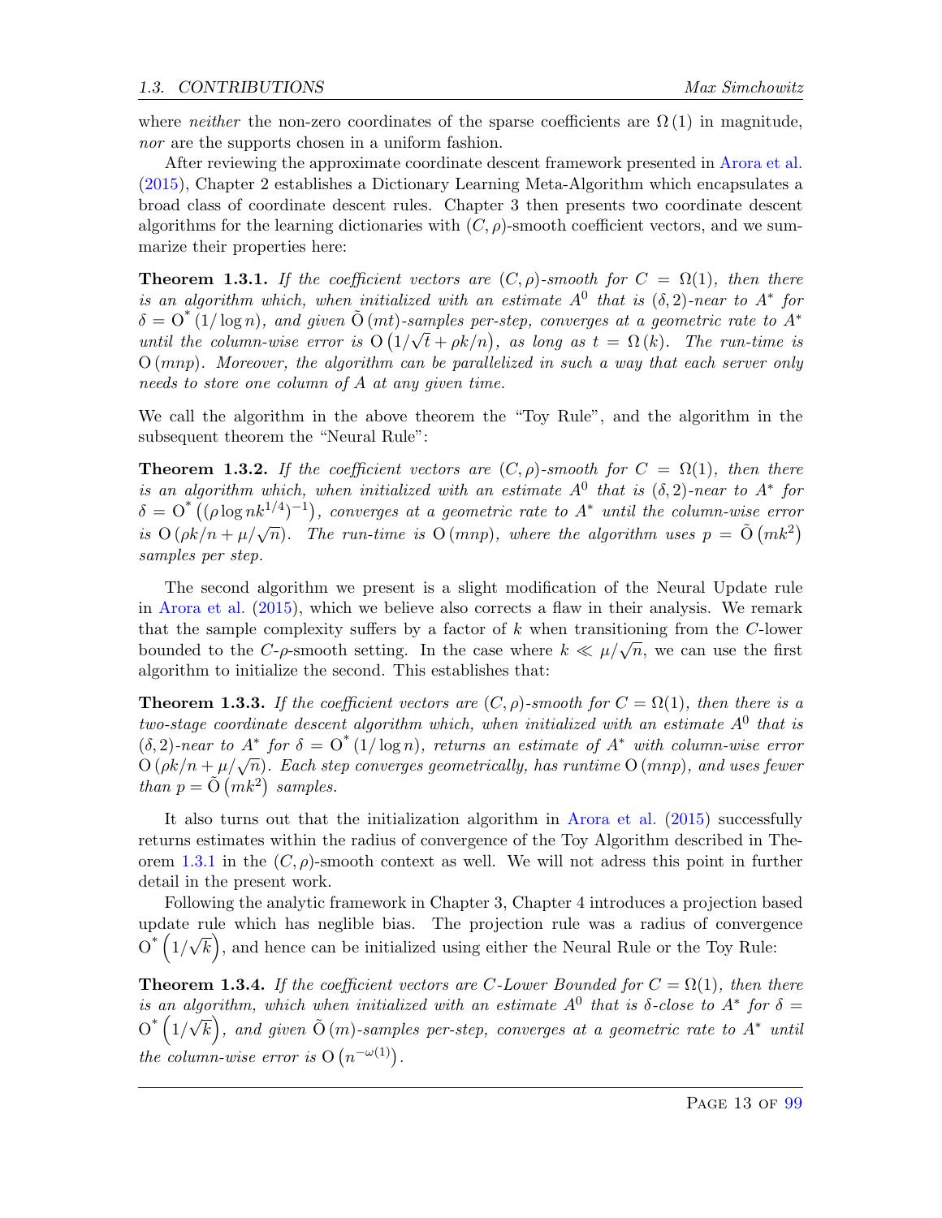where *neither* the non-zero coordinates of the sparse coefficients are $\Omega(1)$ in magnitude, *nor* are the supports chosen in a uniform fashion.

After reviewing the approximate coordinate descent framework presented in Arora et al. (2015), Chapter 2 establishes a Dictionary Learning Meta-Algorithm which encapsulates a broad class of coordinate descent rules. Chapter 3 then presents two coordinate descent algorithms for the learning dictionaries with $(C, \rho)$-smooth coefficient vectors, and we summarize their properties here:

**Theorem 1.3.1.** *If the coefficient vectors are $(C, \rho)$-smooth for $C = \Omega(1)$, then there is an algorithm which, when initialized with an estimate $A^0$ that is $(\delta, 2)$-near to $A^*$ for $\delta = \mathrm{O}^*(1/\log n)$, and given $\tilde{\mathrm{O}}(mt)$-samples per-step, converges at a geometric rate to $A^*$ until the column-wise error is $\mathrm{O}\left(1/\sqrt{t} + \rho k/n\right)$, as long as $t = \Omega(k)$. The run-time is $\mathrm{O}(mnp)$. Moreover, the algorithm can be parallelized in such a way that each server only needs to store one column of $A$ at any given time.*

We call the algorithm in the above theorem the "Toy Rule", and the algorithm in the subsequent theorem the "Neural Rule":

**Theorem 1.3.2.** *If the coefficient vectors are $(C, \rho)$-smooth for $C = \Omega(1)$, then there is an algorithm which, when initialized with an estimate $A^0$ that is $(\delta, 2)$-near to $A^*$ for $\delta = \mathrm{O}^*\left((\rho \log nk^{1/4})^{-1}\right)$, converges at a geometric rate to $A^*$ until the column-wise error is $\mathrm{O}(\rho k/n + \mu/\sqrt{n})$. The run-time is $\mathrm{O}(mnp)$, where the algorithm uses $p = \tilde{\mathrm{O}}\left(mk^2\right)$ samples per step.*

The second algorithm we present is a slight modification of the Neural Update rule in Arora et al. (2015), which we believe also corrects a flaw in their analysis. We remark that the sample complexity suffers by a factor of $k$ when transitioning from the $C$-lower bounded to the $C$-$\rho$-smooth setting. In the case where $k \ll \mu/\sqrt{n}$, we can use the first algorithm to initialize the second. This establishes that:

**Theorem 1.3.3.** *If the coefficient vectors are $(C, \rho)$-smooth for $C = \Omega(1)$, then there is a two-stage coordinate descent algorithm which, when initialized with an estimate $A^0$ that is $(\delta, 2)$-near to $A^*$ for $\delta = \mathrm{O}^*(1/\log n)$, returns an estimate of $A^*$ with column-wise error $\mathrm{O}(\rho k/n + \mu/\sqrt{n})$. Each step converges geometrically, has runtime $\mathrm{O}(mnp)$, and uses fewer than $p = \tilde{\mathrm{O}}\left(mk^2\right)$ samples.*

It also turns out that the initialization algorithm in Arora et al. (2015) successfully returns estimates within the radius of convergence of the Toy Algorithm described in Theorem 1.3.1 in the $(C, \rho)$-smooth context as well. We will not adress this point in further detail in the present work.

Following the analytic framework in Chapter 3, Chapter 4 introduces a projection based update rule which has neglible bias. The projection rule was a radius of convergence $\mathrm{O}^*\left(1/\sqrt{k}\right)$, and hence can be initialized using either the Neural Rule or the Toy Rule:

**Theorem 1.3.4.** *If the coefficient vectors are $C$-Lower Bounded for $C = \Omega(1)$, then there is an algorithm, which when initialized with an estimate $A^0$ that is $\delta$-close to $A^*$ for $\delta = \mathrm{O}^*\left(1/\sqrt{k}\right)$, and given $\tilde{\mathrm{O}}(m)$-samples per-step, converges at a geometric rate to $A^*$ until the column-wise error is $\mathrm{O}\left(n^{-\omega(1)}\right)$.*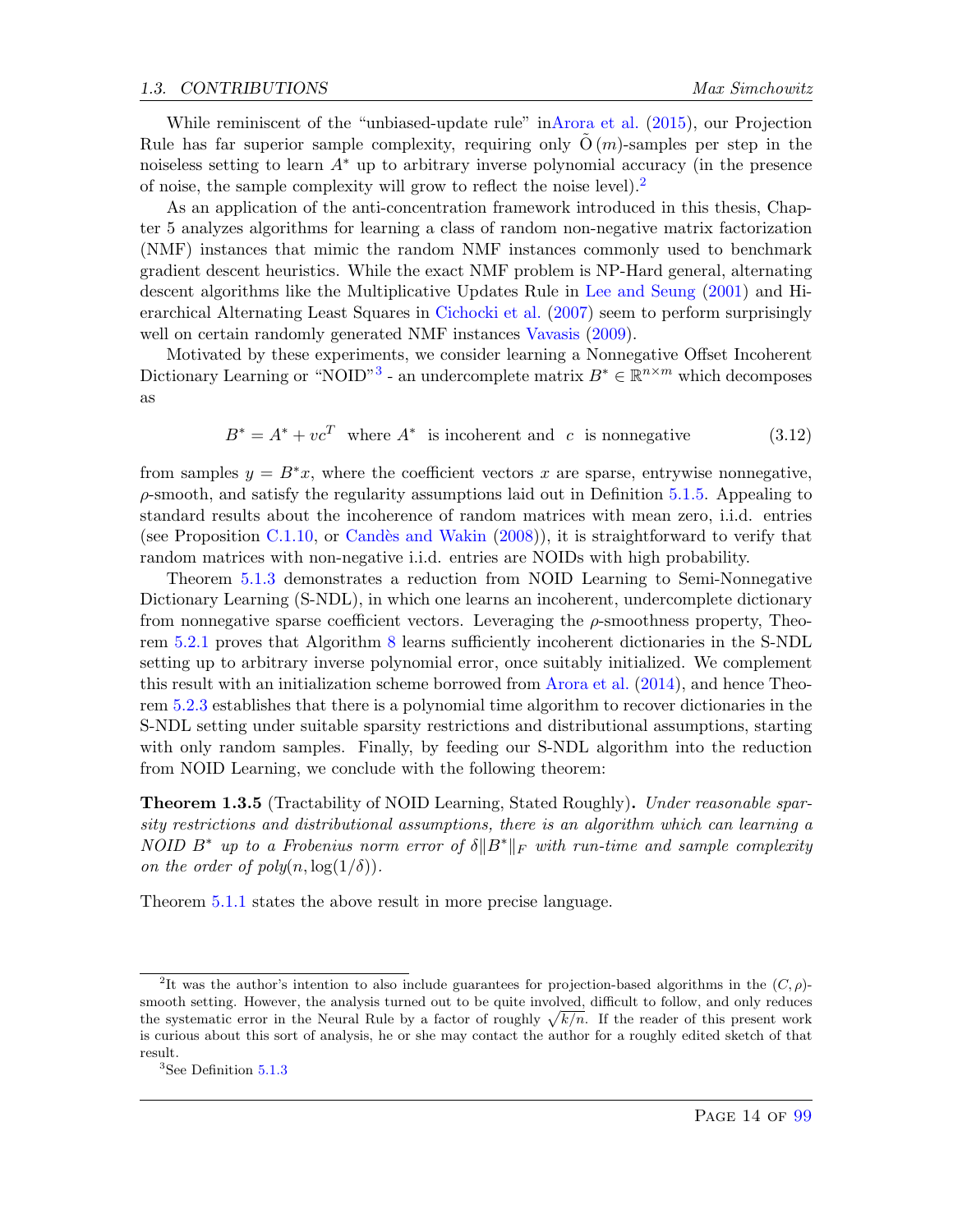While reminiscent of the "unbiased-update rule" inArora et al. (2015), our Projection Rule has far superior sample complexity, requiring only $\tilde{O}(m)$-samples per step in the noiseless setting to learn $A^*$ up to arbitrary inverse polynomial accuracy (in the presence of noise, the sample complexity will grow to reflect the noise level).[2]

As an application of the anti-concentration framework introduced in this thesis, Chapter 5 analyzes algorithms for learning a class of random non-negative matrix factorization (NMF) instances that mimic the random NMF instances commonly used to benchmark gradient descent heuristics. While the exact NMF problem is NP-Hard general, alternating descent algorithms like the Multiplicative Updates Rule in Lee and Seung (2001) and Hierarchical Alternating Least Squares in Cichocki et al. (2007) seem to perform surprisingly well on certain randomly generated NMF instances Vavasis (2009).

Motivated by these experiments, we consider learning a Nonnegative Offset Incoherent Dictionary Learning or "NOID"[3] - an undercomplete matrix $B^* \in \mathbb{R}^{n \times m}$ which decomposes as

$$B^* = A^* + vc^T \quad \text{where } A^* \text{ is incoherent and } c \text{ is nonnegative} \tag{3.12}$$

from samples $y = B^*x$, where the coefficient vectors $x$ are sparse, entrywise nonnegative, $\rho$-smooth, and satisfy the regularity assumptions laid out in Definition 5.1.5. Appealing to standard results about the incoherence of random matrices with mean zero, i.i.d. entries (see Proposition C.1.10, or Candès and Wakin (2008)), it is straightforward to verify that random matrices with non-negative i.i.d. entries are NOIDs with high probability.

Theorem 5.1.3 demonstrates a reduction from NOID Learning to Semi-Nonnegative Dictionary Learning (S-NDL), in which one learns an incoherent, undercomplete dictionary from nonnegative sparse coefficient vectors. Leveraging the $\rho$-smoothness property, Theorem 5.2.1 proves that Algorithm 8 learns sufficiently incoherent dictionaries in the S-NDL setting up to arbitrary inverse polynomial error, once suitably initialized. We complement this result with an initialization scheme borrowed from Arora et al. (2014), and hence Theorem 5.2.3 establishes that there is a polynomial time algorithm to recover dictionaries in the S-NDL setting under suitable sparsity restrictions and distributional assumptions, starting with only random samples. Finally, by feeding our S-NDL algorithm into the reduction from NOID Learning, we conclude with the following theorem:

**Theorem 1.3.5** (Tractability of NOID Learning, Stated Roughly)**.** *Under reasonable sparsity restrictions and distributional assumptions, there is an algorithm which can learning a NOID $B^*$ up to a Frobenius norm error of $\delta\|B^*\|_F$ with run-time and sample complexity on the order of poly$(n, \log(1/\delta))$.*

Theorem 5.1.1 states the above result in more precise language.

[2] It was the author's intention to also include guarantees for projection-based algorithms in the $(C, \rho)$-smooth setting. However, the analysis turned out to be quite involved, difficult to follow, and only reduces the systematic error in the Neural Rule by a factor of roughly $\sqrt{k/n}$. If the reader of this present work is curious about this sort of analysis, he or she may contact the author for a roughly edited sketch of that result.

[3] See Definition 5.1.3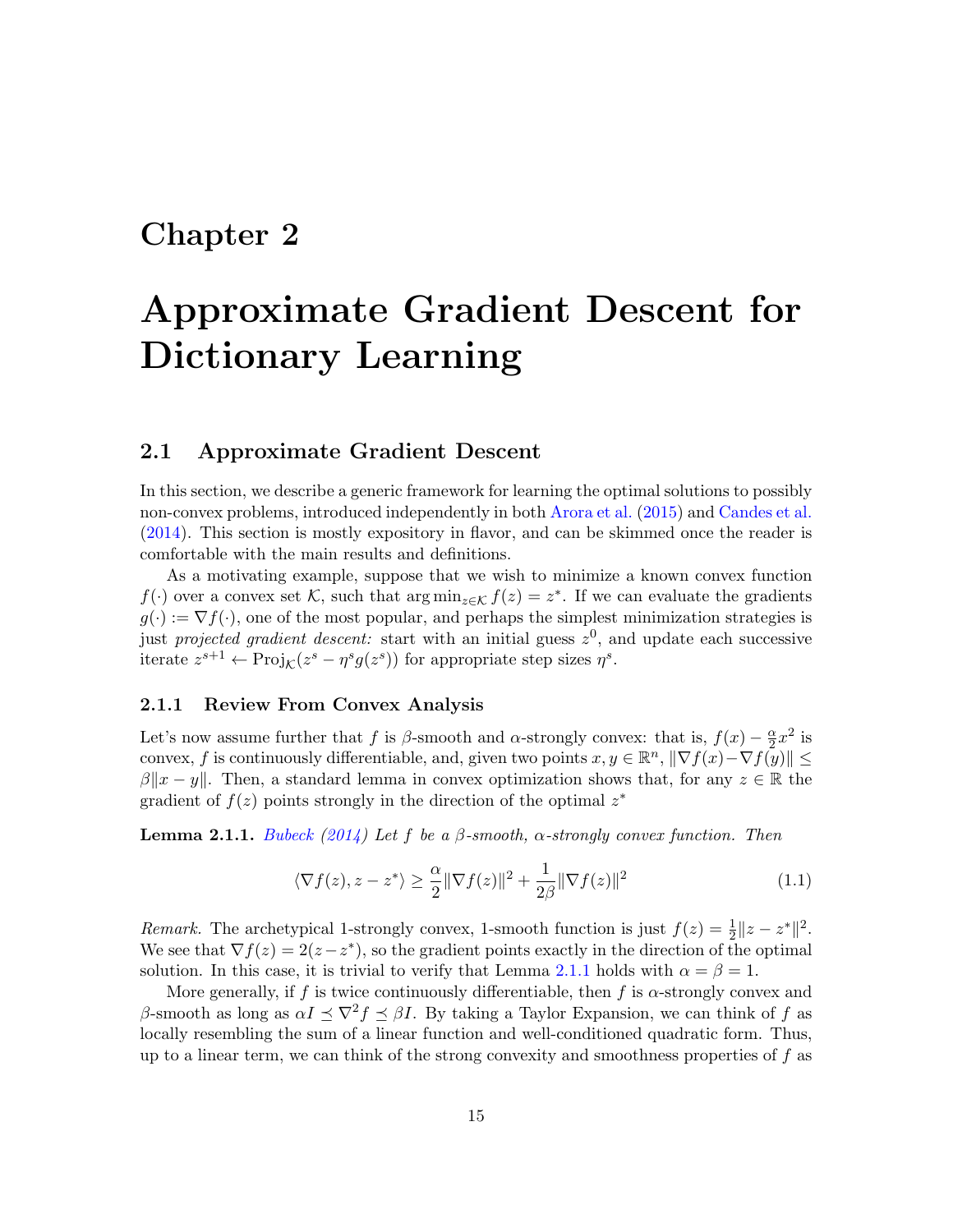# Chapter 2

# Approximate Gradient Descent for Dictionary Learning

## 2.1 Approximate Gradient Descent

In this section, we describe a generic framework for learning the optimal solutions to possibly non-convex problems, introduced independently in both Arora et al. (2015) and Candes et al. (2014). This section is mostly expository in flavor, and can be skimmed once the reader is comfortable with the main results and definitions.

As a motivating example, suppose that we wish to minimize a known convex function $f(\cdot)$ over a convex set $\mathcal{K}$, such that $\arg\min_{z\in\mathcal{K}} f(z) = z^*$. If we can evaluate the gradients $g(\cdot) := \nabla f(\cdot)$, one of the most popular, and perhaps the simplest minimization strategies is just *projected gradient descent:* start with an initial guess $z^0$, and update each successive iterate $z^{s+1} \leftarrow \text{Proj}_{\mathcal{K}}(z^s - \eta^s g(z^s))$ for appropriate step sizes $\eta^s$.

### 2.1.1 Review From Convex Analysis

Let's now assume further that $f$ is $\beta$-smooth and $\alpha$-strongly convex: that is, $f(x) - \frac{\alpha}{2}x^2$ is convex, $f$ is continuously differentiable, and, given two points $x, y \in \mathbb{R}^n$, $\|\nabla f(x) - \nabla f(y)\| \leq \beta\|x - y\|$. Then, a standard lemma in convex optimization shows that, for any $z \in \mathbb{R}$ the gradient of $f(z)$ points strongly in the direction of the optimal $z^*$

**Lemma 2.1.1.** Bubeck (2014) *Let $f$ be a $\beta$-smooth, $\alpha$-strongly convex function. Then*

$$\langle \nabla f(z), z - z^* \rangle \geq \frac{\alpha}{2}\|\nabla f(z)\|^2 + \frac{1}{2\beta}\|\nabla f(z)\|^2 \tag{1.1}$$

*Remark.* The archetypical 1-strongly convex, 1-smooth function is just $f(z) = \frac{1}{2}\|z - z^*\|^2$. We see that $\nabla f(z) = 2(z - z^*)$, so the gradient points exactly in the direction of the optimal solution. In this case, it is trivial to verify that Lemma 2.1.1 holds with $\alpha = \beta = 1$.

More generally, if $f$ is twice continuously differentiable, then $f$ is $\alpha$-strongly convex and $\beta$-smooth as long as $\alpha I \preceq \nabla^2 f \preceq \beta I$. By taking a Taylor Expansion, we can think of $f$ as locally resembling the sum of a linear function and well-conditioned quadratic form. Thus, up to a linear term, we can think of the strong convexity and smoothness properties of $f$ as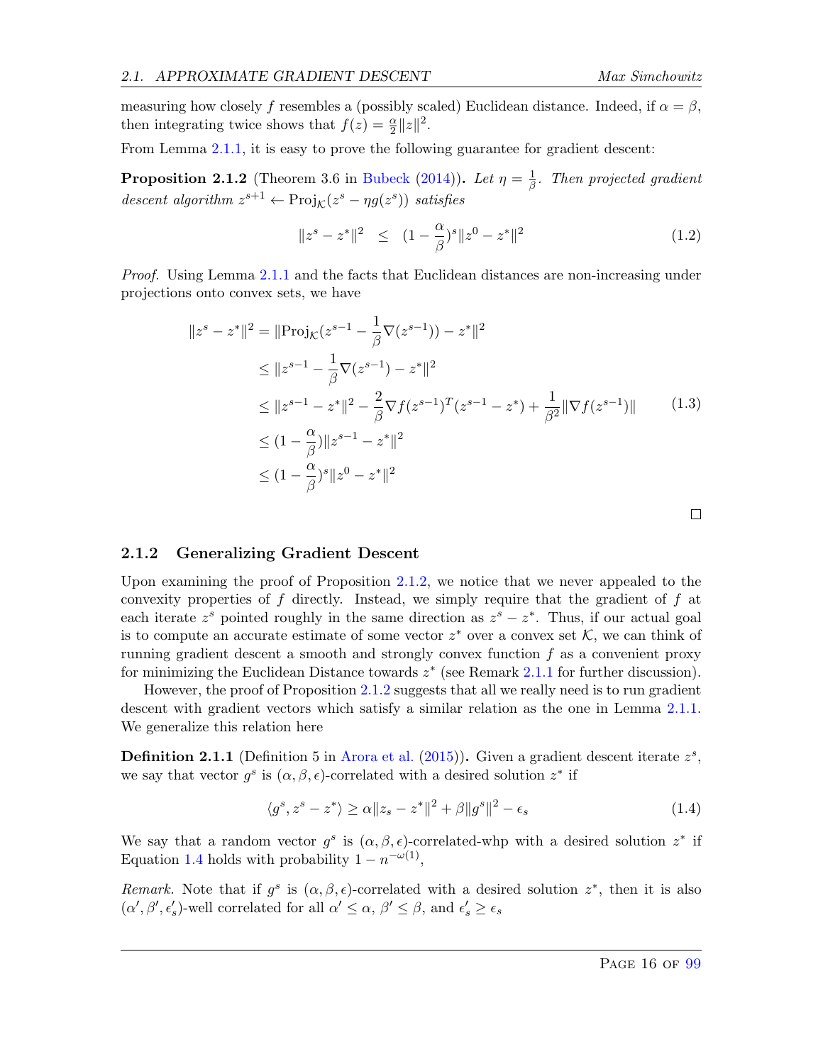measuring how closely $f$ resembles a (possibly scaled) Euclidean distance. Indeed, if $\alpha = \beta$, then integrating twice shows that $f(z) = \frac{\alpha}{2}\|z\|^2$.

From Lemma 2.1.1, it is easy to prove the following guarantee for gradient descent:

**Proposition 2.1.2** (Theorem 3.6 in Bubeck (2014))**.** *Let $\eta = \frac{1}{\beta}$. Then projected gradient descent algorithm $z^{s+1} \leftarrow \mathrm{Proj}_{\mathcal{K}}(z^s - \eta g(z^s))$ satisfies*

$$\|z^s - z^*\|^2 \quad \leq \quad (1 - \frac{\alpha}{\beta})^s \|z^0 - z^*\|^2 \tag{1.2}$$

*Proof.* Using Lemma 2.1.1 and the facts that Euclidean distances are non-increasing under projections onto convex sets, we have

$$\begin{aligned}
\|z^s - z^*\|^2 &= \|\mathrm{Proj}_{\mathcal{K}}(z^{s-1} - \frac{1}{\beta}\nabla(z^{s-1})) - z^*\|^2 \\
&\leq \|z^{s-1} - \frac{1}{\beta}\nabla(z^{s-1}) - z^*\|^2 \\
&\leq \|z^{s-1} - z^*\|^2 - \frac{2}{\beta}\nabla f(z^{s-1})^T(z^{s-1} - z^*) + \frac{1}{\beta^2}\|\nabla f(z^{s-1})\| \qquad (1.3) \\
&\leq (1 - \frac{\alpha}{\beta})\|z^{s-1} - z^*\|^2 \\
&\leq (1 - \frac{\alpha}{\beta})^s \|z^0 - z^*\|^2
\end{aligned}$$

□

### 2.1.2 Generalizing Gradient Descent

Upon examining the proof of Proposition 2.1.2, we notice that we never appealed to the convexity properties of $f$ directly. Instead, we simply require that the gradient of $f$ at each iterate $z^s$ pointed roughly in the same direction as $z^s - z^*$. Thus, if our actual goal is to compute an accurate estimate of some vector $z^*$ over a convex set $\mathcal{K}$, we can think of running gradient descent a smooth and strongly convex function $f$ as a convenient proxy for minimizing the Euclidean Distance towards $z^*$ (see Remark 2.1.1 for further discussion).

However, the proof of Proposition 2.1.2 suggests that all we really need is to run gradient descent with gradient vectors which satisfy a similar relation as the one in Lemma 2.1.1. We generalize this relation here

**Definition 2.1.1** (Definition 5 in Arora et al. (2015))**.** Given a gradient descent iterate $z^s$, we say that vector $g^s$ is $(\alpha, \beta, \epsilon)$-correlated with a desired solution $z^*$ if

$$\langle g^s, z^s - z^* \rangle \geq \alpha\|z_s - z^*\|^2 + \beta\|g^s\|^2 - \epsilon_s \tag{1.4}$$

We say that a random vector $g^s$ is $(\alpha, \beta, \epsilon)$-correlated-whp with a desired solution $z^*$ if Equation 1.4 holds with probability $1 - n^{-\omega(1)}$,

*Remark.* Note that if $g^s$ is $(\alpha, \beta, \epsilon)$-correlated with a desired solution $z^*$, then it is also $(\alpha', \beta', \epsilon'_s)$-well correlated for all $\alpha' \leq \alpha$, $\beta' \leq \beta$, and $\epsilon'_s \geq \epsilon_s$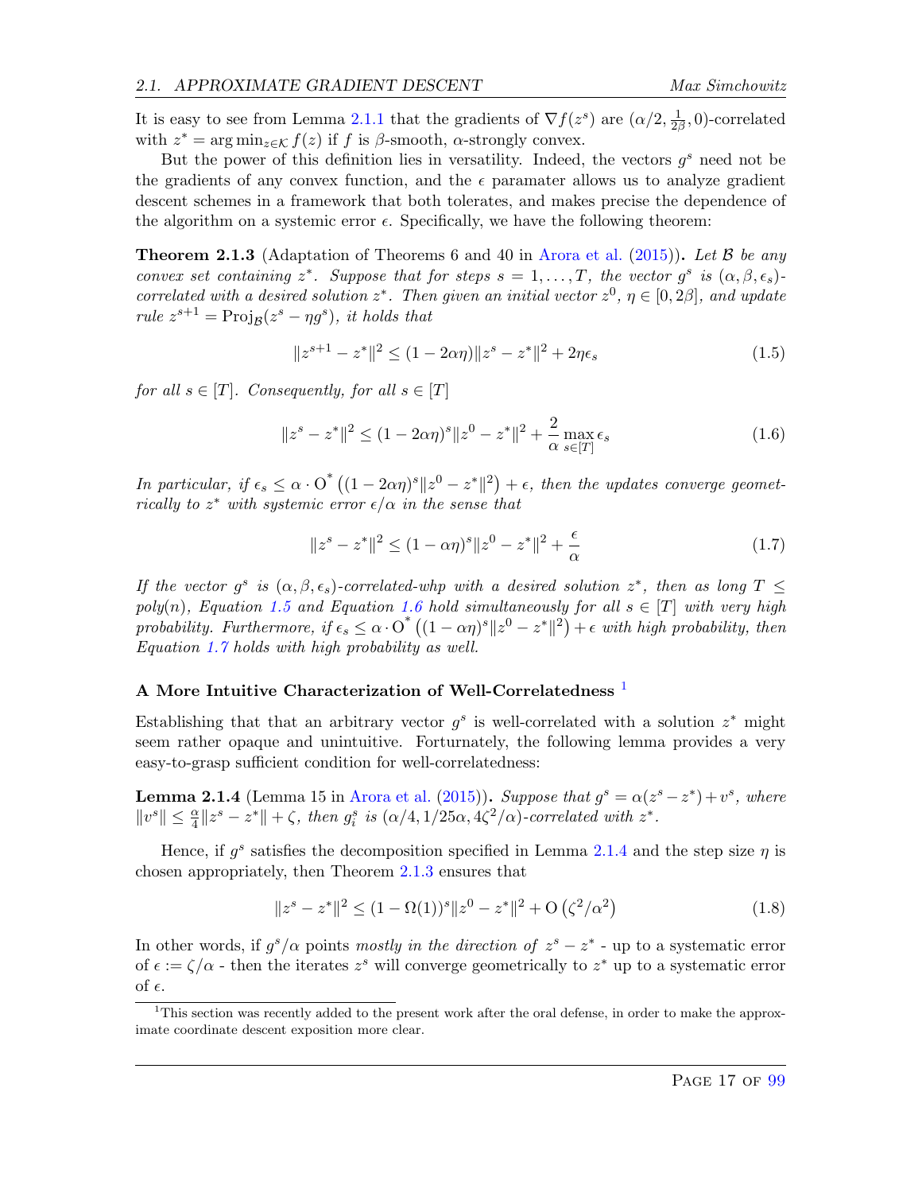It is easy to see from Lemma 2.1.1 that the gradients of $\nabla f(z^s)$ are $(\alpha/2, \frac{1}{2\beta}, 0)$-correlated with $z^* = \arg\min_{z \in \mathcal{K}} f(z)$ if $f$ is $\beta$-smooth, $\alpha$-strongly convex.

But the power of this definition lies in versatility. Indeed, the vectors $g^s$ need not be the gradients of any convex function, and the $\epsilon$ paramater allows us to analyze gradient descent schemes in a framework that both tolerates, and makes precise the dependence of the algorithm on a systemic error $\epsilon$. Specifically, we have the following theorem:

**Theorem 2.1.3** (Adaptation of Theorems 6 and 40 in Arora et al. (2015))**.** *Let $\mathcal{B}$ be any convex set containing $z^*$. Suppose that for steps $s = 1, \ldots, T$, the vector $g^s$ is $(\alpha, \beta, \epsilon_s)$-correlated with a desired solution $z^*$. Then given an initial vector $z^0$, $\eta \in [0, 2\beta]$, and update rule $z^{s+1} = \mathrm{Proj}_{\mathcal{B}}(z^s - \eta g^s)$, it holds that*

$$\|z^{s+1} - z^*\|^2 \leq (1 - 2\alpha\eta)\|z^s - z^*\|^2 + 2\eta\epsilon_s \tag{1.5}$$

*for all $s \in [T]$. Consequently, for all $s \in [T]$*

$$\|z^s - z^*\|^2 \leq (1 - 2\alpha\eta)^s \|z^0 - z^*\|^2 + \frac{2}{\alpha} \max_{s \in [T]} \epsilon_s \tag{1.6}$$

*In particular, if $\epsilon_s \leq \alpha \cdot \mathrm{O}^*\left((1 - 2\alpha\eta)^s \|z^0 - z^*\|^2\right) + \epsilon$, then the updates converge geometrically to $z^*$ with systemic error $\epsilon/\alpha$ in the sense that*

$$\|z^s - z^*\|^2 \leq (1 - \alpha\eta)^s \|z^0 - z^*\|^2 + \frac{\epsilon}{\alpha} \tag{1.7}$$

*If the vector $g^s$ is $(\alpha, \beta, \epsilon_s)$-correlated-whp with a desired solution $z^*$, then as long $T \leq poly(n)$, Equation 1.5 and Equation 1.6 hold simultaneously for all $s \in [T]$ with very high probability. Furthermore, if $\epsilon_s \leq \alpha \cdot \mathrm{O}^*\left((1 - \alpha\eta)^s \|z^0 - z^*\|^2\right) + \epsilon$ with high probability, then Equation 1.7 holds with high probability as well.*

#### A More Intuitive Characterization of Well-Correlatedness [1]

Establishing that that an arbitrary vector $g^s$ is well-correlated with a solution $z^*$ might seem rather opaque and unintuitive. Forturnately, the following lemma provides a very easy-to-grasp sufficient condition for well-correlatedness:

**Lemma 2.1.4** (Lemma 15 in Arora et al. (2015))**.** *Suppose that $g^s = \alpha(z^s - z^*) + v^s$, where $\|v^s\| \leq \frac{\alpha}{4}\|z^s - z^*\| + \zeta$, then $g_i^s$ is $(\alpha/4, 1/25\alpha, 4\zeta^2/\alpha)$-correlated with $z^*$.*

Hence, if $g^s$ satisfies the decomposition specified in Lemma 2.1.4 and the step size $\eta$ is chosen appropriately, then Theorem 2.1.3 ensures that

$$\|z^s - z^*\|^2 \leq (1 - \Omega(1))^s \|z^0 - z^*\|^2 + \mathrm{O}\left(\zeta^2/\alpha^2\right) \tag{1.8}$$

In other words, if $g^s/\alpha$ points *mostly in the direction of* $z^s - z^*$ - up to a systematic error of $\epsilon := \zeta/\alpha$ - then the iterates $z^s$ will converge geometrically to $z^*$ up to a systematic error of $\epsilon$.

[1] This section was recently added to the present work after the oral defense, in order to make the approximate coordinate descent exposition more clear.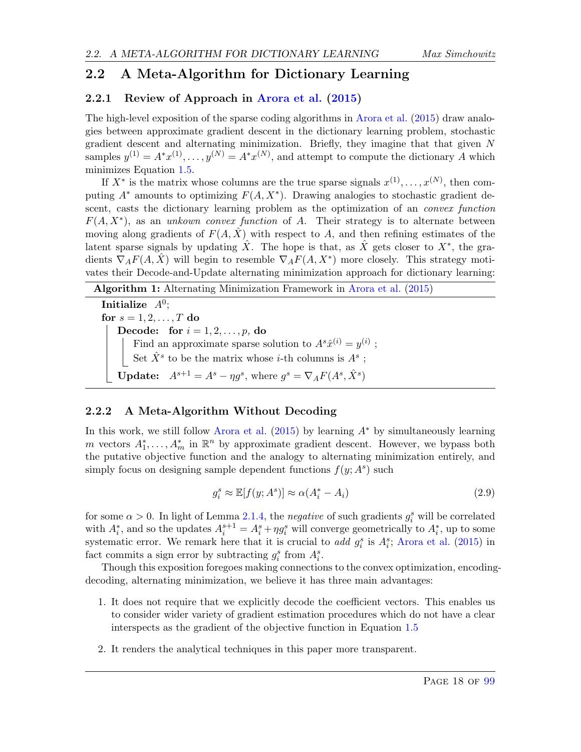## 2.2 A Meta-Algorithm for Dictionary Learning

### 2.2.1 Review of Approach in Arora et al. (2015)

The high-level exposition of the sparse coding algorithms in Arora et al. (2015) draw analogies between approximate gradient descent in the dictionary learning problem, stochastic gradient descent and alternating minimization. Briefly, they imagine that that given $N$ samples $y^{(1)} = A^*x^{(1)}, \dots, y^{(N)} = A^*x^{(N)}$, and attempt to compute the dictionary $A$ which minimizes Equation 1.5.

If $X^*$ is the matrix whose columns are the true sparse signals $x^{(1)}, \dots, x^{(N)}$, then computing $A^*$ amounts to optimizing $F(A, X^*)$. Drawing analogies to stochastic gradient descent, casts the dictionary learning problem as the optimization of an *convex function* $F(A, X^*)$, as an *unkown convex function* of $A$. Their strategy is to alternate between moving along gradients of $F(A, \hat{X})$ with respect to $A$, and then refining estimates of the latent sparse signals by updating $\hat{X}$. The hope is that, as $\hat{X}$ gets closer to $X^*$, the gradients $\nabla_A F(A, \hat{X})$ will begin to resemble $\nabla_A F(A, X^*)$ more closely. This strategy motivates their Decode-and-Update alternating minimization approach for dictionary learning:

**Algorithm 1:** Alternating Minimization Framework in Arora et al. (2015)

**Initialize** $A^0$;
**for** $s = 1, 2, \dots, T$ **do**
  **Decode:** **for** $i = 1, 2, \dots, p$, **do**
    Find an approximate sparse solution to $A^s \hat{x}^{(i)} = y^{(i)}$ ;
    Set $\hat{X}^s$ to be the matrix whose $i$-th columns is $A^s$ ;
  **Update:** $A^{s+1} = A^s - \eta g^s$, where $g^s = \nabla_A F(A^s, \hat{X}^s)$

### 2.2.2 A Meta-Algorithm Without Decoding

In this work, we still follow Arora et al. (2015) by learning $A^*$ by simultaneously learning $m$ vectors $A_1^*, \dots, A_m^*$ in $\mathbb{R}^n$ by approximate gradient descent. However, we bypass both the putative objective function and the analogy to alternating minimization entirely, and simply focus on designing sample dependent functions $f(y; A^s)$ such

$$g_i^s \approx \mathbb{E}[f(y; A^s)] \approx \alpha(A_i^* - A_i) \tag{2.9}$$

for some $\alpha > 0$. In light of Lemma 2.1.4, the *negative* of such gradients $g_i^s$ will be correlated with $A_i^*$, and so the updates $A_i^{s+1} = A_i^s + \eta g_i^s$ will converge geometrically to $A_i^*$, up to some systematic error. We remark here that it is crucial to *add* $g_i^s$ is $A_i^s$; Arora et al. (2015) in fact commits a sign error by subtracting $g_i^s$ from $A_i^s$.

Though this exposition foregoes making connections to the convex optimization, encoding-decoding, alternating minimization, we believe it has three main advantages:

1. It does not require that we explicitly decode the coefficient vectors. This enables us to consider wider variety of gradient estimation procedures which do not have a clear interspects as the gradient of the objective function in Equation 1.5
2. It renders the analytical techniques in this paper more transparent.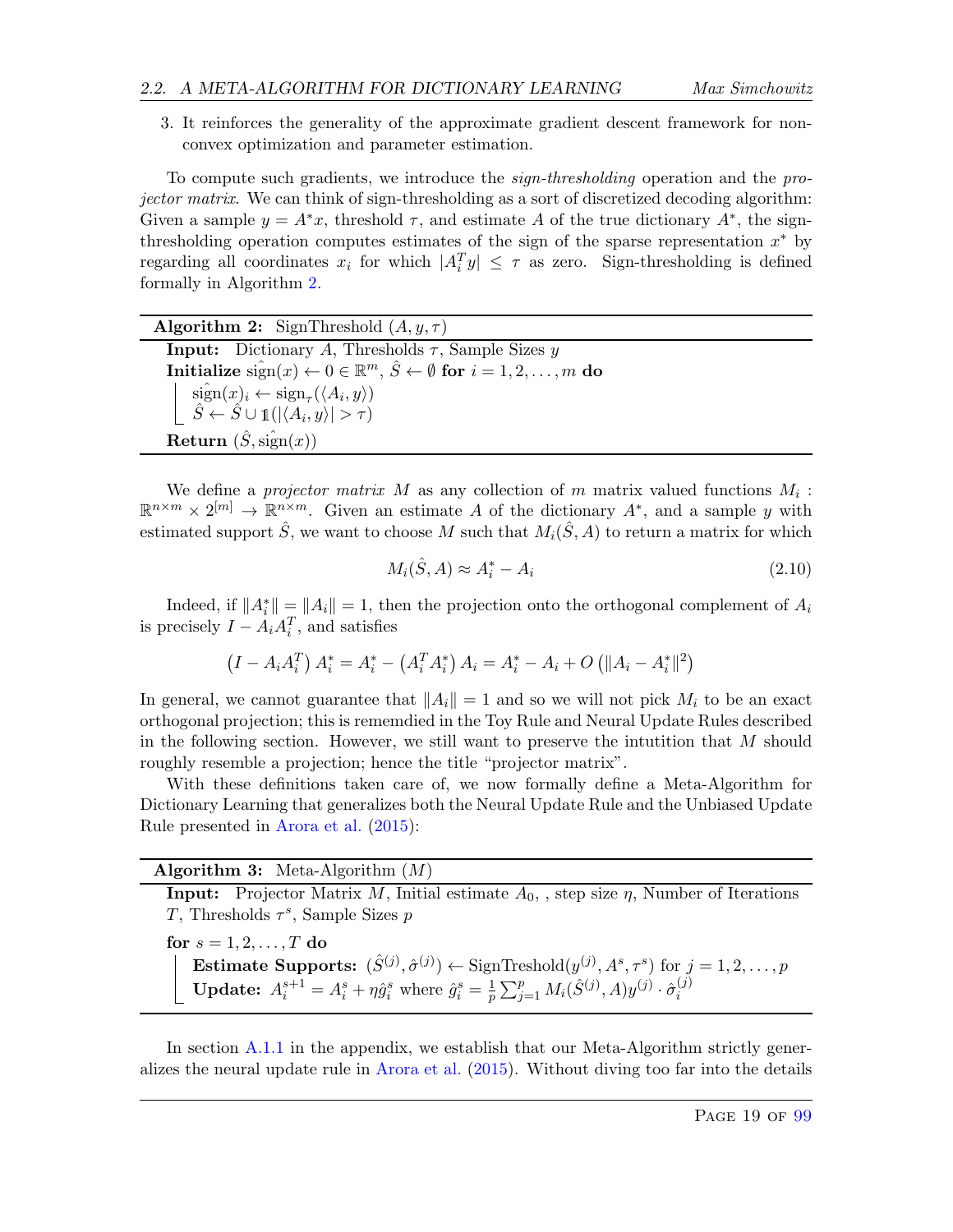3. It reinforces the generality of the approximate gradient descent framework for non-convex optimization and parameter estimation.

To compute such gradients, we introduce the *sign-thresholding* operation and the *projector matrix*. We can think of sign-thresholding as a sort of discretized decoding algorithm: Given a sample $y = A^*x$, threshold $\tau$, and estimate $A$ of the true dictionary $A^*$, the sign-thresholding operation computes estimates of the sign of the sparse representation $x^*$ by regarding all coordinates $x_i$ for which $|A_i^T y| \le \tau$ as zero. Sign-thresholding is defined formally in Algorithm 2.

---

**Algorithm 2:** SignThreshold $(A, y, \tau)$

**Input:** Dictionary $A$, Thresholds $\tau$, Sample Sizes $y$

**Initialize** $\hat{\text{sign}}(x) \leftarrow 0 \in \mathbb{R}^m$, $\hat{S} \leftarrow \emptyset$ **for** $i = 1, 2, \ldots, m$ **do**

- $\hat{\text{sign}}(x)_i \leftarrow \text{sign}_\tau(\langle A_i, y \rangle)$
- $\hat{S} \leftarrow \hat{S} \cup \mathbb{1}(|\langle A_i, y \rangle| > \tau)$

**Return** $(\hat{S}, \hat{\text{sign}}(x))$

---

We define a *projector matrix* $M$ as any collection of $m$ matrix valued functions $M_i : \mathbb{R}^{n \times m} \times 2^{[m]} \to \mathbb{R}^{n \times m}$. Given an estimate $A$ of the dictionary $A^*$, and a sample $y$ with estimated support $\hat{S}$, we want to choose $M$ such that $M_i(\hat{S}, A)$ to return a matrix for which

$$M_i(\hat{S}, A) \approx A_i^* - A_i \tag{2.10}$$

Indeed, if $\|A_i^*\| = \|A_i\| = 1$, then the projection onto the orthogonal complement of $A_i$ is precisely $I - A_i A_i^T$, and satisfies

$$\left(I - A_i A_i^T\right) A_i^* = A_i^* - \left(A_i^T A_i^*\right) A_i = A_i^* - A_i + O\left(\|A_i - A_i^*\|^2\right)$$

In general, we cannot guarantee that $\|A_i\| = 1$ and so we will not pick $M_i$ to be an exact orthogonal projection; this is rememdied in the Toy Rule and Neural Update Rules described in the following section. However, we still want to preserve the intutition that $M$ should roughly resemble a projection; hence the title "projector matrix".

With these definitions taken care of, we now formally define a Meta-Algorithm for Dictionary Learning that generalizes both the Neural Update Rule and the Unbiased Update Rule presented in Arora et al. (2015):

---

**Algorithm 3:** Meta-Algorithm $(M)$

**Input:** Projector Matrix $M$, Initial estimate $A_0$, , step size $\eta$, Number of Iterations $T$, Thresholds $\tau^s$, Sample Sizes $p$

**for** $s = 1, 2, \ldots, T$ **do**

- **Estimate Supports:** $(\hat{S}^{(j)}, \hat{\sigma}^{(j)}) \leftarrow \text{SignTreshold}(y^{(j)}, A^s, \tau^s)$ for $j = 1, 2, \ldots, p$
- **Update:** $A_i^{s+1} = A_i^s + \eta \hat{g}_i^s$ where $\hat{g}_i^s = \frac{1}{p} \sum_{j=1}^p M_i(\hat{S}^{(j)}, A) y^{(j)} \cdot \hat{\sigma}_i^{(j)}$

---

In section A.1.1 in the appendix, we establish that our Meta-Algorithm strictly generalizes the neural update rule in Arora et al. (2015). Without diving too far into the details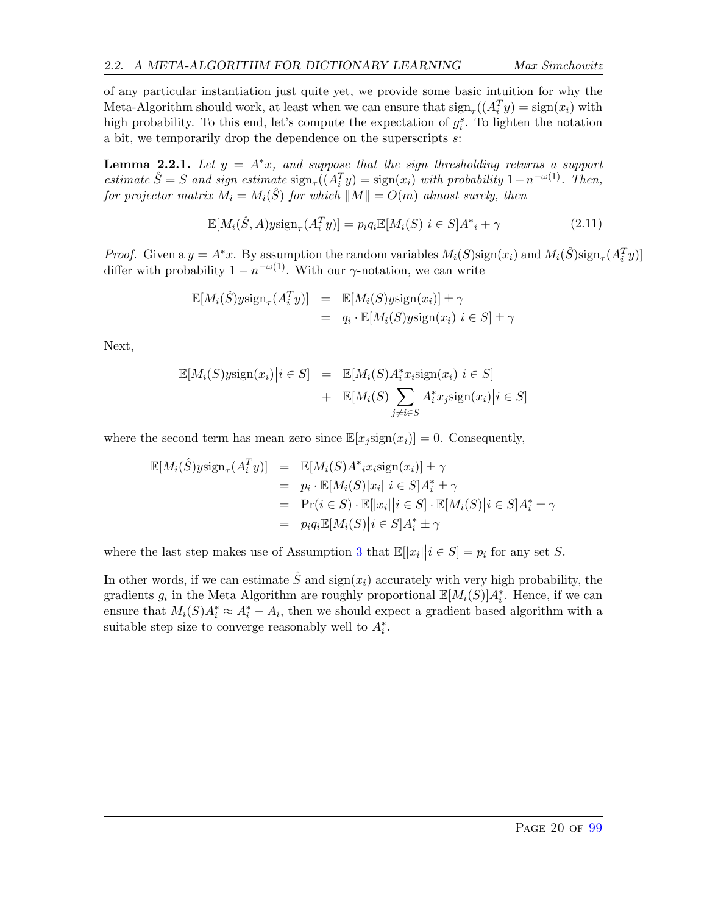of any particular instantiation just quite yet, we provide some basic intuition for why the Meta-Algorithm should work, at least when we can ensure that $\mathrm{sign}_\tau((A_i^T y) = \mathrm{sign}(x_i)$ with high probability. To this end, let's compute the expectation of $g_i^s$. To lighten the notation a bit, we temporarily drop the dependence on the superscripts $s$:

**Lemma 2.2.1.** *Let $y = A^* x$, and suppose that the sign thresholding returns a support estimate $\hat{S} = S$ and sign estimate $\mathrm{sign}_\tau((A_i^T y) = \mathrm{sign}(x_i)$ with probability $1 - n^{-\omega(1)}$. Then, for projector matrix $M_i = M_i(\hat{S})$ for which $\|M\| = O(m)$ almost surely, then*

$$\mathbb{E}[M_i(\hat{S}, A) y \mathrm{sign}_\tau(A_i^T y)] = p_i q_i \mathbb{E}[M_i(S) \big| i \in S] A^*{}_i + \gamma \tag{2.11}$$

*Proof.* Given a $y = A^* x$. By assumption the random variables $M_i(S)\mathrm{sign}(x_i)$ and $M_i(\hat{S})\mathrm{sign}_\tau(A_i^T y)]$ differ with probability $1 - n^{-\omega(1)}$. With our $\gamma$-notation, we can write

$$\begin{aligned}
\mathbb{E}[M_i(\hat{S}) y \mathrm{sign}_\tau(A_i^T y)] &= \mathbb{E}[M_i(S) y \mathrm{sign}(x_i)] \pm \gamma \\
&= q_i \cdot \mathbb{E}[M_i(S) y \mathrm{sign}(x_i) \big| i \in S] \pm \gamma
\end{aligned}$$

Next,

$$\begin{aligned}
\mathbb{E}[M_i(S) y \mathrm{sign}(x_i) \big| i \in S] &= \mathbb{E}[M_i(S) A_i^* x_i \mathrm{sign}(x_i) \big| i \in S] \\
&+ \mathbb{E}[M_i(S) \sum_{j \neq i \in S} A_i^* x_j \mathrm{sign}(x_i) \big| i \in S]
\end{aligned}$$

where the second term has mean zero since $\mathbb{E}[x_j \mathrm{sign}(x_i)] = 0$. Consequently,

$$\begin{aligned}
\mathbb{E}[M_i(\hat{S}) y \mathrm{sign}_\tau(A_i^T y)] &= \mathbb{E}[M_i(S) A^*{}_i x_i \mathrm{sign}(x_i)] \pm \gamma \\
&= p_i \cdot \mathbb{E}[M_i(S)|x_i| \big| i \in S] A_i^* \pm \gamma \\
&= \Pr(i \in S) \cdot \mathbb{E}[|x_i| \big| i \in S] \cdot \mathbb{E}[M_i(S) \big| i \in S] A_i^* \pm \gamma \\
&= p_i q_i \mathbb{E}[M_i(S) \big| i \in S] A_i^* \pm \gamma
\end{aligned}$$

where the last step makes use of Assumption 3 that $\mathbb{E}[|x_i| \big| i \in S] = p_i$ for any set $S$. $\square$

In other words, if we can estimate $\hat{S}$ and $\mathrm{sign}(x_i)$ accurately with very high probability, the gradients $g_i$ in the Meta Algorithm are roughly proportional $\mathbb{E}[M_i(S)] A_i^*$. Hence, if we can ensure that $M_i(S) A_i^* \approx A_i^* - A_i$, then we should expect a gradient based algorithm with a suitable step size to converge reasonably well to $A_i^*$.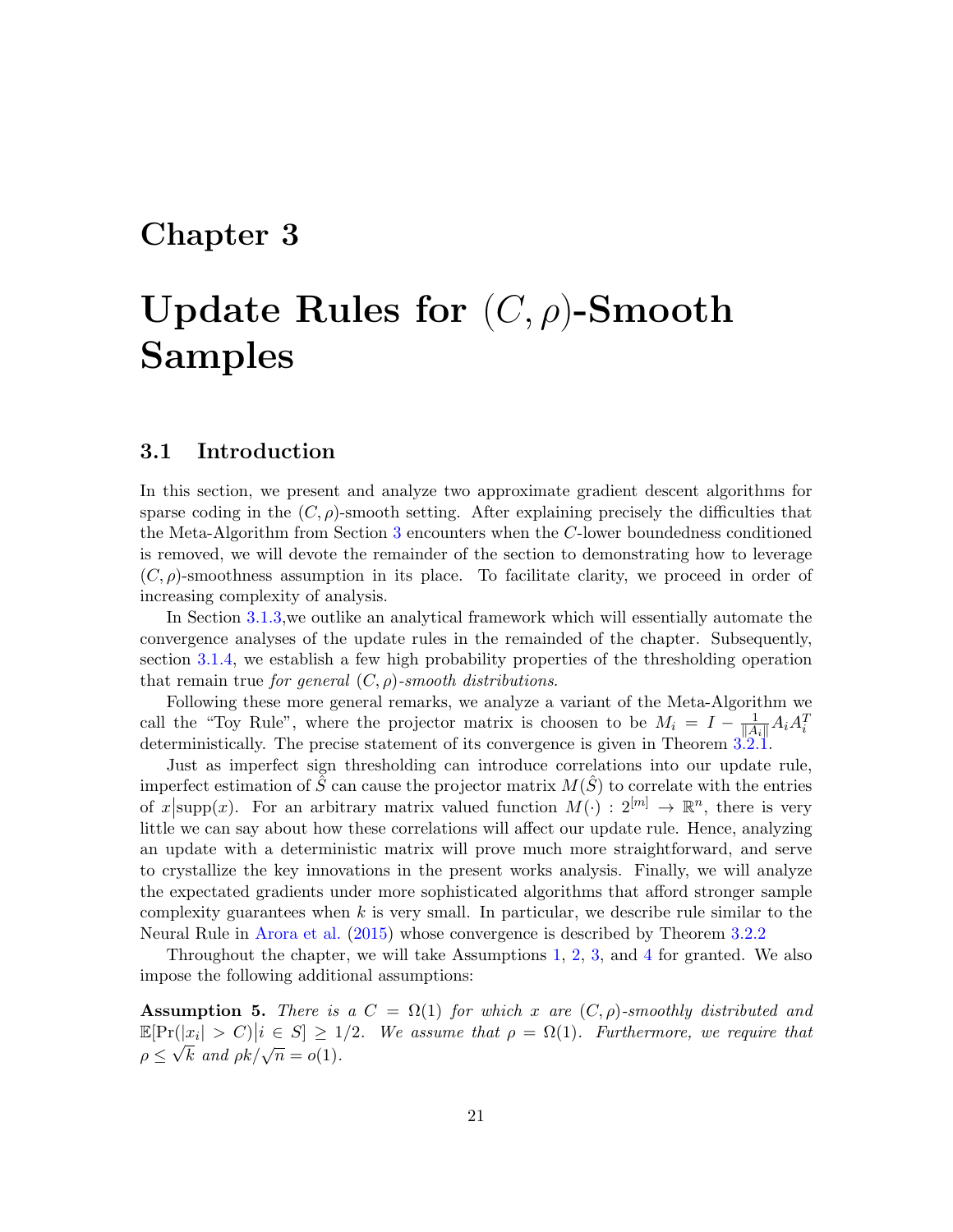# Chapter 3

# Update Rules for $(C, \rho)$-Smooth Samples

## 3.1 Introduction

In this section, we present and analyze two approximate gradient descent algorithms for sparse coding in the $(C, \rho)$-smooth setting. After explaining precisely the difficulties that the Meta-Algorithm from Section 3 encounters when the $C$-lower boundedness conditioned is removed, we will devote the remainder of the section to demonstrating how to leverage $(C, \rho)$-smoothness assumption in its place. To facilitate clarity, we proceed in order of increasing complexity of analysis.

In Section 3.1.3,we outlike an analytical framework which will essentially automate the convergence analyses of the update rules in the remainded of the chapter. Subsequently, section 3.1.4, we establish a few high probability properties of the thresholding operation that remain true *for general $(C, \rho)$-smooth distributions*.

Following these more general remarks, we analyze a variant of the Meta-Algorithm we call the "Toy Rule", where the projector matrix is choosen to be $M_i = I - \frac{1}{\|A_i\|} A_i A_i^T$ deterministically. The precise statement of its convergence is given in Theorem 3.2.1.

Just as imperfect sign thresholding can introduce correlations into our update rule, imperfect estimation of $\hat{S}$ can cause the projector matrix $M(\hat{S})$ to correlate with the entries of $x\big|\mathrm{supp}(x)$. For an arbitrary matrix valued function $M(\cdot) : 2^{[m]} \to \mathbb{R}^n$, there is very little we can say about how these correlations will affect our update rule. Hence, analyzing an update with a deterministic matrix will prove much more straightforward, and serve to crystallize the key innovations in the present works analysis. Finally, we will analyze the expected gradients under more sophisticated algorithms that afford stronger sample complexity guarantees when $k$ is very small. In particular, we describe rule similar to the Neural Rule in Arora et al. (2015) whose convergence is described by Theorem 3.2.2

Throughout the chapter, we will take Assumptions 1, 2, 3, and 4 for granted. We also impose the following additional assumptions:

**Assumption 5.** *There is a $C = \Omega(1)$ for which $x$ are $(C, \rho)$-smoothly distributed and $\mathbb{E}[\Pr(|x_i| > C)\big|i \in S] \geq 1/2$. We assume that $\rho = \Omega(1)$. Furthermore, we require that $\rho \leq \sqrt{k}$ and $\rho k/\sqrt{n} = o(1)$.*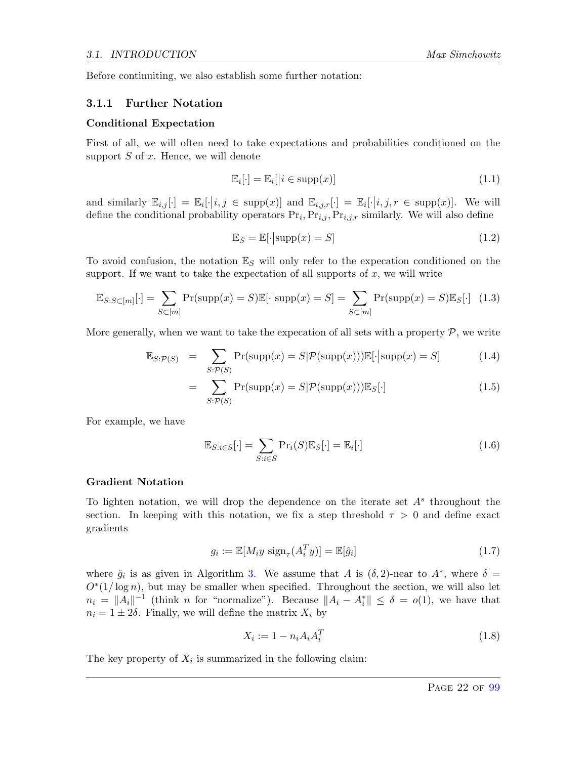Before continuiting, we also establish some further notation:

### 3.1.1 Further Notation

**Conditional Expectation**

First of all, we will often need to take expectations and probabilities conditioned on the support $S$ of $x$. Hence, we will denote

$$\mathbb{E}_i[\cdot] = \mathbb{E}_i[\big| i \in \text{supp}(x)] \tag{1.1}$$

and similarly $\mathbb{E}_{i,j}[\cdot] = \mathbb{E}_i[\cdot\big| i,j \in \text{supp}(x)]$ and $\mathbb{E}_{i,j,r}[\cdot] = \mathbb{E}_i[\cdot\big| i,j,r \in \text{supp}(x)]$. We will define the conditional probability operators $\Pr_i, \Pr_{i,j}, \Pr_{i,j,r}$ similarly. We will also define

$$\mathbb{E}_S = \mathbb{E}[\cdot\big|\text{supp}(x) = S] \tag{1.2}$$

To avoid confusion, the notation $\mathbb{E}_S$ will only refer to the expecation conditioned on the support. If we want to take the expectation of all supports of $x$, we will write

$$\mathbb{E}_{S:S\subset[m]}[\cdot] = \sum_{S\subset[m]} \Pr(\text{supp}(x) = S)\mathbb{E}[\cdot\big|\text{supp}(x) = S] = \sum_{S\subset[m]} \Pr(\text{supp}(x) = S)\mathbb{E}_S[\cdot] \tag{1.3}$$

More generally, when we want to take the expecation of all sets with a property $\mathcal{P}$, we write

$$\begin{aligned}
\mathbb{E}_{S:\mathcal{P}(S)} &= \sum_{S:\mathcal{P}(S)} \Pr(\text{supp}(x) = S|\mathcal{P}(\text{supp}(x)))\mathbb{E}[\cdot\big|\text{supp}(x) = S] &(1.4)\\
&= \sum_{S:\mathcal{P}(S)} \Pr(\text{supp}(x) = S|\mathcal{P}(\text{supp}(x)))\mathbb{E}_S[\cdot] &(1.5)
\end{aligned}$$

For example, we have

$$\mathbb{E}_{S:i\in S}[\cdot] = \sum_{S:i\in S} \Pr_i(S)\mathbb{E}_S[\cdot] = \mathbb{E}_i[\cdot] \tag{1.6}$$

**Gradient Notation**

To lighten notation, we will drop the dependence on the iterate set $A^s$ throughout the section. In keeping with this notation, we fix a step threshold $\tau > 0$ and define exact gradients

$$g_i := \mathbb{E}[M_i y \ \text{sign}_\tau(A_i^T y)] = \mathbb{E}[\hat{g}_i] \tag{1.7}$$

where $\hat{g}_i$ is as given in Algorithm 3. We assume that $A$ is $(\delta, 2)$-near to $A^*$, where $\delta = O^*(1/\log n)$, but may be smaller when specified. Throughout the section, we will also let $n_i = \|A_i\|^{-1}$ (think $n$ for "normalize"). Because $\|A_i - A_i^*\| \le \delta = o(1)$, we have that $n_i = 1 \pm 2\delta$. Finally, we will define the matrix $X_i$ by

$$X_i := 1 - n_i A_i A_i^T \tag{1.8}$$

The key property of $X_i$ is summarized in the following claim: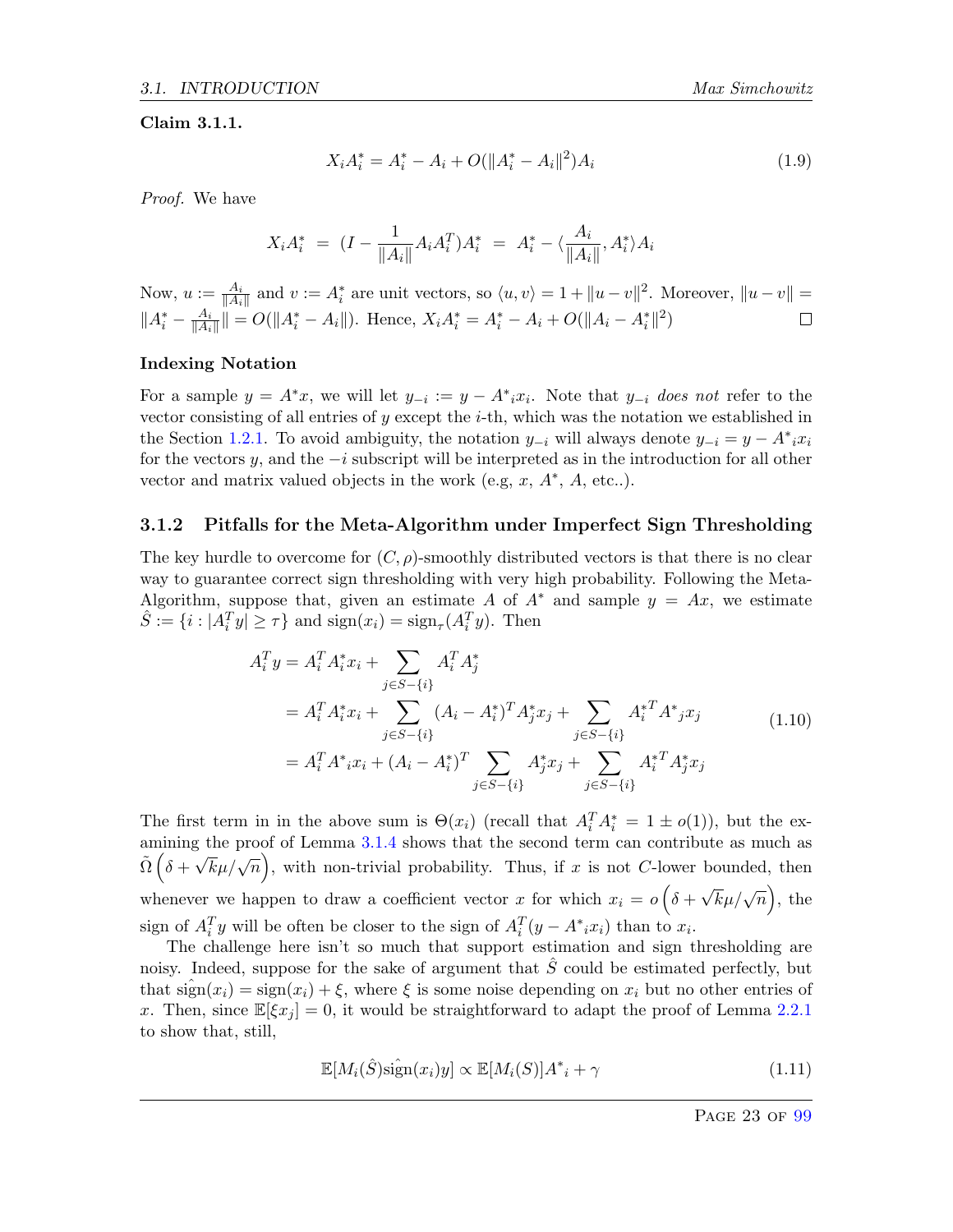**Claim 3.1.1.**

$$X_i A_i^* = A_i^* - A_i + O(\|A_i^* - A_i\|^2) A_i \tag{1.9}$$

*Proof.* We have

$$X_i A_i^* \;=\; (I - \frac{1}{\|A_i\|} A_i A_i^T) A_i^* \;=\; A_i^* - \langle \frac{A_i}{\|A_i\|}, A_i^* \rangle A_i$$

Now, $u := \frac{A_i}{\|A_i\|}$ and $v := A_i^*$ are unit vectors, so $\langle u, v \rangle = 1 + \|u - v\|^2$. Moreover, $\|u - v\| = \|A_i^* - \frac{A_i}{\|A_i\|}\| = O(\|A_i^* - A_i\|)$. Hence, $X_i A_i^* = A_i^* - A_i + O(\|A_i - A_i^*\|^2)$ □

**Indexing Notation**

For a sample $y = A^* x$, we will let $y_{-i} := y - A^*{}_i x_i$. Note that $y_{-i}$ *does not* refer to the vector consisting of all entries of $y$ except the $i$-th, which was the notation we established in the Section 1.2.1. To avoid ambiguity, the notation $y_{-i}$ will always denote $y_{-i} = y - A^*{}_i x_i$ for the vectors $y$, and the $-i$ subscript will be interpreted as in the introduction for all other vector and matrix valued objects in the work (e.g, $x$, $A^*$, $A$, etc..).

### 3.1.2 Pitfalls for the Meta-Algorithm under Imperfect Sign Thresholding

The key hurdle to overcome for $(C, \rho)$-smoothly distributed vectors is that there is no clear way to guarantee correct sign thresholding with very high probability. Following the Meta-Algorithm, suppose that, given an estimate $A$ of $A^*$ and sample $y = Ax$, we estimate $\hat{S} := \{i : |A_i^T y| \geq \tau\}$ and $\text{sign}(x_i) = \text{sign}_\tau(A_i^T y)$. Then

$$\begin{aligned}
A_i^T y &= A_i^T A_i^* x_i + \sum_{j \in S - \{i\}} A_i^T A_j^* \\
&= A_i^T A_i^* x_i + \sum_{j \in S - \{i\}} (A_i - A_i^*)^T A_j^* x_j + \sum_{j \in S - \{i\}} A_i^{*T} A^*{}_j x_j \\
&= A_i^T A^*{}_i x_i + (A_i - A_i^*)^T \sum_{j \in S - \{i\}} A_j^* x_j + \sum_{j \in S - \{i\}} A_i^{*T} A_j^* x_j
\end{aligned} \tag{1.10}$$

The first term in in the above sum is $\Theta(x_i)$ (recall that $A_i^T A_i^* = 1 \pm o(1)$), but the examining the proof of Lemma 3.1.4 shows that the second term can contribute as much as $\tilde{\Omega}\left(\delta + \sqrt{k}\mu/\sqrt{n}\right)$, with non-trivial probability. Thus, if $x$ is not $C$-lower bounded, then whenever we happen to draw a coefficient vector $x$ for which $x_i = o\left(\delta + \sqrt{k}\mu/\sqrt{n}\right)$, the sign of $A_i^T y$ will be often be closer to the sign of $A_i^T(y - A^*{}_i x_i)$ than to $x_i$.

The challenge here isn't so much that support estimation and sign thresholding are noisy. Indeed, suppose for the sake of argument that $\hat{S}$ could be estimated perfectly, but that $\hat{\text{sign}}(x_i) = \text{sign}(x_i) + \xi$, where $\xi$ is some noise depending on $x_i$ but no other entries of $x$. Then, since $\mathbb{E}[\xi x_j] = 0$, it would be straightforward to adapt the proof of Lemma 2.2.1 to show that, still,

$$\mathbb{E}[M_i(\hat{S}) \hat{\text{sign}}(x_i) y] \propto \mathbb{E}[M_i(S)] A^*{}_i + \gamma \tag{1.11}$$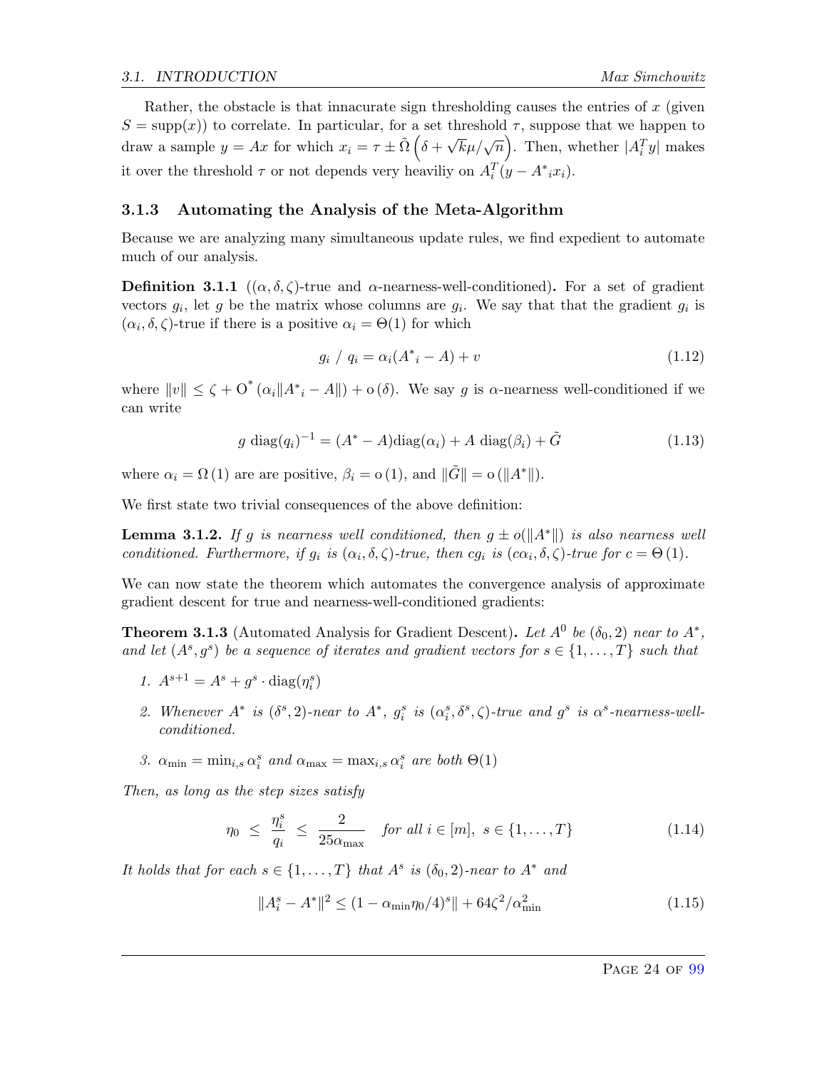Rather, the obstacle is that innacurate sign thresholding causes the entries of $x$ (given $S = \text{supp}(x)$) to correlate. In particular, for a set threshold $\tau$, suppose that we happen to draw a sample $y = Ax$ for which $x_i = \tau \pm \tilde{\Omega}\left(\delta + \sqrt{k}\mu/\sqrt{n}\right)$. Then, whether $|A_i^T y|$ makes it over the threshold $\tau$ or not depends very heaviliy on $A_i^T(y - A^*{}_i x_i)$.

### 3.1.3 Automating the Analysis of the Meta-Algorithm

Because we are analyzing many simultaneous update rules, we find expedient to automate much of our analysis.

**Definition 3.1.1** (($\alpha, \delta, \zeta$)-true and $\alpha$-nearness-well-conditioned)**.** For a set of gradient vectors $g_i$, let $g$ be the matrix whose columns are $g_i$. We say that that the gradient $g_i$ is $(\alpha_i, \delta, \zeta)$-true if there is a positive $\alpha_i = \Theta(1)$ for which

$$g_i \;/\; q_i = \alpha_i(A^*{}_i - A) + v \tag{1.12}$$

where $\|v\| \leq \zeta + \mathrm{O}^*\left(\alpha_i \|A^*{}_i - A\|\right) + \mathrm{o}\left(\delta\right)$. We say $g$ is $\alpha$-nearness well-conditioned if we can write

$$g \; \text{diag}(q_i)^{-1} = (A^* - A)\text{diag}(\alpha_i) + A \; \text{diag}(\beta_i) + \tilde{G} \tag{1.13}$$

where $\alpha_i = \Omega\left(1\right)$ are are positive, $\beta_i = \mathrm{o}\left(1\right)$, and $\|\tilde{G}\| = \mathrm{o}\left(\|A^*\|\right)$.

We first state two trivial consequences of the above definition:

**Lemma 3.1.2.** *If $g$ is nearness well conditioned, then $g \pm o(\|A^*\|)$ is also nearness well conditioned. Furthermore, if $g_i$ is $(\alpha_i, \delta, \zeta)$-true, then $cg_i$ is $(c\alpha_i, \delta, \zeta)$-true for $c = \Theta\left(1\right)$.*

We can now state the theorem which automates the convergence analysis of approximate gradient descent for true and nearness-well-conditioned gradients:

**Theorem 3.1.3** (Automated Analysis for Gradient Descent)**.** *Let $A^0$ be $(\delta_0, 2)$ near to $A^*$, and let $(A^s, g^s)$ be a sequence of iterates and gradient vectors for $s \in \{1, \ldots, T\}$ such that*

1. *$A^{s+1} = A^s + g^s \cdot \text{diag}(\eta_i^s)$*
2. *Whenever $A^*$ is $(\delta^s, 2)$-near to $A^*$, $g_i^s$ is $(\alpha_i^s, \delta^s, \zeta)$-true and $g^s$ is $\alpha^s$-nearness-well-conditioned.*
3. *$\alpha_{\min} = \min_{i,s} \alpha_i^s$ and $\alpha_{\max} = \max_{i,s} \alpha_i^s$ are both $\Theta(1)$*

*Then, as long as the step sizes satisfy*

$$\eta_0 \;\leq\; \frac{\eta_i^s}{q_i} \;\leq\; \frac{2}{25\alpha_{\max}} \quad \textit{for all } i \in [m], \; s \in \{1, \ldots, T\} \tag{1.14}$$

*It holds that for each $s \in \{1, \ldots, T\}$ that $A^s$ is $(\delta_0, 2)$-near to $A^*$ and*

$$\|A_i^s - A^*\|^2 \leq (1 - \alpha_{\min}\eta_0/4)^s\| + 64\zeta^2/\alpha_{\min}^2 \tag{1.15}$$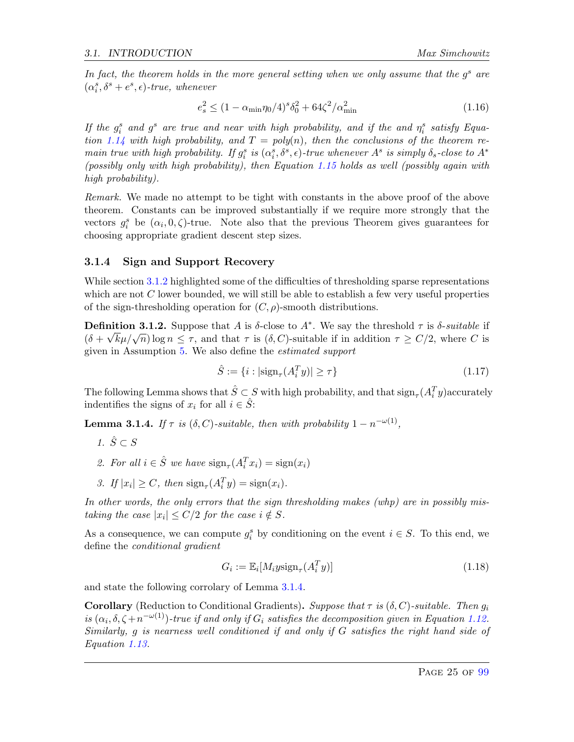*In fact, the theorem holds in the more general setting when we only assume that the $g^s$ are $(\alpha_i^s, \delta^s + e^s, \epsilon)$-true, whenever*

$$e_s^2 \leq (1 - \alpha_{\min}\eta_0/4)^s \delta_0^2 + 64\zeta^2/\alpha_{\min}^2 \tag{1.16}$$

*If the $g_i^s$ and $g^s$ are true and near with high probability, and if the and $\eta_i^s$ satisfy Equation 1.14 with high probability, and $T = poly(n)$, then the conclusions of the theorem remain true with high probability. If $g_i^s$ is $(\alpha_i^s, \delta^s, \epsilon)$-true whenever $A^s$ is simply $\delta_s$-close to $A^*$ (possibly only with high probability), then Equation 1.15 holds as well (possibly again with high probability).*

*Remark.* We made no attempt to be tight with constants in the above proof of the above theorem. Constants can be improved substantially if we require more strongly that the vectors $g_i^s$ be $(\alpha_i, 0, \zeta)$-true. Note also that the previous Theorem gives guarantees for choosing appropriate gradient descent step sizes.

### 3.1.4 Sign and Support Recovery

While section 3.1.2 highlighted some of the difficulties of thresholding sparse representations which are not $C$ lower bounded, we will still be able to establish a few very useful properties of the sign-thresholding operation for $(C, \rho)$-smooth distributions.

**Definition 3.1.2.** Suppose that $A$ is $\delta$-close to $A^*$. We say the threshold $\tau$ is *$\delta$-suitable* if $(\delta + \sqrt{k}\mu/\sqrt{n}) \log n \leq \tau$, and that $\tau$ is $(\delta, C)$-suitable if in addition $\tau \geq C/2$, where $C$ is given in Assumption 5. We also define the *estimated support*

$$\hat{S} := \{i : |\text{sign}_\tau(A_i^T y)| \geq \tau\} \tag{1.17}$$

The following Lemma shows that $\hat{S} \subset S$ with high probability, and that $\text{sign}_\tau(A_i^T y)$accurately indentifies the signs of $x_i$ for all $i \in \hat{S}$:

**Lemma 3.1.4.** *If $\tau$ is $(\delta, C)$-suitable, then with probability $1 - n^{-\omega(1)}$,*

1. *$\hat{S} \subset S$*
2. *For all $i \in \hat{S}$ we have $\text{sign}_\tau(A_i^T x_i) = \text{sign}(x_i)$*
3. *If $|x_i| \geq C$, then $\text{sign}_\tau(A_i^T y) = \text{sign}(x_i)$.*

*In other words, the only errors that the sign thresholding makes (whp) are in possibly mistaking the case $|x_i| \leq C/2$ for the case $i \notin S$.*

As a consequence, we can compute $g_i^s$ by conditioning on the event $i \in S$. To this end, we define the *conditional gradient*

$$G_i := \mathbb{E}_i[M_i y \text{sign}_\tau(A_i^T y)] \tag{1.18}$$

and state the following corrolary of Lemma 3.1.4.

**Corollary** (Reduction to Conditional Gradients)**.** *Suppose that $\tau$ is $(\delta, C)$-suitable. Then $g_i$ is $(\alpha_i, \delta, \zeta + n^{-\omega(1)})$-true if and only if $G_i$ satisfies the decomposition given in Equation 1.12. Similarly, $g$ is nearness well conditioned if and only if $G$ satisfies the right hand side of Equation 1.13.*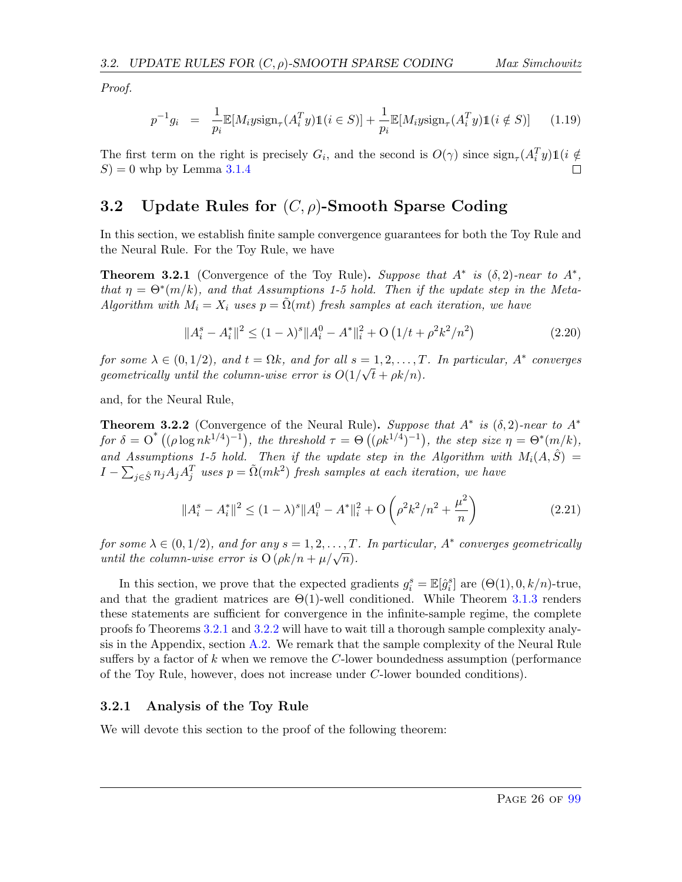*Proof.*

$$p^{-1} g_i = \frac{1}{p_i}\mathbb{E}[M_i y \operatorname{sign}_\tau(A_i^T y)\mathbb{1}(i \in S)] + \frac{1}{p_i}\mathbb{E}[M_i y \operatorname{sign}_\tau(A_i^T y)\mathbb{1}(i \notin S)] \quad (1.19)$$

The first term on the right is precisely $G_i$, and the second is $O(\gamma)$ since $\operatorname{sign}_\tau(A_i^T y)\mathbb{1}(i \notin S) = 0$ whp by Lemma 3.1.4 □

## 3.2 Update Rules for $(C, \rho)$-Smooth Sparse Coding

In this section, we establish finite sample convergence guarantees for both the Toy Rule and the Neural Rule. For the Toy Rule, we have

**Theorem 3.2.1** (Convergence of the Toy Rule)**.** *Suppose that $A^*$ is $(\delta, 2)$-near to $A^*$, that $\eta = \Theta^*(m/k)$, and that Assumptions 1-5 hold. Then if the update step in the Meta-Algorithm with $M_i = X_i$ uses $p = \tilde{\Omega}(mt)$ fresh samples at each iteration, we have*

$$\|A_i^s - A_i^*\|^2 \leq (1-\lambda)^s \|A_i^0 - A^*\|_i^2 + \mathrm{O}\left(1/t + \rho^2 k^2/n^2\right) \quad (2.20)$$

*for some $\lambda \in (0, 1/2)$, and $t = \Omega k$, and for all $s = 1, 2, \ldots, T$. In particular, $A^*$ converges geometrically until the column-wise error is $O(1/\sqrt{t} + \rho k/n)$.*

and, for the Neural Rule,

**Theorem 3.2.2** (Convergence of the Neural Rule)**.** *Suppose that $A^*$ is $(\delta, 2)$-near to $A^*$ for $\delta = \mathrm{O}^*\left((\rho \log n k^{1/4})^{-1}\right)$, the threshold $\tau = \Theta\left((\rho k^{1/4})^{-1}\right)$, the step size $\eta = \Theta^*(m/k)$, and Assumptions 1-5 hold. Then if the update step in the Algorithm with $M_i(A, \hat{S}) = I - \sum_{j \in \hat{S}} n_j A_j A_j^T$ uses $p = \tilde{\Omega}(mk^2)$ fresh samples at each iteration, we have*

$$\|A_i^s - A_i^*\|^2 \leq (1-\lambda)^s \|A_i^0 - A^*\|_i^2 + \mathrm{O}\left(\rho^2 k^2/n^2 + \frac{\mu^2}{n}\right) \quad (2.21)$$

*for some $\lambda \in (0, 1/2)$, and for any $s = 1, 2, \ldots, T$. In particular, $A^*$ converges geometrically until the column-wise error is $\mathrm{O}\left(\rho k/n + \mu/\sqrt{n}\right)$.*

In this section, we prove that the expected gradients $g_i^s = \mathbb{E}[\hat{g}_i^s]$ are $(\Theta(1), 0, k/n)$-true, and that the gradient matrices are $\Theta(1)$-well conditioned. While Theorem 3.1.3 renders these statements are sufficient for convergence in the infinite-sample regime, the complete proofs fo Theorems 3.2.1 and 3.2.2 will have to wait till a thorough sample complexity analysis in the Appendix, section A.2. We remark that the sample complexity of the Neural Rule suffers by a factor of $k$ when we remove the $C$-lower boundedness assumption (performance of the Toy Rule, however, does not increase under $C$-lower bounded conditions).

### 3.2.1 Analysis of the Toy Rule

We will devote this section to the proof of the following theorem: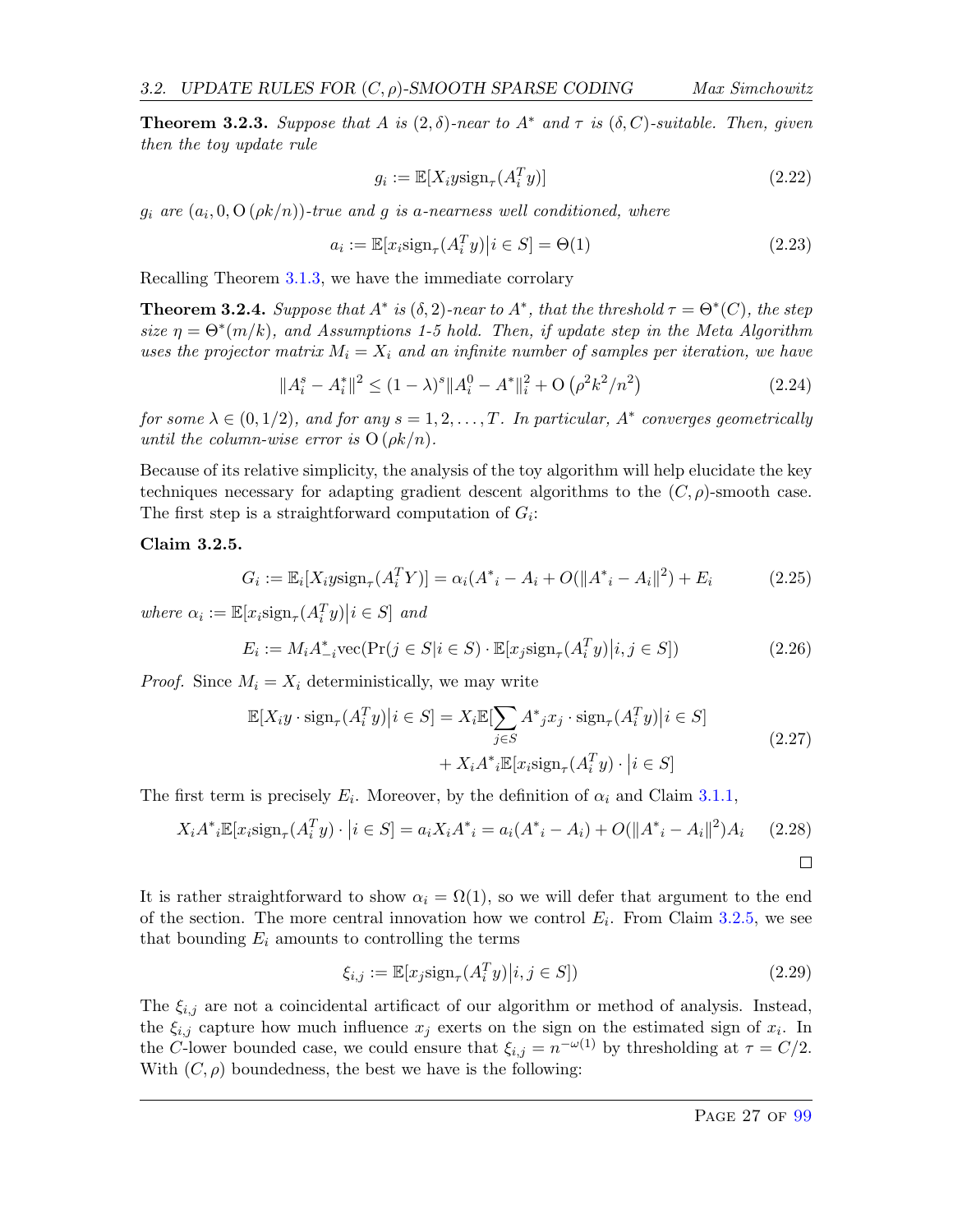**Theorem 3.2.3.** *Suppose that $A$ is $(2,\delta)$-near to $A^*$ and $\tau$ is $(\delta, C)$-suitable. Then, given then the toy update rule*

$$g_i := \mathbb{E}[X_i y \text{sign}_\tau(A_i^T y)] \tag{2.22}$$

*$g_i$ are $(a_i, 0, \mathrm{O}(\rho k/n))$-true and $g$ is $a$-nearness well conditioned, where*

$$a_i := \mathbb{E}[x_i \text{sign}_\tau(A_i^T y) \big| i \in S] = \Theta(1) \tag{2.23}$$

Recalling Theorem 3.1.3, we have the immediate corrolary

**Theorem 3.2.4.** *Suppose that $A^*$ is $(\delta, 2)$-near to $A^*$, that the threshold $\tau = \Theta^*(C)$, the step size $\eta = \Theta^*(m/k)$, and Assumptions 1-5 hold. Then, if update step in the Meta Algorithm uses the projector matrix $M_i = X_i$ and an infinite number of samples per iteration, we have*

$$\|A_i^s - A_i^*\|^2 \leq (1-\lambda)^s \|A_i^0 - A^*\|_i^2 + \mathrm{O}\left(\rho^2 k^2/n^2\right) \tag{2.24}$$

*for some $\lambda \in (0, 1/2)$, and for any $s = 1, 2, \ldots, T$. In particular, $A^*$ converges geometrically until the column-wise error is $\mathrm{O}(\rho k/n)$.*

Because of its relative simplicity, the analysis of the toy algorithm will help elucidate the key techniques necessary for adapting gradient descent algorithms to the $(C, \rho)$-smooth case. The first step is a straightforward computation of $G_i$:

**Claim 3.2.5.**

$$G_i := \mathbb{E}_i[X_i y \text{sign}_\tau(A_i^T Y)] = \alpha_i(A^*{}_i - A_i + O(\|A^*{}_i - A_i\|^2) + E_i \tag{2.25}$$

*where $\alpha_i := \mathbb{E}[x_i \text{sign}_\tau(A_i^T y) \big| i \in S]$ and*

$$E_i := M_i A^*_{-i} \text{vec}(\Pr(j \in S | i \in S) \cdot \mathbb{E}[x_j \text{sign}_\tau(A_i^T y) \big| i, j \in S]) \tag{2.26}$$

*Proof.* Since $M_i = X_i$ deterministically, we may write

$$\begin{aligned}
\mathbb{E}[X_i y \cdot \text{sign}_\tau(A_i^T y) \big| i \in S] = X_i \mathbb{E}[\sum_{j \in S} A^*{}_j x_j \cdot \text{sign}_\tau(A_i^T y) \big| i \in S] \\
+ X_i A^*{}_i \mathbb{E}[x_i \text{sign}_\tau(A_i^T y) \cdot \big| i \in S]
\end{aligned} \tag{2.27}$$

The first term is precisely $E_i$. Moreover, by the definition of $\alpha_i$ and Claim 3.1.1,

$$X_i A^*{}_i \mathbb{E}[x_i \text{sign}_\tau(A_i^T y) \cdot \big| i \in S] = a_i X_i A^*{}_i = a_i(A^*{}_i - A_i) + O(\|A^*{}_i - A_i\|^2) A_i \tag{2.28}$$

∎

It is rather straightforward to show $\alpha_i = \Omega(1)$, so we will defer that argument to the end of the section. The more central innovation how we control $E_i$. From Claim 3.2.5, we see that bounding $E_i$ amounts to controlling the terms

$$\xi_{i,j} := \mathbb{E}[x_j \text{sign}_\tau(A_i^T y) \big| i, j \in S]) \tag{2.29}$$

The $\xi_{i,j}$ are not a coincidental artificact of our algorithm or method of analysis. Instead, the $\xi_{i,j}$ capture how much influence $x_j$ exerts on the sign on the estimated sign of $x_i$. In the $C$-lower bounded case, we could ensure that $\xi_{i,j} = n^{-\omega(1)}$ by thresholding at $\tau = C/2$. With $(C, \rho)$ boundedness, the best we have is the following: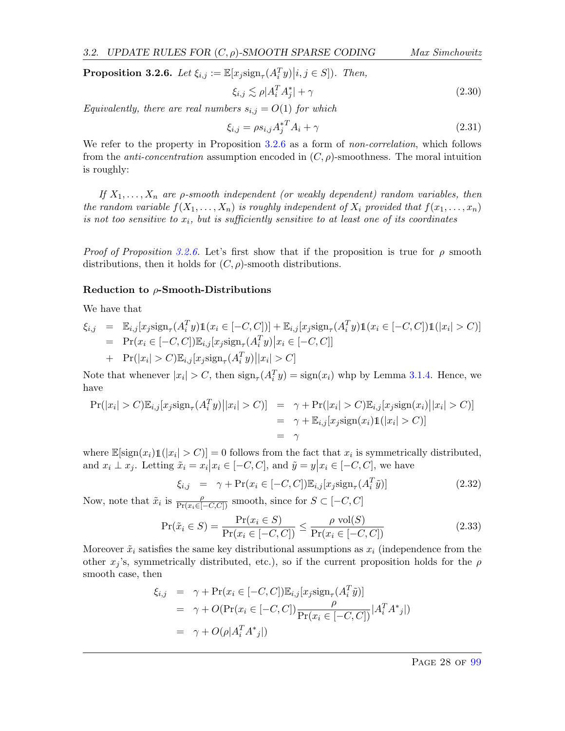**Proposition 3.2.6.** *Let $\xi_{i,j} := \mathbb{E}[x_j \text{sign}_\tau(A_i^T y) \big| i,j \in S])$. Then,*

$$\xi_{i,j} \lesssim \rho |A_i^T A_j^*| + \gamma \tag{2.30}$$

*Equivalently, there are real numbers $s_{i,j} = O(1)$ for which*

$$\xi_{i,j} = \rho s_{i,j} A_j^{*T} A_i + \gamma \tag{2.31}$$

We refer to the property in Proposition 3.2.6 as a form of *non-correlation*, which follows from the *anti-concentration* assumption encoded in $(C,\rho)$-smoothness. The moral intuition is roughly:

*If $X_1, \dots, X_n$ are $\rho$-smooth independent (or weakly dependent) random variables, then the random variable $f(X_1, \dots, X_n)$ is roughly independent of $X_i$ provided that $f(x_1, \dots, x_n)$ is not too sensitive to $x_i$, but is sufficiently sensitive to at least one of its coordinates*

*Proof of Proposition 3.2.6.* Let's first show that if the proposition is true for $\rho$ smooth distributions, then it holds for $(C,\rho)$-smooth distributions.

**Reduction to $\rho$-Smooth-Distributions**

We have that

$$\begin{aligned}
\xi_{i,j} &= \mathbb{E}_{i,j}[x_j \text{sign}_\tau(A_i^T y) \mathbb{1}(x_i \in [-C,C])] + \mathbb{E}_{i,j}[x_j \text{sign}_\tau(A_i^T y) \mathbb{1}(x_i \in [-C,C]) \mathbb{1}(|x_i| > C)] \\
&= \Pr(x_i \in [-C,C]) \mathbb{E}_{i,j}[x_j \text{sign}_\tau(A_i^T y) \big| x_i \in [-C,C]] \\
&+ \Pr(|x_i| > C) \mathbb{E}_{i,j}[x_j \text{sign}_\tau(A_i^T y) \big| |x_i| > C]
\end{aligned}$$

Note that whenever $|x_i| > C$, then $\text{sign}_\tau(A_i^T y) = \text{sign}(x_i)$ whp by Lemma 3.1.4. Hence, we have

$$\begin{aligned}
\Pr(|x_i| > C) \mathbb{E}_{i,j}[x_j \text{sign}_\tau(A_i^T y) \big| |x_i| > C)] &= \gamma + \Pr(|x_i| > C) \mathbb{E}_{i,j}[x_j \text{sign}(x_i) \big| |x_i| > C)] \\
&= \gamma + \mathbb{E}_{i,j}[x_j \text{sign}(x_i) \mathbb{1}(|x_i| > C)] \\
&= \gamma
\end{aligned}$$

where $\mathbb{E}[\text{sign}(x_i)\mathbb{1}(|x_i| > C)] = 0$ follows from the fact that $x_i$ is symmetrically distributed, and $x_i \perp x_j$. Letting $\tilde{x}_i = x_i \big| x_i \in [-C,C]$, and $\tilde{y} = y \big| x_i \in [-C,C]$, we have

$$\xi_{i,j} \;\; = \;\; \gamma + \Pr(x_i \in [-C,C]) \mathbb{E}_{i,j}[x_j \text{sign}_\tau(A_i^T \tilde{y})] \tag{2.32}$$

Now, note that $\tilde{x}_i$ is $\frac{\rho}{\Pr(x_i \in [-C,C])}$ smooth, since for $S \subset [-C,C]$

$$\Pr(\tilde{x}_i \in S) = \frac{\Pr(x_i \in S)}{\Pr(x_i \in [-C,C])} \leq \frac{\rho \text{ vol}(S)}{\Pr(x_i \in [-C,C])} \tag{2.33}$$

Moreover $\tilde{x}_i$ satisfies the same key distributional assumptions as $x_i$ (independence from the other $x_j$'s, symmetrically distributed, etc.), so if the current proposition holds for the $\rho$ smooth case, then

$$\begin{aligned}
\xi_{i,j} &= \gamma + \Pr(x_i \in [-C,C]) \mathbb{E}_{i,j}[x_j \text{sign}_\tau(A_i^T \tilde{y})] \\
&= \gamma + O(\Pr(x_i \in [-C,C]) \frac{\rho}{\Pr(x_i \in [-C,C])} |A_i^T A^*{}_j|) \\
&= \gamma + O(\rho |A_i^T A^*{}_j|)
\end{aligned}$$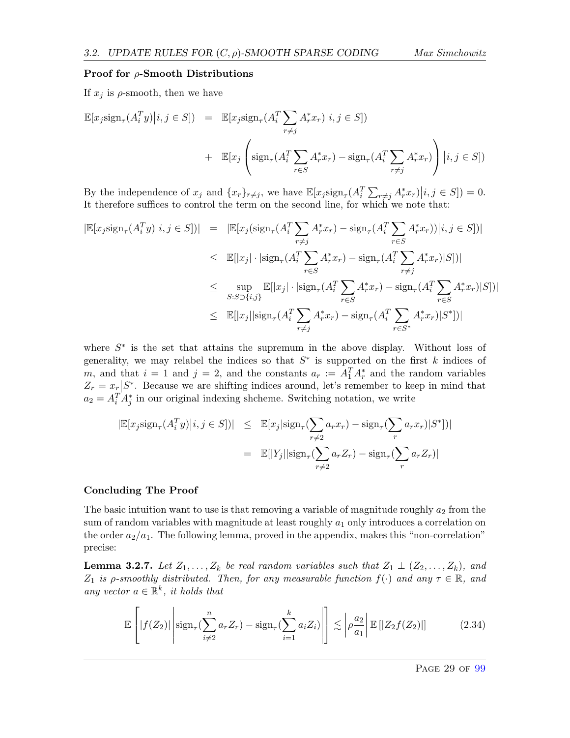### Proof for $\rho$-Smooth Distributions

If $x_j$ is $\rho$-smooth, then we have

$$
\begin{aligned}
\mathbb{E}[x_j \text{sign}_\tau(A_i^T y)\big|i,j \in S]) &= \mathbb{E}[x_j \text{sign}_\tau(A_i^T \sum_{r \neq j} A_r^* x_r)\big|i,j \in S]) \\
&+ \mathbb{E}[x_j \left( \text{sign}_\tau(A_i^T \sum_{r \in S} A_r^* x_r) - \text{sign}_\tau(A_i^T \sum_{r \neq j} A_r^* x_r) \right) \big|i,j \in S])
\end{aligned}
$$

By the independence of $x_j$ and $\{x_r\}_{r \neq j}$, we have $\mathbb{E}[x_j \text{sign}_\tau(A_i^T \sum_{r \neq j} A_r^* x_r)\big|i,j \in S]) = 0$. It therefore suffices to control the term on the second line, for which we note that:

$$
\begin{aligned}
|\mathbb{E}[x_j \text{sign}_\tau(A_i^T y)\big|i,j \in S])| &= |\mathbb{E}[x_j (\text{sign}_\tau(A_i^T \sum_{r \neq j} A_r^* x_r) - \text{sign}_\tau(A_i^T \sum_{r \in S} A_r^* x_r))\big|i,j \in S])| \\
&\leq \mathbb{E}[|x_j| \cdot |\text{sign}_\tau(A_i^T \sum_{r \in S} A_r^* x_r) - \text{sign}_\tau(A_i^T \sum_{r \neq j} A_r^* x_r)|S])| \\
&\leq \sup_{S : S \supset \{i,j\}} \mathbb{E}[|x_j| \cdot |\text{sign}_\tau(A_i^T \sum_{r \in S} A_r^* x_r) - \text{sign}_\tau(A_i^T \sum_{r \in S} A_r^* x_r)|S])| \\
&\leq \mathbb{E}[|x_j||\text{sign}_\tau(A_i^T \sum_{r \neq j} A_r^* x_r) - \text{sign}_\tau(A_i^T \sum_{r \in S^*} A_r^* x_r)|S^*])|
\end{aligned}
$$

where $S^*$ is the set that attains the supremum in the above display. Without loss of generality, we may relabel the indices so that $S^*$ is supported on the first $k$ indices of $m$, and that $i = 1$ and $j = 2$, and the constants $a_r := A_1^T A_r^*$ and the random variables $Z_r = x_r\big|S^*$. Because we are shifting indices around, let's remember to keep in mind that $a_2 = A_i^T A_j^*$ in our original indexing shcheme. Switching notation, we write

$$
\begin{aligned}
|\mathbb{E}[x_j \text{sign}_\tau(A_i^T y)\big|i,j \in S])| &\leq \mathbb{E}[x_j|\text{sign}_\tau(\sum_{r \neq 2} a_r x_r) - \text{sign}_\tau(\sum_r a_r x_r)|S^*])| \\
&= \mathbb{E}[|Y_j||\text{sign}_\tau(\sum_{r \neq 2} a_r Z_r) - \text{sign}_\tau(\sum_r a_r Z_r)|
\end{aligned}
$$

### Concluding The Proof

The basic intuition want to use is that removing a variable of magnitude roughly $a_2$ from the sum of random variables with magnitude at least roughly $a_1$ only introduces a correlation on the order $a_2/a_1$. The following lemma, proved in the appendix, makes this "non-correlation" precise:

**Lemma 3.2.7.** *Let $Z_1, \dots, Z_k$ be real random variables such that $Z_1 \perp (Z_2, \dots, Z_k)$, and $Z_1$ is $\rho$-smoothly distributed. Then, for any measurable function $f(\cdot)$ and any $\tau \in \mathbb{R}$, and any vector $a \in \mathbb{R}^k$, it holds that*

$$
\mathbb{E}\left[ |f(Z_2)| \left| \text{sign}_\tau(\sum_{i \neq 2}^{n} a_r Z_r) - \text{sign}_\tau(\sum_{i=1}^{k} a_i Z_i) \right| \right] \lesssim \left| \rho \frac{a_2}{a_1} \right| \mathbb{E}\left[ |Z_2 f(Z_2)| \right] \tag{2.34}
$$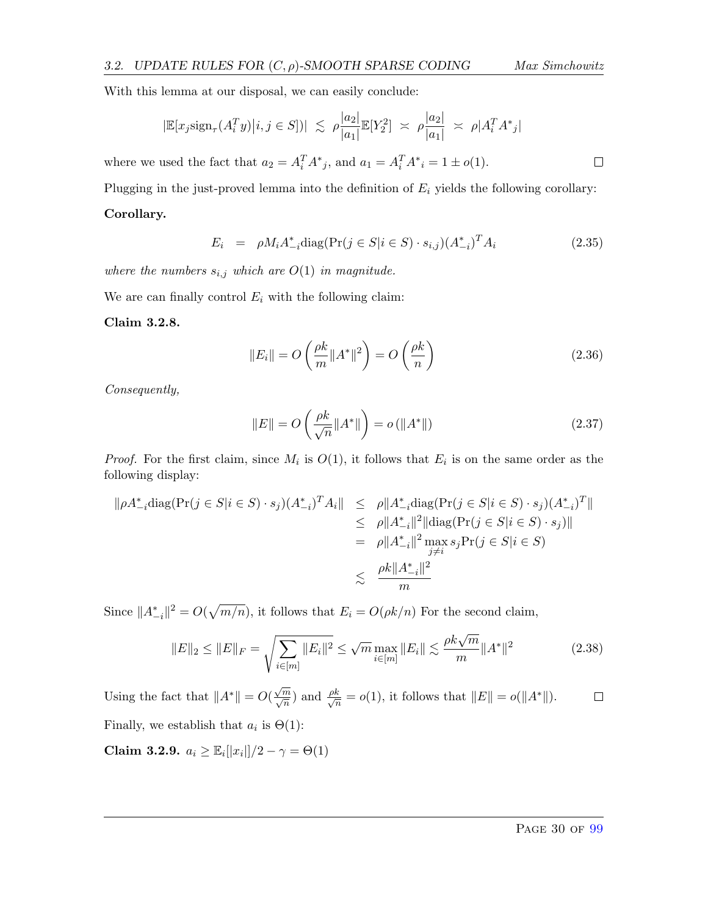With this lemma at our disposal, we can easily conclude:

$$|\mathbb{E}[x_j \text{sign}_\tau(A_i^T y)\big|i, j \in S])| \;\lesssim\; \rho\frac{|a_2|}{|a_1|}\mathbb{E}[Y_2^2] \;\asymp\; \rho\frac{|a_2|}{|a_1|} \;\asymp\; \rho|A_i^T A^*{}_j|$$

where we used the fact that $a_2 = A_i^T A^*{}_j$, and $a_1 = A_i^T A^*{}_i = 1 \pm o(1)$. ☐

Plugging in the just-proved lemma into the definition of $E_i$ yields the following corollary:

**Corollary.**

$$E_i \;\;=\;\; \rho M_i A^*_{-i}\text{diag}(\Pr(j \in S|i \in S)\cdot s_{i,j})(A^*_{-i})^T A_i \tag{2.35}$$

*where the numbers $s_{i,j}$ which are $O(1)$ in magnitude.*

We are can finally control $E_i$ with the following claim:

**Claim 3.2.8.**

$$\|E_i\| = O\left(\frac{\rho k}{m}\|A^*\|^2\right) = O\left(\frac{\rho k}{n}\right) \tag{2.36}$$

*Consequently,*

$$\|E\| = O\left(\frac{\rho k}{\sqrt{n}}\|A^*\|\right) = o\left(\|A^*\|\right) \tag{2.37}$$

*Proof.* For the first claim, since $M_i$ is $O(1)$, it follows that $E_i$ is on the same order as the following display:

$$\begin{aligned}
\|\rho A^*_{-i}\text{diag}(\Pr(j \in S|i \in S)\cdot s_j)(A^*_{-i})^T A_i\| \;&\leq\; \rho\|A^*_{-i}\text{diag}(\Pr(j \in S|i \in S)\cdot s_j)(A^*_{-i})^T\| \\
&\leq\; \rho\|A^*_{-i}\|^2\|\text{diag}(\Pr(j \in S|i \in S)\cdot s_j)\| \\
&=\; \rho\|A^*_{-i}\|^2 \max_{j\neq i} s_j \Pr(j \in S|i \in S) \\
&\lesssim\; \frac{\rho k\|A^*_{-i}\|^2}{m}
\end{aligned}$$

Since $\|A^*_{-i}\|^2 = O(\sqrt{m/n})$, it follows that $E_i = O(\rho k/n)$ For the second claim,

$$\|E\|_2 \leq \|E\|_F = \sqrt{\sum_{i\in[m]}\|E_i\|^2} \leq \sqrt{m}\max_{i\in[m]}\|E_i\| \lesssim \frac{\rho k\sqrt{m}}{m}\|A^*\|^2 \tag{2.38}$$

Using the fact that $\|A^*\| = O(\frac{\sqrt{m}}{\sqrt{n}})$ and $\frac{\rho k}{\sqrt{n}} = o(1)$, it follows that $\|E\| = o(\|A^*\|)$. ☐

Finally, we establish that $a_i$ is $\Theta(1)$:

**Claim 3.2.9.** $a_i \geq \mathbb{E}_i[|x_i|]/2 - \gamma = \Theta(1)$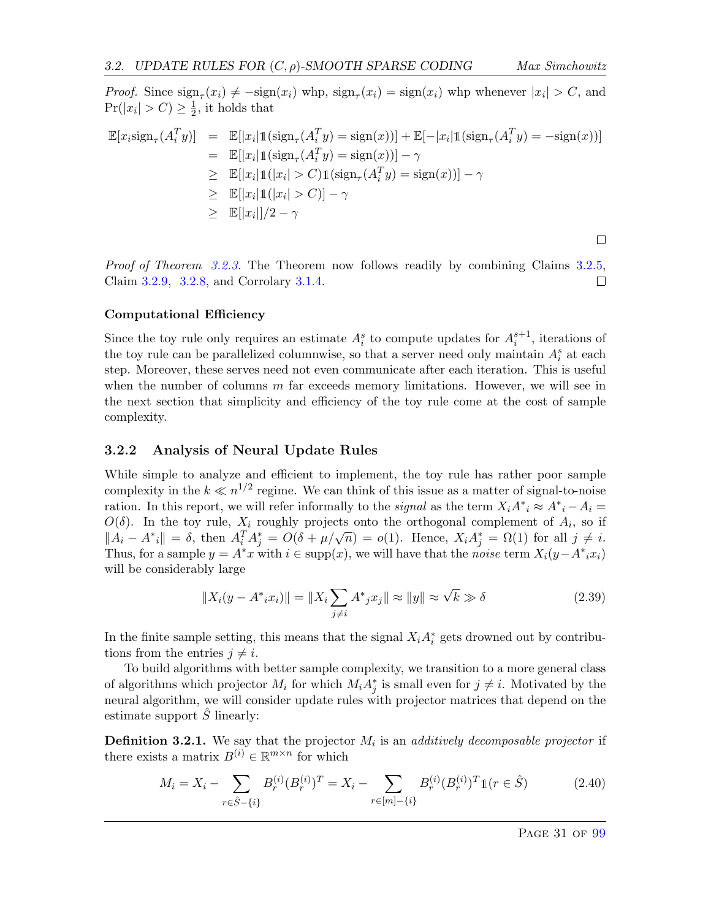*Proof.* Since $\text{sign}_\tau(x_i) \neq -\text{sign}(x_i)$ whp, $\text{sign}_\tau(x_i) = \text{sign}(x_i)$ whp whenever $|x_i| > C$, and $\Pr(|x_i| > C) \geq \frac{1}{2}$, it holds that

$$
\begin{aligned}
\mathbb{E}[x_i \text{sign}_\tau(A_i^T y)] &= \mathbb{E}[|x_i| \mathbb{1}(\text{sign}_\tau(A_i^T y) = \text{sign}(x))] + \mathbb{E}[-|x_i| \mathbb{1}(\text{sign}_\tau(A_i^T y) = -\text{sign}(x))] \\
&= \mathbb{E}[|x_i| \mathbb{1}(\text{sign}_\tau(A_i^T y) = \text{sign}(x))] - \gamma \\
&\geq \mathbb{E}[|x_i| \mathbb{1}(|x_i| > C) \mathbb{1}(\text{sign}_\tau(A_i^T y) = \text{sign}(x))] - \gamma \\
&\geq \mathbb{E}[|x_i| \mathbb{1}(|x_i| > C)] - \gamma \\
&\geq \mathbb{E}[|x_i|]/2 - \gamma
\end{aligned}
$$

□

*Proof of Theorem 3.2.3.* The Theorem now follows readily by combining Claims 3.2.5, Claim 3.2.9, 3.2.8, and Corrolary 3.1.4. □

**Computational Efficiency**

Since the toy rule only requires an estimate $A_i^s$ to compute updates for $A_i^{s+1}$, iterations of the toy rule can be parallelized columnwise, so that a server need only maintain $A_i^s$ at each step. Moreover, these serves need not even communicate after each iteration. This is useful when the number of columns $m$ far exceeds memory limitations. However, we will see in the next section that simplicity and efficiency of the toy rule come at the cost of sample complexity.

### 3.2.2 Analysis of Neural Update Rules

While simple to analyze and efficient to implement, the toy rule has rather poor sample complexity in the $k \ll n^{1/2}$ regime. We can think of this issue as a matter of signal-to-noise ration. In this report, we will refer informally to the *signal* as the term $X_i {A^*}_i \approx {A^*}_i - A_i = O(\delta)$. In the toy rule, $X_i$ roughly projects onto the orthogonal complement of $A_i$, so if $\|A_i - {A^*}_i\| = \delta$, then $A_i^T A_j^* = O(\delta + \mu/\sqrt{n}) = o(1)$. Hence, $X_i A_j^* = \Omega(1)$ for all $j \neq i$. Thus, for a sample $y = A^* x$ with $i \in \text{supp}(x)$, we will have that the *noise* term $X_i(y - {A^*}_i x_i)$ will be considerably large

$$
\|X_i(y - {A^*}_i x_i)\| = \|X_i \sum_{j \neq i} {A^*}_j x_j\| \approx \|y\| \approx \sqrt{k} \gg \delta \tag{2.39}
$$

In the finite sample setting, this means that the signal $X_i A_i^*$ gets drowned out by contributions from the entries $j \neq i$.

To build algorithms with better sample complexity, we transition to a more general class of algorithms which projector $M_i$ for which $M_i A_j^*$ is small even for $j \neq i$. Motivated by the neural algorithm, we will consider update rules with projector matrices that depend on the estimate support $\hat{S}$ linearly:

**Definition 3.2.1.** We say that the projector $M_i$ is an *additively decomposable projector* if there exists a matrix $B^{(i)} \in \mathbb{R}^{m \times n}$ for which

$$
M_i = X_i - \sum_{r \in \hat{S} - \{i\}} B_r^{(i)} (B_r^{(i)})^T = X_i - \sum_{r \in [m] - \{i\}} B_r^{(i)} (B_r^{(i)})^T \mathbb{1}(r \in \hat{S}) \tag{2.40}
$$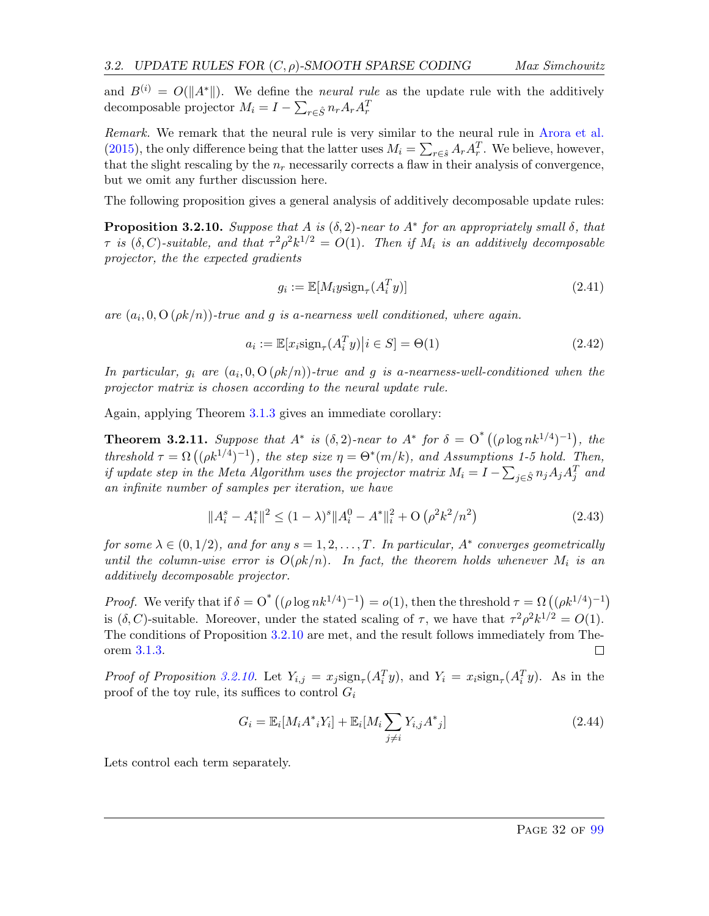and $B^{(i)} = O(\|A^*\|)$. We define the *neural rule* as the update rule with the additively decomposable projector $M_i = I - \sum_{r \in \hat{S}} n_r A_r A_r^T$

*Remark.* We remark that the neural rule is very similar to the neural rule in Arora et al. (2015), the only difference being that the latter uses $M_i = \sum_{r \in \hat{s}} A_r A_r^T$. We believe, however, that the slight rescaling by the $n_r$ necessarily corrects a flaw in their analysis of convergence, but we omit any further discussion here.

The following proposition gives a general analysis of additively decomposable update rules:

**Proposition 3.2.10.** *Suppose that $A$ is $(\delta, 2)$-near to $A^*$ for an appropriately small $\delta$, that $\tau$ is $(\delta, C)$-suitable, and that $\tau^2 \rho^2 k^{1/2} = O(1)$. Then if $M_i$ is an additively decomposable projector, the the expected gradients*

$$g_i := \mathbb{E}[M_i y \text{sign}_\tau(A_i^T y)] \tag{2.41}$$

*are $(a_i, 0, \mathrm{O}(\rho k/n))$-true and $g$ is $a$-nearness well conditioned, where again.*

$$a_i := \mathbb{E}[x_i \text{sign}_\tau(A_i^T y) \big| i \in S] = \Theta(1) \tag{2.42}$$

*In particular, $g_i$ are $(a_i, 0, \mathrm{O}(\rho k/n))$-true and $g$ is $a$-nearness-well-conditioned when the projector matrix is chosen according to the neural update rule.*

Again, applying Theorem 3.1.3 gives an immediate corollary:

**Theorem 3.2.11.** *Suppose that $A^*$ is $(\delta, 2)$-near to $A^*$ for $\delta = \mathrm{O}^*\left((\rho \log n k^{1/4})^{-1}\right)$, the threshold $\tau = \Omega\left((\rho k^{1/4})^{-1}\right)$, the step size $\eta = \Theta^*(m/k)$, and Assumptions 1-5 hold. Then, if update step in the Meta Algorithm uses the projector matrix $M_i = I - \sum_{j \in \hat{S}} n_j A_j A_j^T$ and an infinite number of samples per iteration, we have*

$$\|A_i^s - A_i^*\|^2 \leq (1-\lambda)^s \|A_i^0 - A^*\|_i^2 + \mathrm{O}\left(\rho^2 k^2/n^2\right) \tag{2.43}$$

*for some $\lambda \in (0, 1/2)$, and for any $s = 1, 2, \ldots, T$. In particular, $A^*$ converges geometrically until the column-wise error is $O(\rho k/n)$. In fact, the theorem holds whenever $M_i$ is an additively decomposable projector.*

*Proof.* We verify that if $\delta = \mathrm{O}^*\left((\rho \log n k^{1/4})^{-1}\right) = o(1)$, then the threshold $\tau = \Omega\left((\rho k^{1/4})^{-1}\right)$ is $(\delta, C)$-suitable. Moreover, under the stated scaling of $\tau$, we have that $\tau^2 \rho^2 k^{1/2} = O(1)$. The conditions of Proposition 3.2.10 are met, and the result follows immediately from Theorem 3.1.3. □

*Proof of Proposition 3.2.10.* Let $Y_{i,j} = x_j \text{sign}_\tau(A_i^T y)$, and $Y_i = x_i \text{sign}_\tau(A_i^T y)$. As in the proof of the toy rule, its suffices to control $G_i$

$$G_i = \mathbb{E}_i[M_i {A^*}_i Y_i] + \mathbb{E}_i[M_i \sum_{j \neq i} Y_{i,j} {A^*}_j] \tag{2.44}$$

Lets control each term separately.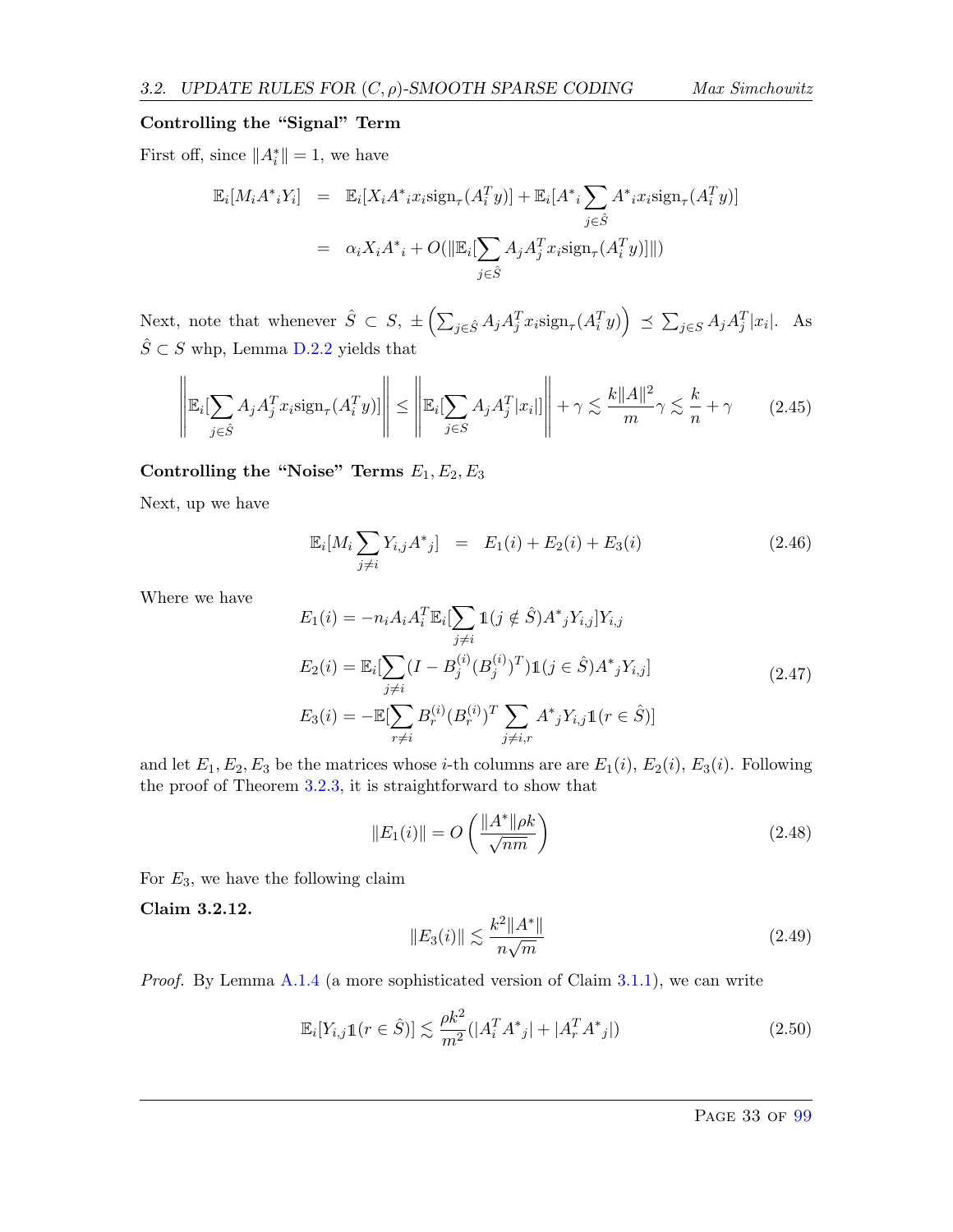**Controlling the "Signal" Term**

First off, since $\|A_i^*\| = 1$, we have

$$
\begin{aligned}
\mathbb{E}_i[M_i A^*{}_i Y_i] &= \mathbb{E}_i[X_i A^*{}_i x_i \text{sign}_\tau(A_i^T y)] + \mathbb{E}_i[A^*{}_i \sum_{j \in \hat{S}} A^*{}_i x_i \text{sign}_\tau(A_i^T y)] \\
&= \alpha_i X_i A^*{}_i + O(\|\mathbb{E}_i[\sum_{j \in \hat{S}} A_j A_j^T x_i \text{sign}_\tau(A_i^T y)]\|)
\end{aligned}
$$

Next, note that whenever $\hat{S} \subset S$, $\pm \left( \sum_{j \in \hat{S}} A_j A_j^T x_i \text{sign}_\tau(A_i^T y) \right) \preceq \sum_{j \in S} A_j A_j^T |x_i|$. As $\hat{S} \subset S$ whp, Lemma D.2.2 yields that

$$
\left\| \mathbb{E}_i[\sum_{j \in \hat{S}} A_j A_j^T x_i \text{sign}_\tau(A_i^T y)] \right\| \le \left\| \mathbb{E}_i[\sum_{j \in S} A_j A_j^T |x_i|] \right\| + \gamma \lesssim \frac{k\|A\|^2}{m}\gamma \lesssim \frac{k}{n} + \gamma \tag{2.45}
$$

**Controlling the "Noise" Terms $E_1, E_2, E_3$**

Next, up we have

$$
\mathbb{E}_i[M_i \sum_{j \neq i} Y_{i,j} A^*{}_j] = E_1(i) + E_2(i) + E_3(i) \tag{2.46}
$$

Where we have

$$
\begin{aligned}
E_1(i) &= -n_i A_i A_i^T \mathbb{E}_i[\sum_{j \neq i} \mathbb{1}(j \notin \hat{S}) A^*{}_j Y_{i,j}] Y_{i,j} \\
E_2(i) &= \mathbb{E}_i[\sum_{j \neq i} (I - B_j^{(i)} (B_j^{(i)})^T) \mathbb{1}(j \in \hat{S}) A^*{}_j Y_{i,j}] \\
E_3(i) &= -\mathbb{E}[\sum_{r \neq i} B_r^{(i)} (B_r^{(i)})^T \sum_{j \neq i,r} A^*{}_j Y_{i,j} \mathbb{1}(r \in \hat{S})]
\end{aligned} \tag{2.47}
$$

and let $E_1, E_2, E_3$ be the matrices whose $i$-th columns are are $E_1(i)$, $E_2(i)$, $E_3(i)$. Following the proof of Theorem 3.2.3, it is straightforward to show that

$$
\|E_1(i)\| = O\left( \frac{\|A^*\|\rho k}{\sqrt{nm}} \right) \tag{2.48}
$$

For $E_3$, we have the following claim

**Claim 3.2.12.**

$$
\|E_3(i)\| \lesssim \frac{k^2\|A^*\|}{n\sqrt{m}} \tag{2.49}
$$

*Proof.* By Lemma A.1.4 (a more sophisticated version of Claim 3.1.1), we can write

$$
\mathbb{E}_i[Y_{i,j} \mathbb{1}(r \in \hat{S})] \lesssim \frac{\rho k^2}{m^2}(|A_i^T A^*{}_j| + |A_r^T A^*{}_j|) \tag{2.50}
$$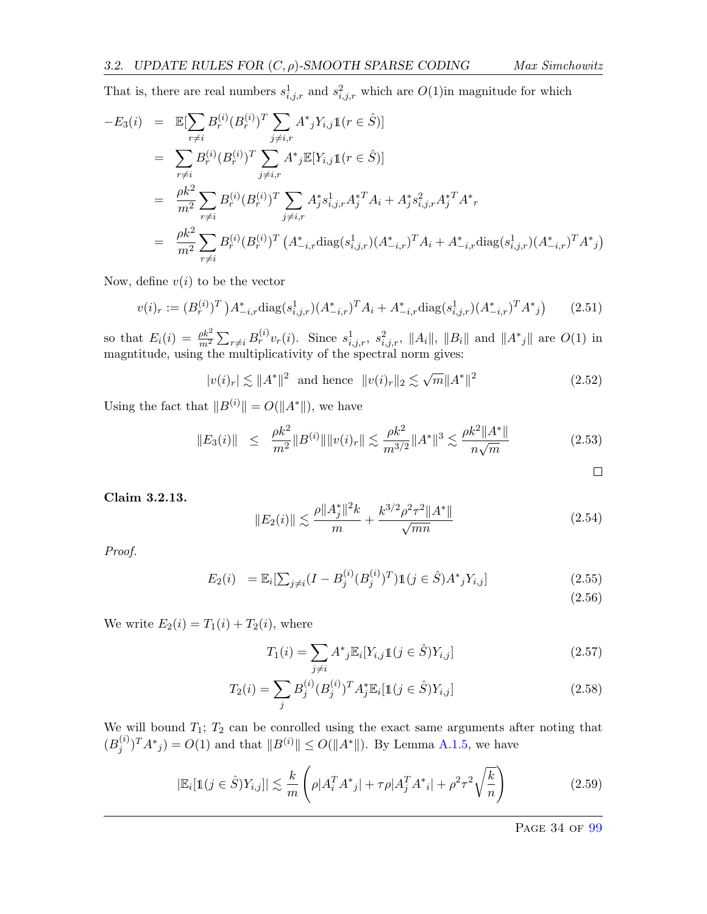That is, there are real numbers $s^1_{i,j,r}$ and $s^2_{i,j,r}$ which are $O(1)$in magnitude for which

$$
\begin{aligned}
-E_3(i) &= \mathbb{E}[\sum_{r\neq i} B^{(i)}_r (B^{(i)}_r)^T \sum_{j\neq i,r} A^*{}_j Y_{i,j} \mathbb{1}(r\in \hat{S})] \\
&= \sum_{r\neq i} B^{(i)}_r (B^{(i)}_r)^T \sum_{j\neq i,r} A^*{}_j \mathbb{E}[Y_{i,j}\mathbb{1}(r\in\hat{S})] \\
&= \frac{\rho k^2}{m^2} \sum_{r\neq i} B^{(i)}_r (B^{(i)}_r)^T \sum_{j\neq i,r} A^*_j s^1_{i,j,r} A^{*T}_j A_i + A^*_j s^2_{i,j,r} A^{*T}_j A^*{}_r \\
&= \frac{\rho k^2}{m^2} \sum_{r\neq i} B^{(i)}_r (B^{(i)}_r)^T \left( A^*_{-i,r} \mathrm{diag}(s^1_{i,j,r}) (A^*_{-i,r})^T A_i + A^*_{-i,r}\mathrm{diag}(s^1_{i,j,r})(A^*_{-i,r})^T A^*{}_j \right)
\end{aligned}
$$

Now, define $v(i)$ to be the vector

$$
v(i)_r := (B^{(i)}_r)^T \big) A^*_{-i,r}\mathrm{diag}(s^1_{i,j,r})(A^*_{-i,r})^T A_i + A^*_{-i,r}\mathrm{diag}(s^1_{i,j,r})(A^*_{-i,r})^T A^*{}_j \big) \tag{2.51}
$$

so that $E_i(i) = \frac{\rho k^2}{m^2}\sum_{r\neq i} B^{(i)}_r v_r(i)$. Since $s^1_{i,j,r}$, $s^2_{i,j,r}$, $\|A_i\|$, $\|B_i\|$ and $\|A^*{}_j\|$ are $O(1)$ in magntitude, using the multiplicativity of the spectral norm gives:

$$
|v(i)_r| \lesssim \|A^*\|^2 \ \text{ and hence } \ \|v(i)_r\|_2 \lesssim \sqrt{m}\|A^*\|^2 \tag{2.52}
$$

Using the fact that $\|B^{(i)}\| = O(\|A^*\|)$, we have

$$
\|E_3(i)\| \ \le \ \frac{\rho k^2}{m^2}\|B^{(i)}\|\|v(i)_r\| \lesssim \frac{\rho k^2}{m^{3/2}}\|A^*\|^3 \lesssim \frac{\rho k^2 \|A^*\|}{n\sqrt{m}} \tag{2.53}
$$

□

**Claim 3.2.13.**

$$
\|E_2(i)\| \lesssim \frac{\rho \|A^*_j\|^2 k}{m} + \frac{k^{3/2}\rho^2\tau^2\|A^*\|}{\sqrt{mn}} \tag{2.54}
$$

*Proof.*

$$
E_2(i) \ = \mathbb{E}_i[\textstyle\sum_{j\neq i}(I - B^{(i)}_j (B^{(i)}_j)^T)\mathbb{1}(j\in\hat{S}) A^*{}_j Y_{i,j}] \tag{2.55}
$$

$$
\tag{2.56}
$$

We write $E_2(i) = T_1(i) + T_2(i)$, where

$$
T_1(i) = \sum_{j\neq i} A^*{}_j \mathbb{E}_i[Y_{i,j}\mathbb{1}(j\in\hat{S})Y_{i,j}] \tag{2.57}
$$

$$
T_2(i) = \sum_{j} B^{(i)}_j (B^{(i)}_j)^T A^*_j \mathbb{E}_i[\mathbb{1}(j\in\hat{S})Y_{i,j}] \tag{2.58}
$$

We will bound $T_1$; $T_2$ can be conrolled using the exact same arguments after noting that $(B^{(i)}_j)^T A^*{}_j) = O(1)$ and that $\|B^{(i)}\| \le O(\|A^*\|)$. By Lemma A.1.5, we have

$$
|\mathbb{E}_i[\mathbb{1}(j\in\hat{S})Y_{i,j}]| \lesssim \frac{k}{m}\left(\rho|A_i^T A^*{}_j| + \tau\rho|A_j^T A^*{}_i| + \rho^2\tau^2\sqrt{\frac{k}{n}}\right) \tag{2.59}
$$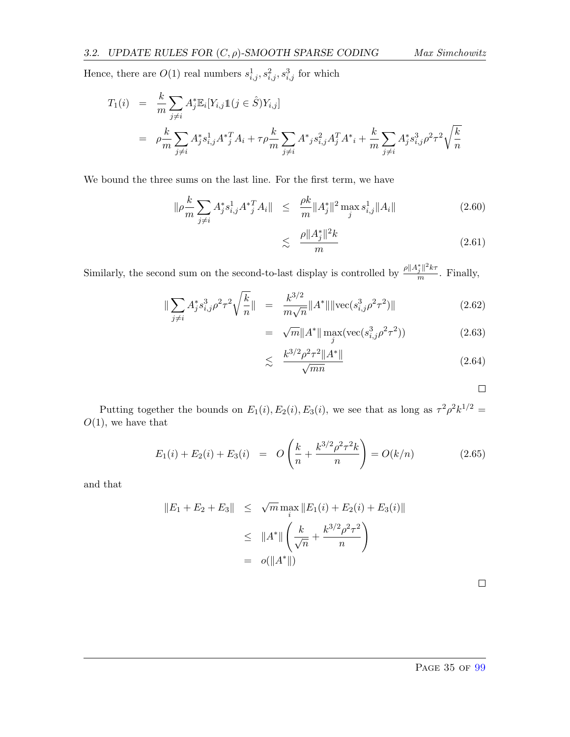Hence, there are $O(1)$ real numbers $s^1_{i,j}, s^2_{i,j}, s^3_{i,j}$ for which

$$
\begin{aligned}
T_1(i) &= \frac{k}{m}\sum_{j\neq i} A^*_j \mathbb{E}_i[Y_{i,j}\mathbb{1}(j\in \hat{S})Y_{i,j}] \\
&= \rho\frac{k}{m}\sum_{j\neq i} A^*_j s^1_{i,j} {A^*}^T_j A_i + \tau\rho\frac{k}{m}\sum_{j\neq i} {A^*}_j s^2_{i,j} A^T_j {A^*}_i + \frac{k}{m}\sum_{j\neq i} A^*_j s^3_{i,j}\rho^2\tau^2\sqrt{\frac{k}{n}}
\end{aligned}
$$

We bound the three sums on the last line. For the first term, we have

$$
\begin{aligned}
\|\rho\frac{k}{m}\sum_{j\neq i} A^*_j s^1_{i,j} {A^*}^T_j A_i\| &\leq \frac{\rho k}{m}\|A^*_j\|^2 \max_j s^1_{i,j}\|A_i\| && (2.60)\\
&\lesssim \frac{\rho\|A^*_j\|^2 k}{m} && (2.61)
\end{aligned}
$$

Similarly, the second sum on the second-to-last display is controlled by $\frac{\rho\|A^*_j\|^2 k\tau}{m}$. Finally,

$$
\begin{aligned}
\|\sum_{j\neq i} A^*_j s^3_{i,j}\rho^2\tau^2\sqrt{\frac{k}{n}}\| &= \frac{k^{3/2}}{m\sqrt{n}}\|A^*\|\|\text{vec}(s^3_{i,j}\rho^2\tau^2)\| && (2.62)\\
&= \sqrt{m}\|A^*\|\max_j(\text{vec}(s^3_{i,j}\rho^2\tau^2)) && (2.63)\\
&\lesssim \frac{k^{3/2}\rho^2\tau^2\|A^*\|}{\sqrt{mn}} && (2.64)
\end{aligned}
$$

□

Putting together the bounds on $E_1(i), E_2(i), E_3(i)$, we see that as long as $\tau^2\rho^2 k^{1/2} = O(1)$, we have that

$$
E_1(i) + E_2(i) + E_3(i) = O\left(\frac{k}{n} + \frac{k^{3/2}\rho^2\tau^2 k}{n}\right) = O(k/n) \qquad (2.65)
$$

and that

$$
\begin{aligned}
\|E_1 + E_2 + E_3\| &\leq \sqrt{m}\max_i \|E_1(i) + E_2(i) + E_3(i)\| \\
&\leq \|A^*\|\left(\frac{k}{\sqrt{n}} + \frac{k^{3/2}\rho^2\tau^2}{n}\right) \\
&= o(\|A^*\|)
\end{aligned}
$$

□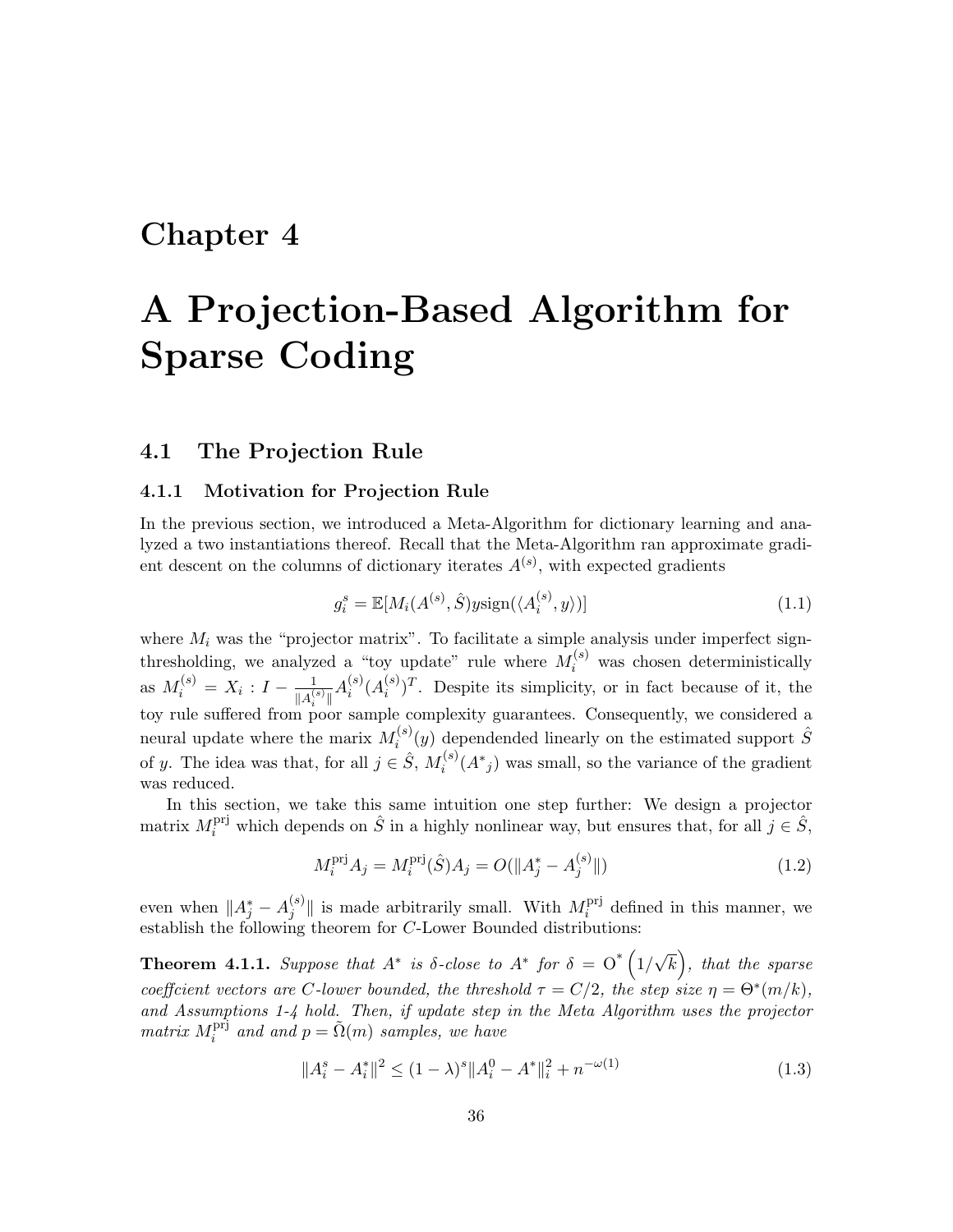# Chapter 4

# A Projection-Based Algorithm for Sparse Coding

## 4.1 The Projection Rule

### 4.1.1 Motivation for Projection Rule

In the previous section, we introduced a Meta-Algorithm for dictionary learning and analyzed a two instantiations thereof. Recall that the Meta-Algorithm ran approximate gradient descent on the columns of dictionary iterates $A^{(s)}$, with expected gradients

$$g_i^s = \mathbb{E}[M_i(A^{(s)}, \hat{S}) y \mathrm{sign}(\langle A_i^{(s)}, y \rangle)] \tag{1.1}$$

where $M_i$ was the "projector matrix". To facilitate a simple analysis under imperfect sign-thresholding, we analyzed a "toy update" rule where $M_i^{(s)}$ was chosen deterministically as $M_i^{(s)} = X_i : I - \frac{1}{\|A_i^{(s)}\|} A_i^{(s)} (A_i^{(s)})^T$. Despite its simplicity, or in fact because of it, the toy rule suffered from poor sample complexity guarantees. Consequently, we considered a neural update where the marix $M_i^{(s)}(y)$ dependended linearly on the estimated support $\hat{S}$ of $y$. The idea was that, for all $j \in \hat{S}$, $M_i^{(s)}(A^*{}_j)$ was small, so the variance of the gradient was reduced.

In this section, we take this same intuition one step further: We design a projector matrix $M_i^{\mathrm{prj}}$ which depends on $\hat{S}$ in a highly nonlinear way, but ensures that, for all $j \in \hat{S}$,

$$M_i^{\mathrm{prj}} A_j = M_i^{\mathrm{prj}}(\hat{S}) A_j = O(\|A_j^* - A_j^{(s)}\|) \tag{1.2}$$

even when $\|A_j^* - A_j^{(s)}\|$ is made arbitrarily small. With $M_i^{\mathrm{prj}}$ defined in this manner, we establish the following theorem for $C$-Lower Bounded distributions:

**Theorem 4.1.1.** *Suppose that $A^*$ is $\delta$-close to $A^*$ for $\delta = \mathrm{O}^*\left(1/\sqrt{k}\right)$, that the sparse coeffcient vectors are $C$-lower bounded, the threshold $\tau = C/2$, the step size $\eta = \Theta^*(m/k)$, and Assumptions 1-4 hold. Then, if update step in the Meta Algorithm uses the projector matrix $M_i^{\mathrm{prj}}$ and and $p = \tilde{\Omega}(m)$ samples, we have*

$$\|A_i^s - A_i^*\|^2 \leq (1-\lambda)^s \|A_i^0 - A^*\|_i^2 + n^{-\omega(1)} \tag{1.3}$$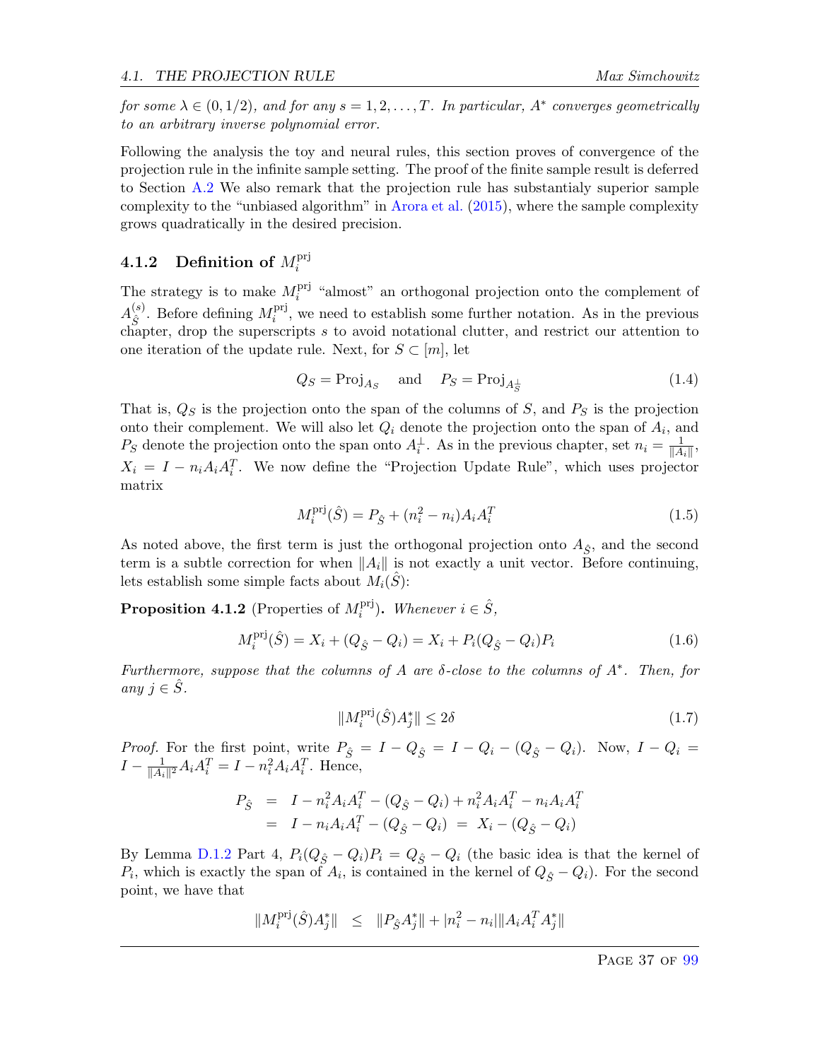*for some $\lambda \in (0, 1/2)$, and for any $s = 1, 2, \ldots, T$. In particular, $A^*$ converges geometrically to an arbitrary inverse polynomial error.*

Following the analysis the toy and neural rules, this section proves of convergence of the projection rule in the infinite sample setting. The proof of the finite sample result is deferred to Section A.2 We also remark that the projection rule has substantialy superior sample complexity to the "unbiased algorithm" in Arora et al. (2015), where the sample complexity grows quadratically in the desired precision.

### 4.1.2 Definition of $M_i^{\text{prj}}$

The strategy is to make $M_i^{\text{prj}}$ "almost" an orthogonal projection onto the complement of $A_{\hat{S}}^{(s)}$. Before defining $M_i^{\text{prj}}$, we need to establish some further notation. As in the previous chapter, drop the superscripts $s$ to avoid notational clutter, and restrict our attention to one iteration of the update rule. Next, for $S \subset [m]$, let

$$Q_S = \text{Proj}_{A_S} \quad \text{and} \quad P_S = \text{Proj}_{A_S^\perp} \tag{1.4}$$

That is, $Q_S$ is the projection onto the span of the columns of $S$, and $P_S$ is the projection onto their complement. We will also let $Q_i$ denote the projection onto the span of $A_i$, and $P_S$ denote the projection onto the span onto $A_i^\perp$. As in the previous chapter, set $n_i = \frac{1}{\|A_i\|}$, $X_i = I - n_i A_i A_i^T$. We now define the "Projection Update Rule", which uses projector matrix

$$M_i^{\text{prj}}(\hat{S}) = P_{\hat{S}} + (n_i^2 - n_i) A_i A_i^T \tag{1.5}$$

As noted above, the first term is just the orthogonal projection onto $A_{\hat{S}}$, and the second term is a subtle correction for when $\|A_i\|$ is not exactly a unit vector. Before continuing, lets establish some simple facts about $M_i(\hat{S})$:

**Proposition 4.1.2** (Properties of $M_i^{\text{prj}}$)**.** *Whenever $i \in \hat{S}$,*

$$M_i^{\text{prj}}(\hat{S}) = X_i + (Q_{\hat{S}} - Q_i) = X_i + P_i(Q_{\hat{S}} - Q_i)P_i \tag{1.6}$$

*Furthermore, suppose that the columns of $A$ are $\delta$-close to the columns of $A^*$. Then, for any $j \in \hat{S}$.*

$$\|M_i^{\text{prj}}(\hat{S})A_j^*\| \leq 2\delta \tag{1.7}$$

*Proof.* For the first point, write $P_{\hat{S}} = I - Q_{\hat{S}} = I - Q_i - (Q_{\hat{S}} - Q_i)$. Now, $I - Q_i = I - \frac{1}{\|A_i\|^2} A_i A_i^T = I - n_i^2 A_i A_i^T$. Hence,

$$\begin{aligned} P_{\hat{S}} &= I - n_i^2 A_i A_i^T - (Q_{\hat{S}} - Q_i) + n_i^2 A_i A_i^T - n_i A_i A_i^T \\ &= I - n_i A_i A_i^T - (Q_{\hat{S}} - Q_i) \; = \; X_i - (Q_{\hat{S}} - Q_i) \end{aligned}$$

By Lemma D.1.2 Part 4, $P_i(Q_{\hat{S}} - Q_i)P_i = Q_{\hat{S}} - Q_i$ (the basic idea is that the kernel of $P_i$, which is exactly the span of $A_i$, is contained in the kernel of $Q_{\hat{S}} - Q_i$). For the second point, we have that

$$\|M_i^{\text{prj}}(\hat{S})A_j^*\| \quad \leq \quad \|P_{\hat{S}} A_j^*\| + |n_i^2 - n_i| \|A_i A_i^T A_j^*\|$$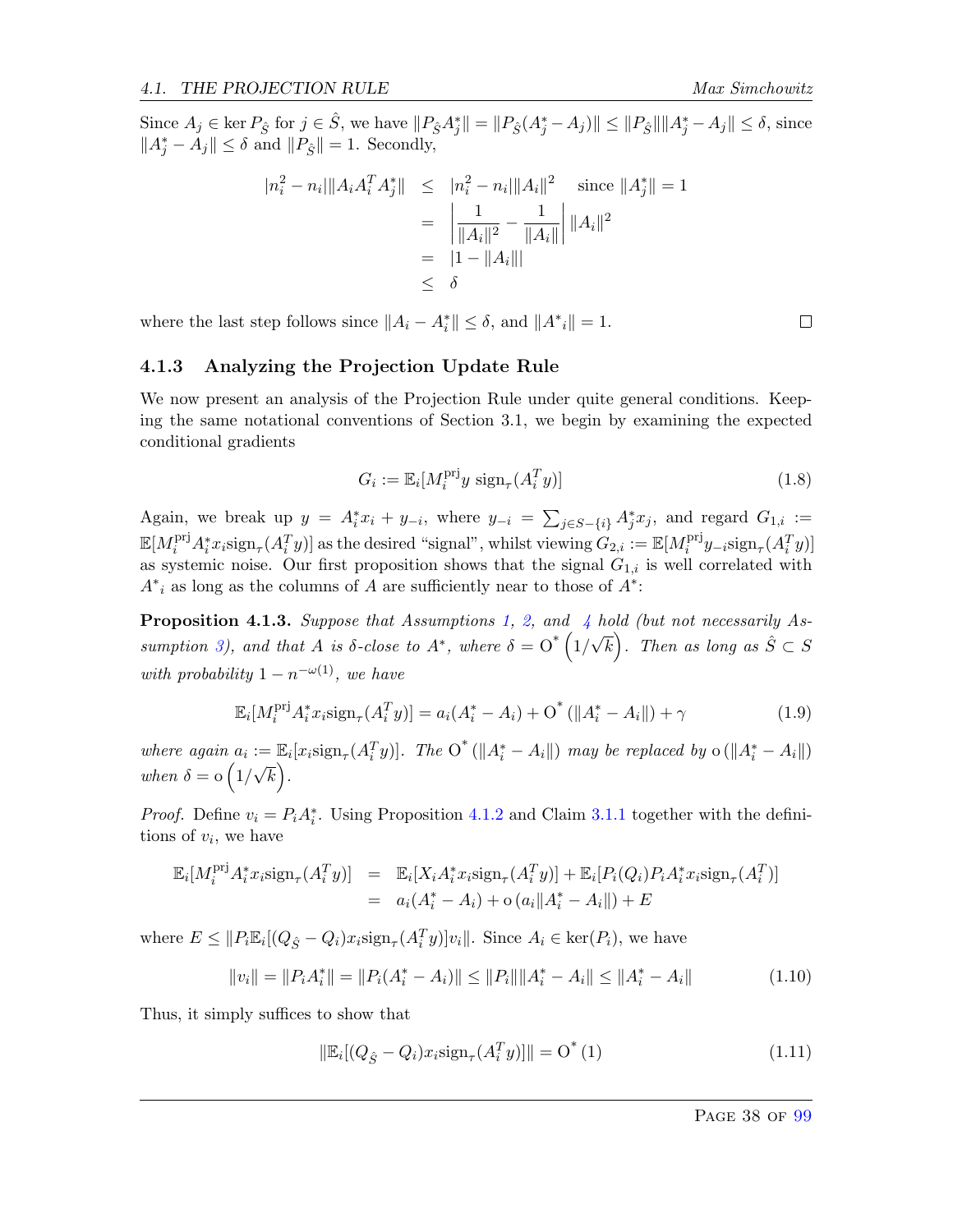Since $A_j \in \ker P_{\hat{S}}$ for $j \in \hat{S}$, we have $\|P_{\hat{S}} A_j^*\| = \|P_{\hat{S}}(A_j^* - A_j)\| \leq \|P_{\hat{S}}\| \|A_j^* - A_j\| \leq \delta$, since $\|A_j^* - A_j\| \leq \delta$ and $\|P_{\hat{S}}\| = 1$. Secondly,

$$
\begin{aligned}
|n_i^2 - n_i| \|A_i A_i^T A_j^*\| &\leq |n_i^2 - n_i| \|A_i\|^2 \quad \text{since } \|A_j^*\| = 1 \\
&= \left| \frac{1}{\|A_i\|^2} - \frac{1}{\|A_i\|} \right| \|A_i\|^2 \\
&= |1 - \|A_i\|| \\
&\leq \delta
\end{aligned}
$$

where the last step follows since $\|A_i - A_i^*\| \leq \delta$, and $\|A^*{}_i\| = 1$. $\square$

### 4.1.3 Analyzing the Projection Update Rule

We now present an analysis of the Projection Rule under quite general conditions. Keeping the same notational conventions of Section 3.1, we begin by examining the expected conditional gradients

$$
G_i := \mathbb{E}_i[M_i^{\text{prj}} y \ \text{sign}_\tau(A_i^T y)] \tag{1.8}
$$

Again, we break up $y = A_i^* x_i + y_{-i}$, where $y_{-i} = \sum_{j \in S - \{i\}} A_j^* x_j$, and regard $G_{1,i} := \mathbb{E}[M_i^{\text{prj}} A_i^* x_i \text{sign}_\tau(A_i^T y)]$ as the desired "signal", whilst viewing $G_{2,i} := \mathbb{E}[M_i^{\text{prj}} y_{-i} \text{sign}_\tau(A_i^T y)]$ as systemic noise. Our first proposition shows that the signal $G_{1,i}$ is well correlated with $A^*{}_i$ as long as the columns of $A$ are sufficiently near to those of $A^*$:

**Proposition 4.1.3.** *Suppose that Assumptions 1, 2, and 4 hold (but not necessarily Assumption 3), and that $A$ is $\delta$-close to $A^*$, where $\delta = \mathrm{O}^*\left(1/\sqrt{k}\right)$. Then as long as $\hat{S} \subset S$ with probability $1 - n^{-\omega(1)}$, we have*

$$
\mathbb{E}_i[M_i^{\text{prj}} A_i^* x_i \text{sign}_\tau(A_i^T y)] = a_i(A_i^* - A_i) + \mathrm{O}^*\left(\|A_i^* - A_i\|\right) + \gamma \tag{1.9}
$$

*where again $a_i := \mathbb{E}_i[x_i \text{sign}_\tau(A_i^T y)]$. The $\mathrm{O}^*\left(\|A_i^* - A_i\|\right)$ may be replaced by $\mathrm{o}\left(\|A_i^* - A_i\|\right)$ when $\delta = \mathrm{o}\left(1/\sqrt{k}\right)$.*

*Proof.* Define $v_i = P_i A_i^*$. Using Proposition 4.1.2 and Claim 3.1.1 together with the definitions of $v_i$, we have

$$
\begin{aligned}
\mathbb{E}_i[M_i^{\text{prj}} A_i^* x_i \text{sign}_\tau(A_i^T y)] &= \mathbb{E}_i[X_i A_i^* x_i \text{sign}_\tau(A_i^T y)] + \mathbb{E}_i[P_i(Q_i) P_i A_i^* x_i \text{sign}_\tau(A_i^T)] \\
&= a_i(A_i^* - A_i) + \mathrm{o}\left(a_i \|A_i^* - A_i\|\right) + E
\end{aligned}
$$

where $E \leq \|P_i \mathbb{E}_i[(Q_{\hat{S}} - Q_i) x_i \text{sign}_\tau(A_i^T y)] v_i\|$. Since $A_i \in \ker(P_i)$, we have

$$
\|v_i\| = \|P_i A_i^*\| = \|P_i(A_i^* - A_i)\| \leq \|P_i\| \|A_i^* - A_i\| \leq \|A_i^* - A_i\| \tag{1.10}
$$

Thus, it simply suffices to show that

$$
\|\mathbb{E}_i[(Q_{\hat{S}} - Q_i) x_i \text{sign}_\tau(A_i^T y)]\| = \mathrm{O}^*\left(1\right) \tag{1.11}
$$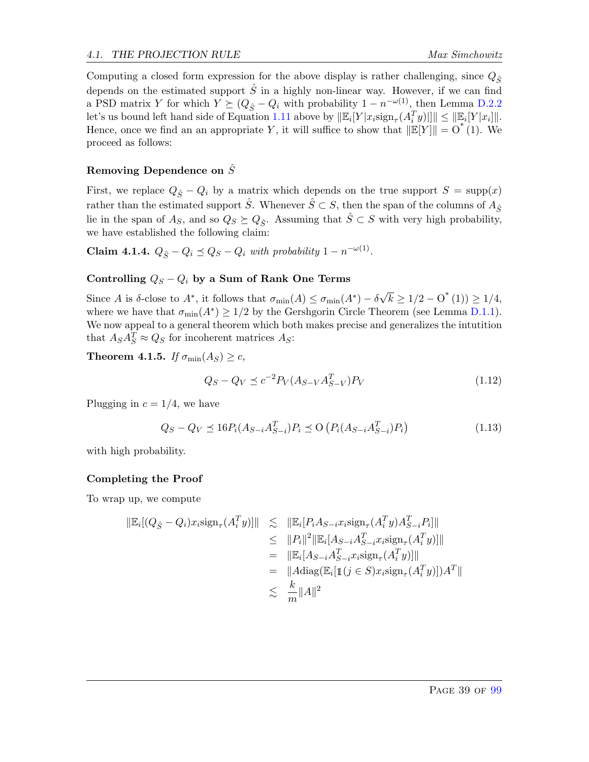Computing a closed form expression for the above display is rather challenging, since $Q_{\hat{S}}$ depends on the estimated support $\hat{S}$ in a highly non-linear way. However, if we can find a PSD matrix $Y$ for which $Y \succeq (Q_{\hat{S}} - Q_i$ with probability $1 - n^{-\omega(1)}$, then Lemma D.2.2 let's us bound left hand side of Equation 1.11 above by $\|\mathbb{E}_i[Y|x_i \text{sign}_\tau(A_i^T y)|]\| \le \|\mathbb{E}_i[Y|x_i]\|$. Hence, once we find an an appropriate $Y$, it will suffice to show that $\|\mathbb{E}[Y]\| = \mathrm{O}^*(1)$. We proceed as follows:

### Removing Dependence on $\hat{S}$

First, we replace $Q_{\hat{S}} - Q_i$ by a matrix which depends on the true support $S = \text{supp}(x)$ rather than the estimated support $\hat{S}$. Whenever $\hat{S} \subset S$, then the span of the columns of $A_{\hat{S}}$ lie in the span of $A_S$, and so $Q_S \succeq Q_{\hat{S}}$. Assuming that $\hat{S} \subset S$ with very high probability, we have established the following claim:

**Claim 4.1.4.** *$Q_{\hat{S}} - Q_i \preceq Q_S - Q_i$ with probability $1 - n^{-\omega(1)}$.*

### Controlling $Q_S - Q_i$ by a Sum of Rank One Terms

Since $A$ is $\delta$-close to $A^*$, it follows that $\sigma_{\min}(A) \le \sigma_{\min}(A^*) - \delta\sqrt{k} \ge 1/2 - \mathrm{O}^*(1)) \ge 1/4$, where we have that $\sigma_{\min}(A^*) \ge 1/2$ by the Gershgorin Circle Theorem (see Lemma D.1.1). We now appeal to a general theorem which both makes precise and generalizes the intutition that $A_S A_S^T \approx Q_S$ for incoherent matrices $A_S$:

**Theorem 4.1.5.** *If $\sigma_{\min}(A_S) \ge c$,*

$$Q_S - Q_V \preceq c^{-2} P_V (A_{S-V} A_{S-V}^T) P_V \tag{1.12}$$

Plugging in $c = 1/4$, we have

$$Q_S - Q_V \preceq 16 P_i (A_{S-i} A_{S-i}^T) P_i \preceq \mathrm{O}\left(P_i (A_{S-i} A_{S-i}^T) P_i\right) \tag{1.13}$$

with high probability.

### Completing the Proof

To wrap up, we compute

$$\begin{aligned}
\|\mathbb{E}_i[(Q_{\hat{S}} - Q_i) x_i \text{sign}_\tau(A_i^T y)]\| &\lesssim \|\mathbb{E}_i[P_i A_{S-i} x_i \text{sign}_\tau(A_i^T y) A_{S-i}^T P_i]\| \\
&\le \|P_i\|^2 \|\mathbb{E}_i[A_{S-i} A_{S-i}^T x_i \text{sign}_\tau(A_i^T y)]\| \\
&= \|\mathbb{E}_i[A_{S-i} A_{S-i}^T x_i \text{sign}_\tau(A_i^T y)]\| \\
&= \|A \text{diag}(\mathbb{E}_i[\mathbb{1}(j \in S) x_i \text{sign}_\tau(A_i^T y)]) A^T\| \\
&\lesssim \frac{k}{m} \|A\|^2
\end{aligned}$$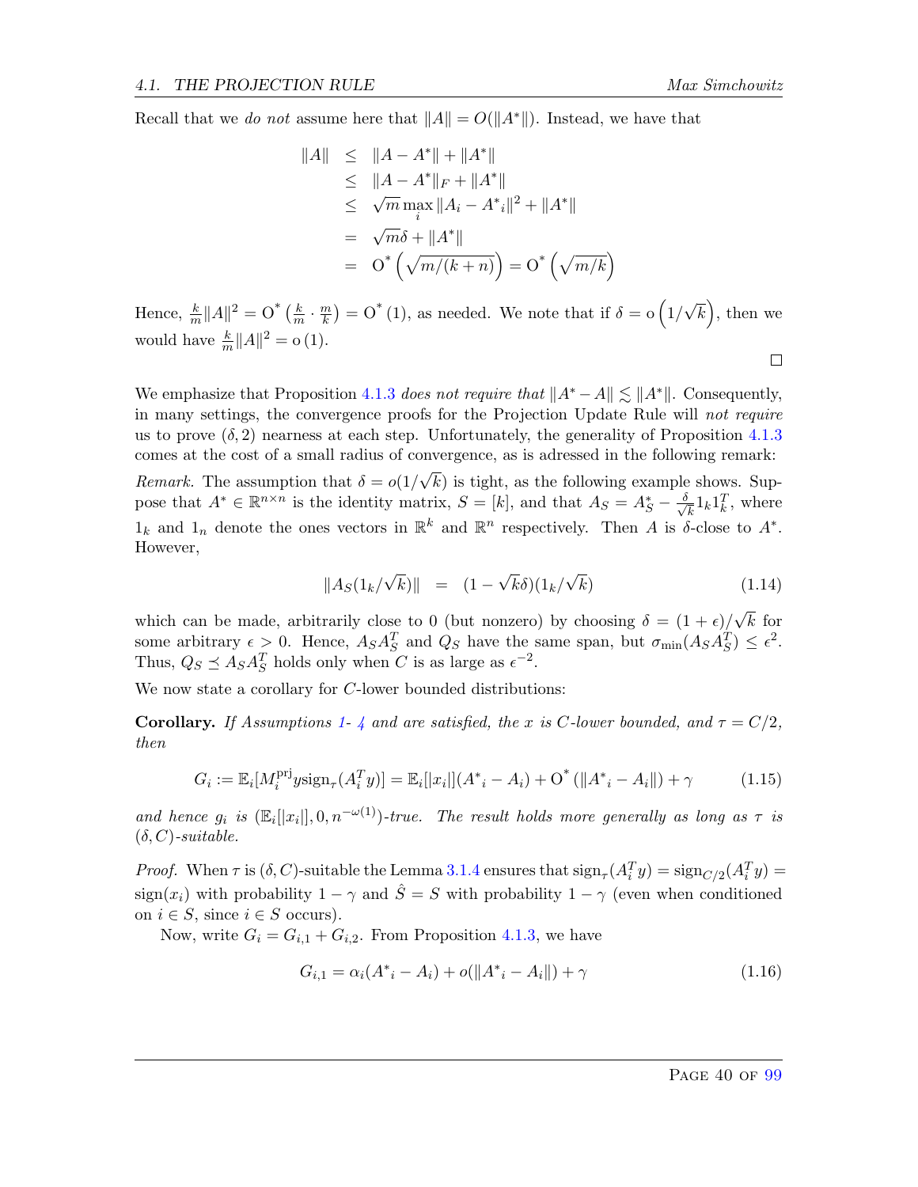Recall that we *do not* assume here that $\|A\| = O(\|A^*\|)$. Instead, we have that

$$
\begin{aligned}
\|A\| &\leq \|A - A^*\| + \|A^*\| \\
&\leq \|A - A^*\|_F + \|A^*\| \\
&\leq \sqrt{m}\max_i \|A_i - A^*{}_i\|^2 + \|A^*\| \\
&= \sqrt{m}\delta + \|A^*\| \\
&= \mathrm{O}^*\left(\sqrt{m/(k+n)}\right) = \mathrm{O}^*\left(\sqrt{m/k}\right)
\end{aligned}
$$

Hence, $\frac{k}{m}\|A\|^2 = \mathrm{O}^*\left(\frac{k}{m}\cdot\frac{m}{k}\right) = \mathrm{O}^*(1)$, as needed. We note that if $\delta = \mathrm{o}\left(1/\sqrt{k}\right)$, then we would have $\frac{k}{m}\|A\|^2 = \mathrm{o}(1)$.

□

We emphasize that Proposition 4.1.3 *does not require that* $\|A^* - A\| \lesssim \|A^*\|$. Consequently, in many settings, the convergence proofs for the Projection Update Rule will *not require* us to prove $(\delta, 2)$ nearness at each step. Unfortunately, the generality of Proposition 4.1.3 comes at the cost of a small radius of convergence, as is adressed in the following remark:

*Remark.* The assumption that $\delta = o(1/\sqrt{k})$ is tight, as the following example shows. Suppose that $A^* \in \mathbb{R}^{n\times n}$ is the identity matrix, $S = [k]$, and that $A_S = A^*_S - \frac{\delta}{\sqrt{k}}1_k 1_k^T$, where $1_k$ and $1_n$ denote the ones vectors in $\mathbb{R}^k$ and $\mathbb{R}^n$ respectively. Then $A$ is $\delta$-close to $A^*$. However,

$$
\|A_S(1_k/\sqrt{k})\| \quad = \quad (1 - \sqrt{k}\delta)(1_k/\sqrt{k}) \tag{1.14}
$$

which can be made, arbitrarily close to 0 (but nonzero) by choosing $\delta = (1+\epsilon)/\sqrt{k}$ for some arbitrary $\epsilon > 0$. Hence, $A_S A_S^T$ and $Q_S$ have the same span, but $\sigma_{\min}(A_S A_S^T) \leq \epsilon^2$. Thus, $Q_S \preceq A_S A_S^T$ holds only when $C$ is as large as $\epsilon^{-2}$.

We now state a corollary for $C$-lower bounded distributions:

**Corollary.** *If Assumptions 1- 4 and are satisfied, the $x$ is $C$-lower bounded, and $\tau = C/2$, then*

$$
G_i := \mathbb{E}_i[M_i^{\mathrm{prj}} y \operatorname{sign}_\tau(A_i^T y)] = \mathbb{E}_i[|x_i|](A^*{}_i - A_i) + \mathrm{O}^*(\|A^*{}_i - A_i\|) + \gamma \tag{1.15}
$$

*and hence $g_i$ is $(\mathbb{E}_i[|x_i|], 0, n^{-\omega(1)})$-true. The result holds more generally as long as $\tau$ is $(\delta, C)$-suitable.*

*Proof.* When $\tau$ is $(\delta, C)$-suitable the Lemma 3.1.4 ensures that $\operatorname{sign}_\tau(A_i^T y) = \operatorname{sign}_{C/2}(A_i^T y) = \operatorname{sign}(x_i)$ with probability $1-\gamma$ and $\hat{S} = S$ with probability $1 - \gamma$ (even when conditioned on $i \in S$, since $i \in S$ occurs).

Now, write $G_i = G_{i,1} + G_{i,2}$. From Proposition 4.1.3, we have

$$
G_{i,1} = \alpha_i(A^*{}_i - A_i) + o(\|A^*{}_i - A_i\|) + \gamma \tag{1.16}
$$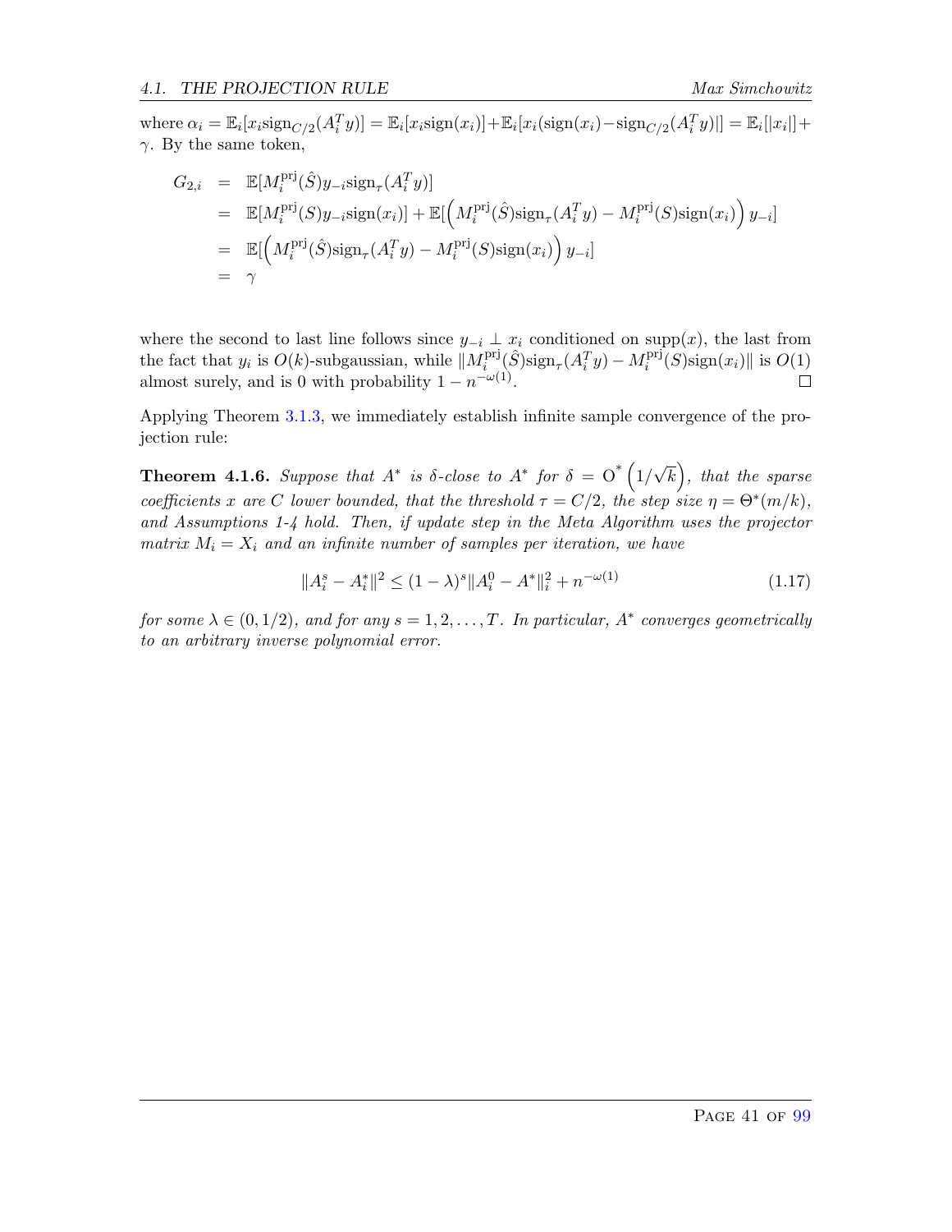where $\alpha_i = \mathbb{E}_i[x_i \text{sign}_{C/2}(A_i^T y)] = \mathbb{E}_i[x_i \text{sign}(x_i)] + \mathbb{E}_i[x_i(\text{sign}(x_i) - \text{sign}_{C/2}(A_i^T y)|] = \mathbb{E}_i[|x_i|] + \gamma$. By the same token,

$$
\begin{aligned}
G_{2,i} &= \mathbb{E}[M_i^{\text{prj}}(\hat{S}) y_{-i} \text{sign}_\tau(A_i^T y)] \\
&= \mathbb{E}[M_i^{\text{prj}}(S) y_{-i} \text{sign}(x_i)] + \mathbb{E}[\Big(M_i^{\text{prj}}(\hat{S}) \text{sign}_\tau(A_i^T y) - M_i^{\text{prj}}(S) \text{sign}(x_i)\Big) y_{-i}] \\
&= \mathbb{E}[\Big(M_i^{\text{prj}}(\hat{S}) \text{sign}_\tau(A_i^T y) - M_i^{\text{prj}}(S) \text{sign}(x_i)\Big) y_{-i}] \\
&= \gamma
\end{aligned}
$$

where the second to last line follows since $y_{-i} \perp x_i$ conditioned on $\text{supp}(x)$, the last from the fact that $y_i$ is $O(k)$-subgaussian, while $\|M_i^{\text{prj}}(\hat{S}) \text{sign}_\tau(A_i^T y) - M_i^{\text{prj}}(S) \text{sign}(x_i)\|$ is $O(1)$ almost surely, and is 0 with probability $1 - n^{-\omega(1)}$. □

Applying Theorem 3.1.3, we immediately establish infinite sample convergence of the projection rule:

**Theorem 4.1.6.** *Suppose that $A^*$ is $\delta$-close to $A^*$ for $\delta = O^*\left(1/\sqrt{k}\right)$, that the sparse coefficients $x$ are $C$ lower bounded, that the threshold $\tau = C/2$, the step size $\eta = \Theta^*(m/k)$, and Assumptions 1-4 hold. Then, if update step in the Meta Algorithm uses the projector matrix $M_i = X_i$ and an infinite number of samples per iteration, we have*

$$
\|A_i^s - A_i^*\|^2 \leq (1 - \lambda)^s \|A_i^0 - A^*\|_i^2 + n^{-\omega(1)} \tag{1.17}
$$

*for some $\lambda \in (0, 1/2)$, and for any $s = 1, 2, \ldots, T$. In particular, $A^*$ converges geometrically to an arbitrary inverse polynomial error.*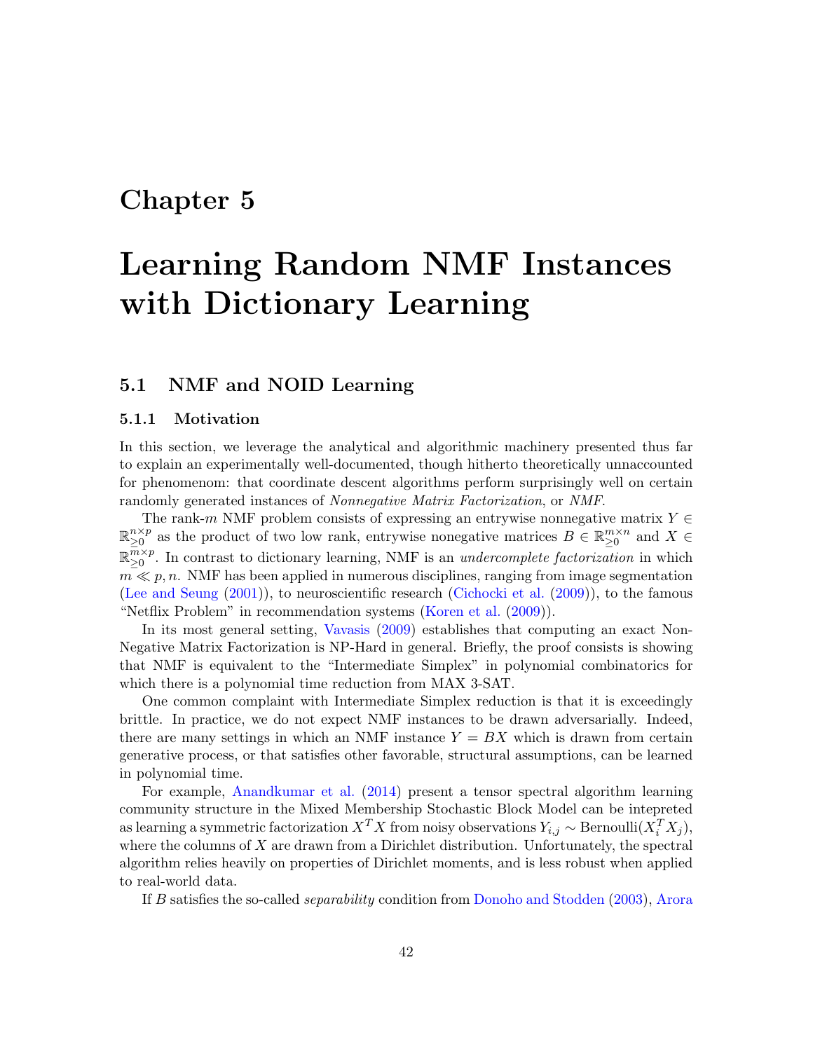# Chapter 5

# Learning Random NMF Instances with Dictionary Learning

## 5.1 NMF and NOID Learning

### 5.1.1 Motivation

In this section, we leverage the analytical and algorithmic machinery presented thus far to explain an experimentally well-documented, though hitherto theoretically unaccounted for phenomenom: that coordinate descent algorithms perform surprisingly well on certain randomly generated instances of *Nonnegative Matrix Factorization*, or *NMF*.

The rank-$m$ NMF problem consists of expressing an entrywise nonnegative matrix $Y \in \mathbb{R}_{\geq 0}^{n \times p}$ as the product of two low rank, entrywise nonegative matrices $B \in \mathbb{R}_{\geq 0}^{m \times n}$ and $X \in \mathbb{R}_{\geq 0}^{m \times p}$. In contrast to dictionary learning, NMF is an *undercomplete factorization* in which $m \ll p, n$. NMF has been applied in numerous disciplines, ranging from image segmentation (Lee and Seung (2001)), to neuroscientific research (Cichocki et al. (2009)), to the famous "Netflix Problem" in recommendation systems (Koren et al. (2009)).

In its most general setting, Vavasis (2009) establishes that computing an exact Non-Negative Matrix Factorization is NP-Hard in general. Briefly, the proof consists is showing that NMF is equivalent to the "Intermediate Simplex" in polynomial combinatorics for which there is a polynomial time reduction from MAX 3-SAT.

One common complaint with Intermediate Simplex reduction is that it is exceedingly brittle. In practice, we do not expect NMF instances to be drawn adversarially. Indeed, there are many settings in which an NMF instance $Y = BX$ which is drawn from certain generative process, or that satisfies other favorable, structural assumptions, can be learned in polynomial time.

For example, Anandkumar et al. (2014) present a tensor spectral algorithm learning community structure in the Mixed Membership Stochastic Block Model can be intepreted as learning a symmetric factorization $X^T X$ from noisy observations $Y_{i,j} \sim \text{Bernoulli}(X_i^T X_j)$, where the columns of $X$ are drawn from a Dirichlet distribution. Unfortunately, the spectral algorithm relies heavily on properties of Dirichlet moments, and is less robust when applied to real-world data.

If $B$ satisfies the so-called *separability* condition from Donoho and Stodden (2003), Arora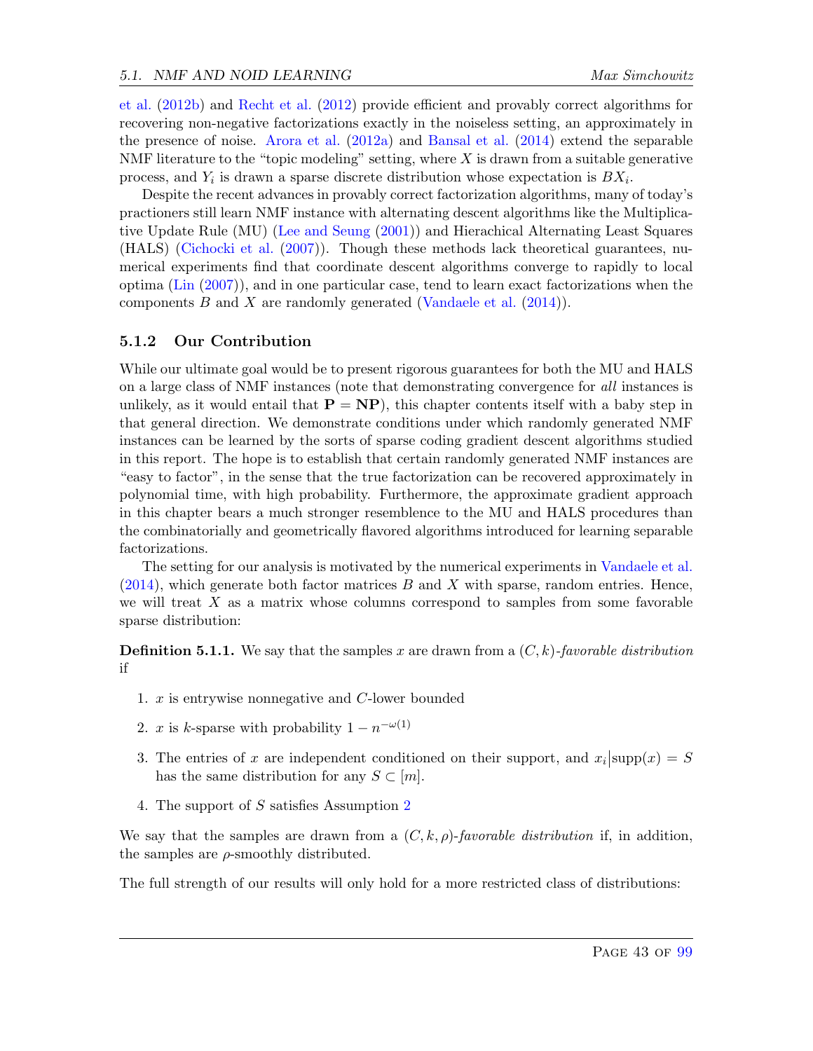et al. (2012b) and Recht et al. (2012) provide efficient and provably correct algorithms for recovering non-negative factorizations exactly in the noiseless setting, an approximately in the presence of noise. Arora et al. (2012a) and Bansal et al. (2014) extend the separable NMF literature to the "topic modeling" setting, where $X$ is drawn from a suitable generative process, and $Y_i$ is drawn a sparse discrete distribution whose expectation is $BX_i$.

Despite the recent advances in provably correct factorization algorithms, many of today's practioners still learn NMF instance with alternating descent algorithms like the Multiplicative Update Rule (MU) (Lee and Seung (2001)) and Hierachical Alternating Least Squares (HALS) (Cichocki et al. (2007)). Though these methods lack theoretical guarantees, numerical experiments find that coordinate descent algorithms converge to rapidly to local optima (Lin (2007)), and in one particular case, tend to learn exact factorizations when the components $B$ and $X$ are randomly generated (Vandaele et al. (2014)).

### 5.1.2 Our Contribution

While our ultimate goal would be to present rigorous guarantees for both the MU and HALS on a large class of NMF instances (note that demonstrating convergence for *all* instances is unlikely, as it would entail that $\mathbf{P} = \mathbf{NP}$), this chapter contents itself with a baby step in that general direction. We demonstrate conditions under which randomly generated NMF instances can be learned by the sorts of sparse coding gradient descent algorithms studied in this report. The hope is to establish that certain randomly generated NMF instances are "easy to factor", in the sense that the true factorization can be recovered approximately in polynomial time, with high probability. Furthermore, the approximate gradient approach in this chapter bears a much stronger resemblence to the MU and HALS procedures than the combinatorially and geometrically flavored algorithms introduced for learning separable factorizations.

The setting for our analysis is motivated by the numerical experiments in Vandaele et al. (2014), which generate both factor matrices $B$ and $X$ with sparse, random entries. Hence, we will treat $X$ as a matrix whose columns correspond to samples from some favorable sparse distribution:

**Definition 5.1.1.** We say that the samples $x$ are drawn from a $(C, k)$-*favorable distribution* if

1. $x$ is entrywise nonnegative and $C$-lower bounded
2. $x$ is $k$-sparse with probability $1 - n^{-\omega(1)}$
3. The entries of $x$ are independent conditioned on their support, and $x_i \big| \text{supp}(x) = S$ has the same distribution for any $S \subset [m]$.
4. The support of $S$ satisfies Assumption 2

We say that the samples are drawn from a $(C, k, \rho)$-*favorable distribution* if, in addition, the samples are $\rho$-smoothly distributed.

The full strength of our results will only hold for a more restricted class of distributions: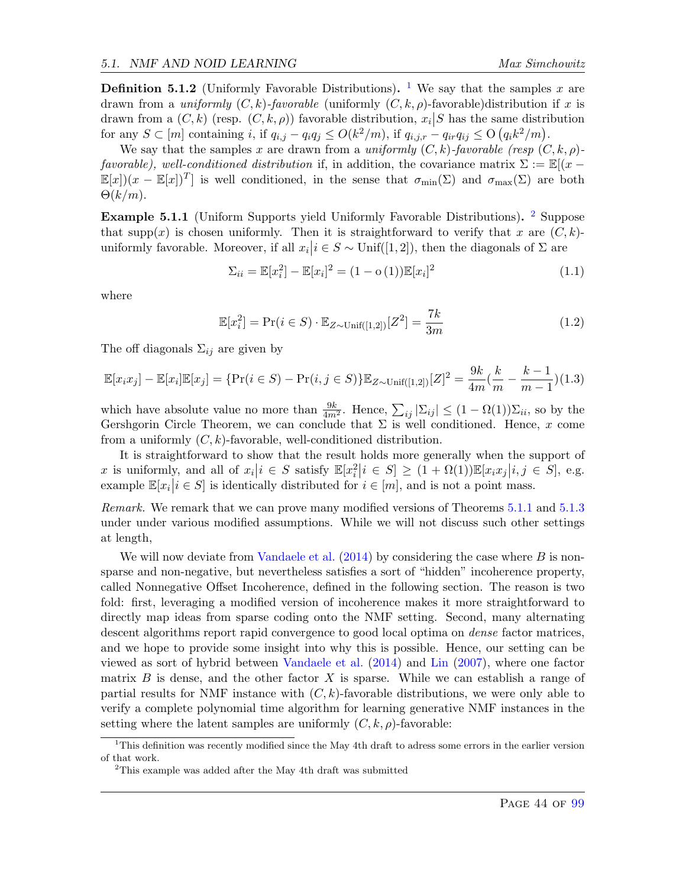**Definition 5.1.2** (Uniformly Favorable Distributions). [1] We say that the samples $x$ are drawn from a *uniformly $(C,k)$-favorable* (uniformly $(C,k,\rho)$-favorable)distribution if $x$ is drawn from a $(C,k)$ (resp. $(C,k,\rho)$) favorable distribution, $x_i \big| S$ has the same distribution for any $S \subset [m]$ containing $i$, if $q_{i,j} - q_i q_j \le O(k^2/m)$, if $q_{i,j,r} - q_{ir} q_{ij} \le \mathrm{O}\left(q_i k^2/m\right)$.

We say that the samples $x$ are drawn from a *uniformly $(C,k)$-favorable (resp $(C,k,\rho)$-favorable), well-conditioned distribution* if, in addition, the covariance matrix $\Sigma := \mathbb{E}[(x - \mathbb{E}[x])(x - \mathbb{E}[x])^T]$ is well conditioned, in the sense that $\sigma_{\min}(\Sigma)$ and $\sigma_{\max}(\Sigma)$ are both $\Theta(k/m)$.

**Example 5.1.1** (Uniform Supports yield Uniformly Favorable Distributions). [2] Suppose that $\mathrm{supp}(x)$ is chosen uniformly. Then it is straightforward to verify that $x$ are $(C,k)$-uniformly favorable. Moreover, if all $x_i | i \in S \sim \mathrm{Unif}([1,2])$, then the diagonals of $\Sigma$ are

$$\Sigma_{ii} = \mathbb{E}[x_i^2] - \mathbb{E}[x_i]^2 = (1 - \mathrm{o}\,(1))\mathbb{E}[x_i]^2 \tag{1.1}$$

where

$$\mathbb{E}[x_i^2] = \Pr(i \in S) \cdot \mathbb{E}_{Z \sim \mathrm{Unif}([1,2])}[Z^2] = \frac{7k}{3m} \tag{1.2}$$

The off diagonals $\Sigma_{ij}$ are given by

$$\mathbb{E}[x_i x_j] - \mathbb{E}[x_i]\mathbb{E}[x_j] = \{\Pr(i \in S) - \Pr(i,j \in S)\}\mathbb{E}_{Z \sim \mathrm{Unif}([1,2])}[Z]^2 = \frac{9k}{4m}\left(\frac{k}{m} - \frac{k-1}{m-1}\right) \tag{1.3}$$

which have absolute value no more than $\frac{9k}{4m^2}$. Hence, $\sum_{ij} |\Sigma_{ij}| \le (1 - \Omega(1))\Sigma_{ii}$, so by the Gershgorin Circle Theorem, we can conclude that $\Sigma$ is well conditioned. Hence, $x$ come from a uniformly $(C,k)$-favorable, well-conditioned distribution.

It is straightforward to show that the result holds more generally when the support of $x$ is uniformly, and all of $x_i | i \in S$ satisfy $\mathbb{E}[x_i^2 | i \in S] \ge (1 + \Omega(1))\mathbb{E}[x_i x_j | i,j \in S]$, e.g. example $\mathbb{E}[x_i | i \in S]$ is identically distributed for $i \in [m]$, and is not a point mass.

*Remark.* We remark that we can prove many modified versions of Theorems 5.1.1 and 5.1.3 under under various modified assumptions. While we will not discuss such other settings at length,

We will now deviate from Vandaele et al. (2014) by considering the case where $B$ is non-sparse and non-negative, but nevertheless satisfies a sort of "hidden" incoherence property, called Nonnegative Offset Incoherence, defined in the following section. The reason is two fold: first, leveraging a modified version of incoherence makes it more straightforward to directly map ideas from sparse coding onto the NMF setting. Second, many alternating descent algorithms report rapid convergence to good local optima on *dense* factor matrices, and we hope to provide some insight into why this is possible. Hence, our setting can be viewed as sort of hybrid between Vandaele et al. (2014) and Lin (2007), where one factor matrix $B$ is dense, and the other factor $X$ is sparse. While we can establish a range of partial results for NMF instance with $(C,k)$-favorable distributions, we were only able to verify a complete polynomial time algorithm for learning generative NMF instances in the setting where the latent samples are uniformly $(C,k,\rho)$-favorable:

[1] This definition was recently modified since the May 4th draft to adress some errors in the earlier version of that work.

[2] This example was added after the May 4th draft was submitted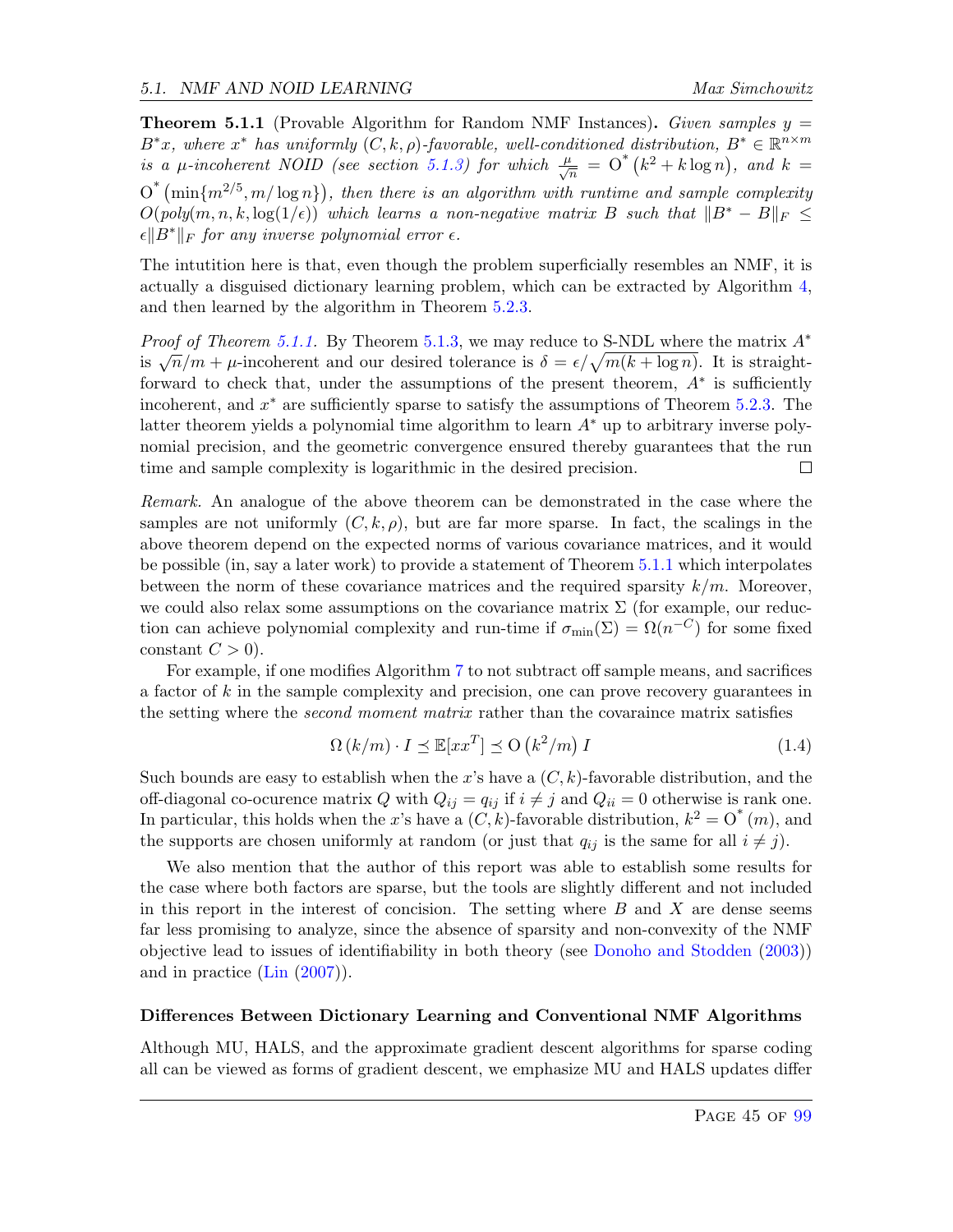**Theorem 5.1.1** (Provable Algorithm for Random NMF Instances)**.** *Given samples $y = B^*x$, where $x^*$ has uniformly $(C, k, \rho)$-favorable, well-conditioned distribution, $B^* \in \mathbb{R}^{n\times m}$ is a $\mu$-incoherent NOID (see section 5.1.3) for which $\frac{\mu}{\sqrt{n}} = \mathrm{O}^*\left(k^2 + k\log n\right)$, and $k = \mathrm{O}^*\left(\min\{m^{2/5}, m/\log n\}\right)$, then there is an algorithm with runtime and sample complexity $O(poly(m, n, k, \log(1/\epsilon))$ which learns a non-negative matrix $B$ such that $\|B^* - B\|_F \leq \epsilon\|B^*\|_F$ for any inverse polynomial error $\epsilon$.*

The intutition here is that, even though the problem superficially resembles an NMF, it is actually a disguised dictionary learning problem, which can be extracted by Algorithm 4, and then learned by the algorithm in Theorem 5.2.3.

*Proof of Theorem 5.1.1.* By Theorem 5.1.3, we may reduce to S-NDL where the matrix $A^*$ is $\sqrt{n}/m + \mu$-incoherent and our desired tolerance is $\delta = \epsilon/\sqrt{m(k + \log n)}$. It is straightforward to check that, under the assumptions of the present theorem, $A^*$ is sufficiently incoherent, and $x^*$ are sufficiently sparse to satisfy the assumptions of Theorem 5.2.3. The latter theorem yields a polynomial time algorithm to learn $A^*$ up to arbitrary inverse polynomial precision, and the geometric convergence ensured thereby guarantees that the run time and sample complexity is logarithmic in the desired precision. □

*Remark.* An analogue of the above theorem can be demonstrated in the case where the samples are not uniformly $(C, k, \rho)$, but are far more sparse. In fact, the scalings in the above theorem depend on the expected norms of various covariance matrices, and it would be possible (in, say a later work) to provide a statement of Theorem 5.1.1 which interpolates between the norm of these covariance matrices and the required sparsity $k/m$. Moreover, we could also relax some assumptions on the covariance matrix $\Sigma$ (for example, our reduction can achieve polynomial complexity and run-time if $\sigma_{\min}(\Sigma) = \Omega(n^{-C})$ for some fixed constant $C > 0$).

For example, if one modifies Algorithm 7 to not subtract off sample means, and sacrifices a factor of $k$ in the sample complexity and precision, one can prove recovery guarantees in the setting where the *second moment matrix* rather than the covaraince matrix satisfies

$$\Omega\left(k/m\right) \cdot I \preceq \mathbb{E}[xx^T] \preceq \mathrm{O}\left(k^2/m\right) I \tag{1.4}$$

Such bounds are easy to establish when the $x$'s have a $(C, k)$-favorable distribution, and the off-diagonal co-ocurence matrix $Q$ with $Q_{ij} = q_{ij}$ if $i \neq j$ and $Q_{ii} = 0$ otherwise is rank one. In particular, this holds when the $x$'s have a $(C, k)$-favorable distribution, $k^2 = \mathrm{O}^*(m)$, and the supports are chosen uniformly at random (or just that $q_{ij}$ is the same for all $i \neq j$).

We also mention that the author of this report was able to establish some results for the case where both factors are sparse, but the tools are slightly different and not included in this report in the interest of concision. The setting where $B$ and $X$ are dense seems far less promising to analyze, since the absence of sparsity and non-convexity of the NMF objective lead to issues of identifiability in both theory (see Donoho and Stodden (2003)) and in practice (Lin (2007)).

**Differences Between Dictionary Learning and Conventional NMF Algorithms**

Although MU, HALS, and the approximate gradient descent algorithms for sparse coding all can be viewed as forms of gradient descent, we emphasize MU and HALS updates differ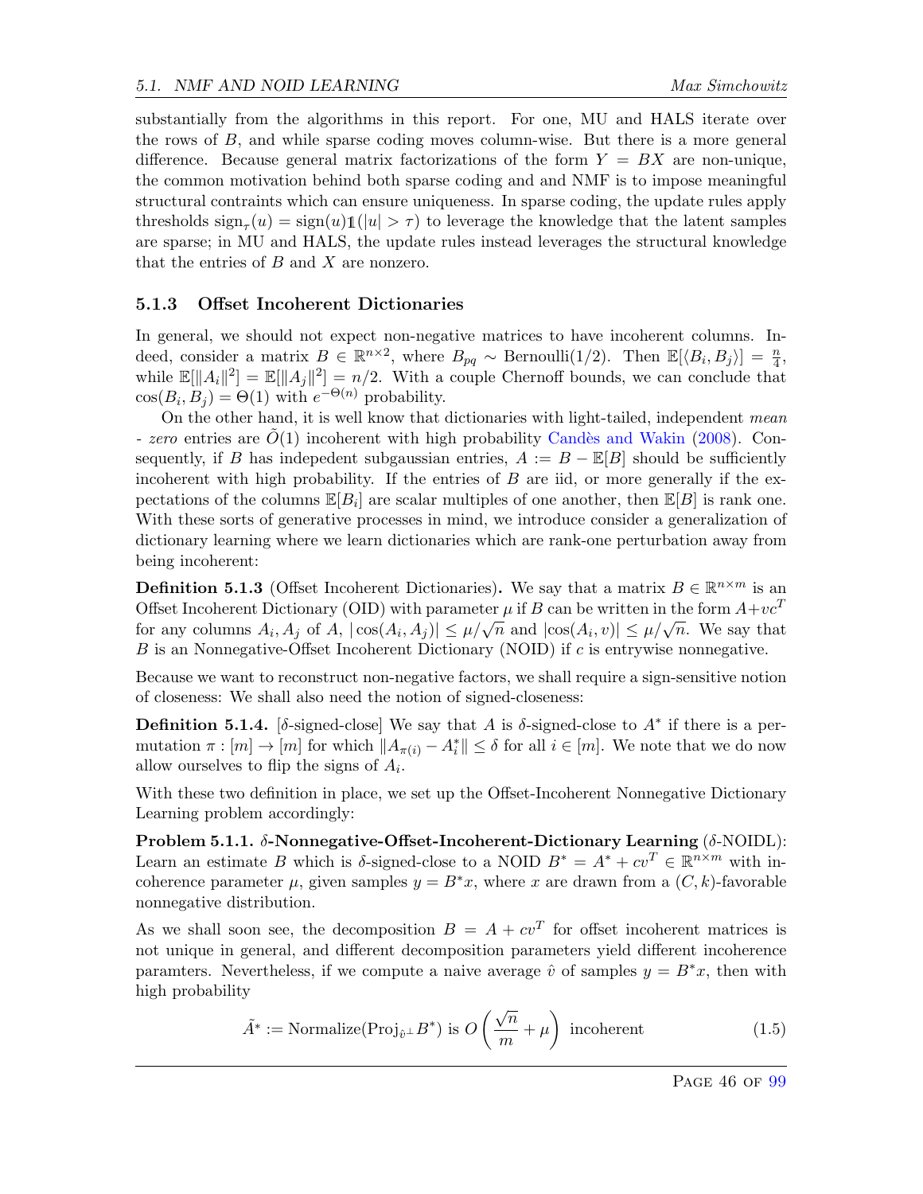substantially from the algorithms in this report. For one, MU and HALS iterate over the rows of $B$, and while sparse coding moves column-wise. But there is a more general difference. Because general matrix factorizations of the form $Y = BX$ are non-unique, the common motivation behind both sparse coding and and NMF is to impose meaningful structural contraints which can ensure uniqueness. In sparse coding, the update rules apply thresholds $\text{sign}_\tau(u) = \text{sign}(u)\mathbb{1}(|u| > \tau)$ to leverage the knowledge that the latent samples are sparse; in MU and HALS, the update rules instead leverages the structural knowledge that the entries of $B$ and $X$ are nonzero.

### 5.1.3 Offset Incoherent Dictionaries

In general, we should not expect non-negative matrices to have incoherent columns. Indeed, consider a matrix $B \in \mathbb{R}^{n\times 2}$, where $B_{pq} \sim \text{Bernoulli}(1/2)$. Then $\mathbb{E}[\langle B_i, B_j\rangle] = \frac{n}{4}$, while $\mathbb{E}[\|A_i\|^2] = \mathbb{E}[\|A_j\|^2] = n/2$. With a couple Chernoff bounds, we can conclude that $\cos(B_i, B_j) = \Theta(1)$ with $e^{-\Theta(n)}$ probability.

On the other hand, it is well know that dictionaries with light-tailed, independent *mean - zero* entries are $\tilde{O}(1)$ incoherent with high probability Candès and Wakin (2008). Consequently, if $B$ has indepedent subgaussian entries, $A := B - \mathbb{E}[B]$ should be sufficiently incoherent with high probability. If the entries of $B$ are iid, or more generally if the expectations of the columns $\mathbb{E}[B_i]$ are scalar multiples of one another, then $\mathbb{E}[B]$ is rank one. With these sorts of generative processes in mind, we introduce consider a generalization of dictionary learning where we learn dictionaries which are rank-one perturbation away from being incoherent:

**Definition 5.1.3** (Offset Incoherent Dictionaries)**.** We say that a matrix $B \in \mathbb{R}^{n\times m}$ is an Offset Incoherent Dictionary (OID) with parameter $\mu$ if $B$ can be written in the form $A + vc^T$ for any columns $A_i, A_j$ of $A$, $|\cos(A_i, A_j)| \le \mu/\sqrt{n}$ and $|\cos(A_i, v)| \le \mu/\sqrt{n}$. We say that $B$ is an Nonnegative-Offset Incoherent Dictionary (NOID) if $c$ is entrywise nonnegative.

Because we want to reconstruct non-negative factors, we shall require a sign-sensitive notion of closeness: We shall also need the notion of signed-closeness:

**Definition 5.1.4.** [$\delta$-signed-close] We say that $A$ is $\delta$-signed-close to $A^*$ if there is a permutation $\pi : [m] \to [m]$ for which $\|A_{\pi(i)} - A_i^*\| \le \delta$ for all $i \in [m]$. We note that we do now allow ourselves to flip the signs of $A_i$.

With these two definition in place, we set up the Offset-Incoherent Nonnegative Dictionary Learning problem accordingly:

**Problem 5.1.1. $\delta$-Nonnegative-Offset-Incoherent-Dictionary Learning** ($\delta$-NOIDL): Learn an estimate $B$ which is $\delta$-signed-close to a NOID $B^* = A^* + cv^T \in \mathbb{R}^{n\times m}$ with incoherence parameter $\mu$, given samples $y = B^*x$, where $x$ are drawn from a $(C, k)$-favorable nonnegative distribution.

As we shall soon see, the decomposition $B = A + cv^T$ for offset incoherent matrices is not unique in general, and different decomposition parameters yield different incoherence paramters. Nevertheless, if we compute a naive average $\hat{v}$ of samples $y = B^*x$, then with high probability

$$\tilde{A}^* := \text{Normalize}(\text{Proj}_{\hat{v}^\perp} B^*) \text{ is } O\left(\frac{\sqrt{n}}{m} + \mu\right) \text{ incoherent} \tag{1.5}$$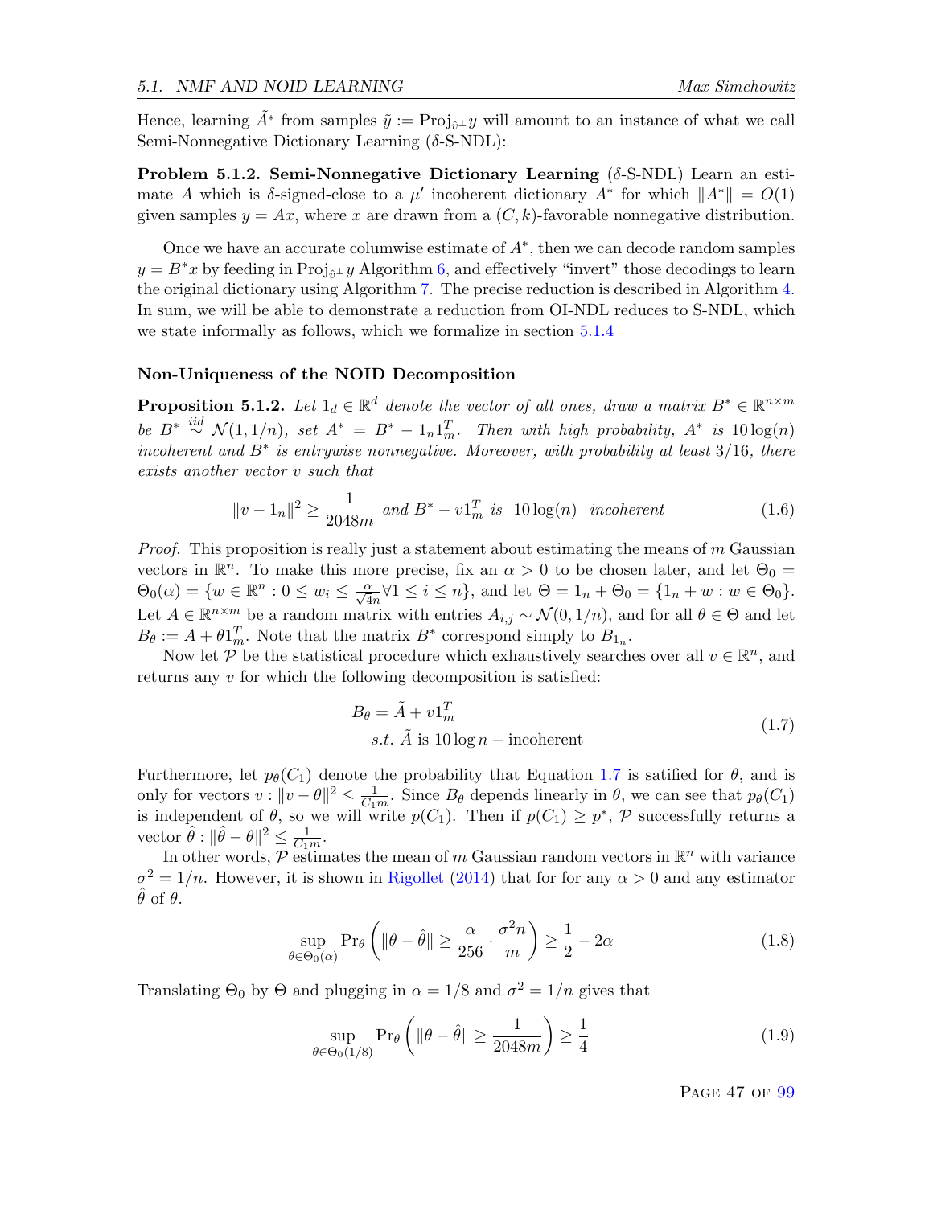Hence, learning $\tilde{A}^*$ from samples $\tilde{y} := \text{Proj}_{\hat{v}^\perp} y$ will amount to an instance of what we call Semi-Nonnegative Dictionary Learning ($\delta$-S-NDL):

**Problem 5.1.2. Semi-Nonnegative Dictionary Learning** ($\delta$-S-NDL) Learn an estimate $A$ which is $\delta$-signed-close to a $\mu'$ incoherent dictionary $A^*$ for which $\|A^*\| = O(1)$ given samples $y = Ax$, where $x$ are drawn from a $(C, k)$-favorable nonnegative distribution.

Once we have an accurate columwise estimate of $A^*$, then we can decode random samples $y = B^*x$ by feeding in $\text{Proj}_{\hat{v}^\perp} y$ Algorithm 6, and effectively "invert" those decodings to learn the original dictionary using Algorithm 7. The precise reduction is described in Algorithm 4. In sum, we will be able to demonstrate a reduction from OI-NDL reduces to S-NDL, which we state informally as follows, which we formalize in section 5.1.4

#### Non-Uniqueness of the NOID Decomposition

**Proposition 5.1.2.** *Let $1_d \in \mathbb{R}^d$ denote the vector of all ones, draw a matrix $B^* \in \mathbb{R}^{n\times m}$ be $B^* \overset{iid}{\sim} \mathcal{N}(1, 1/n)$, set $A^* = B^* - 1_n 1_m^T$. Then with high probability, $A^*$ is $10\log(n)$ incoherent and $B^*$ is entrywise nonnegative. Moreover, with probability at least $3/16$, there exists another vector $v$ such that*

$$\|v - 1_n\|^2 \geq \frac{1}{2048m} \text{ and } B^* - v1_m^T \text{ is } 10\log(n) \text{ incoherent} \tag{1.6}$$

*Proof.* This proposition is really just a statement about estimating the means of $m$ Gaussian vectors in $\mathbb{R}^n$. To make this more precise, fix an $\alpha > 0$ to be chosen later, and let $\Theta_0 = \Theta_0(\alpha) = \{w \in \mathbb{R}^n : 0 \leq w_i \leq \frac{\alpha}{\sqrt{4n}} \forall 1 \leq i \leq n\}$, and let $\Theta = 1_n + \Theta_0 = \{1_n + w : w \in \Theta_0\}$. Let $A \in \mathbb{R}^{n\times m}$ be a random matrix with entries $A_{i,j} \sim \mathcal{N}(0, 1/n)$, and for all $\theta \in \Theta$ and let $B_\theta := A + \theta 1_m^T$. Note that the matrix $B^*$ correspond simply to $B_{1_n}$.

Now let $\mathcal{P}$ be the statistical procedure which exhaustively searches over all $v \in \mathbb{R}^n$, and returns any $v$ for which the following decomposition is satisfied:

$$\begin{aligned} B_\theta &= \tilde{A} + v1_m^T \\ &s.t. \ \tilde{A} \text{ is } 10\log n - \text{incoherent} \end{aligned} \tag{1.7}$$

Furthermore, let $p_\theta(C_1)$ denote the probability that Equation 1.7 is satified for $\theta$, and is only for vectors $v : \|v - \theta\|^2 \leq \frac{1}{C_1 m}$. Since $B_\theta$ depends linearly in $\theta$, we can see that $p_\theta(C_1)$ is independent of $\theta$, so we will write $p(C_1)$. Then if $p(C_1) \geq p^*$, $\mathcal{P}$ successfully returns a vector $\hat{\theta} : \|\hat{\theta} - \theta\|^2 \leq \frac{1}{C_1 m}$.

In other words, $\mathcal{P}$ estimates the mean of $m$ Gaussian random vectors in $\mathbb{R}^n$ with variance $\sigma^2 = 1/n$. However, it is shown in Rigollet (2014) that for for any $\alpha > 0$ and any estimator $\hat{\theta}$ of $\theta$.

$$\sup_{\theta \in \Theta_0(\alpha)} \Pr_\theta\left(\|\theta - \hat{\theta}\| \geq \frac{\alpha}{256} \cdot \frac{\sigma^2 n}{m}\right) \geq \frac{1}{2} - 2\alpha \tag{1.8}$$

Translating $\Theta_0$ by $\Theta$ and plugging in $\alpha = 1/8$ and $\sigma^2 = 1/n$ gives that

$$\sup_{\theta \in \Theta_0(1/8)} \Pr_\theta\left(\|\theta - \hat{\theta}\| \geq \frac{1}{2048m}\right) \geq \frac{1}{4} \tag{1.9}$$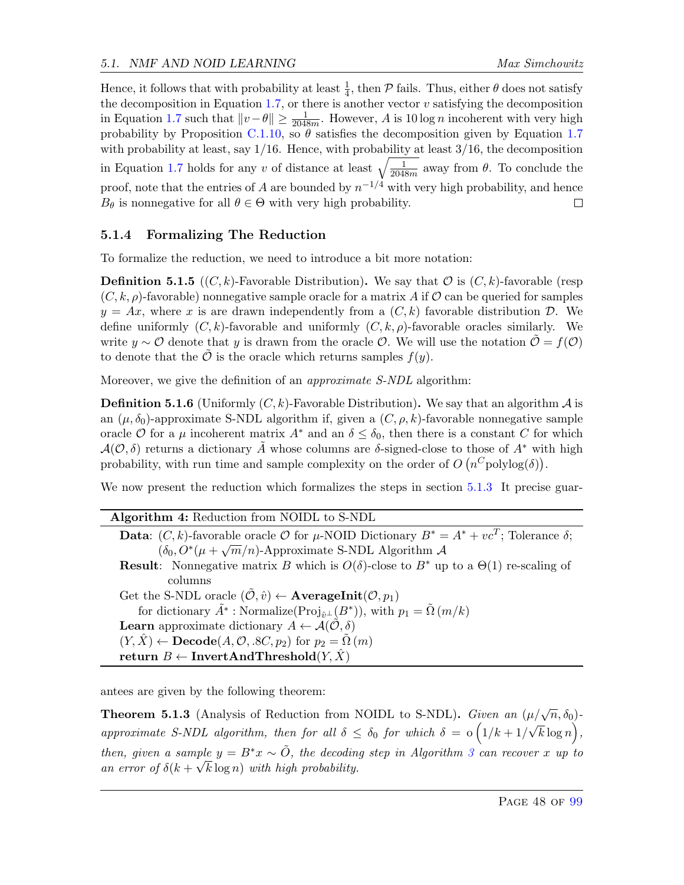Hence, it follows that with probability at least $\frac{1}{4}$, then $\mathcal{P}$ fails. Thus, either $\theta$ does not satisfy the decomposition in Equation 1.7, or there is another vector $v$ satisfying the decomposition in Equation 1.7 such that $\|v - \theta\| \geq \frac{1}{2048m}$. However, $A$ is $10 \log n$ incoherent with very high probability by Proposition C.1.10, so $\theta$ satisfies the decomposition given by Equation 1.7 with probability at least, say 1/16. Hence, with probability at least 3/16, the decomposition in Equation 1.7 holds for any $v$ of distance at least $\sqrt{\frac{1}{2048m}}$ away from $\theta$. To conclude the proof, note that the entries of $A$ are bounded by $n^{-1/4}$ with very high probability, and hence $B_\theta$ is nonnegative for all $\theta \in \Theta$ with very high probability. □

### 5.1.4 Formalizing The Reduction

To formalize the reduction, we need to introduce a bit more notation:

**Definition 5.1.5** ($(C,k)$-Favorable Distribution)**.** We say that $\mathcal{O}$ is $(C,k)$-favorable (resp $(C,k,\rho)$-favorable) nonnegative sample oracle for a matrix $A$ if $\mathcal{O}$ can be queried for samples $y = Ax$, where $x$ is are drawn independently from a $(C,k)$ favorable distribution $\mathcal{D}$. We define uniformly $(C,k)$-favorable and uniformly $(C,k,\rho)$-favorable oracles similarly. We write $y \sim \mathcal{O}$ denote that $y$ is drawn from the oracle $\mathcal{O}$. We will use the notation $\tilde{\mathcal{O}} = f(\mathcal{O})$ to denote that the $\tilde{\mathcal{O}}$ is the oracle which returns samples $f(y)$.

Moreover, we give the definition of an *approximate S-NDL* algorithm:

**Definition 5.1.6** (Uniformly $(C,k)$-Favorable Distribution)**.** We say that an algorithm $\mathcal{A}$ is an $(\mu, \delta_0)$-approximate S-NDL algorithm if, given a $(C,\rho,k)$-favorable nonnegative sample oracle $\mathcal{O}$ for a $\mu$ incoherent matrix $A^*$ and an $\delta \leq \delta_0$, then there is a constant $C$ for which $\mathcal{A}(\mathcal{O}, \delta)$ returns a dictionary $\tilde{A}$ whose columns are $\delta$-signed-close to those of $A^*$ with high probability, with run time and sample complexity on the order of $O\left(n^C \text{polylog}(\delta)\right)$.

We now present the reduction which formalizes the steps in section 5.1.3 It precise guarantees are given by the following theorem:

---

**Algorithm 4:** Reduction from NOIDL to S-NDL

**Data**: $(C,k)$-favorable oracle $\mathcal{O}$ for $\mu$-NOID Dictionary $B^* = A^* + vc^T$; Tolerance $\delta$; $(\delta_0, O^*(\mu + \sqrt{m}/n)$-Approximate S-NDL Algorithm $\mathcal{A}$

**Result**: Nonnegative matrix $B$ which is $O(\delta)$-close to $B^*$ up to a $\Theta(1)$ re-scaling of columns

Get the S-NDL oracle $(\tilde{\mathcal{O}}, \hat{v}) \leftarrow$ **AverageInit**$(\mathcal{O}, p_1)$
  for dictionary $\tilde{A}^*$ : Normalize$(\text{Proj}_{\hat{v}^\perp}(B^*))$, with $p_1 = \tilde{\Omega}\left(m/k\right)$
**Learn** approximate dictionary $A \leftarrow \mathcal{A}(\tilde{\mathcal{O}}, \delta)$
$(Y, \hat{X}) \leftarrow$ **Decode**$(A, \mathcal{O}, .8C, p_2)$ for $p_2 = \tilde{\Omega}\left(m\right)$
**return** $B \leftarrow$ **InvertAndThreshold**$(Y, \hat{X})$

---

**Theorem 5.1.3** (Analysis of Reduction from NOIDL to S-NDL)**.** *Given an $(\mu/\sqrt{n}, \delta_0)$-approximate S-NDL algorithm, then for all $\delta \leq \delta_0$ for which $\delta = o\left(1/k + 1/\sqrt{k}\log n\right)$, then, given a sample $y = B^*x \sim \tilde{O}$, the decoding step in Algorithm 3 can recover $x$ up to an error of $\delta(k + \sqrt{k}\log n)$ with high probability.*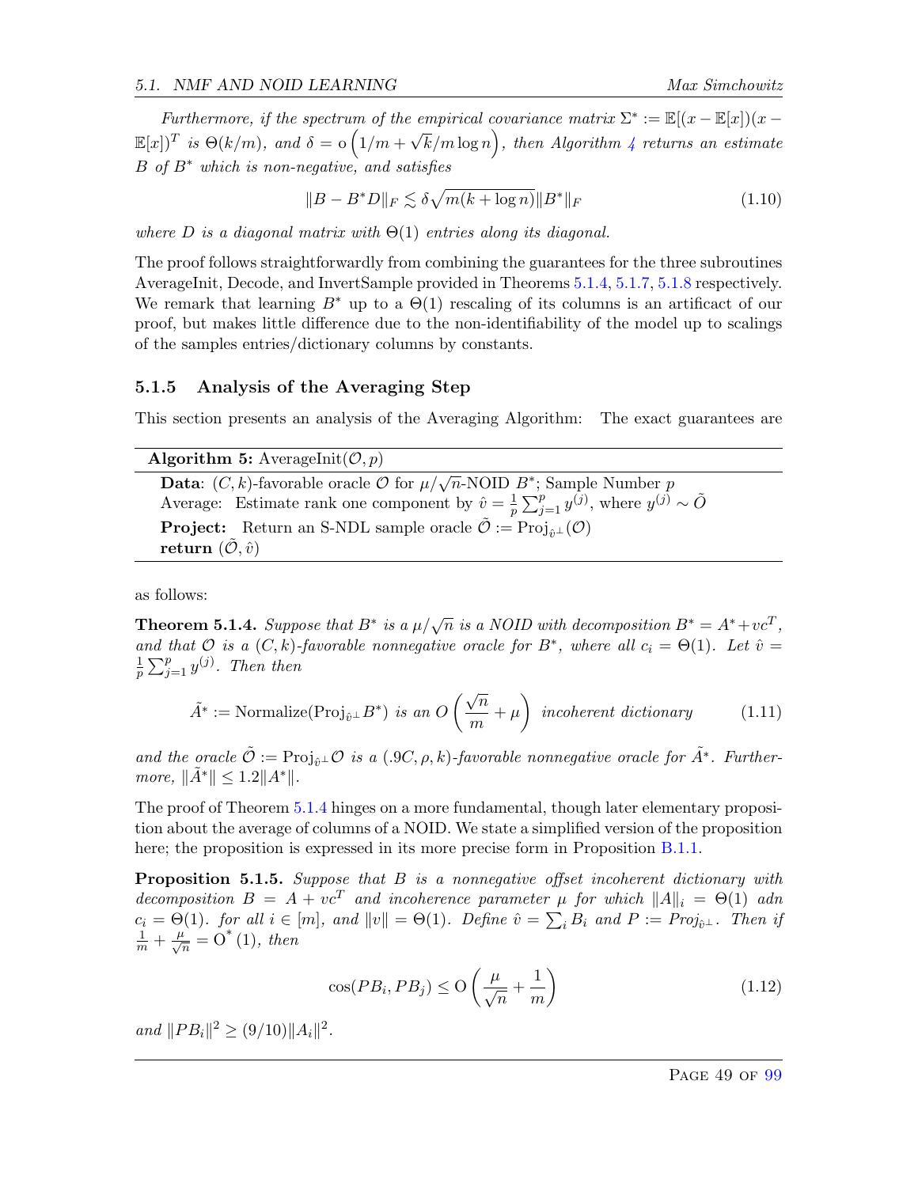*Furthermore, if the spectrum of the empirical covariance matrix $\Sigma^* := \mathbb{E}[(x - \mathbb{E}[x])(x - \mathbb{E}[x])^T$ is $\Theta(k/m)$, and $\delta = o\left(1/m + \sqrt{k}/m \log n\right)$, then Algorithm 4 returns an estimate $B$ of $B^*$ which is non-negative, and satisfies*

$$\|B - B^* D\|_F \lesssim \delta\sqrt{m(k + \log n)}\|B^*\|_F \tag{1.10}$$

*where $D$ is a diagonal matrix with $\Theta(1)$ entries along its diagonal.*

The proof follows straightforwardly from combining the guarantees for the three subroutines AverageInit, Decode, and InvertSample provided in Theorems 5.1.4, 5.1.7, 5.1.8 respectively. We remark that learning $B^*$ up to a $\Theta(1)$ rescaling of its columns is an artificact of our proof, but makes little difference due to the non-identifiability of the model up to scalings of the samples entries/dictionary columns by constants.

### 5.1.5 Analysis of the Averaging Step

This section presents an analysis of the Averaging Algorithm: The exact guarantees are

---

**Algorithm 5:** AverageInit$(\mathcal{O}, p)$

---

**Data**: $(C, k)$-favorable oracle $\mathcal{O}$ for $\mu/\sqrt{n}$-NOID $B^*$; Sample Number $p$
Average: Estimate rank one component by $\hat{v} = \frac{1}{p}\sum_{j=1}^{p} y^{(j)}$, where $y^{(j)} \sim \tilde{O}$
**Project:** Return an S-NDL sample oracle $\tilde{\mathcal{O}} := \mathrm{Proj}_{\hat{v}^\perp}(\mathcal{O})$
**return** $(\tilde{\mathcal{O}}, \hat{v})$

---

as follows:

**Theorem 5.1.4.** *Suppose that $B^*$ is a $\mu/\sqrt{n}$ is a NOID with decomposition $B^* = A^* + vc^T$, and that $\mathcal{O}$ is a $(C, k)$-favorable nonnegative oracle for $B^*$, where all $c_i = \Theta(1)$. Let $\hat{v} = \frac{1}{p}\sum_{j=1}^{p} y^{(j)}$. Then then*

$$\tilde{A}^* := \mathrm{Normalize}(\mathrm{Proj}_{\hat{v}^\perp} B^*) \text{ is an } O\left(\frac{\sqrt{n}}{m} + \mu\right) \text{ incoherent dictionary} \tag{1.11}$$

*and the oracle $\tilde{\mathcal{O}} := \mathrm{Proj}_{\hat{v}^\perp}\mathcal{O}$ is a $(.9C, \rho, k)$-favorable nonnegative oracle for $\tilde{A}^*$. Furthermore, $\|\tilde{A}^*\| \le 1.2\|A^*\|$.*

The proof of Theorem 5.1.4 hinges on a more fundamental, though later elementary proposition about the average of columns of a NOID. We state a simplified version of the proposition here; the proposition is expressed in its more precise form in Proposition B.1.1.

**Proposition 5.1.5.** *Suppose that $B$ is a nonnegative offset incoherent dictionary with decomposition $B = A + vc^T$ and incoherence parameter $\mu$ for which $\|A\|_i = \Theta(1)$ adn $c_i = \Theta(1)$. for all $i \in [m]$, and $\|v\| = \Theta(1)$. Define $\hat{v} = \sum_i B_i$ and $P := Proj_{\hat{v}^\perp}$. Then if $\frac{1}{m} + \frac{\mu}{\sqrt{n}} = O^*(1)$, then*

$$\cos(PB_i, PB_j) \le O\left(\frac{\mu}{\sqrt{n}} + \frac{1}{m}\right) \tag{1.12}$$

*and $\|PB_i\|^2 \ge (9/10)\|A_i\|^2$.*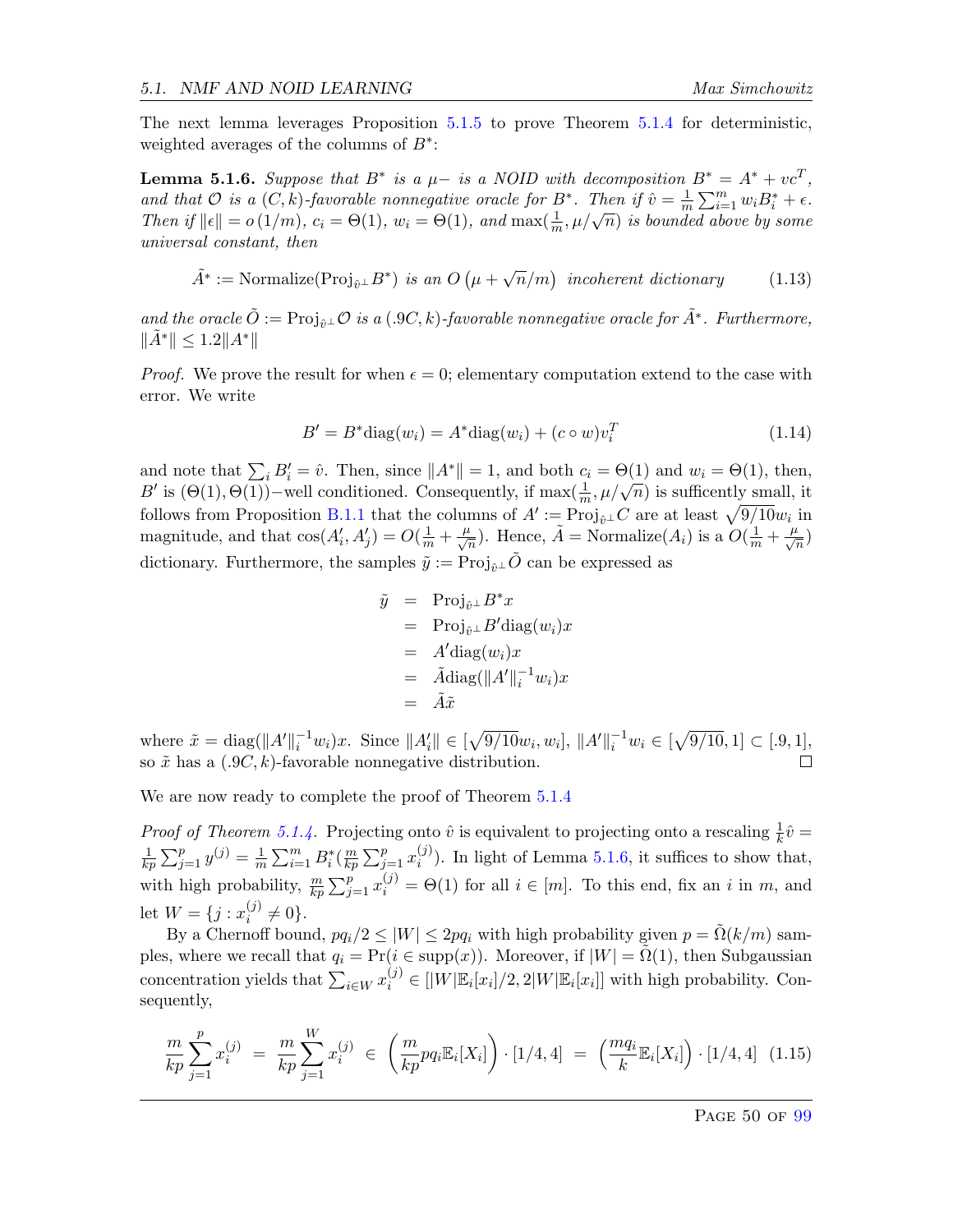The next lemma leverages Proposition 5.1.5 to prove Theorem 5.1.4 for deterministic, weighted averages of the columns of $B^*$:

**Lemma 5.1.6.** *Suppose that $B^*$ is a $\mu-$ is a NOID with decomposition $B^* = A^* + vc^T$, and that $\mathcal{O}$ is a $(C,k)$-favorable nonnegative oracle for $B^*$. Then if $\hat{v} = \frac{1}{m}\sum_{i=1}^m w_i B_i^* + \epsilon$. Then if $\|\epsilon\| = o\left(1/m\right)$, $c_i = \Theta(1)$, $w_i = \Theta(1)$, and $\max(\frac{1}{m}, \mu/\sqrt{n})$ is bounded above by some universal constant, then*

$$\tilde{A}^* := \text{Normalize}(\text{Proj}_{\hat{v}^\perp} B^*) \text{ is an } O\left(\mu + \sqrt{n}/m\right) \text{ incoherent dictionary} \tag{1.13}$$

*and the oracle $\tilde{O} := \text{Proj}_{\hat{v}^\perp}\mathcal{O}$ is a $(.9C,k)$-favorable nonnegative oracle for $\tilde{A}^*$. Furthermore, $\|\tilde{A}^*\| \leq 1.2\|A^*\|$*

*Proof.* We prove the result for when $\epsilon = 0$; elementary computation extend to the case with error. We write

$$B' = B^*\text{diag}(w_i) = A^*\text{diag}(w_i) + (c \circ w)v_i^T \tag{1.14}$$

and note that $\sum_i B_i' = \hat{v}$. Then, since $\|A^*\| = 1$, and both $c_i = \Theta(1)$ and $w_i = \Theta(1)$, then, $B'$ is $(\Theta(1), \Theta(1))-$well conditioned. Consequently, if $\max(\frac{1}{m}, \mu/\sqrt{n})$ is sufficently small, it follows from Proposition B.1.1 that the columns of $A' := \text{Proj}_{\hat{v}^\perp} C$ are at least $\sqrt{9/10}w_i$ in magnitude, and that $\cos(A_i', A_j') = O(\frac{1}{m} + \frac{\mu}{\sqrt{n}})$. Hence, $\tilde{A} = \text{Normalize}(A_i)$ is a $O(\frac{1}{m} + \frac{\mu}{\sqrt{n}})$ dictionary. Furthermore, the samples $\tilde{y} := \text{Proj}_{\hat{v}^\perp}\tilde{O}$ can be expressed as

$$\begin{aligned}
\tilde{y} &= \text{Proj}_{\hat{v}^\perp} B^* x \\
&= \text{Proj}_{\hat{v}^\perp} B' \text{diag}(w_i) x \\
&= A' \text{diag}(w_i) x \\
&= \tilde{A} \text{diag}(\|A'\|_i^{-1} w_i) x \\
&= \tilde{A}\tilde{x}
\end{aligned}$$

where $\tilde{x} = \text{diag}(\|A'\|_i^{-1} w_i)x$. Since $\|A_i'\| \in [\sqrt{9/10}w_i, w_i]$, $\|A'\|_i^{-1} w_i \in [\sqrt{9/10}, 1] \subset [.9, 1]$, so $\tilde{x}$ has a $(.9C, k)$-favorable nonnegative distribution. $\square$

We are now ready to complete the proof of Theorem 5.1.4

*Proof of Theorem 5.1.4.* Projecting onto $\hat{v}$ is equivalent to projecting onto a rescaling $\frac{1}{k}\hat{v} = \frac{1}{kp}\sum_{j=1}^p y^{(j)} = \frac{1}{m}\sum_{i=1}^m B_i^*(\frac{m}{kp}\sum_{j=1}^p x_i^{(j)})$. In light of Lemma 5.1.6, it suffices to show that, with high probability, $\frac{m}{kp}\sum_{j=1}^p x_i^{(j)} = \Theta(1)$ for all $i \in [m]$. To this end, fix an $i$ in $m$, and let $W = \{j : x_i^{(j)} \neq 0\}$.

By a Chernoff bound, $pq_i/2 \leq |W| \leq 2pq_i$ with high probability given $p = \tilde{\Omega}(k/m)$ samples, where we recall that $q_i = \Pr(i \in \text{supp}(x))$. Moreover, if $|W| = \tilde{\Omega}(1)$, then Subgaussian concentration yields that $\sum_{i \in W} x_i^{(j)} \in [|W|\mathbb{E}_i[x_i]/2, 2|W|\mathbb{E}_i[x_i]]$ with high probability. Consequently,

$$\frac{m}{kp}\sum_{j=1}^p x_i^{(j)} = \frac{m}{kp}\sum_{j=1}^W x_i^{(j)} \in \left(\frac{m}{kp}pq_i\mathbb{E}_i[X_i]\right)\cdot[1/4, 4] = \left(\frac{mq_i}{k}\mathbb{E}_i[X_i]\right)\cdot[1/4, 4] \tag{1.15}$$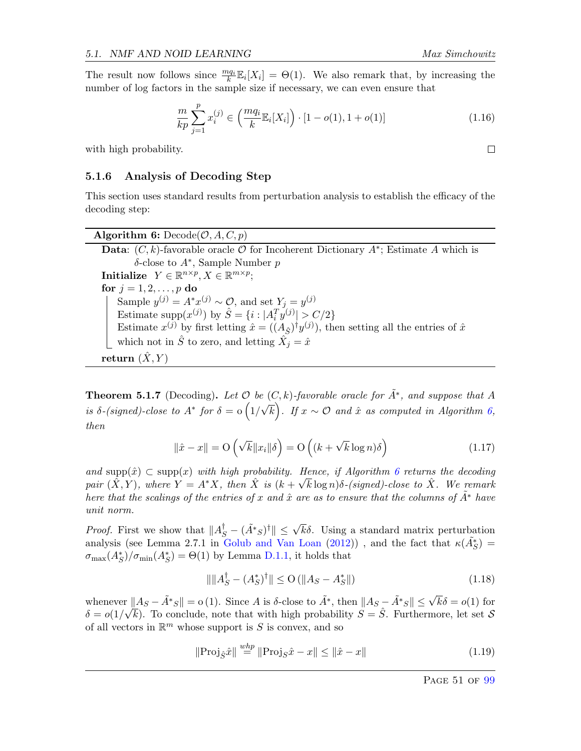The result now follows since $\frac{mq_i}{k}\mathbb{E}_i[X_i] = \Theta(1)$. We also remark that, by increasing the number of log factors in the sample size if necessary, we can even ensure that

$$\frac{m}{kp}\sum_{j=1}^{p} x_i^{(j)} \in \left(\frac{mq_i}{k}\mathbb{E}_i[X_i]\right)\cdot[1-o(1), 1+o(1)] \tag{1.16}$$

with high probability. $\square$

### 5.1.6 Analysis of Decoding Step

This section uses standard results from perturbation analysis to establish the efficacy of the decoding step:

---

**Algorithm 6:** Decode$(\mathcal{O}, A, C, p)$

---

**Data**: $(C, k)$-favorable oracle $\mathcal{O}$ for Incoherent Dictionary $A^*$; Estimate $A$ which is $\delta$-close to $A^*$, Sample Number $p$

**Initialize** $Y \in \mathbb{R}^{n\times p}, X \in \mathbb{R}^{m\times p}$;

**for** $j = 1, 2, \ldots, p$ **do**

- Sample $y^{(j)} = A^* x^{(j)} \sim \mathcal{O}$, and set $Y_j = y^{(j)}$
- Estimate $\mathrm{supp}(x^{(j)})$ by $\hat{S} = \{i : |A_i^T y^{(j)}| > C/2\}$
- Estimate $x^{(j)}$ by first letting $\hat{x} = ((A_{\hat{S}})^\dagger y^{(j)})$, then setting all the entries of $\hat{x}$ which not in $\hat{S}$ to zero, and letting $\hat{X}_j = \hat{x}$

**return** $(\hat{X}, Y)$

---

**Theorem 5.1.7** (Decoding)**.** *Let $\mathcal{O}$ be $(C, k)$-favorable oracle for $\tilde{A}^*$, and suppose that $A$ is $\delta$-(signed)-close to $A^*$ for $\delta = \mathrm{o}\left(1/\sqrt{k}\right)$. If $x \sim \mathcal{O}$ and $\hat{x}$ as computed in Algorithm 6, then*

$$\|\hat{x} - x\| = \mathrm{O}\left(\sqrt{k}\|x_i\|\delta\right) = \mathrm{O}\left((k + \sqrt{k}\log n)\delta\right) \tag{1.17}$$

*and $\mathrm{supp}(\hat{x}) \subset \mathrm{supp}(x)$ with high probability. Hence, if Algorithm 6 returns the decoding pair $(\hat{X}, Y)$, where $Y = A^*X$, then $\hat{X}$ is $(k + \sqrt{k}\log n)\delta$-(signed)-close to $\hat{X}$. We remark here that the scalings of the entries of $x$ and $\hat{x}$ are as to ensure that the columns of $\tilde{A}^*$ have unit norm.*

*Proof.* First we show that $\|A_S^\dagger - (\tilde{A}^*{}_S)^\dagger\| \le \sqrt{k}\delta$. Using a standard matrix perturbation analysis (see Lemma 2.7.1 in Golub and Van Loan (2012)) , and the fact that $\kappa(\tilde{A}_S^*) = \sigma_{\max}(A_S^*)/\sigma_{\min}(A_S^*) = \Theta(1)$ by Lemma D.1.1, it holds that

$$\|\|A_S^\dagger - (A_S^*)^\dagger\| \le \mathrm{O}\left(\|A_S - A_S^*\|\right) \tag{1.18}$$

whenever $\|A_S - \tilde{A}^*{}_S\| = \mathrm{o}(1)$. Since $A$ is $\delta$-close to $\tilde{A}^*$, then $\|A_S - \tilde{A}^*{}_S\| \le \sqrt{k}\delta = o(1)$ for $\delta = o(1/\sqrt{k})$. To conclude, note that with high probability $S = \hat{S}$. Furthermore, let set $\mathcal{S}$ of all vectors in $\mathbb{R}^m$ whose support is $S$ is convex, and so

$$\|\mathrm{Proj}_{\hat{S}}\hat{x}\| \overset{whp}{=} \|\mathrm{Proj}_{S}\hat{x} - x\| \le \|\hat{x} - x\| \tag{1.19}$$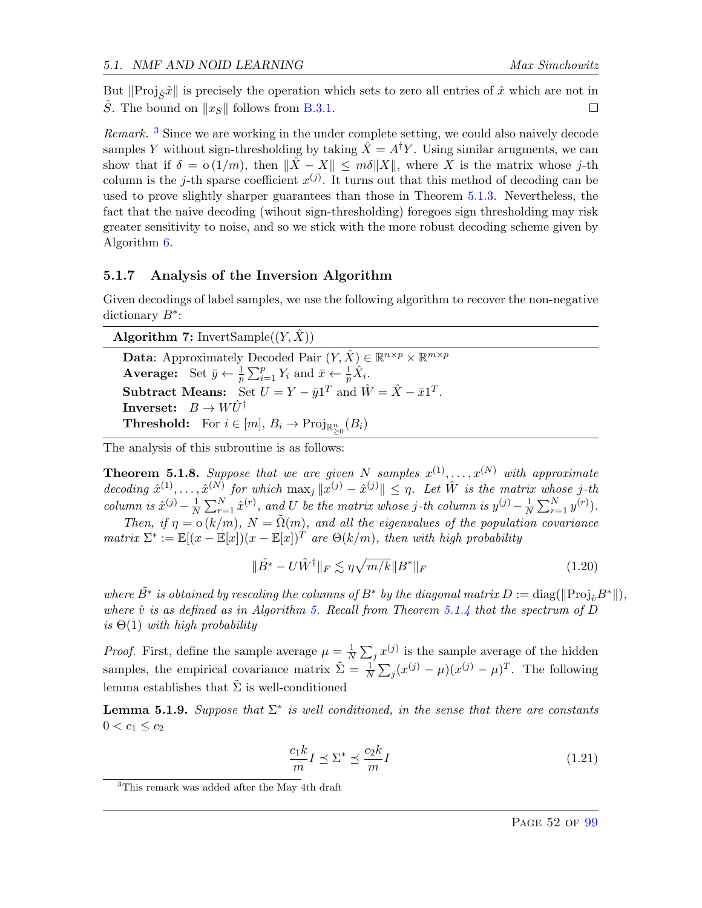But $\|\text{Proj}_{\hat{S}}\hat{x}\|$ is precisely the operation which sets to zero all entries of $\hat{x}$ which are not in $\hat{S}$. The bound on $\|x_S\|$ follows from B.3.1. □

*Remark.* [3] Since we are working in the under complete setting, we could also naively decode samples $Y$ without sign-thresholding by taking $\hat{X} = A^{\dagger}Y$. Using similar arugments, we can show that if $\delta = \mathrm{o}(1/m)$, then $\|\hat{X} - X\| \leq m\delta\|X\|$, where $X$ is the matrix whose $j$-th column is the $j$-th sparse coefficient $x^{(j)}$. It turns out that this method of decoding can be used to prove slightly sharper guarantees than those in Theorem 5.1.3. Nevertheless, the fact that the naive decoding (wihout sign-thresholding) foregoes sign thresholding may risk greater sensitivity to noise, and so we stick with the more robust decoding scheme given by Algorithm 6.

### 5.1.7 Analysis of the Inversion Algorithm

Given decodings of label samples, we use the following algorithm to recover the non-negative dictionary $B^*$:

**Algorithm 7:** InvertSample($(Y, \hat{X})$)

**Data**: Approximately Decoded Pair $(Y, \hat{X}) \in \mathbb{R}^{n\times p} \times \mathbb{R}^{m\times p}$
**Average:** Set $\bar{y} \leftarrow \frac{1}{p}\sum_{i=1}^{p} Y_i$ and $\bar{x} \leftarrow \frac{1}{p}\hat{X}_i$.
**Subtract Means:** Set $U = Y - \bar{y}1^T$ and $\hat{W} = \hat{X} - \bar{x}1^T$.
**Inverset:** $B \rightarrow W\hat{U}^{\dagger}$
**Threshold:** For $i \in [m]$, $B_i \rightarrow \text{Proj}_{\mathbb{R}^n_{\geq 0}}(B_i)$

The analysis of this subroutine is as follows:

**Theorem 5.1.8.** *Suppose that we are given $N$ samples $x^{(1)}, \dots, x^{(N)}$ with approximate decoding $\hat{x}^{(1)}, \dots, \hat{x}^{(N)}$ for which $\max_j \|x^{(j)} - \hat{x}^{(j)}\| \leq \eta$. Let $\hat{W}$ is the matrix whose $j$-th column is $\hat{x}^{(j)} - \frac{1}{N}\sum_{r=1}^{N}\hat{x}^{(r)}$, and $U$ be the matrix whose $j$-th column is $y^{(j)} - \frac{1}{N}\sum_{r=1}^{N} y^{(r)}$).*

*Then, if $\eta = \mathrm{o}(k/m)$, $N = \tilde{\Omega}(m)$, and all the eigenvalues of the population covariance matrix $\Sigma^* := \mathbb{E}[(x - \mathbb{E}[x])(x - \mathbb{E}[x])^T$ are $\Theta(k/m)$, then with high probability*

$$\|\tilde{B^*} - U\hat{W}^{\dagger}\|_F \lesssim \eta\sqrt{m/k}\|B^*\|_F \tag{1.20}$$

*where $\tilde{B^*}$ is obtained by rescaling the columns of $B^*$ by the diagonal matrix $D := \text{diag}(\|\text{Proj}_{\hat{v}}B^*\|)$, where $\hat{v}$ is as defined as in Algorithm 5. Recall from Theorem 5.1.4 that the spectrum of $D$ is $\Theta(1)$ with high probability*

*Proof.* First, define the sample average $\mu = \frac{1}{N}\sum_j x^{(j)}$ is the sample average of the hidden samples, the empirical covariance matrix $\tilde{\Sigma} = \frac{1}{N}\sum_j (x^{(j)} - \mu)(x^{(j)} - \mu)^T$. The following lemma establishes that $\tilde{\Sigma}$ is well-conditioned

**Lemma 5.1.9.** *Suppose that $\Sigma^*$ is well conditioned, in the sense that there are constants $0 < c_1 \leq c_2$*

$$\frac{c_1 k}{m} I \preceq \Sigma^* \preceq \frac{c_2 k}{m} I \tag{1.21}$$

[3] This remark was added after the May 4th draft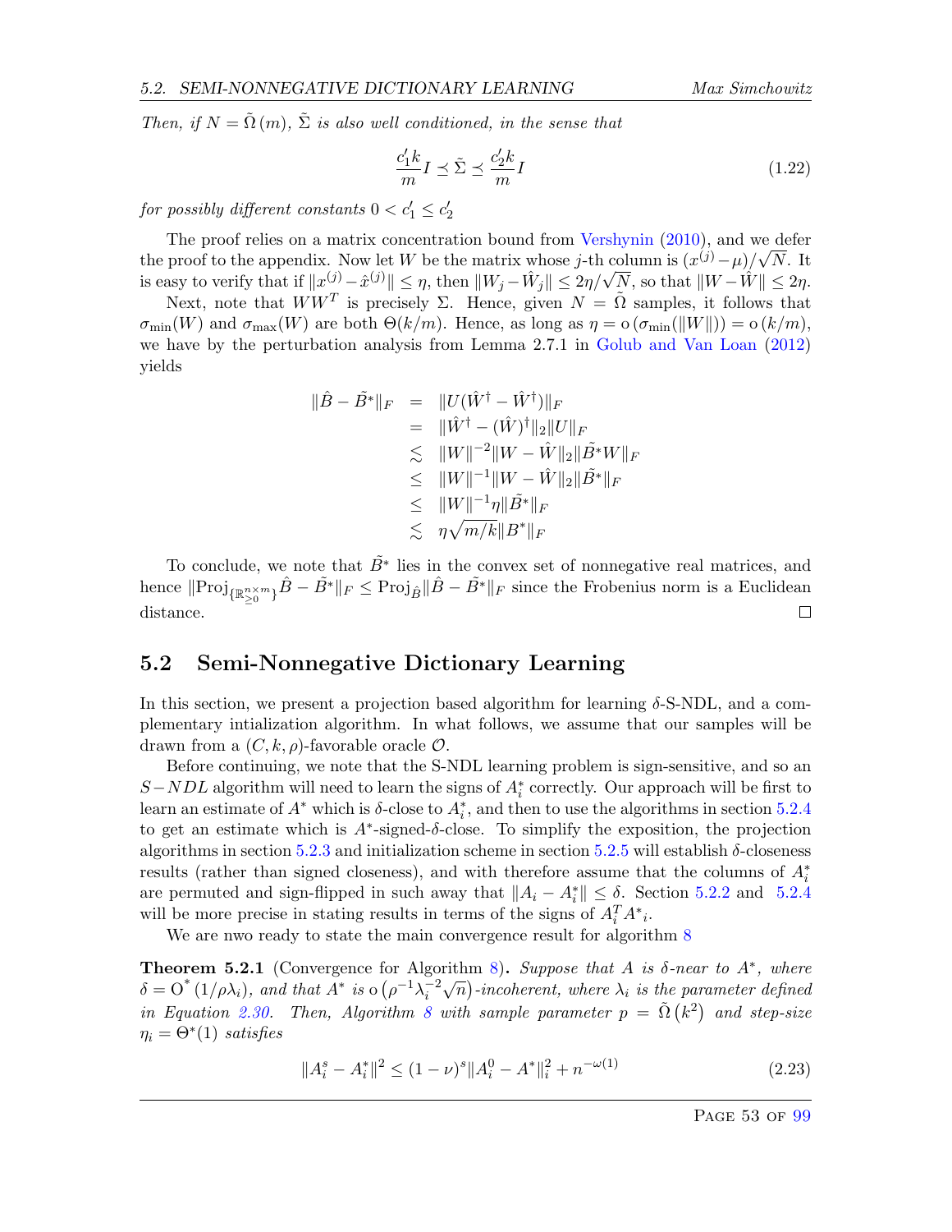*Then, if $N = \tilde{\Omega}(m)$, $\tilde{\Sigma}$ is also well conditioned, in the sense that*

$$\frac{c_1' k}{m} I \preceq \tilde{\Sigma} \preceq \frac{c_2' k}{m} I \tag{1.22}$$

*for possibly different constants $0 < c_1' \leq c_2'$*

The proof relies on a matrix concentration bound from Vershynin (2010), and we defer the proof to the appendix. Now let $W$ be the matrix whose $j$-th column is $(x^{(j)} - \mu)/\sqrt{N}$. It is easy to verify that if $\|x^{(j)} - \hat{x}^{(j)}\| \leq \eta$, then $\|W_j - \hat{W}_j\| \leq 2\eta/\sqrt{N}$, so that $\|W - \hat{W}\| \leq 2\eta$.

Next, note that $WW^T$ is precisely $\Sigma$. Hence, given $N = \tilde{\Omega}$ samples, it follows that $\sigma_{\min}(W)$ and $\sigma_{\max}(W)$ are both $\Theta(k/m)$. Hence, as long as $\eta = \mathrm{o}\left(\sigma_{\min}(\|W\|)\right) = \mathrm{o}\left(k/m\right)$, we have by the perturbation analysis from Lemma 2.7.1 in Golub and Van Loan (2012) yields

$$\begin{aligned}
\|\hat{B} - \tilde{B}^*\|_F &= \|U(\hat{W}^\dagger - \hat{W}^\dagger)\|_F \\
&= \|\hat{W}^\dagger - (\hat{W})^\dagger\|_2 \|U\|_F \\
&\lesssim \|W\|^{-2}\|W - \hat{W}\|_2 \|\tilde{B}^* W\|_F \\
&\leq \|W\|^{-1}\|W - \hat{W}\|_2 \|\tilde{B}^*\|_F \\
&\leq \|W\|^{-1}\eta \|\tilde{B}^*\|_F \\
&\lesssim \eta\sqrt{m/k}\|B^*\|_F
\end{aligned}$$

To conclude, we note that $\tilde{B}^*$ lies in the convex set of nonnegative real matrices, and hence $\|\mathrm{Proj}_{\{\mathbb{R}^{n \times m}_{\geq 0}\}}\hat{B} - \tilde{B}^*\|_F \leq \mathrm{Proj}_{\hat{B}}\|\hat{B} - \tilde{B}^*\|_F$ since the Frobenius norm is a Euclidean distance. □

## 5.2 Semi-Nonnegative Dictionary Learning

In this section, we present a projection based algorithm for learning $\delta$-S-NDL, and a complementary intialization algorithm. In what follows, we assume that our samples will be drawn from a $(C, k, \rho)$-favorable oracle $\mathcal{O}$.

Before continuing, we note that the S-NDL learning problem is sign-sensitive, and so an $S-NDL$ algorithm will need to learn the signs of $A_i^*$ correctly. Our approach will be first to learn an estimate of $A^*$ which is $\delta$-close to $A_i^*$, and then to use the algorithms in section 5.2.4 to get an estimate which is $A^*$-signed-$\delta$-close. To simplify the exposition, the projection algorithms in section 5.2.3 and initialization scheme in section 5.2.5 will establish $\delta$-closeness results (rather than signed closeness), and with therefore assume that the columns of $A_i^*$ are permuted and sign-flipped in such away that $\|A_i - A_i^*\| \leq \delta$. Section 5.2.2 and 5.2.4 will be more precise in stating results in terms of the signs of $A_i^T A^*{}_i$.

We are nwo ready to state the main convergence result for algorithm 8

**Theorem 5.2.1** (Convergence for Algorithm 8)**.** *Suppose that $A$ is $\delta$-near to $A^*$, where $\delta = \mathrm{O}^*\left(1/\rho\lambda_i\right)$, and that $A^*$ is $\mathrm{o}\left(\rho^{-1}\lambda_i^{-2}\sqrt{n}\right)$-incoherent, where $\lambda_i$ is the parameter defined in Equation 2.30. Then, Algorithm 8 with sample parameter $p = \tilde{\Omega}\left(k^2\right)$ and step-size $\eta_i = \Theta^*(1)$ satisfies*

$$\|A_i^s - A_i^*\|^2 \leq (1 - \nu)^s \|A_i^0 - A^*\|_i^2 + n^{-\omega(1)} \tag{2.23}$$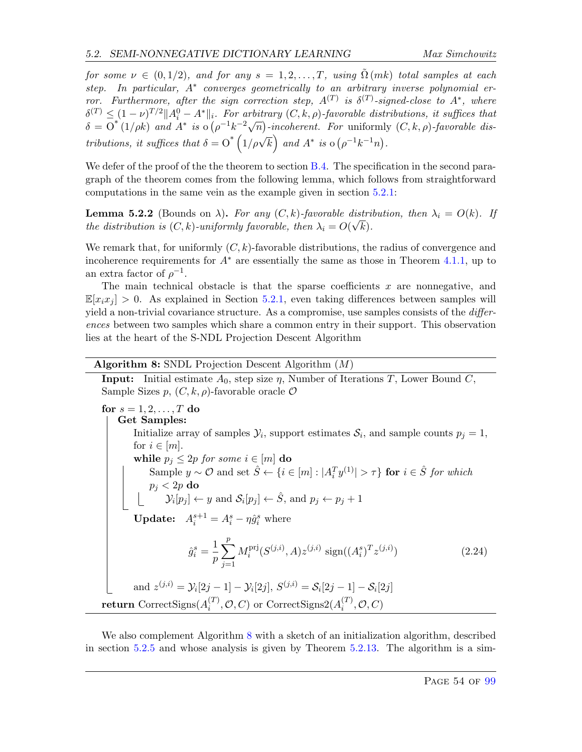*for some $\nu \in (0, 1/2)$, and for any $s = 1, 2, \ldots, T$, using $\tilde{\Omega}(mk)$ total samples at each step. In particular, $A^*$ converges geometrically to an arbitrary inverse polynomial error. Furthermore, after the sign correction step, $A^{(T)}$ is $\delta^{(T)}$-signed-close to $A^*$, where $\delta^{(T)} \leq (1-\nu)^{T/2}\|A_i^0 - A^*\|_i$. For arbitrary $(C, k, \rho)$-favorable distributions, it suffices that $\delta = \mathrm{O}^*(1/\rho k)$ and $A^*$ is $\mathrm{o}(\rho^{-1}k^{-2}\sqrt{n})$-incoherent. For* uniformly *$(C, k, \rho)$-favorable distributions, it suffices that $\delta = \mathrm{O}^*\left(1/\rho\sqrt{k}\right)$ and $A^*$ is $\mathrm{o}(\rho^{-1}k^{-1}n)$.*

We defer of the proof of the the theorem to section B.4. The specification in the second paragraph of the theorem comes from the following lemma, which follows from straightforward computations in the same vein as the example given in section 5.2.1:

**Lemma 5.2.2** (Bounds on $\lambda$)**.** *For any $(C, k)$-favorable distribution, then $\lambda_i = O(k)$. If the distribution is $(C, k)$-uniformly favorable, then $\lambda_i = O(\sqrt{k})$.*

We remark that, for uniformly $(C, k)$-favorable distributions, the radius of convergence and incoherence requirements for $A^*$ are essentially the same as those in Theorem 4.1.1, up to an extra factor of $\rho^{-1}$.

The main technical obstacle is that the sparse coefficients $x$ are nonnegative, and $\mathbb{E}[x_i x_j] > 0$. As explained in Section 5.2.1, even taking differences between samples will yield a non-trivial covariance structure. As a compromise, use samples consists of the *differences* between two samples which share a common entry in their support. This observation lies at the heart of the S-NDL Projection Descent Algorithm

---

**Algorithm 8:** SNDL Projection Descent Algorithm ($M$)

**Input:** Initial estimate $A_0$, step size $\eta$, Number of Iterations $T$, Lower Bound $C$, Sample Sizes $p$, $(C, k, \rho)$-favorable oracle $\mathcal{O}$

**for** $s = 1, 2, \ldots, T$ **do**
- **Get Samples:**
  - Initialize array of samples $\mathcal{Y}_i$, support estimates $\mathcal{S}_i$, and sample counts $p_j = 1$, for $i \in [m]$.
  - **while** *$p_j \leq 2p$ for some $i \in [m]$* **do**
    - Sample $y \sim \mathcal{O}$ and set $\hat{S} \leftarrow \{i \in [m] : |A_i^T y^{(1)}| > \tau\}$ **for** *$i \in \hat{S}$ for which $p_j < 2p$* **do**
      - $\mathcal{Y}_i[p_j] \leftarrow y$ and $\mathcal{S}_i[p_j] \leftarrow \hat{S}$, and $p_j \leftarrow p_j + 1$
  - **Update:** $A_i^{s+1} = A_i^s - \eta \hat{g}_i^s$ where

$$\hat{g}_i^s = \frac{1}{p}\sum_{j=1}^{p} M_i^{\mathrm{prj}}(S^{(j,i)}, A) z^{(j,i)} \ \mathrm{sign}((A_i^s)^T z^{(j,i)}) \tag{2.24}$$

  and $z^{(j,i)} = \mathcal{Y}_i[2j-1] - \mathcal{Y}_i[2j]$, $S^{(j,i)} = \mathcal{S}_i[2j-1] - \mathcal{S}_i[2j]$

**return** CorrectSigns($A_i^{(T)}, \mathcal{O}, C$) or CorrectSigns2($A_i^{(T)}, \mathcal{O}, C$)

---

We also complement Algorithm 8 with a sketch of an initialization algorithm, described in section 5.2.5 and whose analysis is given by Theorem 5.2.13. The algorithm is a sim-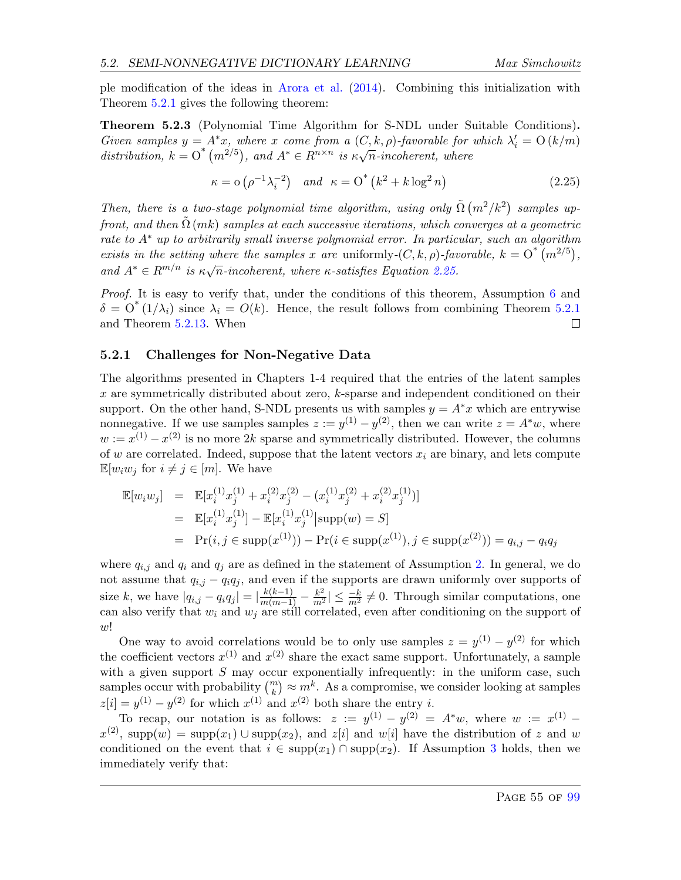ple modification of the ideas in Arora et al. (2014). Combining this initialization with Theorem 5.2.1 gives the following theorem:

**Theorem 5.2.3** (Polynomial Time Algorithm for S-NDL under Suitable Conditions)**.** *Given samples $y = A^*x$, where $x$ come from a $(C, k, \rho)$-favorable for which $\lambda_i' = \mathrm{O}(k/m)$ distribution, $k = \mathrm{O}^*(m^{2/5})$, and $A^* \in R^{n \times n}$ is $\kappa\sqrt{n}$-incoherent, where*

$$\kappa = \mathrm{o}\left(\rho^{-1}\lambda_i^{-2}\right) \quad \textit{and} \quad \kappa = \mathrm{O}^*\left(k^2 + k\log^2 n\right) \tag{2.25}$$

*Then, there is a two-stage polynomial time algorithm, using only $\tilde{\Omega}\left(m^2/k^2\right)$ samples up-front, and then $\tilde{\Omega}(mk)$ samples at each successive iterations, which converges at a geometric rate to $A^*$ up to arbitrarily small inverse polynomial error. In particular, such an algorithm exists in the setting where the samples $x$ are* uniformly-$(C, k, \rho)$-favorable, *$k = \mathrm{O}^*\left(m^{2/5}\right)$, and $A^* \in R^{m/n}$ is $\kappa\sqrt{n}$-incoherent, where $\kappa$-satisfies Equation 2.25.*

*Proof.* It is easy to verify that, under the conditions of this theorem, Assumption 6 and $\delta = \mathrm{O}^*(1/\lambda_i)$ since $\lambda_i = O(k)$. Hence, the result follows from combining Theorem 5.2.1 and Theorem 5.2.13. When □

### 5.2.1 Challenges for Non-Negative Data

The algorithms presented in Chapters 1-4 required that the entries of the latent samples $x$ are symmetrically distributed about zero, $k$-sparse and independent conditioned on their support. On the other hand, S-NDL presents us with samples $y = A^*x$ which are entrywise nonnegative. If we use samples samples $z := y^{(1)} - y^{(2)}$, then we can write $z = A^*w$, where $w := x^{(1)} - x^{(2)}$ is no more $2k$ sparse and symmetrically distributed. However, the columns of $w$ are correlated. Indeed, suppose that the latent vectors $x_i$ are binary, and lets compute $\mathbb{E}[w_i w_j$ for $i \neq j \in [m]$. We have

$$\begin{aligned}
\mathbb{E}[w_i w_j] &= \mathbb{E}[x_i^{(1)}x_j^{(1)} + x_i^{(2)}x_j^{(2)} - (x_i^{(1)}x_j^{(2)} + x_i^{(2)}x_j^{(1)})] \\
&= \mathbb{E}[x_i^{(1)}x_j^{(1)}] - \mathbb{E}[x_i^{(1)}x_j^{(1)} | \mathrm{supp}(w) = S] \\
&= \Pr(i, j \in \mathrm{supp}(x^{(1)})) - \Pr(i \in \mathrm{supp}(x^{(1)}), j \in \mathrm{supp}(x^{(2)})) = q_{i,j} - q_i q_j
\end{aligned}$$

where $q_{i,j}$ and $q_i$ and $q_j$ are as defined in the statement of Assumption 2. In general, we do not assume that $q_{i,j} - q_i q_j$, and even if the supports are drawn uniformly over supports of size $k$, we have $|q_{i,j} - q_i q_j| = |\frac{k(k-1)}{m(m-1)} - \frac{k^2}{m^2}| \leq \frac{-k}{m^2} \neq 0$. Through similar computations, one can also verify that $w_i$ and $w_j$ are still correlated, even after conditioning on the support of $w$!

One way to avoid correlations would be to only use samples $z = y^{(1)} - y^{(2)}$ for which the coefficient vectors $x^{(1)}$ and $x^{(2)}$ share the exact same support. Unfortunately, a sample with a given support $S$ may occur exponentially infrequently: in the uniform case, such samples occur with probability $\binom{m}{k} \approx m^k$. As a compromise, we consider looking at samples $z[i] = y^{(1)} - y^{(2)}$ for which $x^{(1)}$ and $x^{(2)}$ both share the entry $i$.

To recap, our notation is as follows: $z := y^{(1)} - y^{(2)} = A^*w$, where $w := x^{(1)} - x^{(2)}$, $\mathrm{supp}(w) = \mathrm{supp}(x_1) \cup \mathrm{supp}(x_2)$, and $z[i]$ and $w[i]$ have the distribution of $z$ and $w$ conditioned on the event that $i \in \mathrm{supp}(x_1) \cap \mathrm{supp}(x_2)$. If Assumption 3 holds, then we immediately verify that: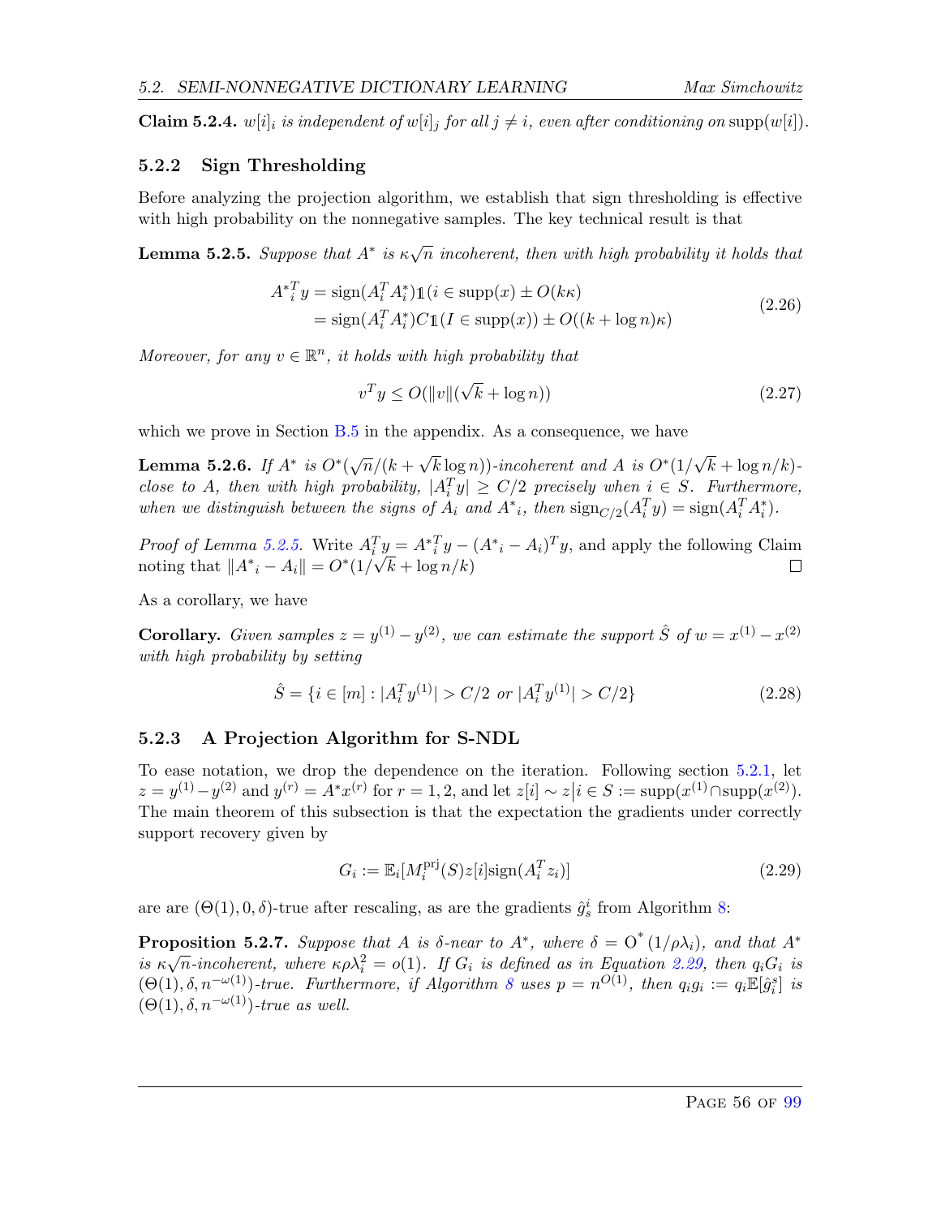**Claim 5.2.4.** *$w[i]_i$ is independent of $w[i]_j$ for all $j \neq i$, even after conditioning on $\mathrm{supp}(w[i])$.*

### 5.2.2 Sign Thresholding

Before analyzing the projection algorithm, we establish that sign thresholding is effective with high probability on the nonnegative samples. The key technical result is that

**Lemma 5.2.5.** *Suppose that $A^*$ is $\kappa\sqrt{n}$ incoherent, then with high probability it holds that*

$$
\begin{aligned}
{A^*}_i^T y &= \mathrm{sign}(A_i^T A_i^*)\mathbb{1}(i \in \mathrm{supp}(x) \pm O(k\kappa) \\
&= \mathrm{sign}(A_i^T A_i^*)C\mathbb{1}(I \in \mathrm{supp}(x)) \pm O((k + \log n)\kappa)
\end{aligned}
\tag{2.26}
$$

*Moreover, for any $v \in \mathbb{R}^n$, it holds with high probability that*

$$
v^T y \leq O(\|v\|(\sqrt{k} + \log n)) \tag{2.27}
$$

which we prove in Section B.5 in the appendix. As a consequence, we have

**Lemma 5.2.6.** *If $A^*$ is $O^*(\sqrt{n}/(k + \sqrt{k}\log n))$-incoherent and $A$ is $O^*(1/\sqrt{k} + \log n/k)$-close to $A$, then with high probability, $|A_i^T y| \geq C/2$ precisely when $i \in S$. Furthermore, when we distinguish between the signs of $A_i$ and ${A^*}_i$, then $\mathrm{sign}_{C/2}(A_i^T y) = \mathrm{sign}(A_i^T A_i^*)$.*

*Proof of Lemma 5.2.5.* Write $A_i^T y = {A^*}_i^T y - ({A^*}_i - A_i)^T y$, and apply the following Claim noting that $\|{A^*}_i - A_i\| = O^*(1/\sqrt{k} + \log n/k)$ □

As a corollary, we have

**Corollary.** *Given samples $z = y^{(1)} - y^{(2)}$, we can estimate the support $\hat{S}$ of $w = x^{(1)} - x^{(2)}$ with high probability by setting*

$$
\hat{S} = \{i \in [m] : |A_i^T y^{(1)}| > C/2 \text{ or } |A_i^T y^{(1)}| > C/2\} \tag{2.28}
$$

### 5.2.3 A Projection Algorithm for S-NDL

To ease notation, we drop the dependence on the iteration. Following section 5.2.1, let $z = y^{(1)} - y^{(2)}$ and $y^{(r)} = A^* x^{(r)}$ for $r = 1, 2$, and let $z[i] \sim z \big| i \in S := \mathrm{supp}(x^{(1)} \cap \mathrm{supp}(x^{(2)})$. The main theorem of this subsection is that the expectation the gradients under correctly support recovery given by

$$
G_i := \mathbb{E}_i[M_i^{\mathrm{prj}}(S) z[i] \mathrm{sign}(A_i^T z_i)] \tag{2.29}
$$

are are $(\Theta(1), 0, \delta)$-true after rescaling, as are the gradients $\hat{g}_s^i$ from Algorithm 8:

**Proposition 5.2.7.** *Suppose that $A$ is $\delta$-near to $A^*$, where $\delta = \mathrm{O}^*(1/\rho\lambda_i)$, and that $A^*$ is $\kappa\sqrt{n}$-incoherent, where $\kappa\rho\lambda_i^2 = o(1)$. If $G_i$ is defined as in Equation 2.29, then $q_i G_i$ is $(\Theta(1), \delta, n^{-\omega(1)})$-true. Furthermore, if Algorithm 8 uses $p = n^{O(1)}$, then $q_i g_i := q_i \mathbb{E}[\hat{g}_i^s]$ is $(\Theta(1), \delta, n^{-\omega(1)})$-true as well.*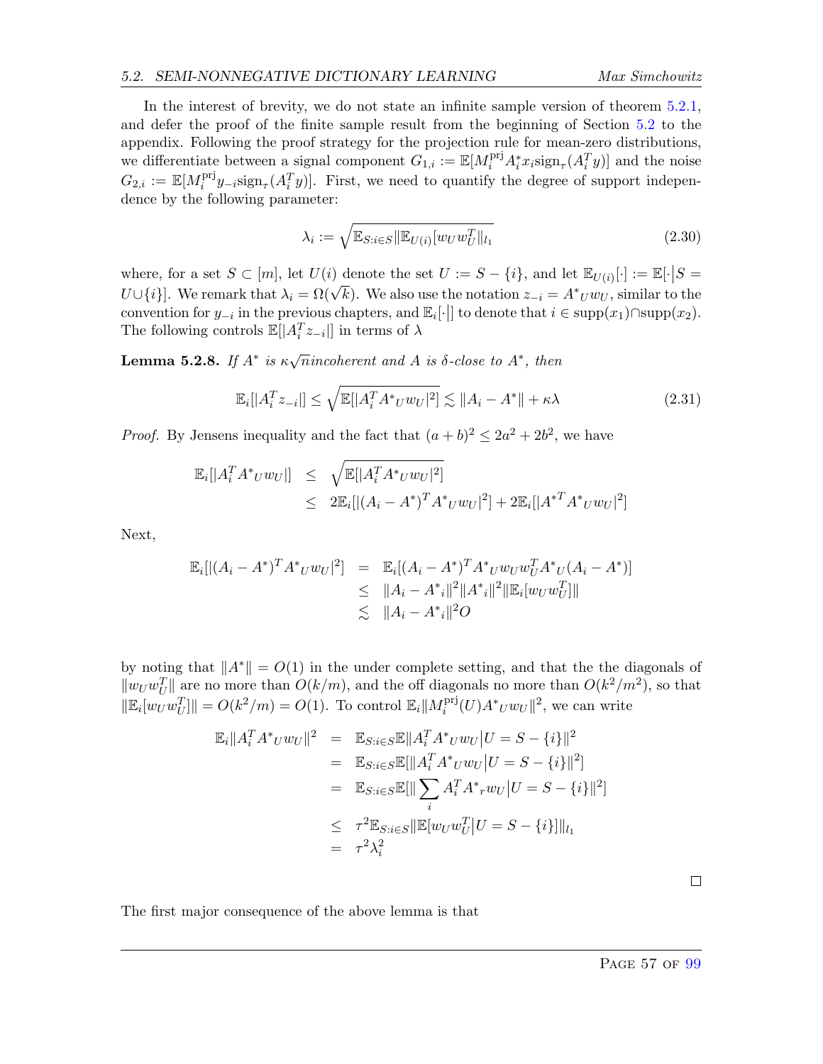In the interest of brevity, we do not state an infinite sample version of theorem 5.2.1, and defer the proof of the finite sample result from the beginning of Section 5.2 to the appendix. Following the proof strategy for the projection rule for mean-zero distributions, we differentiate between a signal component $G_{1,i} := \mathbb{E}[M_i^{\text{prj}} A_i^* x_i \text{sign}_\tau(A_i^T y)]$ and the noise $G_{2,i} := \mathbb{E}[M_i^{\text{prj}} y_{-i} \text{sign}_\tau(A_i^T y)]$. First, we need to quantify the degree of support independence by the following parameter:

$$\lambda_i := \sqrt{\mathbb{E}_{S:i\in S} \|\mathbb{E}_{U(i)}[w_U w_U^T\|_{l_1}} \tag{2.30}$$

where, for a set $S \subset [m]$, let $U(i)$ denote the set $U := S - \{i\}$, and let $\mathbb{E}_{U(i)}[\cdot] := \mathbb{E}[\cdot \big| S = U \cup \{i\}]$. We remark that $\lambda_i = \Omega(\sqrt{k})$. We also use the notation $z_{-i} = A^*{}_U w_U$, similar to the convention for $y_{-i}$ in the previous chapters, and $\mathbb{E}_i[\cdot|]$ to denote that $i \in \text{supp}(x_1) \cap \text{supp}(x_2)$. The following controls $\mathbb{E}[|A_i^T z_{-i}|]$ in terms of $\lambda$

**Lemma 5.2.8.** *If $A^*$ is $\kappa\sqrt{n}$incoherent and $A$ is $\delta$-close to $A^*$, then*

$$\mathbb{E}_i[|A_i^T z_{-i}|] \le \sqrt{\mathbb{E}[|A_i^T A^*{}_U w_U|^2]} \lesssim \|A_i - A^*\| + \kappa\lambda \tag{2.31}$$

*Proof.* By Jensens inequality and the fact that $(a+b)^2 \le 2a^2 + 2b^2$, we have

$$\begin{aligned}
\mathbb{E}_i[|A_i^T A^*{}_U w_U|] &\le \sqrt{\mathbb{E}[|A_i^T A^*{}_U w_U|^2]} \\
&\le 2\mathbb{E}_i[|(A_i - A^*)^T A^*{}_U w_U|^2] + 2\mathbb{E}_i[|A^{*T} A^*{}_U w_U|^2]
\end{aligned}$$

Next,

$$\begin{aligned}
\mathbb{E}_i[|(A_i - A^*)^T A^*{}_U w_U|^2] &= \mathbb{E}_i[(A_i - A^*)^T A^*{}_U w_U w_U^T A^*{}_U (A_i - A^*)] \\
&\le \|A_i - A^*{}_i\|^2 \|A^*{}_i\|^2 \|\mathbb{E}_i[w_U w_U^T]\| \\
&\lesssim \|A_i - A^*{}_i\|^2 O
\end{aligned}$$

by noting that $\|A^*\| = O(1)$ in the under complete setting, and that the the diagonals of $\|w_U w_U^T\|$ are no more than $O(k/m)$, and the off diagonals no more than $O(k^2/m^2)$, so that $\|\mathbb{E}_i[w_U w_U^T]\| = O(k^2/m) = O(1)$. To control $\mathbb{E}_i \|M_i^{\text{prj}}(U) A^*{}_U w_U\|^2$, we can write

$$\begin{aligned}
\mathbb{E}_i \|A_i^T A^*{}_U w_U\|^2 &= \mathbb{E}_{S:i\in S} \mathbb{E}\|A_i^T A^*{}_U w_U \big| U = S - \{i\}\|^2 \\
&= \mathbb{E}_{S:i\in S} \mathbb{E}[\|A_i^T A^*{}_U w_U \big| U = S - \{i\}\|^2] \\
&= \mathbb{E}_{S:i\in S} \mathbb{E}[\|\sum_i A_i^T A^*{}_r w_U \big| U = S - \{i\}\|^2] \\
&\le \tau^2 \mathbb{E}_{S:i\in S} \|\mathbb{E}[w_U w_U^T \big| U = S - \{i\}]\|_{l_1} \\
&= \tau^2 \lambda_i^2
\end{aligned}$$

$\square$

The first major consequence of the above lemma is that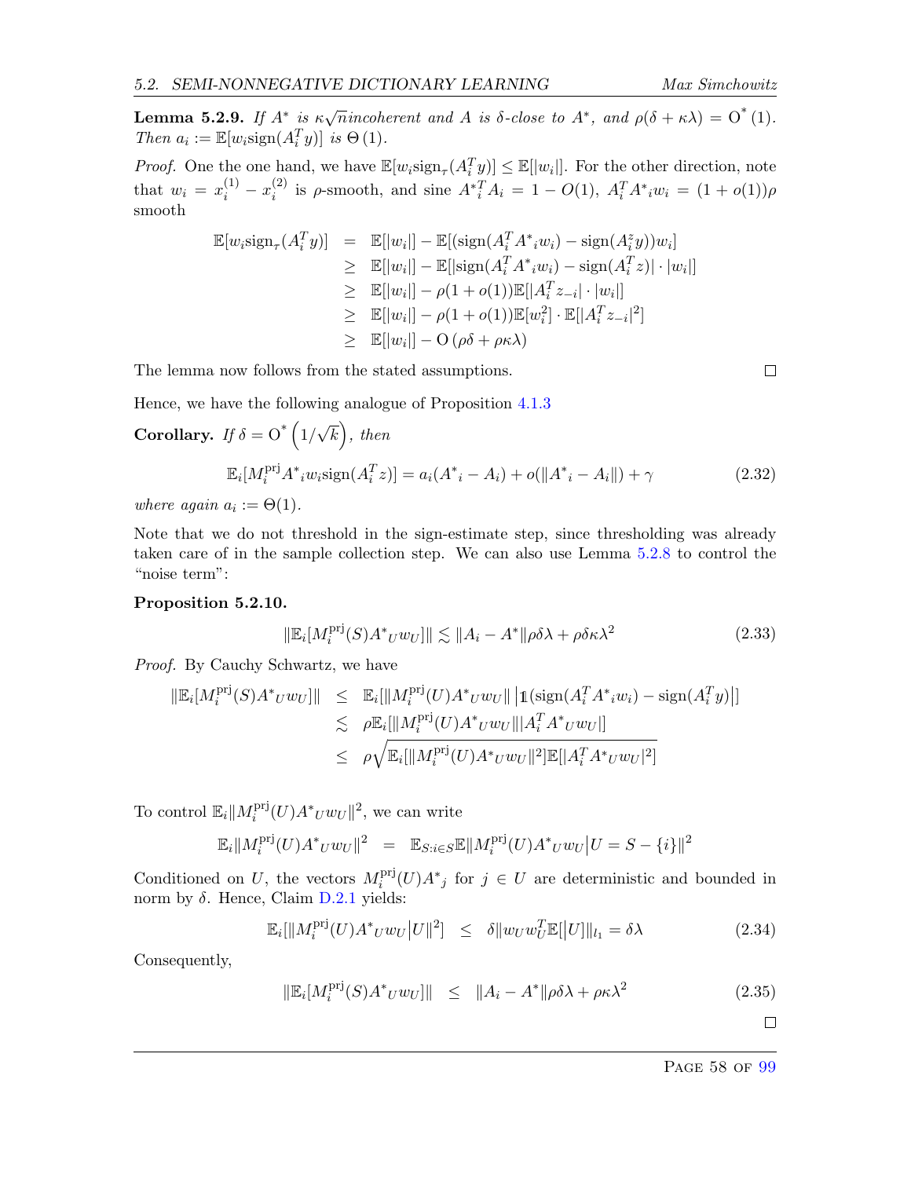**Lemma 5.2.9.** *If $A^*$ is $\kappa\sqrt{n}$incoherent and $A$ is $\delta$-close to $A^*$, and $\rho(\delta + \kappa\lambda) = \mathrm{O}^*(1)$. Then $a_i := \mathbb{E}[w_i \mathrm{sign}(A_i^T y)]$ is $\Theta(1)$.*

*Proof.* One the one hand, we have $\mathbb{E}[w_i \mathrm{sign}_\tau(A_i^T y)] \le \mathbb{E}[|w_i|]$. For the other direction, note that $w_i = x_i^{(1)} - x_i^{(2)}$ is $\rho$-smooth, and sine ${A^*}_i^T A_i = 1 - O(1)$, $A_i^T {A^*}_i w_i = (1 + o(1))\rho$ smooth

$$
\begin{aligned}
\mathbb{E}[w_i \mathrm{sign}_\tau(A_i^T y)] &= \mathbb{E}[|w_i|] - \mathbb{E}[(\mathrm{sign}(A_i^T {A^*}_i w_i) - \mathrm{sign}(A_i^z y)) w_i] \\
&\ge \mathbb{E}[|w_i|] - \mathbb{E}[|\mathrm{sign}(A_i^T {A^*}_i w_i) - \mathrm{sign}(A_i^T z)| \cdot |w_i|] \\
&\ge \mathbb{E}[|w_i|] - \rho(1 + o(1)) \mathbb{E}[|A_i^T z_{-i}| \cdot |w_i|] \\
&\ge \mathbb{E}[|w_i|] - \rho(1 + o(1)) \mathbb{E}[w_i^2] \cdot \mathbb{E}[|A_i^T z_{-i}|^2] \\
&\ge \mathbb{E}[|w_i|] - \mathrm{O}\left(\rho\delta + \rho\kappa\lambda\right)
\end{aligned}
$$

The lemma now follows from the stated assumptions. $\square$

Hence, we have the following analogue of Proposition 4.1.3

**Corollary.** *If $\delta = \mathrm{O}^*\left(1/\sqrt{k}\right)$, then*

$$
\mathbb{E}_i[M_i^{\mathrm{prj}} {A^*}_i w_i \mathrm{sign}(A_i^T z)] = a_i({A^*}_i - A_i) + o(\|{A^*}_i - A_i\|) + \gamma \tag{2.32}
$$

*where again $a_i := \Theta(1)$.*

Note that we do not threshold in the sign-estimate step, since thresholding was already taken care of in the sample collection step. We can also use Lemma 5.2.8 to control the "noise term":

**Proposition 5.2.10.**

$$
\|\mathbb{E}_i[M_i^{\mathrm{prj}}(S) {A^*}_U w_U]\| \lesssim \|A_i - A^*\| \rho\delta\lambda + \rho\delta\kappa\lambda^2 \tag{2.33}
$$

*Proof.* By Cauchy Schwartz, we have

$$
\begin{aligned}
\|\mathbb{E}_i[M_i^{\mathrm{prj}}(S) {A^*}_U w_U]\| &\le \mathbb{E}_i[\|M_i^{\mathrm{prj}}(U) {A^*}_U w_U\| \left|\mathbb{1}(\mathrm{sign}(A_i^T {A^*}_i w_i) - \mathrm{sign}(A_i^T y)\right|] \\
&\lesssim \rho \mathbb{E}_i[\|M_i^{\mathrm{prj}}(U) {A^*}_U w_U\| |A_i^T {A^*}_U w_U|] \\
&\le \rho \sqrt{\mathbb{E}_i[\|M_i^{\mathrm{prj}}(U) {A^*}_U w_U\|^2] \mathbb{E}[|A_i^T {A^*}_U w_U|^2]}
\end{aligned}
$$

To control $\mathbb{E}_i \|M_i^{\mathrm{prj}}(U) {A^*}_U w_U\|^2$, we can write

$$
\mathbb{E}_i \|M_i^{\mathrm{prj}}(U) {A^*}_U w_U\|^2 = \mathbb{E}_{S : i \in S} \mathbb{E}\|M_i^{\mathrm{prj}}(U) {A^*}_U w_U \big| U = S - \{i\}\|^2
$$

Conditioned on $U$, the vectors $M_i^{\mathrm{prj}}(U) {A^*}_j$ for $j \in U$ are deterministic and bounded in norm by $\delta$. Hence, Claim D.2.1 yields:

$$
\mathbb{E}_i[\|M_i^{\mathrm{prj}}(U) {A^*}_U w_U \big| U\|^2] \le \delta \|w_U w_U^T \mathbb{E}[\big| U]\|_{l_1} = \delta\lambda \tag{2.34}
$$

Consequently,

$$
\|\mathbb{E}_i[M_i^{\mathrm{prj}}(S) {A^*}_U w_U]\| \le \|A_i - A^*\| \rho\delta\lambda + \rho\kappa\lambda^2 \tag{2.35}
$$

$\square$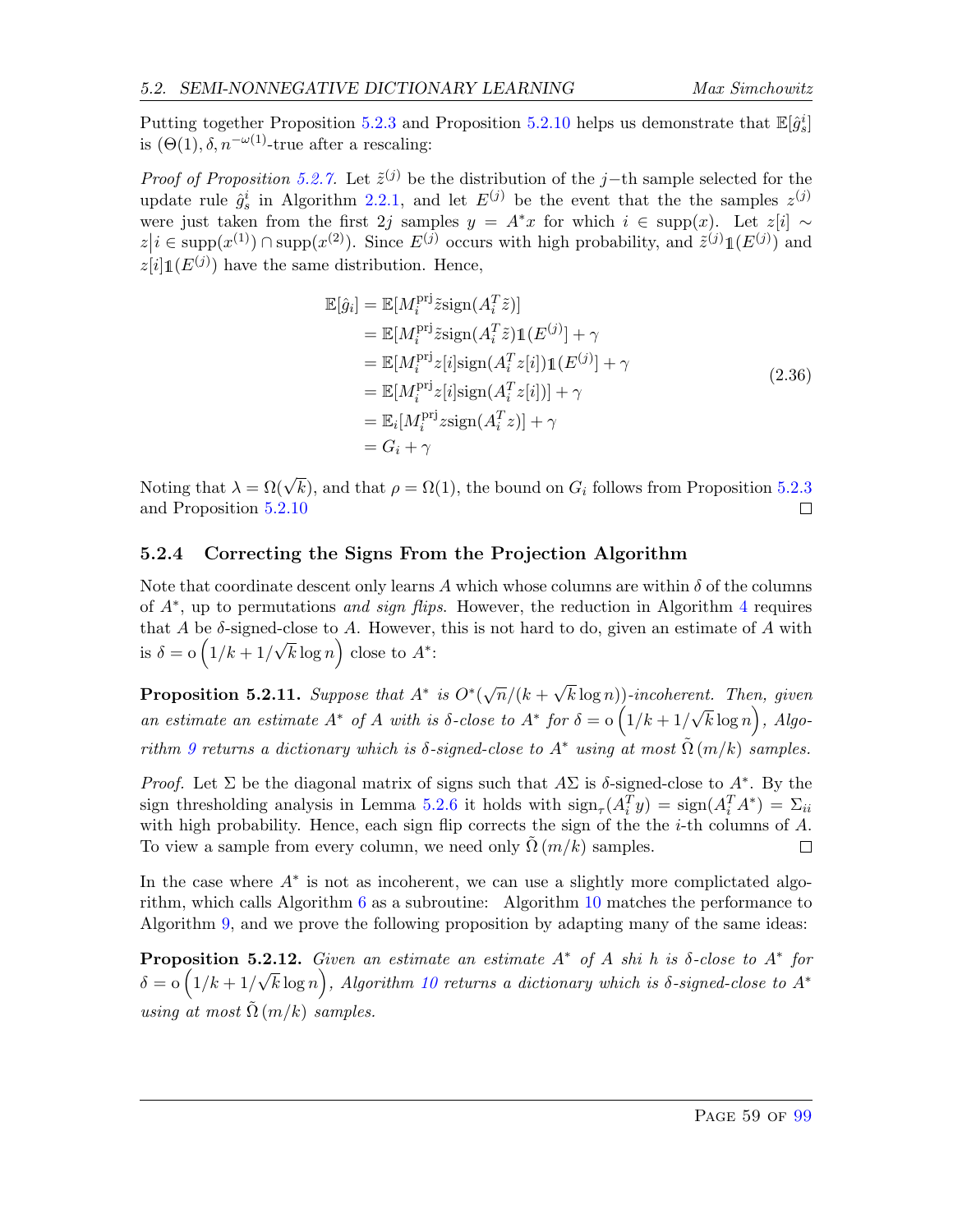Putting together Proposition 5.2.3 and Proposition 5.2.10 helps us demonstrate that $\mathbb{E}[\hat{g}_s^i]$ is $(\Theta(1), \delta, n^{-\omega(1)}$-true after a rescaling:

*Proof of Proposition 5.2.7.* Let $\tilde{z}^{(j)}$ be the distribution of the $j-$th sample selected for the update rule $\hat{g}_s^i$ in Algorithm 2.2.1, and let $E^{(j)}$ be the event that the the samples $z^{(j)}$ were just taken from the first $2j$ samples $y = A^* x$ for which $i \in \text{supp}(x)$. Let $z[i] \sim z \big| i \in \text{supp}(x^{(1)}) \cap \text{supp}(x^{(2)})$. Since $E^{(j)}$ occurs with high probability, and $\tilde{z}^{(j)} \mathbb{1}(E^{(j)})$ and $z[i]\mathbb{1}(E^{(j)})$ have the same distribution. Hence,

$$
\begin{aligned}
\mathbb{E}[\hat{g}_i] &= \mathbb{E}[M_i^{\text{prj}} \tilde{z} \text{sign}(A_i^T \tilde{z})] \\
&= \mathbb{E}[M_i^{\text{prj}} \tilde{z} \text{sign}(A_i^T \tilde{z}) \mathbb{1}(E^{(j)})] + \gamma \\
&= \mathbb{E}[M_i^{\text{prj}} z[i] \text{sign}(A_i^T z[i]) \mathbb{1}(E^{(j)})] + \gamma \\
&= \mathbb{E}[M_i^{\text{prj}} z[i] \text{sign}(A_i^T z[i])] + \gamma \\
&= \mathbb{E}_i[M_i^{\text{prj}} z \text{sign}(A_i^T z)] + \gamma \\
&= G_i + \gamma
\end{aligned}
\tag{2.36}
$$

Noting that $\lambda = \Omega(\sqrt{k})$, and that $\rho = \Omega(1)$, the bound on $G_i$ follows from Proposition 5.2.3 and Proposition 5.2.10 $\square$

### 5.2.4 Correcting the Signs From the Projection Algorithm

Note that coordinate descent only learns $A$ which whose columns are within $\delta$ of the columns of $A^*$, up to permutations *and sign flips*. However, the reduction in Algorithm 4 requires that $A$ be $\delta$-signed-close to $A$. However, this is not hard to do, given an estimate of $A$ with is $\delta = \text{o}\left(1/k + 1/\sqrt{k}\log n\right)$ close to $A^*$:

**Proposition 5.2.11.** *Suppose that $A^*$ is $O^*(\sqrt{n}/(k + \sqrt{k}\log n))$-incoherent. Then, given an estimate an estimate $A^*$ of $A$ with is $\delta$-close to $A^*$ for $\delta = \text{o}\left(1/k + 1/\sqrt{k}\log n\right)$, Algorithm 9 returns a dictionary which is $\delta$-signed-close to $A^*$ using at most $\tilde{\Omega}\left(m/k\right)$ samples.*

*Proof.* Let $\Sigma$ be the diagonal matrix of signs such that $A\Sigma$ is $\delta$-signed-close to $A^*$. By the sign thresholding analysis in Lemma 5.2.6 it holds with $\text{sign}_\tau(A_i^T y) = \text{sign}(A_i^T A^*) = \Sigma_{ii}$ with high probability. Hence, each sign flip corrects the sign of the the $i$-th columns of $A$. To view a sample from every column, we need only $\tilde{\Omega}\left(m/k\right)$ samples. $\square$

In the case where $A^*$ is not as incoherent, we can use a slightly more complictated algorithm, which calls Algorithm 6 as a subroutine: Algorithm 10 matches the performance to Algorithm 9, and we prove the following proposition by adapting many of the same ideas:

**Proposition 5.2.12.** *Given an estimate an estimate $A^*$ of $A$ shi h is $\delta$-close to $A^*$ for $\delta = \text{o}\left(1/k + 1/\sqrt{k}\log n\right)$, Algorithm 10 returns a dictionary which is $\delta$-signed-close to $A^*$ using at most $\tilde{\Omega}\left(m/k\right)$ samples.*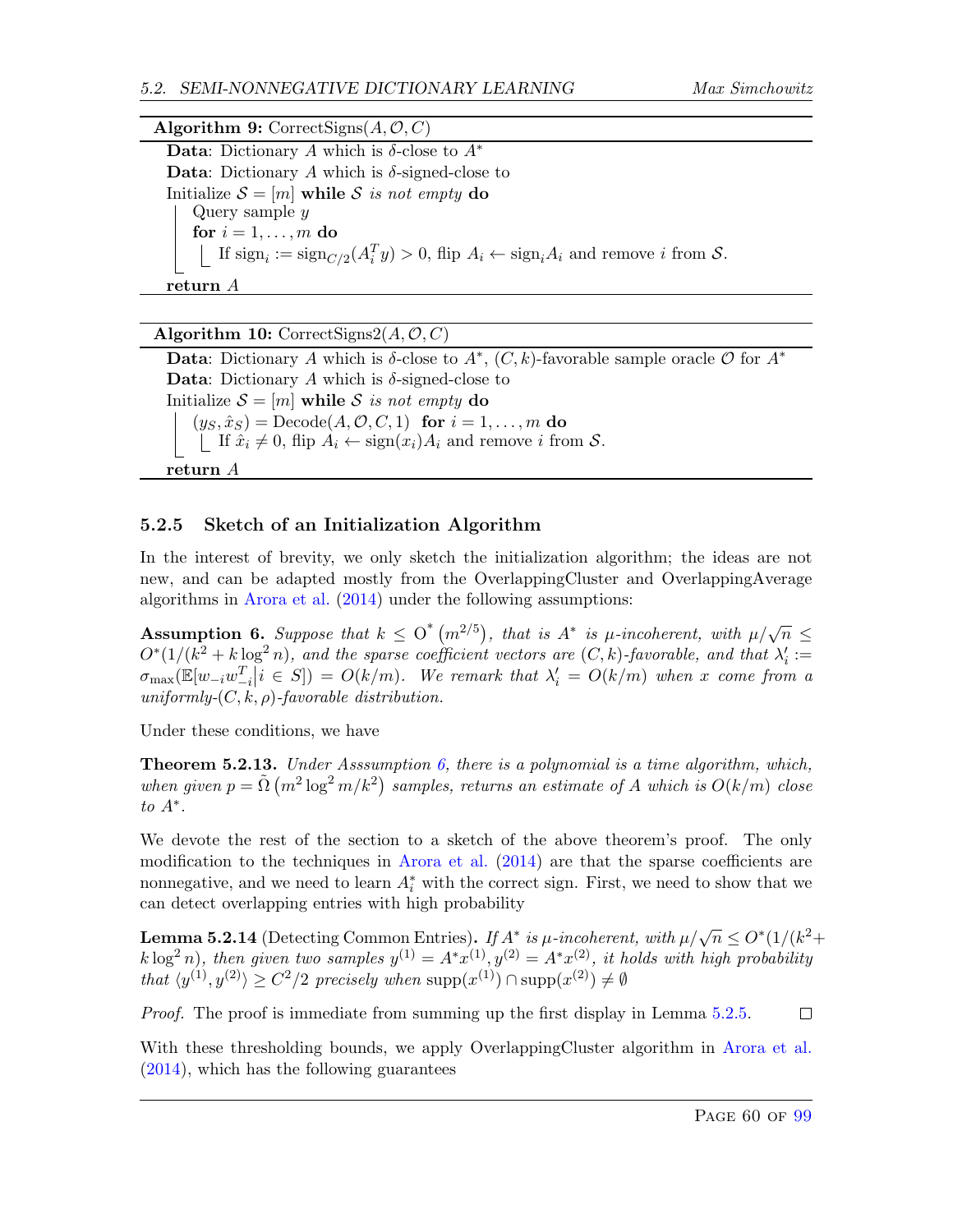**Algorithm 9:** CorrectSigns($A, \mathcal{O}, C$)

**Data**: Dictionary $A$ which is $\delta$-close to $A^*$
**Data**: Dictionary $A$ which is $\delta$-signed-close to
Initialize $\mathcal{S} = [m]$ **while** $\mathcal{S}$ *is not empty* **do**
  Query sample $y$
  **for** $i = 1, \ldots, m$ **do**
    If $\text{sign}_i := \text{sign}_{C/2}(A_i^T y) > 0$, flip $A_i \leftarrow \text{sign}_i A_i$ and remove $i$ from $\mathcal{S}$.
**return** $A$

**Algorithm 10:** CorrectSigns2($A, \mathcal{O}, C$)

**Data**: Dictionary $A$ which is $\delta$-close to $A^*$, $(C, k)$-favorable sample oracle $\mathcal{O}$ for $A^*$
**Data**: Dictionary $A$ which is $\delta$-signed-close to
Initialize $\mathcal{S} = [m]$ **while** $\mathcal{S}$ *is not empty* **do**
  $(y_S, \hat{x}_S) = \text{Decode}(A, \mathcal{O}, C, 1)$ **for** $i = 1, \ldots, m$ **do**
    If $\hat{x}_i \neq 0$, flip $A_i \leftarrow \text{sign}(x_i) A_i$ and remove $i$ from $\mathcal{S}$.
**return** $A$

### 5.2.5 Sketch of an Initialization Algorithm

In the interest of brevity, we only sketch the initialization algorithm; the ideas are not new, and can be adapted mostly from the OverlappingCluster and OverlappingAverage algorithms in Arora et al. (2014) under the following assumptions:

**Assumption 6.** *Suppose that $k \leq \mathrm{O}^*\left(m^{2/5}\right)$, that is $A^*$ is $\mu$-incoherent, with $\mu/\sqrt{n} \leq O^*(1/(k^2 + k\log^2 n)$, and the sparse coefficient vectors are $(C, k)$-favorable, and that $\lambda_i' := \sigma_{\max}(\mathbb{E}[w_{-i}w_{-i}^T \big| i \in S]) = O(k/m)$. We remark that $\lambda_i' = O(k/m)$ when $x$ come from a uniformly-$(C, k, \rho)$-favorable distribution.*

Under these conditions, we have

**Theorem 5.2.13.** *Under Asssumption 6, there is a polynomial is a time algorithm, which, when given $p = \tilde{\Omega}\left(m^2 \log^2 m/k^2\right)$ samples, returns an estimate of $A$ which is $O(k/m)$ close to $A^*$.*

We devote the rest of the section to a sketch of the above theorem's proof. The only modification to the techniques in Arora et al. (2014) are that the sparse coefficients are nonnegative, and we need to learn $A_i^*$ with the correct sign. First, we need to show that we can detect overlapping entries with high probability

**Lemma 5.2.14** (Detecting Common Entries)**.** *If $A^*$ is $\mu$-incoherent, with $\mu/\sqrt{n} \leq O^*(1/(k^2 + k\log^2 n)$, then given two samples $y^{(1)} = A^*x^{(1)}, y^{(2)} = A^*x^{(2)}$, it holds with high probability that $\langle y^{(1)}, y^{(2)}\rangle \geq C^2/2$ precisely when $\text{supp}(x^{(1)}) \cap \text{supp}(x^{(2)}) \neq \emptyset$*

*Proof.* The proof is immediate from summing up the first display in Lemma 5.2.5. □

With these thresholding bounds, we apply OverlappingCluster algorithm in Arora et al. (2014), which has the following guarantees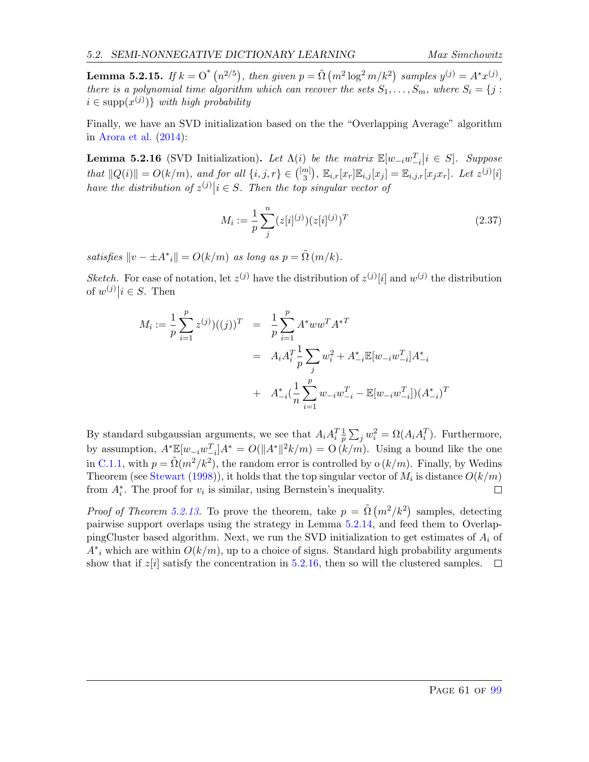**Lemma 5.2.15.** *If $k = \mathrm{O}^*\left(n^{2/5}\right)$, then given $p = \tilde{\Omega}\left(m^2 \log^2 m/k^2\right)$ samples $y^{(j)} = A^* x^{(j)}$, there is a polynomial time algorithm which can recover the sets $S_1, \dots, S_m$, where $S_i = \{j : i \in \mathrm{supp}(x^{(j)})\}$ with high probability*

Finally, we have an SVD initialization based on the the "Overlapping Average" algorithm in Arora et al. (2014):

**Lemma 5.2.16** (SVD Initialization)**.** *Let $\Lambda(i)$ be the matrix $\mathbb{E}[w_{-i} w_{-i}^T \big| i \in S]$. Suppose that $\|Q(i)\| = O(k/m)$, and for all $\{i, j, r\} \in \binom{[m]}{3}$, $\mathbb{E}_{i,r}[x_r]\mathbb{E}_{i,j}[x_j] = \mathbb{E}_{i,j,r}[x_j x_r]$. Let $z^{(j)}[i]$ have the distribution of $z^{(j)} \big| i \in S$. Then the top singular vector of*

$$M_i := \frac{1}{p}\sum_{j}^{n} (z[i]^{(j)})(z[i]^{(j)})^T \tag{2.37}$$

*satisfies $\|v - \pm A^*{}_i\| = O(k/m)$ as long as $p = \tilde{\Omega}\left(m/k\right)$.*

*Sketch.* For ease of notation, let $z^{(j)}$ have the distribution of $z^{(j)}[i]$ and $w^{(j)}$ the distribution of $w^{(j)} \big| i \in S$. Then

$$\begin{aligned}
M_i := \frac{1}{p}\sum_{i=1}^{p} z^{(j)})((j))^T &= \frac{1}{p}\sum_{i=1}^{p} A^* w w^T A^{*T} \\
&= A_i A_i^T \frac{1}{p}\sum_j w_i^2 + A^*_{-i}\mathbb{E}[w_{-i} w_{-i}^T] A^*_{-i} \\
&+ A^*_{-i}\left(\frac{1}{n}\sum_{i=1}^{p} w_{-i} w_{-i}^T - \mathbb{E}[w_{-i} w_{-i}^T]\right)(A^*_{-i})^T
\end{aligned}$$

By standard subgaussian arguments, we see that $A_i A_i^T \frac{1}{p}\sum_j w_i^2 = \Omega(A_i A_i^T)$. Furthermore, by assumption, $A^* \mathbb{E}[w_{-i} w_{-i}^T] A^* = O(\|A^*\|^2 k/m) = \mathrm{O}\left(k/m\right)$. Using a bound like the one in C.1.1, with $p = \tilde{\Omega}(m^2/k^2)$, the random error is controlled by $\mathrm{o}\left(k/m\right)$. Finally, by Wedins Theorem (see Stewart (1998)), it holds that the top singular vector of $M_i$ is distance $O(k/m)$ from $A_i^*$. The proof for $v_i$ is similar, using Bernstein's inequality. $\square$

*Proof of Theorem 5.2.13.* To prove the theorem, take $p = \tilde{\Omega}\left(m^2/k^2\right)$ samples, detecting pairwise support overlaps using the strategy in Lemma 5.2.14, and feed them to OverlappingCluster based algorithm. Next, we run the SVD initialization to get estimates of $A_i$ of $A^*{}_i$ which are within $O(k/m)$, up to a choice of signs. Standard high probability arguments show that if $z[i]$ satisfy the concentration in 5.2.16, then so will the clustered samples. $\square$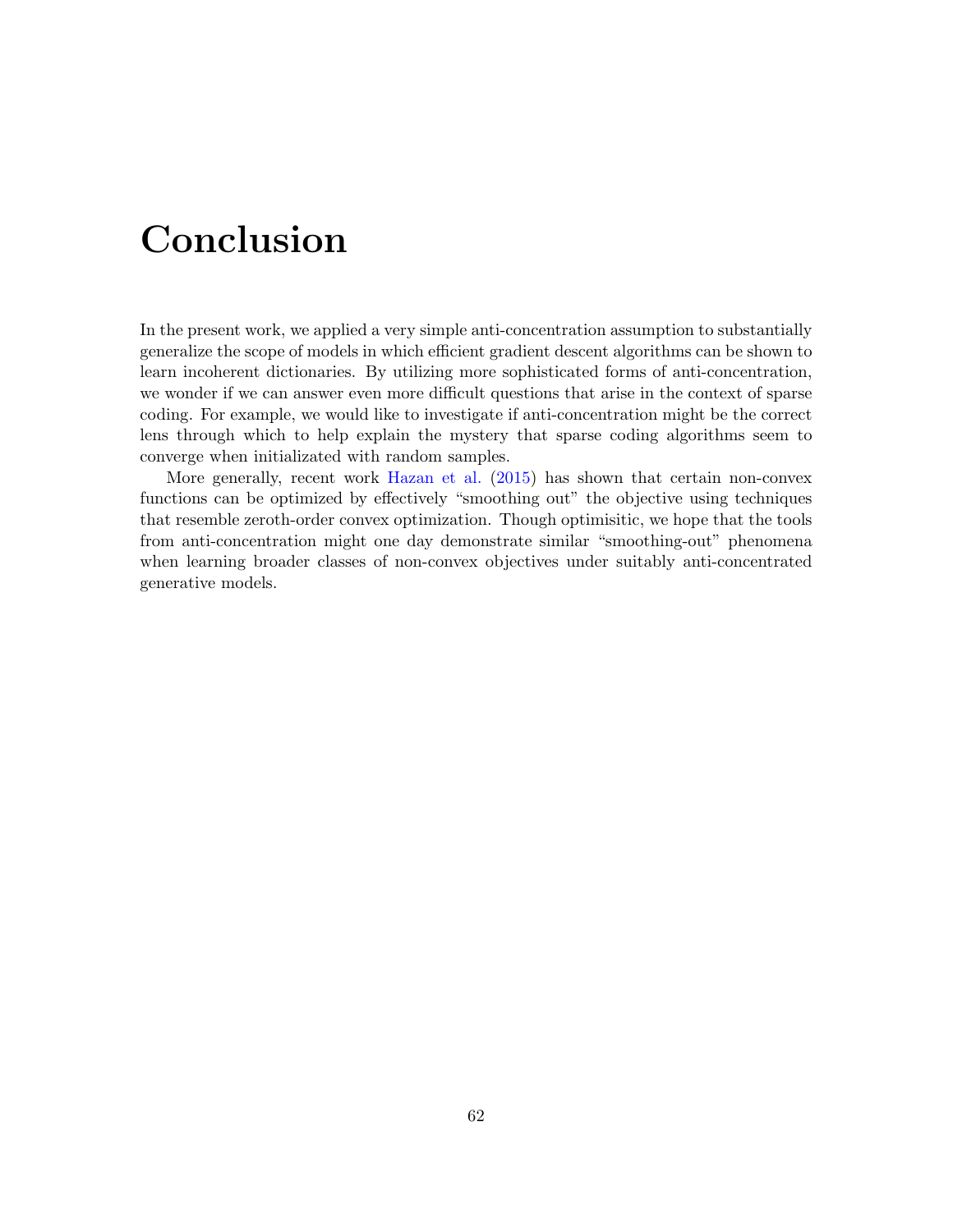# Conclusion

In the present work, we applied a very simple anti-concentration assumption to substantially generalize the scope of models in which efficient gradient descent algorithms can be shown to learn incoherent dictionaries. By utilizing more sophisticated forms of anti-concentration, we wonder if we can answer even more difficult questions that arise in the context of sparse coding. For example, we would like to investigate if anti-concentration might be the correct lens through which to help explain the mystery that sparse coding algorithms seem to converge when initializated with random samples.

More generally, recent work Hazan et al. (2015) has shown that certain non-convex functions can be optimized by effectively "smoothing out" the objective using techniques that resemble zeroth-order convex optimization. Though optimisitic, we hope that the tools from anti-concentration might one day demonstrate similar "smoothing-out" phenomena when learning broader classes of non-convex objectives under suitably anti-concentrated generative models.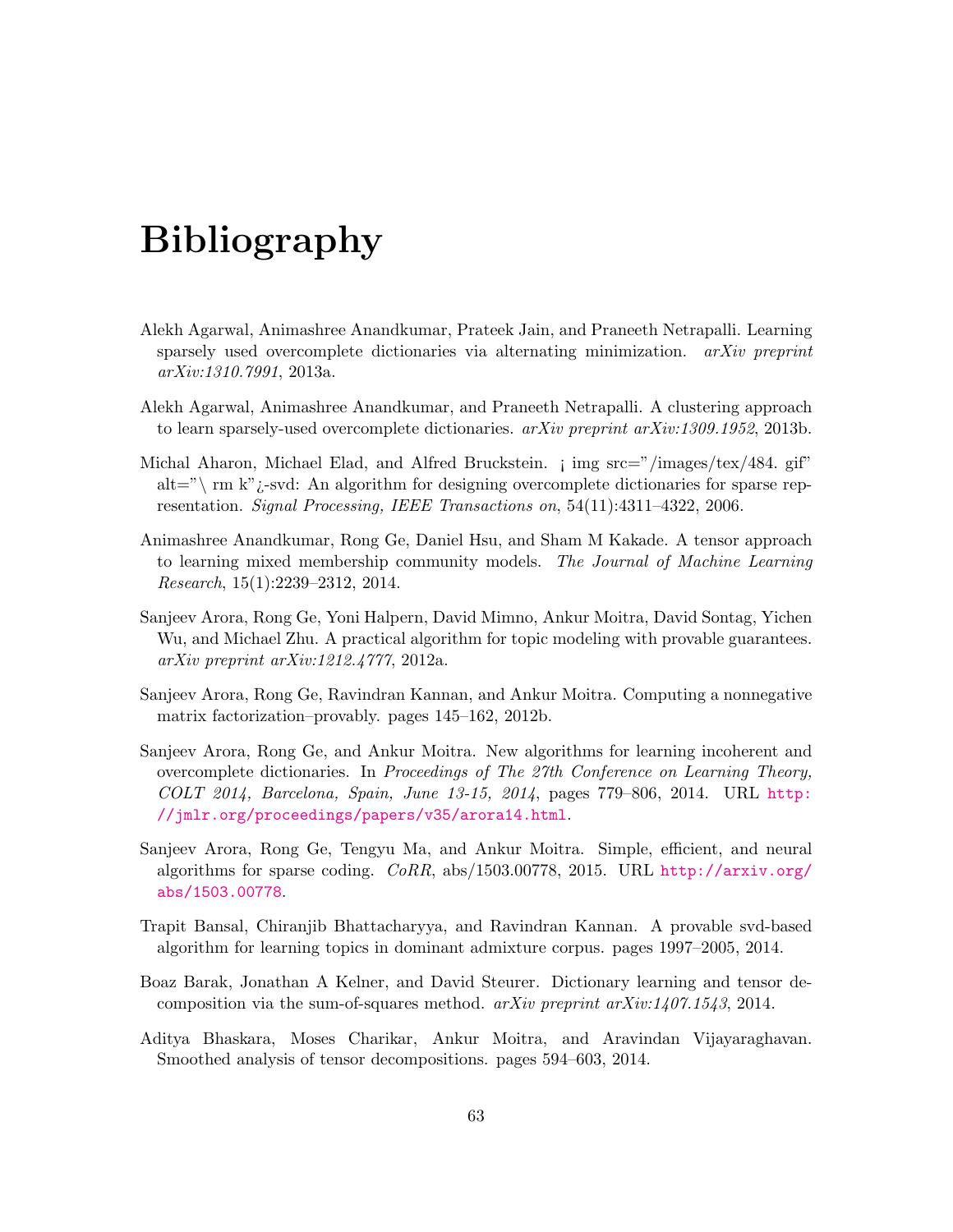# Bibliography

Alekh Agarwal, Animashree Anandkumar, Prateek Jain, and Praneeth Netrapalli. Learning sparsely used overcomplete dictionaries via alternating minimization. *arXiv preprint arXiv:1310.7991*, 2013a.

Alekh Agarwal, Animashree Anandkumar, and Praneeth Netrapalli. A clustering approach to learn sparsely-used overcomplete dictionaries. *arXiv preprint arXiv:1309.1952*, 2013b.

Michal Aharon, Michael Elad, and Alfred Bruckstein. ¡ img src="/images/tex/484. gif" alt="\ rm k"¿-svd: An algorithm for designing overcomplete dictionaries for sparse representation. *Signal Processing, IEEE Transactions on*, 54(11):4311–4322, 2006.

Animashree Anandkumar, Rong Ge, Daniel Hsu, and Sham M Kakade. A tensor approach to learning mixed membership community models. *The Journal of Machine Learning Research*, 15(1):2239–2312, 2014.

Sanjeev Arora, Rong Ge, Yoni Halpern, David Mimno, Ankur Moitra, David Sontag, Yichen Wu, and Michael Zhu. A practical algorithm for topic modeling with provable guarantees. *arXiv preprint arXiv:1212.4777*, 2012a.

Sanjeev Arora, Rong Ge, Ravindran Kannan, and Ankur Moitra. Computing a nonnegative matrix factorization–provably. pages 145–162, 2012b.

Sanjeev Arora, Rong Ge, and Ankur Moitra. New algorithms for learning incoherent and overcomplete dictionaries. In *Proceedings of The 27th Conference on Learning Theory, COLT 2014, Barcelona, Spain, June 13-15, 2014*, pages 779–806, 2014. URL http://jmlr.org/proceedings/papers/v35/arora14.html.

Sanjeev Arora, Rong Ge, Tengyu Ma, and Ankur Moitra. Simple, efficient, and neural algorithms for sparse coding. *CoRR*, abs/1503.00778, 2015. URL http://arxiv.org/abs/1503.00778.

Trapit Bansal, Chiranjib Bhattacharyya, and Ravindran Kannan. A provable svd-based algorithm for learning topics in dominant admixture corpus. pages 1997–2005, 2014.

Boaz Barak, Jonathan A Kelner, and David Steurer. Dictionary learning and tensor decomposition via the sum-of-squares method. *arXiv preprint arXiv:1407.1543*, 2014.

Aditya Bhaskara, Moses Charikar, Ankur Moitra, and Aravindan Vijayaraghavan. Smoothed analysis of tensor decompositions. pages 594–603, 2014.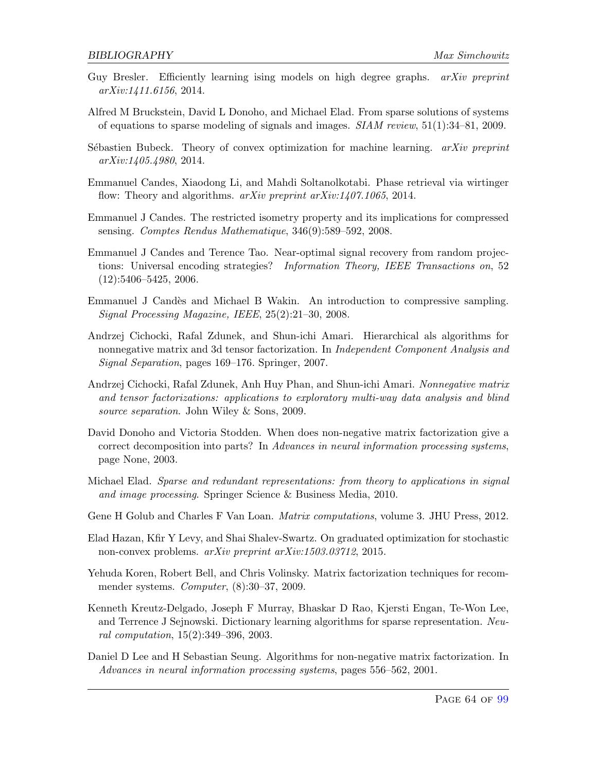Guy Bresler. Efficiently learning ising models on high degree graphs. *arXiv preprint arXiv:1411.6156*, 2014.

Alfred M Bruckstein, David L Donoho, and Michael Elad. From sparse solutions of systems of equations to sparse modeling of signals and images. *SIAM review*, 51(1):34–81, 2009.

Sébastien Bubeck. Theory of convex optimization for machine learning. *arXiv preprint arXiv:1405.4980*, 2014.

Emmanuel Candes, Xiaodong Li, and Mahdi Soltanolkotabi. Phase retrieval via wirtinger flow: Theory and algorithms. *arXiv preprint arXiv:1407.1065*, 2014.

Emmanuel J Candes. The restricted isometry property and its implications for compressed sensing. *Comptes Rendus Mathematique*, 346(9):589–592, 2008.

Emmanuel J Candes and Terence Tao. Near-optimal signal recovery from random projections: Universal encoding strategies? *Information Theory, IEEE Transactions on*, 52 (12):5406–5425, 2006.

Emmanuel J Candès and Michael B Wakin. An introduction to compressive sampling. *Signal Processing Magazine, IEEE*, 25(2):21–30, 2008.

Andrzej Cichocki, Rafal Zdunek, and Shun-ichi Amari. Hierarchical als algorithms for nonnegative matrix and 3d tensor factorization. In *Independent Component Analysis and Signal Separation*, pages 169–176. Springer, 2007.

Andrzej Cichocki, Rafal Zdunek, Anh Huy Phan, and Shun-ichi Amari. *Nonnegative matrix and tensor factorizations: applications to exploratory multi-way data analysis and blind source separation*. John Wiley & Sons, 2009.

David Donoho and Victoria Stodden. When does non-negative matrix factorization give a correct decomposition into parts? In *Advances in neural information processing systems*, page None, 2003.

Michael Elad. *Sparse and redundant representations: from theory to applications in signal and image processing*. Springer Science & Business Media, 2010.

Gene H Golub and Charles F Van Loan. *Matrix computations*, volume 3. JHU Press, 2012.

Elad Hazan, Kfir Y Levy, and Shai Shalev-Swartz. On graduated optimization for stochastic non-convex problems. *arXiv preprint arXiv:1503.03712*, 2015.

Yehuda Koren, Robert Bell, and Chris Volinsky. Matrix factorization techniques for recommender systems. *Computer*, (8):30–37, 2009.

Kenneth Kreutz-Delgado, Joseph F Murray, Bhaskar D Rao, Kjersti Engan, Te-Won Lee, and Terrence J Sejnowski. Dictionary learning algorithms for sparse representation. *Neural computation*, 15(2):349–396, 2003.

Daniel D Lee and H Sebastian Seung. Algorithms for non-negative matrix factorization. In *Advances in neural information processing systems*, pages 556–562, 2001.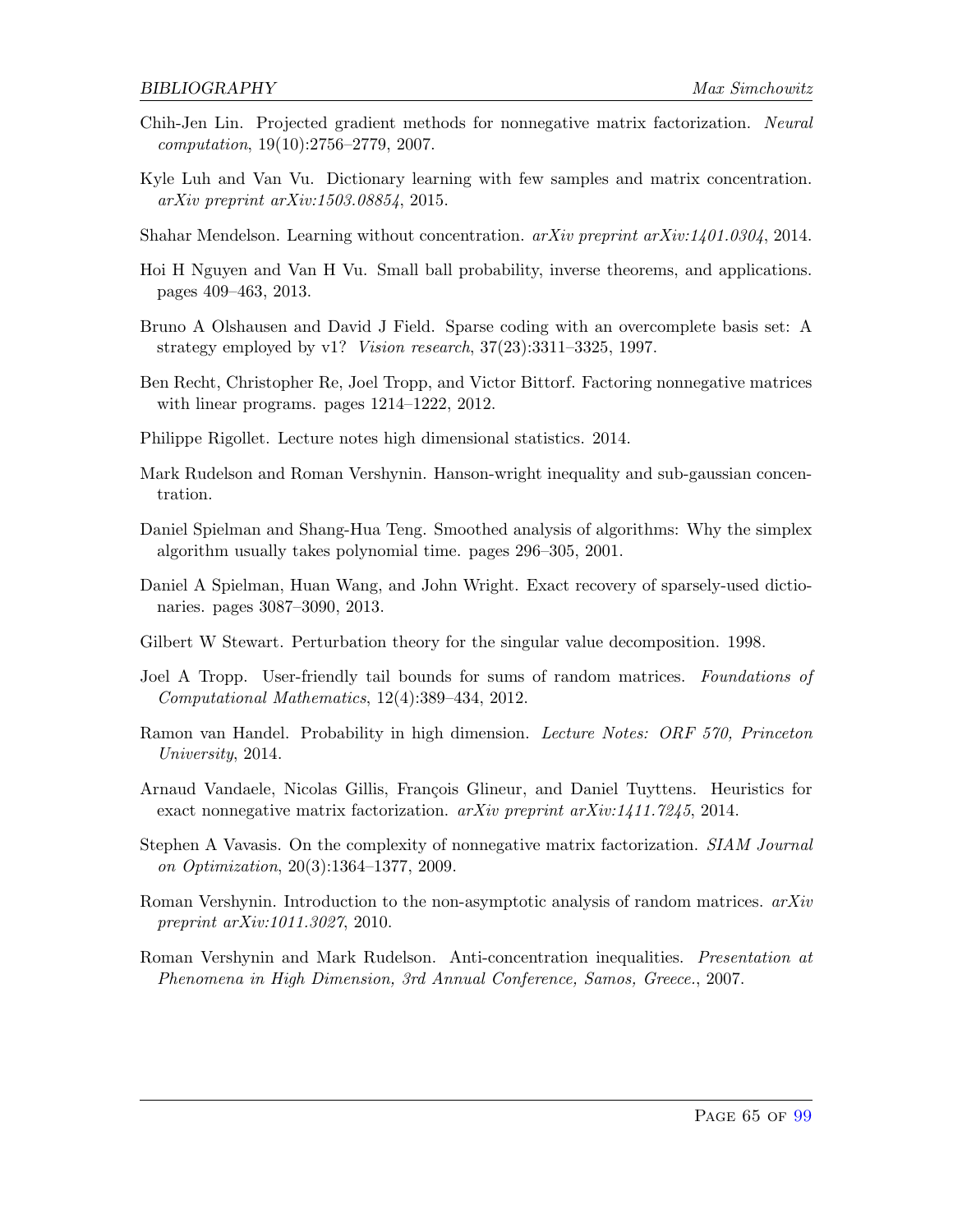Chih-Jen Lin. Projected gradient methods for nonnegative matrix factorization. *Neural computation*, 19(10):2756–2779, 2007.

Kyle Luh and Van Vu. Dictionary learning with few samples and matrix concentration. *arXiv preprint arXiv:1503.08854*, 2015.

Shahar Mendelson. Learning without concentration. *arXiv preprint arXiv:1401.0304*, 2014.

Hoi H Nguyen and Van H Vu. Small ball probability, inverse theorems, and applications. pages 409–463, 2013.

Bruno A Olshausen and David J Field. Sparse coding with an overcomplete basis set: A strategy employed by v1? *Vision research*, 37(23):3311–3325, 1997.

Ben Recht, Christopher Re, Joel Tropp, and Victor Bittorf. Factoring nonnegative matrices with linear programs. pages 1214–1222, 2012.

Philippe Rigollet. Lecture notes high dimensional statistics. 2014.

Mark Rudelson and Roman Vershynin. Hanson-wright inequality and sub-gaussian concentration.

Daniel Spielman and Shang-Hua Teng. Smoothed analysis of algorithms: Why the simplex algorithm usually takes polynomial time. pages 296–305, 2001.

Daniel A Spielman, Huan Wang, and John Wright. Exact recovery of sparsely-used dictionaries. pages 3087–3090, 2013.

Gilbert W Stewart. Perturbation theory for the singular value decomposition. 1998.

Joel A Tropp. User-friendly tail bounds for sums of random matrices. *Foundations of Computational Mathematics*, 12(4):389–434, 2012.

Ramon van Handel. Probability in high dimension. *Lecture Notes: ORF 570, Princeton University*, 2014.

Arnaud Vandaele, Nicolas Gillis, François Glineur, and Daniel Tuyttens. Heuristics for exact nonnegative matrix factorization. *arXiv preprint arXiv:1411.7245*, 2014.

Stephen A Vavasis. On the complexity of nonnegative matrix factorization. *SIAM Journal on Optimization*, 20(3):1364–1377, 2009.

Roman Vershynin. Introduction to the non-asymptotic analysis of random matrices. *arXiv preprint arXiv:1011.3027*, 2010.

Roman Vershynin and Mark Rudelson. Anti-concentration inequalities. *Presentation at Phenomena in High Dimension, 3rd Annual Conference, Samos, Greece.*, 2007.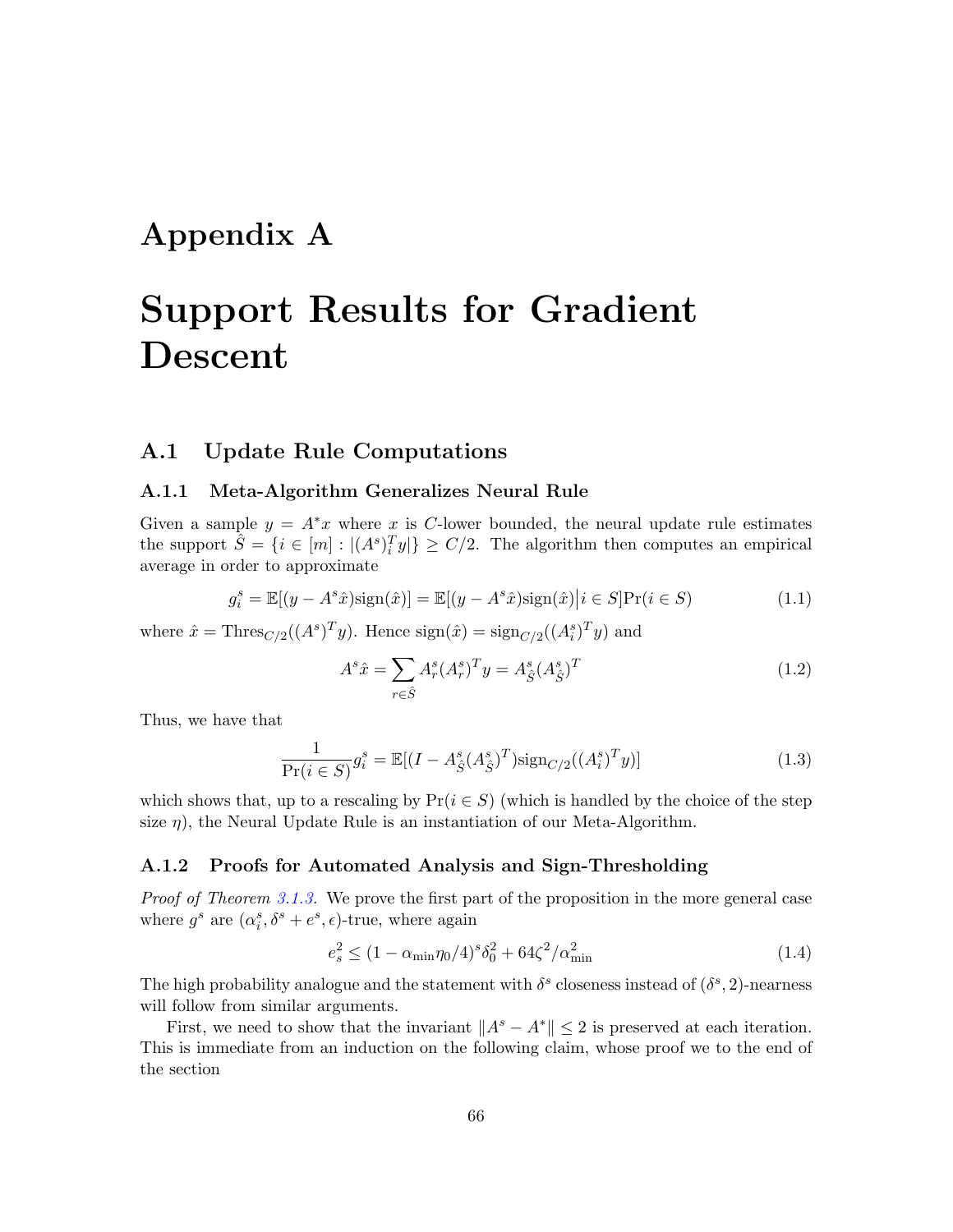# Appendix A

# Support Results for Gradient Descent

## A.1 Update Rule Computations

### A.1.1 Meta-Algorithm Generalizes Neural Rule

Given a sample $y = A^*x$ where $x$ is $C$-lower bounded, the neural update rule estimates the support $\hat{S} = \{i \in [m] : |(A^s)_i^T y|\} \geq C/2$. The algorithm then computes an empirical average in order to approximate

$$g_i^s = \mathbb{E}[(y - A^s\hat{x})\text{sign}(\hat{x})] = \mathbb{E}[(y - A^s\hat{x})\text{sign}(\hat{x})\big|i \in S]\Pr(i \in S) \tag{1.1}$$

where $\hat{x} = \text{Thres}_{C/2}((A^s)^T y)$. Hence $\text{sign}(\hat{x}) = \text{sign}_{C/2}((A_i^s)^T y)$ and

$$A^s\hat{x} = \sum_{r \in \hat{S}} A_r^s(A_r^s)^T y = A_{\hat{S}}^s(A_{\hat{S}}^s)^T \tag{1.2}$$

Thus, we have that

$$\frac{1}{\Pr(i \in S)} g_i^s = \mathbb{E}[(I - A_{\hat{S}}^s(A_{\hat{S}}^s)^T)\text{sign}_{C/2}((A_i^s)^T y)] \tag{1.3}$$

which shows that, up to a rescaling by $\Pr(i \in S)$ (which is handled by the choice of the step size $\eta$), the Neural Update Rule is an instantiation of our Meta-Algorithm.

### A.1.2 Proofs for Automated Analysis and Sign-Thresholding

*Proof of Theorem 3.1.3.* We prove the first part of the proposition in the more general case where $g^s$ are $(\alpha_i^s, \delta^s + e^s, \epsilon)$-true, where again

$$e_s^2 \leq (1 - \alpha_{\min}\eta_0/4)^s\delta_0^2 + 64\zeta^2/\alpha_{\min}^2 \tag{1.4}$$

The high probability analogue and the statement with $\delta^s$ closeness instead of $(\delta^s, 2)$-nearness will follow from similar arguments.

First, we need to show that the invariant $\|A^s - A^*\| \leq 2$ is preserved at each iteration. This is immediate from an induction on the following claim, whose proof we to the end of the section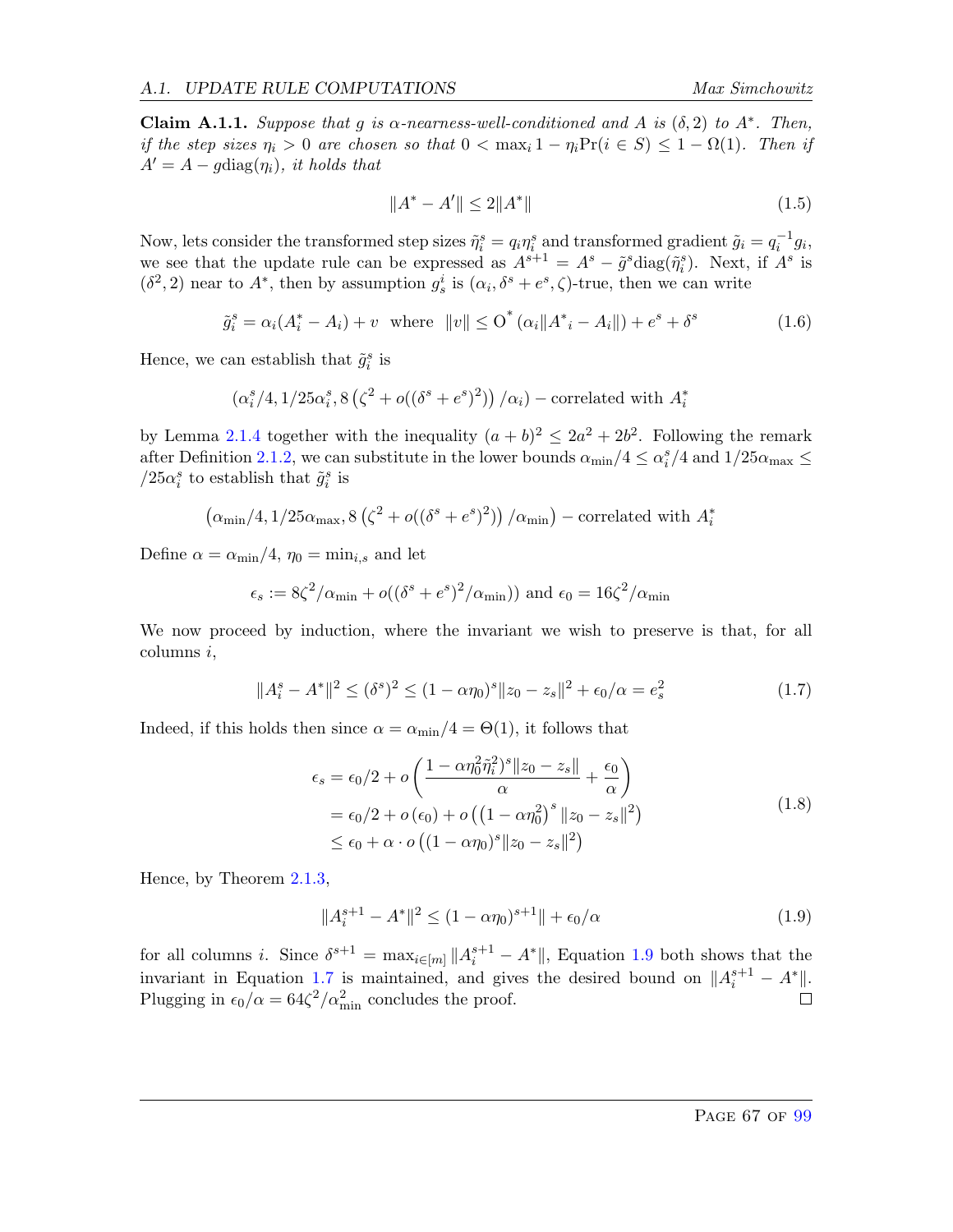**Claim A.1.1.** *Suppose that $g$ is $\alpha$-nearness-well-conditioned and $A$ is $(\delta, 2)$ to $A^*$. Then, if the step sizes $\eta_i > 0$ are chosen so that $0 < \max_i 1 - \eta_i \Pr(i \in S) \le 1 - \Omega(1)$. Then if $A' = A - g\mathrm{diag}(\eta_i)$, it holds that*

$$\|A^* - A'\| \le 2\|A^*\| \tag{1.5}$$

Now, lets consider the transformed step sizes $\tilde{\eta}_i^s = q_i \eta_i^s$ and transformed gradient $\tilde{g}_i = q_i^{-1} g_i$, we see that the update rule can be expressed as $A^{s+1} = A^s - \tilde{g}^s \mathrm{diag}(\tilde{\eta}_i^s)$. Next, if $A^s$ is $(\delta^2, 2)$ near to $A^*$, then by assumption $g_s^i$ is $(\alpha_i, \delta^s + e^s, \zeta)$-true, then we can write

$$\tilde{g}_i^s = \alpha_i (A_i^* - A_i) + v \quad \text{where} \quad \|v\| \le \mathrm{O}^* \left( \alpha_i \|A^*{}_i - A_i\| \right) + e^s + \delta^s \tag{1.6}$$

Hence, we can establish that $\tilde{g}_i^s$ is

$$\left( \alpha_i^s / 4, 1/25\alpha_i^s, 8 \left( \zeta^2 + o((\delta^s + e^s)^2) \right) / \alpha_i \right) - \text{correlated with } A_i^*$$

by Lemma 2.1.4 together with the inequality $(a+b)^2 \le 2a^2 + 2b^2$. Following the remark after Definition 2.1.2, we can substitute in the lower bounds $\alpha_{\min}/4 \le \alpha_i^s/4$ and $1/25\alpha_{\max} \le /25\alpha_i^s$ to establish that $\tilde{g}_i^s$ is

$$\left( \alpha_{\min}/4, 1/25\alpha_{\max}, 8 \left( \zeta^2 + o((\delta^s + e^s)^2) \right) / \alpha_{\min} \right) - \text{correlated with } A_i^*$$

Define $\alpha = \alpha_{\min}/4$, $\eta_0 = \min_{i,s}$ and let

$$\epsilon_s := 8\zeta^2/\alpha_{\min} + o((\delta^s + e^s)^2/\alpha_{\min})) \text{ and } \epsilon_0 = 16\zeta^2/\alpha_{\min}$$

We now proceed by induction, where the invariant we wish to preserve is that, for all columns $i$,

$$\|A_i^s - A^*\|^2 \le (\delta^s)^2 \le (1 - \alpha\eta_0)^s \|z_0 - z_s\|^2 + \epsilon_0/\alpha = e_s^2 \tag{1.7}$$

Indeed, if this holds then since $\alpha = \alpha_{\min}/4 = \Theta(1)$, it follows that

$$\begin{aligned}
\epsilon_s &= \epsilon_0/2 + o\left( \frac{1 - \alpha\eta_0^2 \tilde{\eta}_i^2)^s \|z_0 - z_s\|}{\alpha} + \frac{\epsilon_0}{\alpha} \right) \\
&= \epsilon_0/2 + o\left(\epsilon_0\right) + o\left( \left(1 - \alpha\eta_0^2\right)^s \|z_0 - z_s\|^2 \right) \\
&\le \epsilon_0 + \alpha \cdot o\left( (1 - \alpha\eta_0)^s \|z_0 - z_s\|^2 \right)
\end{aligned} \tag{1.8}$$

Hence, by Theorem 2.1.3,

$$\|A_i^{s+1} - A^*\|^2 \le (1 - \alpha\eta_0)^{s+1}\| + \epsilon_0/\alpha \tag{1.9}$$

for all columns $i$. Since $\delta^{s+1} = \max_{i \in [m]} \|A_i^{s+1} - A^*\|$, Equation 1.9 both shows that the invariant in Equation 1.7 is maintained, and gives the desired bound on $\|A_i^{s+1} - A^*\|$. Plugging in $\epsilon_0/\alpha = 64\zeta^2/\alpha_{\min}^2$ concludes the proof. □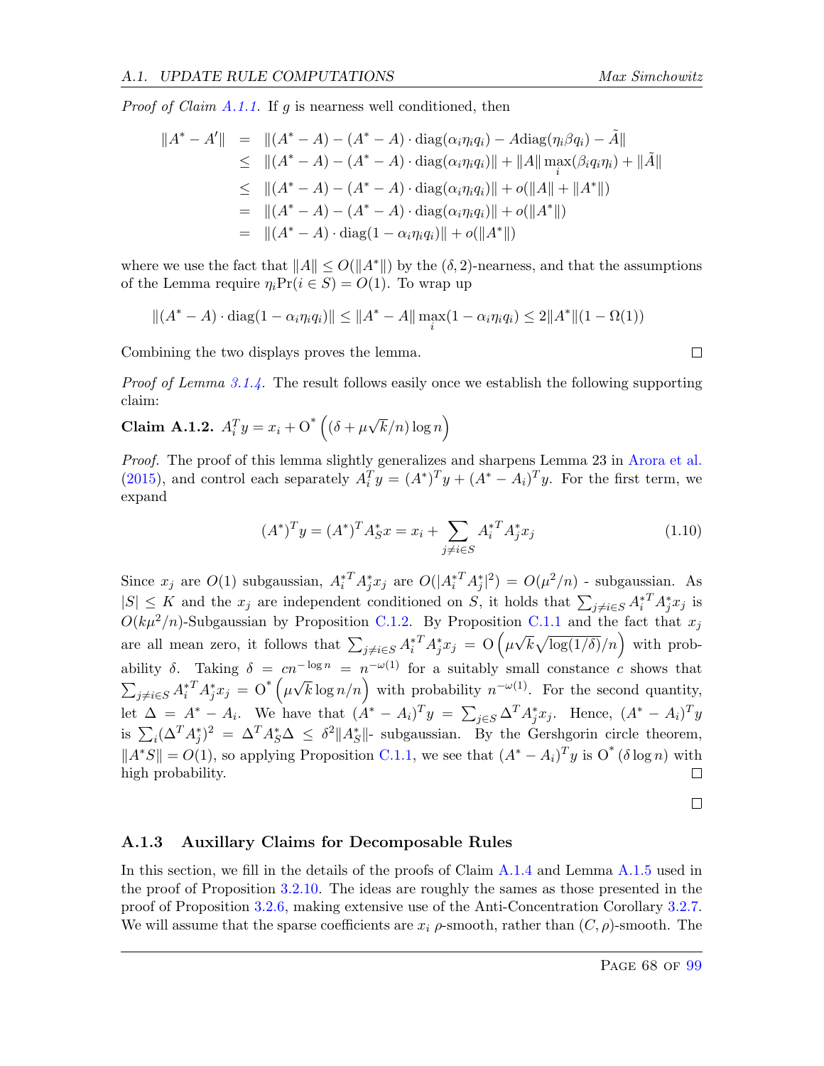*Proof of Claim A.1.1.* If $g$ is nearness well conditioned, then

$$\begin{aligned}
\|A^* - A'\| &= \|(A^* - A) - (A^* - A) \cdot \mathrm{diag}(\alpha_i \eta_i q_i) - A\mathrm{diag}(\eta_i \beta q_i) - \tilde{A}\| \\
&\leq \|(A^* - A) - (A^* - A) \cdot \mathrm{diag}(\alpha_i \eta_i q_i)\| + \|A\| \max_i (\beta_i q_i \eta_i) + \|\tilde{A}\| \\
&\leq \|(A^* - A) - (A^* - A) \cdot \mathrm{diag}(\alpha_i \eta_i q_i)\| + o(\|A\| + \|A^*\|) \\
&= \|(A^* - A) - (A^* - A) \cdot \mathrm{diag}(\alpha_i \eta_i q_i)\| + o(\|A^*\|) \\
&= \|(A^* - A) \cdot \mathrm{diag}(1 - \alpha_i \eta_i q_i)\| + o(\|A^*\|)
\end{aligned}$$

where we use the fact that $\|A\| \leq O(\|A^*\|)$ by the $(\delta, 2)$-nearness, and that the assumptions of the Lemma require $\eta_i \Pr(i \in S) = O(1)$. To wrap up

$$\|(A^* - A) \cdot \mathrm{diag}(1 - \alpha_i \eta_i q_i)\| \leq \|A^* - A\| \max_i (1 - \alpha_i \eta_i q_i) \leq 2\|A^*\|(1 - \Omega(1))$$

Combining the two displays proves the lemma. □

*Proof of Lemma 3.1.4.* The result follows easily once we establish the following supporting claim:

**Claim A.1.2.** $A_i^T y = x_i + \mathrm{O}^*\left((\delta + \mu\sqrt{k}/n)\log n\right)$

*Proof.* The proof of this lemma slightly generalizes and sharpens Lemma 23 in Arora et al. (2015), and control each separately $A_i^T y = (A^*)^T y + (A^* - A_i)^T y$. For the first term, we expand

$$(A^*)^T y = (A^*)^T A_S^* x = x_i + \sum_{j \neq i \in S} {A_i^*}^T A_j^* x_j \tag{1.10}$$

Since $x_j$ are $O(1)$ subgaussian, ${A_i^*}^T A_j^* x_j$ are $O(|{A_i^*}^T A_j^*|^2) = O(\mu^2/n)$ - subgaussian. As $|S| \leq K$ and the $x_j$ are independent conditioned on $S$, it holds that $\sum_{j \neq i \in S} {A_i^*}^T A_j^* x_j$ is $O(k\mu^2/n)$-Subgaussian by Proposition C.1.2. By Proposition C.1.1 and the fact that $x_j$ are all mean zero, it follows that $\sum_{j \neq i \in S} {A_i^*}^T A_j^* x_j = \mathrm{O}\left(\mu\sqrt{k}\sqrt{\log(1/\delta)}/n\right)$ with probability $\delta$. Taking $\delta = cn^{-\log n} = n^{-\omega(1)}$ for a suitably small constance $c$ shows that $\sum_{j \neq i \in S} {A_i^*}^T A_j^* x_j = \mathrm{O}^*\left(\mu\sqrt{k}\log n/n\right)$ with probability $n^{-\omega(1)}$. For the second quantity, let $\Delta = A^* - A_i$. We have that $(A^* - A_i)^T y = \sum_{j \in S} \Delta^T A_j^* x_j$. Hence, $(A^* - A_i)^T y$ is $\sum_i (\Delta^T A_j^*)^2 = \Delta^T A_S^* \Delta \leq \delta^2 \|A_S^*\|$- subgaussian. By the Gershgorin circle theorem, $\|A^* S\| = O(1)$, so applying Proposition C.1.1, we see that $(A^* - A_i)^T y$ is $\mathrm{O}^*(\delta \log n)$ with high probability. □

□

### A.1.3 Auxillary Claims for Decomposable Rules

In this section, we fill in the details of the proofs of Claim A.1.4 and Lemma A.1.5 used in the proof of Proposition 3.2.10. The ideas are roughly the sames as those presented in the proof of Proposition 3.2.6, making extensive use of the Anti-Concentration Corollary 3.2.7. We will assume that the sparse coefficients are $x_i$ $\rho$-smooth, rather than $(C, \rho)$-smooth. The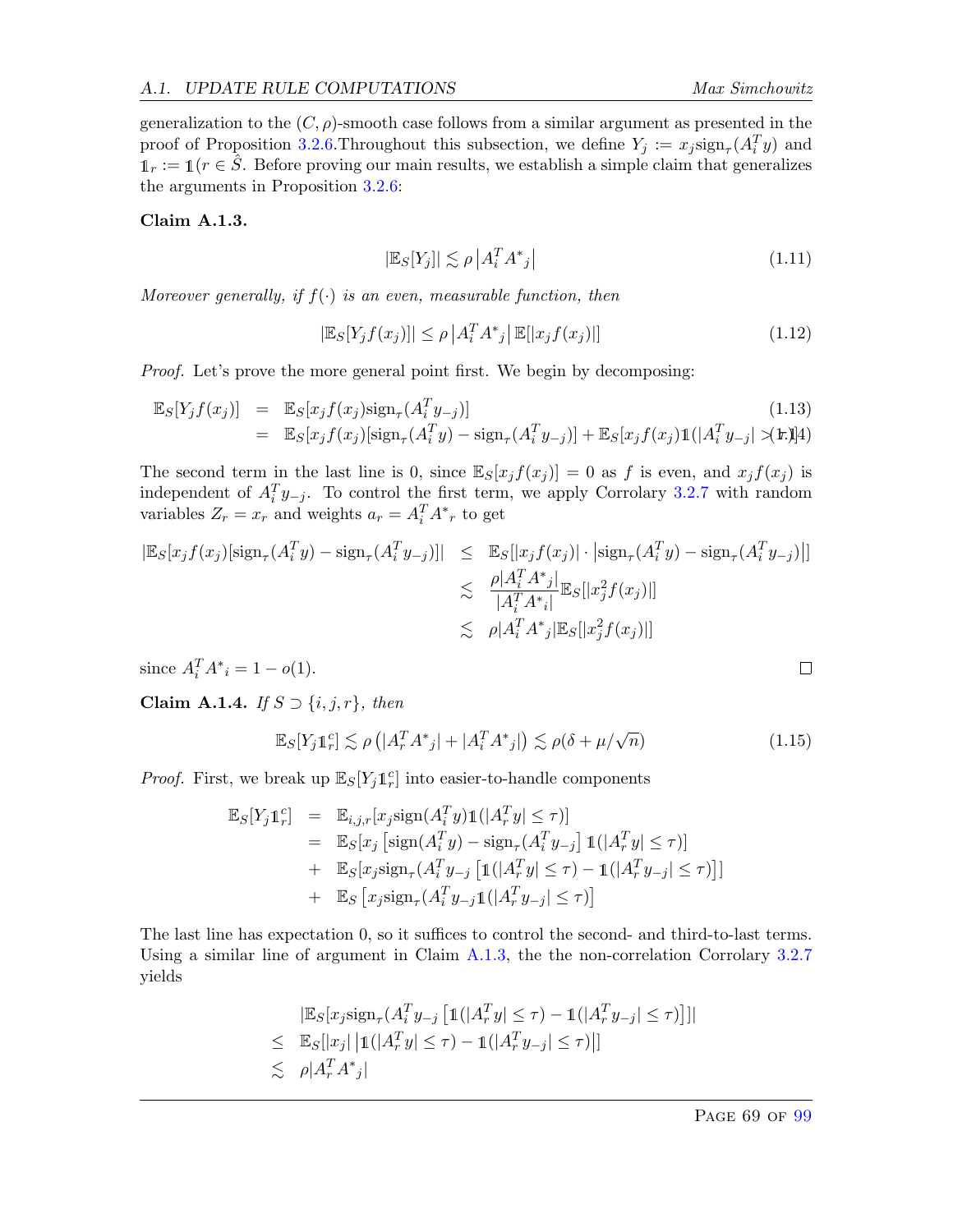generalization to the $(C,\rho)$-smooth case follows from a similar argument as presented in the proof of Proposition 3.2.6.Throughout this subsection, we define $Y_j := x_j \text{sign}_\tau(A_i^T y)$ and $\mathbb{1}_r := \mathbb{1}(r \in \hat{S}$. Before proving our main results, we establish a simple claim that generalizes the arguments in Proposition 3.2.6:

**Claim A.1.3.**

$$|\mathbb{E}_S[Y_j]| \lesssim \rho \left|A_i^T A^*{}_j\right| \tag{1.11}$$

*Moreover generally, if $f(\cdot)$ is an even, measurable function, then*

$$|\mathbb{E}_S[Y_j f(x_j)]| \le \rho \left|A_i^T A^*{}_j\right| \mathbb{E}[|x_j f(x_j)|] \tag{1.12}$$

*Proof.* Let's prove the more general point first. We begin by decomposing:

$$\begin{aligned}
\mathbb{E}_S[Y_j f(x_j)] &= \mathbb{E}_S[x_j f(x_j) \text{sign}_\tau(A_i^T y_{-j})] && (1.13)\\
&= \mathbb{E}_S[x_j f(x_j)[\text{sign}_\tau(A_i^T y) - \text{sign}_\tau(A_i^T y_{-j})] + \mathbb{E}_S[x_j f(x_j)\mathbb{1}(|A_i^T y_{-j}| > \tau)] && (1.14)
\end{aligned}$$

The second term in the last line is 0, since $\mathbb{E}_S[x_j f(x_j)] = 0$ as $f$ is even, and $x_j f(x_j)$ is independent of $A_i^T y_{-j}$. To control the first term, we apply Corrolary 3.2.7 with random variables $Z_r = x_r$ and weights $a_r = A_i^T A^*{}_r$ to get

$$\begin{aligned}
|\mathbb{E}_S[x_j f(x_j)[\text{sign}_\tau(A_i^T y) - \text{sign}_\tau(A_i^T y_{-j})]| &\le \mathbb{E}_S[|x_j f(x_j)| \cdot \left|\text{sign}_\tau(A_i^T y) - \text{sign}_\tau(A_i^T y_{-j})\right|]\\
&\lesssim \frac{\rho |A_i^T A^*{}_j|}{|A_i^T A^*{}_i|} \mathbb{E}_S[|x_j^2 f(x_j)|]\\
&\lesssim \rho |A_i^T A^*{}_j| \mathbb{E}_S[|x_j^2 f(x_j)|]
\end{aligned}$$

since $A_i^T A^*{}_i = 1 - o(1)$. ∎

**Claim A.1.4.** *If $S \supset \{i,j,r\}$, then*

$$\mathbb{E}_S[Y_j \mathbb{1}_r^c] \lesssim \rho\left(|A_r^T A^*{}_j| + |A_i^T A^*{}_j|\right) \lesssim \rho(\delta + \mu/\sqrt{n}) \tag{1.15}$$

*Proof.* First, we break up $\mathbb{E}_S[Y_j \mathbb{1}_r^c]$ into easier-to-handle components

$$\begin{aligned}
\mathbb{E}_S[Y_j \mathbb{1}_r^c] &= \mathbb{E}_{i,j,r}[x_j \text{sign}(A_i^T y)\mathbb{1}(|A_r^T y| \le \tau)]\\
&= \mathbb{E}_S[x_j \left[\text{sign}(A_i^T y) - \text{sign}_\tau(A_i^T y_{-j}\right] \mathbb{1}(|A_r^T y| \le \tau)]\\
&+ \mathbb{E}_S[x_j \text{sign}_\tau(A_i^T y_{-j} \left[\mathbb{1}(|A_r^T y| \le \tau) - \mathbb{1}(|A_r^T y_{-j}| \le \tau)\right]]\\
&+ \mathbb{E}_S\left[x_j \text{sign}_\tau(A_i^T y_{-j} \mathbb{1}(|A_r^T y_{-j}| \le \tau)\right]
\end{aligned}$$

The last line has expectation 0, so it suffices to control the second- and third-to-last terms. Using a similar line of argument in Claim A.1.3, the the non-correlation Corrolary 3.2.7 yields

$$\begin{aligned}
&|\mathbb{E}_S[x_j \text{sign}_\tau(A_i^T y_{-j} \left[\mathbb{1}(|A_r^T y| \le \tau) - \mathbb{1}(|A_r^T y_{-j}| \le \tau)\right]]|\\
\le\ & \mathbb{E}_S[|x_j| \left|\mathbb{1}(|A_r^T y| \le \tau) - \mathbb{1}(|A_r^T y_{-j}| \le \tau)\right|]\\
\lesssim\ & \rho |A_r^T A^*{}_j|
\end{aligned}$$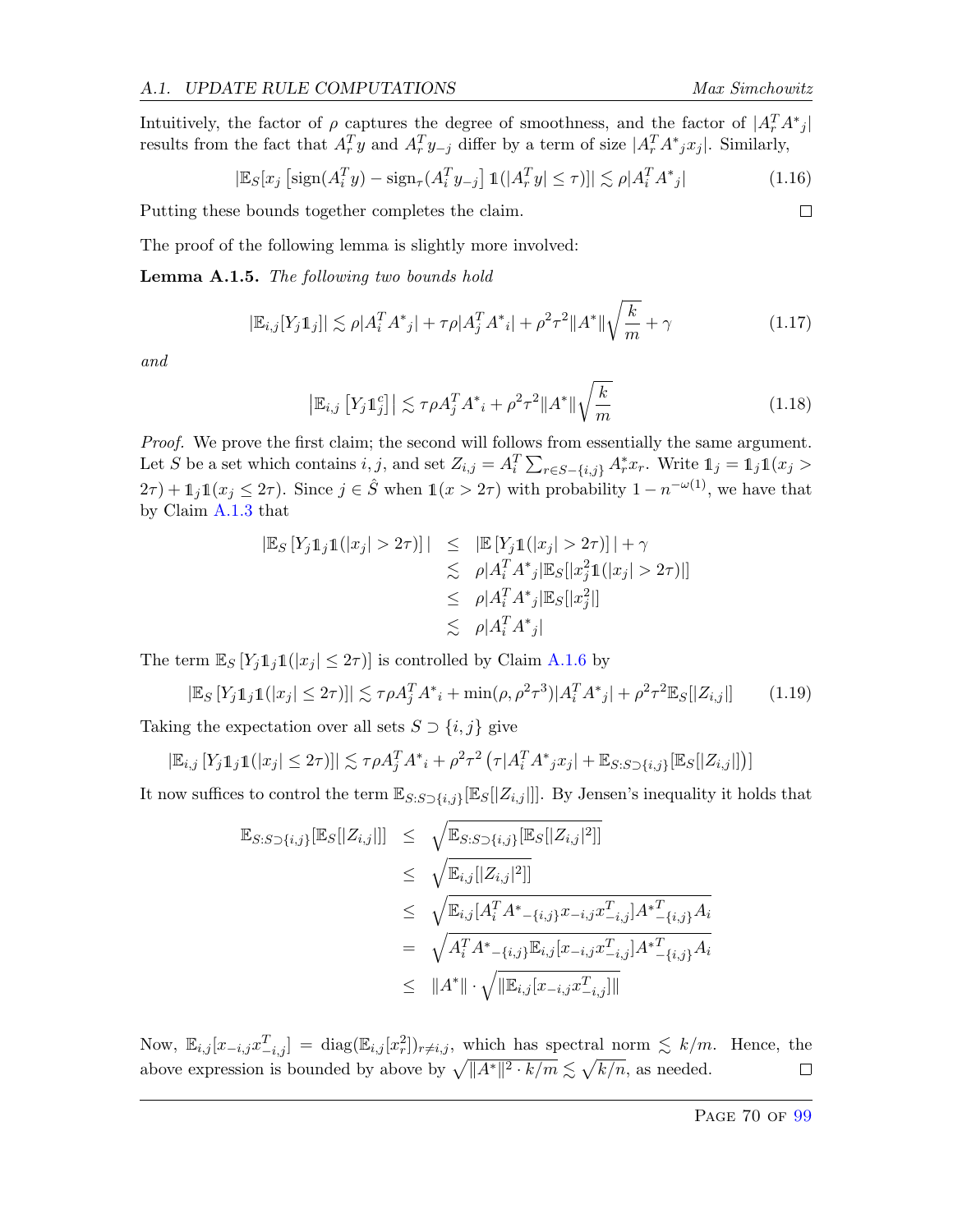Intuitively, the factor of $\rho$ captures the degree of smoothness, and the factor of $|A_r^T {A^*}_j|$ results from the fact that $A_r^T y$ and $A_r^T y_{-j}$ differ by a term of size $|A_r^T {A^*}_j x_j|$. Similarly,

$$|\mathbb{E}_S[x_j \left[\text{sign}(A_i^T y) - \text{sign}_\tau(A_i^T y_{-j}\right] \mathbb{1}(|A_r^T y| \le \tau)]| \lesssim \rho |A_i^T {A^*}_j| \tag{1.16}$$

Putting these bounds together completes the claim. $\square$

The proof of the following lemma is slightly more involved:

**Lemma A.1.5.** *The following two bounds hold*

$$|\mathbb{E}_{i,j}[Y_j \mathbb{1}_j]| \lesssim \rho |A_i^T {A^*}_j| + \tau\rho |A_j^T {A^*}_i| + \rho^2\tau^2 \|A^*\| \sqrt{\frac{k}{m}} + \gamma \tag{1.17}$$

*and*

$$\left|\mathbb{E}_{i,j}\left[Y_j \mathbb{1}_j^c\right]\right| \lesssim \tau\rho A_j^T {A^*}_i + \rho^2\tau^2 \|A^*\| \sqrt{\frac{k}{m}} \tag{1.18}$$

*Proof.* We prove the first claim; the second will follows from essentially the same argument. Let $S$ be a set which contains $i, j$, and set $Z_{i,j} = A_i^T \sum_{r \in S - \{i,j\}} A_r^* x_r$. Write $\mathbb{1}_j = \mathbb{1}_j \mathbb{1}(x_j > 2\tau) + \mathbb{1}_j \mathbb{1}(x_j \le 2\tau)$. Since $j \in \hat{S}$ when $\mathbb{1}(x > 2\tau)$ with probability $1 - n^{-\omega(1)}$, we have that by Claim A.1.3 that

$$\begin{aligned}
|\mathbb{E}_S\left[Y_j \mathbb{1}_j \mathbb{1}(|x_j| > 2\tau)\right]| &\le |\mathbb{E}\left[Y_j \mathbb{1}(|x_j| > 2\tau)\right]| + \gamma \\
&\lesssim \rho |A_i^T {A^*}_j| \mathbb{E}_S[|x_j^2 \mathbb{1}(|x_j| > 2\tau)|] \\
&\le \rho |A_i^T {A^*}_j| \mathbb{E}_S[|x_j^2|] \\
&\lesssim \rho |A_i^T {A^*}_j|
\end{aligned}$$

The term $\mathbb{E}_S\left[Y_j \mathbb{1}_j \mathbb{1}(|x_j| \le 2\tau)\right]$ is controlled by Claim A.1.6 by

$$|\mathbb{E}_S\left[Y_j \mathbb{1}_j \mathbb{1}(|x_j| \le 2\tau)\right]| \lesssim \tau\rho A_j^T {A^*}_i + \min(\rho, \rho^2\tau^3)|A_i^T {A^*}_j| + \rho^2\tau^2 \mathbb{E}_S[|Z_{i,j}|] \tag{1.19}$$

Taking the expectation over all sets $S \supset \{i,j\}$ give

$$|\mathbb{E}_{i,j}\left[Y_j \mathbb{1}_j \mathbb{1}(|x_j| \le 2\tau)\right]| \lesssim \tau\rho A_j^T {A^*}_i + \rho^2\tau^2\left(\tau |A_i^T {A^*}_j x_j| + \mathbb{E}_{S:S \supset \{i,j\}}[\mathbb{E}_S[|Z_{i,j}|]\right)]$$

It now suffices to control the term $\mathbb{E}_{S:S\supset\{i,j\}}[\mathbb{E}_S[|Z_{i,j}|]]$. By Jensen's inequality it holds that

$$\begin{aligned}
\mathbb{E}_{S:S\supset\{i,j\}}[\mathbb{E}_S[|Z_{i,j}|]] &\le \sqrt{\mathbb{E}_{S:S\supset\{i,j\}}[\mathbb{E}_S[|Z_{i,j}|^2]]} \\
&\le \sqrt{\mathbb{E}_{i,j}[|Z_{i,j}|^2]} \\
&\le \sqrt{\mathbb{E}_{i,j}[A_i^T {A^*}_{-\{i,j\}} x_{-i,j} x_{-i,j}^T] {A^*}_{-\{i,j\}}^T A_i} \\
&= \sqrt{A_i^T {A^*}_{-\{i,j\}} \mathbb{E}_{i,j}[x_{-i,j} x_{-i,j}^T] {A^*}_{-\{i,j\}}^T A_i} \\
&\le \|A^*\| \cdot \sqrt{\|\mathbb{E}_{i,j}[x_{-i,j} x_{-i,j}^T]\|}
\end{aligned}$$

Now, $\mathbb{E}_{i,j}[x_{-i,j} x_{-i,j}^T] = \text{diag}(\mathbb{E}_{i,j}[x_r^2])_{r \ne i,j}$, which has spectral norm $\lesssim k/m$. Hence, the above expression is bounded by above by $\sqrt{\|A^*\|^2 \cdot k/m} \lesssim \sqrt{k/n}$, as needed. $\square$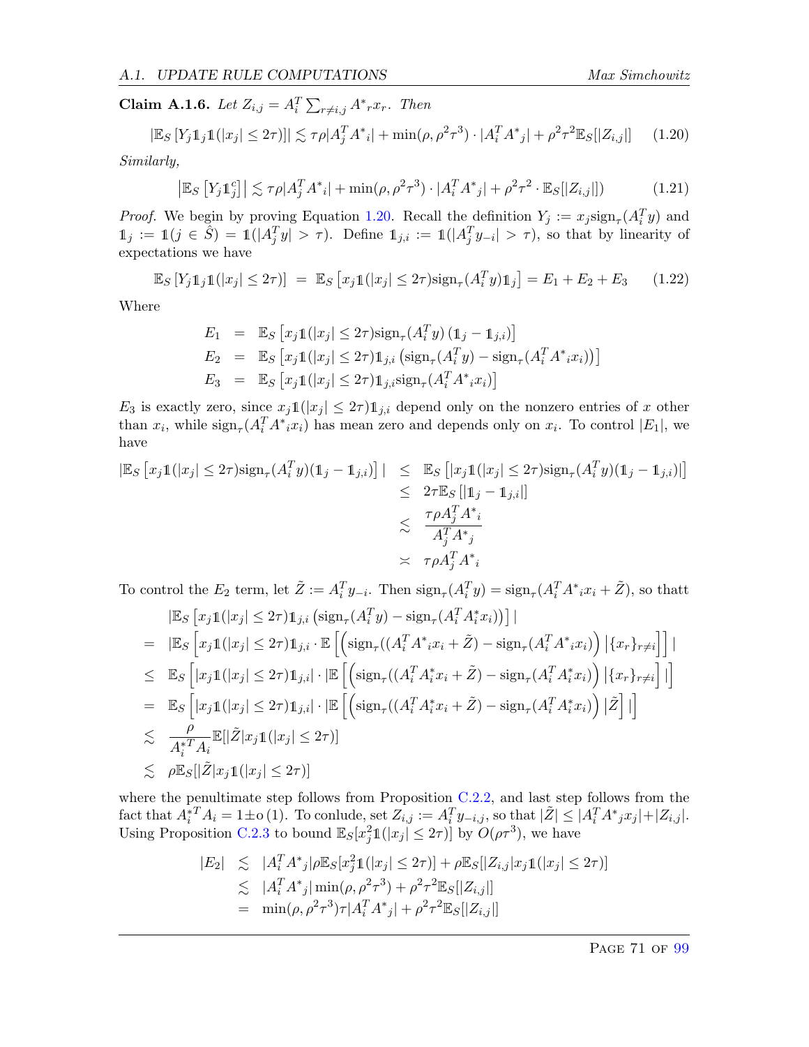**Claim A.1.6.** *Let $Z_{i,j} = A_i^T \sum_{r \neq i,j} A^*{}_r x_r$. Then*

$$|\mathbb{E}_S [Y_j \mathbb{1}_j \mathbb{1}(|x_j| \leq 2\tau)]| \lesssim \tau\rho |A_j^T A^*{}_i| + \min(\rho, \rho^2\tau^3) \cdot |A_i^T A^*{}_j| + \rho^2\tau^2 \mathbb{E}_S[|Z_{i,j}|] \tag{1.20}$$

*Similarly,*

$$\left|\mathbb{E}_S \left[Y_j \mathbb{1}_j^c\right]\right| \lesssim \tau\rho |A_j^T A^*{}_i| + \min(\rho, \rho^2\tau^3) \cdot |A_i^T A^*{}_j| + \rho^2\tau^2 \cdot \mathbb{E}_S[|Z_{i,j}|]) \tag{1.21}$$

*Proof.* We begin by proving Equation 1.20. Recall the definition $Y_j := x_j \text{sign}_\tau(A_i^T y)$ and $\mathbb{1}_j := \mathbb{1}(j \in \hat{S}) = \mathbb{1}(|A_j^T y| > \tau)$. Define $\mathbb{1}_{j,i} := \mathbb{1}(|A_j^T y_{-i}| > \tau)$, so that by linearity of expectations we have

$$\mathbb{E}_S [Y_j \mathbb{1}_j \mathbb{1}(|x_j| \leq 2\tau)] \;=\; \mathbb{E}_S \left[x_j \mathbb{1}(|x_j| \leq 2\tau) \text{sign}_\tau(A_i^T y) \mathbb{1}_j\right] = E_1 + E_2 + E_3 \tag{1.22}$$

Where

$$\begin{aligned}
E_1 &= \mathbb{E}_S \left[x_j \mathbb{1}(|x_j| \leq 2\tau) \text{sign}_\tau(A_i^T y) \left(\mathbb{1}_j - \mathbb{1}_{j,i}\right)\right] \\
E_2 &= \mathbb{E}_S \left[x_j \mathbb{1}(|x_j| \leq 2\tau) \mathbb{1}_{j,i} \left(\text{sign}_\tau(A_i^T y) - \text{sign}_\tau(A_i^T A^*{}_i x_i)\right)\right] \\
E_3 &= \mathbb{E}_S \left[x_j \mathbb{1}(|x_j| \leq 2\tau) \mathbb{1}_{j,i} \text{sign}_\tau(A_i^T A^*{}_i x_i)\right]
\end{aligned}$$

$E_3$ is exactly zero, since $x_j \mathbb{1}(|x_j| \leq 2\tau) \mathbb{1}_{j,i}$ depend only on the nonzero entries of $x$ other than $x_i$, while $\text{sign}_\tau(A_i^T A^*{}_i x_i)$ has mean zero and depends only on $x_i$. To control $|E_1|$, we have

$$\begin{aligned}
|\mathbb{E}_S \left[x_j \mathbb{1}(|x_j| \leq 2\tau) \text{sign}_\tau(A_i^T y)(\mathbb{1}_j - \mathbb{1}_{j,i})\right]| &\leq \mathbb{E}_S \left[|x_j \mathbb{1}(|x_j| \leq 2\tau) \text{sign}_\tau(A_i^T y)(\mathbb{1}_j - \mathbb{1}_{j,i})|\right] \\
&\leq 2\tau \mathbb{E}_S \left[|\mathbb{1}_j - \mathbb{1}_{j,i}|\right] \\
&\lesssim \frac{\tau\rho A_j^T A^*{}_i}{A_j^T A^*{}_j} \\
&\asymp \tau\rho A_j^T A^*{}_i
\end{aligned}$$

To control the $E_2$ term, let $\tilde{Z} := A_i^T y_{-i}$. Then $\text{sign}_\tau(A_i^T y) = \text{sign}_\tau(A_i^T A^*{}_i x_i + \tilde{Z})$, so thatt

$$\begin{aligned}
& |\mathbb{E}_S \left[x_j \mathbb{1}(|x_j| \leq 2\tau) \mathbb{1}_{j,i} \left(\text{sign}_\tau(A_i^T y) - \text{sign}_\tau(A_i^T A_i^* x_i)\right)\right]| \\
=\;& |\mathbb{E}_S \left[x_j \mathbb{1}(|x_j| \leq 2\tau) \mathbb{1}_{j,i} \cdot \mathbb{E}\left[\left(\text{sign}_\tau((A_i^T A^*{}_i x_i + \tilde{Z}) - \text{sign}_\tau(A_i^T A^*{}_i x_i)\right) | \{x_r\}_{r \neq i}\right]\right]| \\
\leq\;& \mathbb{E}_S \left[|x_j \mathbb{1}(|x_j| \leq 2\tau) \mathbb{1}_{j,i}| \cdot |\mathbb{E}\left[\left(\text{sign}_\tau((A_i^T A_i^* x_i + \tilde{Z}) - \text{sign}_\tau(A_i^T A_i^* x_i)\right) | \{x_r\}_{r \neq i}\right] |\right] \\
=\;& \mathbb{E}_S \left[|x_j \mathbb{1}(|x_j| \leq 2\tau) \mathbb{1}_{j,i}| \cdot |\mathbb{E}\left[\left(\text{sign}_\tau((A_i^T A_i^* x_i + \tilde{Z}) - \text{sign}_\tau(A_i^T A_i^* x_i)\right) | \tilde{Z}\right] |\right] \\
\lesssim\;& \frac{\rho}{A_i^{*T} A_i} \mathbb{E}[|\tilde{Z}| x_j \mathbb{1}(|x_j| \leq 2\tau)] \\
\lesssim\;& \rho \mathbb{E}_S[|\tilde{Z}| x_j \mathbb{1}(|x_j| \leq 2\tau)]
\end{aligned}$$

where the penultimate step follows from Proposition C.2.2, and last step follows from the fact that $A_i^{*T} A_i = 1 \pm o(1)$. To conlude, set $Z_{i,j} := A_i^T y_{-i,j}$, so that $|\tilde{Z}| \leq |A_i^T A^*{}_j x_j| + |Z_{i,j}|$. Using Proposition C.2.3 to bound $\mathbb{E}_S[x_j^2 \mathbb{1}(|x_j| \leq 2\tau)]$ by $O(\rho\tau^3)$, we have

$$\begin{aligned}
|E_2| &\lesssim |A_i^T A^*{}_j| \rho \mathbb{E}_S[x_j^2 \mathbb{1}(|x_j| \leq 2\tau)] + \rho \mathbb{E}_S[|Z_{i,j}| x_j \mathbb{1}(|x_j| \leq 2\tau)] \\
&\lesssim |A_i^T A^*{}_j| \min(\rho, \rho^2\tau^3) + \rho^2\tau^2 \mathbb{E}_S[|Z_{i,j}|] \\
&= \min(\rho, \rho^2\tau^3)\tau |A_i^T A^*{}_j| + \rho^2\tau^2 \mathbb{E}_S[|Z_{i,j}|]
\end{aligned}$$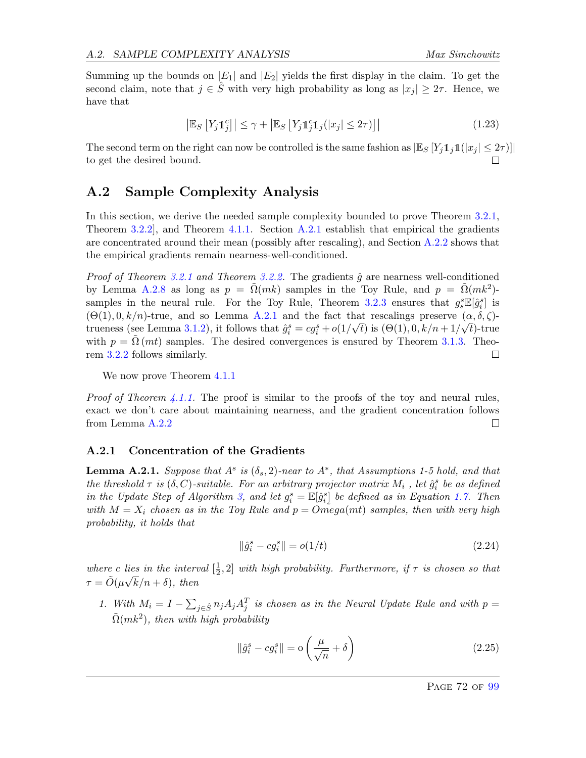Summing up the bounds on $|E_1|$ and $|E_2|$ yields the first display in the claim. To get the second claim, note that $j \in \hat{S}$ with very high probability as long as $|x_j| \geq 2\tau$. Hence, we have that

$$\left|\mathbb{E}_S\left[Y_j \mathbb{1}_j^c\right]\right| \leq \gamma + \left|\mathbb{E}_S\left[Y_j \mathbb{1}_j^c \mathbb{1}_j(|x_j| \leq 2\tau)\right]\right| \tag{1.23}$$

The second term on the right can now be controlled is the same fashion as $|\mathbb{E}_S\left[Y_j \mathbb{1}_j \mathbb{1}(|x_j| \leq 2\tau)\right]|$ to get the desired bound. □

## A.2 Sample Complexity Analysis

In this section, we derive the needed sample complexity bounded to prove Theorem 3.2.1, Theorem 3.2.2], and Theorem 4.1.1. Section A.2.1 establish that empirical the gradients are concentrated around their mean (possibly after rescaling), and Section A.2.2 shows that the empirical gradients remain nearness-well-conditioned.

*Proof of Theorem 3.2.1 and Theorem 3.2.2.* The gradients $\hat{g}$ are nearness well-conditioned by Lemma A.2.8 as long as $p = \tilde{\Omega}(mk)$ samples in the Toy Rule, and $p = \tilde{\Omega}(mk^2)$-samples in the neural rule. For the Toy Rule, Theorem 3.2.3 ensures that $g_s^s \mathbb{E}[\hat{g}_i^s]$ is $(\Theta(1), 0, k/n)$-true, and so Lemma A.2.1 and the fact that rescalings preserve $(\alpha, \delta, \zeta)$-trueness (see Lemma 3.1.2), it follows that $\hat{g}_i^s = cg_i^s + o(1/\sqrt{t})$ is $(\Theta(1), 0, k/n + 1/\sqrt{t})$-true with $p = \tilde{\Omega}(mt)$ samples. The desired convergences is ensured by Theorem 3.1.3. Theorem 3.2.2 follows similarly. □

We now prove Theorem 4.1.1

*Proof of Theorem 4.1.1.* The proof is similar to the proofs of the toy and neural rules, exact we don't care about maintaining nearness, and the gradient concentration follows from Lemma A.2.2 □

### A.2.1 Concentration of the Gradients

**Lemma A.2.1.** *Suppose that $A^s$ is $(\delta_s, 2)$-near to $A^*$, that Assumptions 1-5 hold, and that the threshold $\tau$ is $(\delta, C)$-suitable. For an arbitrary projector matrix $M_i$ , let $\hat{g}_i^s$ be as defined in the Update Step of Algorithm 3, and let $g_i^s = \mathbb{E}[\hat{g}_i^s]$ be defined as in Equation 1.7. Then with $M = X_i$ chosen as in the Toy Rule and $p = \tilde{Omega}(mt)$ samples, then with very high probability, it holds that*

$$\|\hat{g}_i^s - cg_i^s\| = o(1/t) \tag{2.24}$$

*where $c$ lies in the interval $[\frac{1}{2}, 2]$ with high probability. Furthermore, if $\tau$ is chosen so that $\tau = \tilde{O}(\mu\sqrt{k}/n + \delta)$, then*

1. *With $M_i = I - \sum_{j \in \hat{S}} n_j A_j A_j^T$ is chosen as in the Neural Update Rule and with $p = \tilde{\Omega}(mk^2)$, then with high probability*

$$\|\hat{g}_i^s - cg_i^s\| = \mathrm{o}\left(\frac{\mu}{\sqrt{n}} + \delta\right) \tag{2.25}$$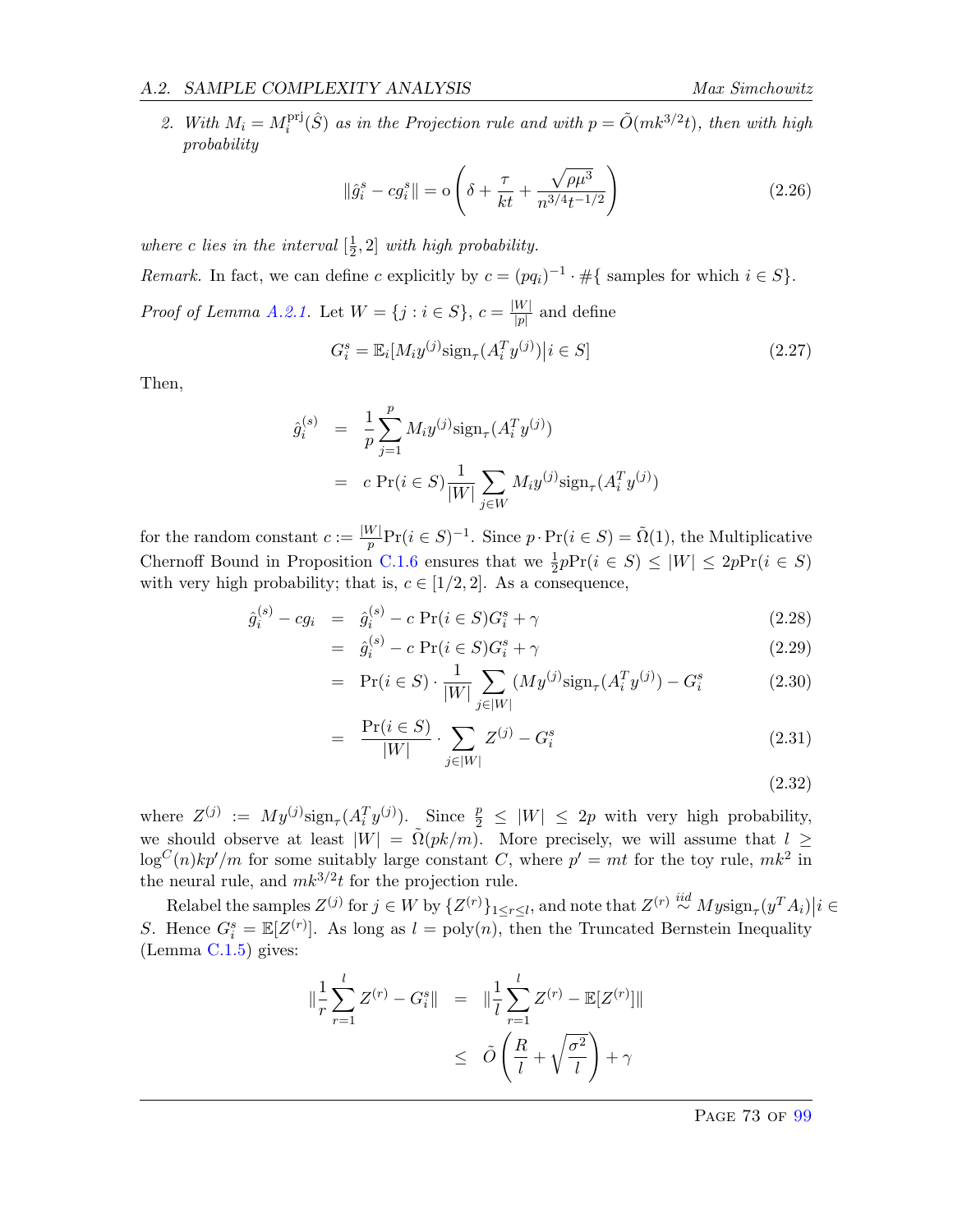2. *With $M_i = M_i^{\text{prj}}(\hat{S})$ as in the Projection rule and with $p = \tilde{O}(mk^{3/2}t)$, then with high probability*

$$\|\hat{g}_i^s - cg_i^s\| = \text{o}\left(\delta + \frac{\tau}{kt} + \frac{\sqrt{\rho\mu^3}}{n^{3/4}t^{-1/2}}\right) \tag{2.26}$$

*where $c$ lies in the interval $[\frac{1}{2}, 2]$ with high probability.*

*Remark.* In fact, we can define $c$ explicitly by $c = (pq_i)^{-1} \cdot \#\{$ samples for which $i \in S\}$.

*Proof of Lemma A.2.1.* Let $W = \{j : i \in S\}$, $c = \frac{|W|}{|p|}$ and define

$$G_i^s = \mathbb{E}_i[M_i y^{(j)} \text{sign}_\tau(A_i^T y^{(j)}) \big| i \in S] \tag{2.27}$$

Then,

$$\begin{aligned}
\hat{g}_i^{(s)} &= \frac{1}{p}\sum_{j=1}^{p} M_i y^{(j)} \text{sign}_\tau(A_i^T y^{(j)}) \\
&= c \Pr(i \in S) \frac{1}{|W|} \sum_{j \in W} M_i y^{(j)} \text{sign}_\tau(A_i^T y^{(j)})
\end{aligned}$$

for the random constant $c := \frac{|W|}{p} \Pr(i \in S)^{-1}$. Since $p \cdot \Pr(i \in S) = \tilde{\Omega}(1)$, the Multiplicative Chernoff Bound in Proposition C.1.6 ensures that we $\frac{1}{2} p \Pr(i \in S) \leq |W| \leq 2p \Pr(i \in S)$ with very high probability; that is, $c \in [1/2, 2]$. As a consequence,

$$\begin{aligned}
\hat{g}_i^{(s)} - cg_i &= \hat{g}_i^{(s)} - c \Pr(i \in S) G_i^s + \gamma &(2.28)\\
&= \hat{g}_i^{(s)} - c \Pr(i \in S) G_i^s + \gamma &(2.29)\\
&= \Pr(i \in S) \cdot \frac{1}{|W|} \sum_{j \in |W|} (M y^{(j)} \text{sign}_\tau(A_i^T y^{(j)}) - G_i^s &(2.30)\\
&= \frac{\Pr(i \in S)}{|W|} \cdot \sum_{j \in |W|} Z^{(j)} - G_i^s &(2.31)\\
& &(2.32)
\end{aligned}$$

where $Z^{(j)} := M y^{(j)} \text{sign}_\tau(A_i^T y^{(j)})$. Since $\frac{p}{2} \leq |W| \leq 2p$ with very high probability, we should observe at least $|W| = \tilde{\Omega}(pk/m)$. More precisely, we will assume that $l \geq \log^C(n) kp'/m$ for some suitably large constant $C$, where $p' = mt$ for the toy rule, $mk^2$ in the neural rule, and $mk^{3/2}t$ for the projection rule.

Relabel the samples $Z^{(j)}$ for $j \in W$ by $\{Z^{(r)}\}_{1 \leq r \leq l}$, and note that $Z^{(r)} \overset{iid}{\sim} M y \text{sign}_\tau(y^T A_i) \big| i \in S$. Hence $G_i^s = \mathbb{E}[Z^{(r)}]$. As long as $l = \text{poly}(n)$, then the Truncated Bernstein Inequality (Lemma C.1.5) gives:

$$\begin{aligned}
\|\frac{1}{r}\sum_{r=1}^{l} Z^{(r)} - G_i^s\| &= \|\frac{1}{l}\sum_{r=1}^{l} Z^{(r)} - \mathbb{E}[Z^{(r)}]\| \\
&\leq \tilde{O}\left(\frac{R}{l} + \sqrt{\frac{\sigma^2}{l}}\right) + \gamma
\end{aligned}$$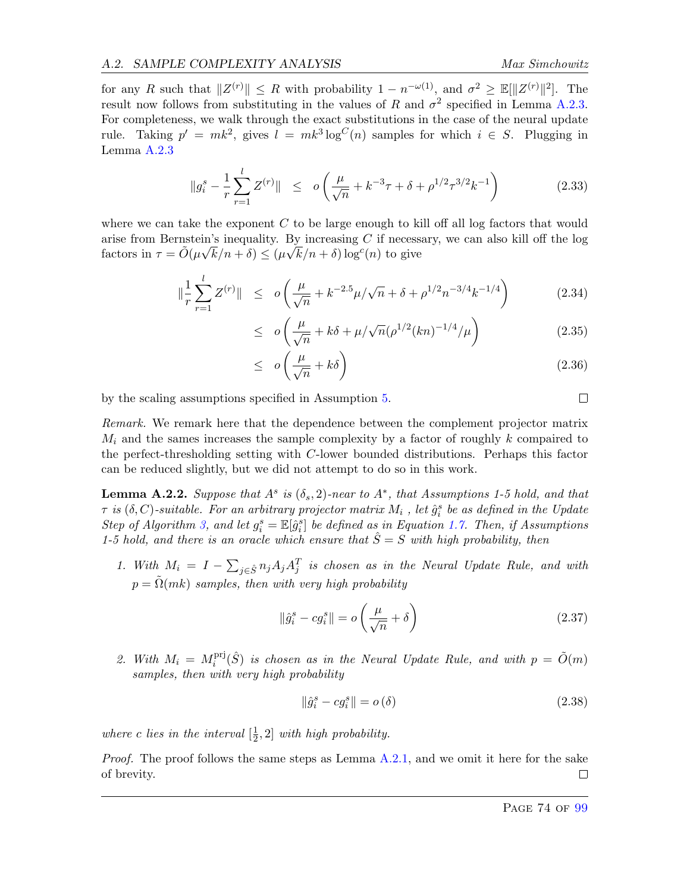for any $R$ such that $\|Z^{(r)}\| \le R$ with probability $1 - n^{-\omega(1)}$, and $\sigma^2 \ge \mathbb{E}[\|Z^{(r)}\|^2]$. The result now follows from substituting in the values of $R$ and $\sigma^2$ specified in Lemma A.2.3. For completeness, we walk through the exact substitutions in the case of the neural update rule. Taking $p' = mk^2$, gives $l = mk^3 \log^C(n)$ samples for which $i \in S$. Plugging in Lemma A.2.3

$$\|g_i^s - \frac{1}{r}\sum_{r=1}^{l} Z^{(r)}\| \quad \le \quad o\left(\frac{\mu}{\sqrt{n}} + k^{-3}\tau + \delta + \rho^{1/2}\tau^{3/2}k^{-1}\right) \tag{2.33}$$

where we can take the exponent $C$ to be large enough to kill off all log factors that would arise from Bernstein's inequality. By increasing $C$ if necessary, we can also kill off the log factors in $\tau = \tilde{O}(\mu\sqrt{k}/n + \delta) \le (\mu\sqrt{k}/n + \delta)\log^c(n)$ to give

$$\begin{aligned}
\|\frac{1}{r}\sum_{r=1}^{l} Z^{(r)}\| \quad &\le \quad o\left(\frac{\mu}{\sqrt{n}} + k^{-2.5}\mu/\sqrt{n} + \delta + \rho^{1/2}n^{-3/4}k^{-1/4}\right) && (2.34)\\
&\le \quad o\left(\frac{\mu}{\sqrt{n}} + k\delta + \mu/\sqrt{n}(\rho^{1/2}(kn)^{-1/4}/\mu\right) && (2.35)\\
&\le \quad o\left(\frac{\mu}{\sqrt{n}} + k\delta\right) && (2.36)
\end{aligned}$$

by the scaling assumptions specified in Assumption 5. ∎

*Remark.* We remark here that the dependence between the complement projector matrix $M_i$ and the sames increases the sample complexity by a factor of roughly $k$ compaired to the perfect-thresholding setting with $C$-lower bounded distributions. Perhaps this factor can be reduced slightly, but we did not attempt to do so in this work.

**Lemma A.2.2.** *Suppose that $A^s$ is $(\delta_s, 2)$-near to $A^*$, that Assumptions 1-5 hold, and that $\tau$ is $(\delta, C)$-suitable. For an arbitrary projector matrix $M_i$ , let $\hat{g}_i^s$ be as defined in the Update Step of Algorithm 3, and let $g_i^s = \mathbb{E}[\hat{g}_i^s]$ be defined as in Equation 1.7. Then, if Assumptions 1-5 hold, and there is an oracle which ensure that $\hat{S} = S$ with high probability, then*

1. *With $M_i = I - \sum_{j \in \hat{S}} n_j A_j A_j^T$ is chosen as in the Neural Update Rule, and with $p = \tilde{\Omega}(mk)$ samples, then with very high probability*

$$\|\hat{g}_i^s - cg_i^s\| = o\left(\frac{\mu}{\sqrt{n}} + \delta\right) \tag{2.37}$$

2. *With $M_i = M_i^{\text{prj}}(\hat{S})$ is chosen as in the Neural Update Rule, and with $p = \tilde{O}(m)$ samples, then with very high probability*

$$\|\hat{g}_i^s - cg_i^s\| = o\left(\delta\right) \tag{2.38}$$

*where $c$ lies in the interval $[\frac{1}{2}, 2]$ with high probability.*

*Proof.* The proof follows the same steps as Lemma A.2.1, and we omit it here for the sake of brevity. ∎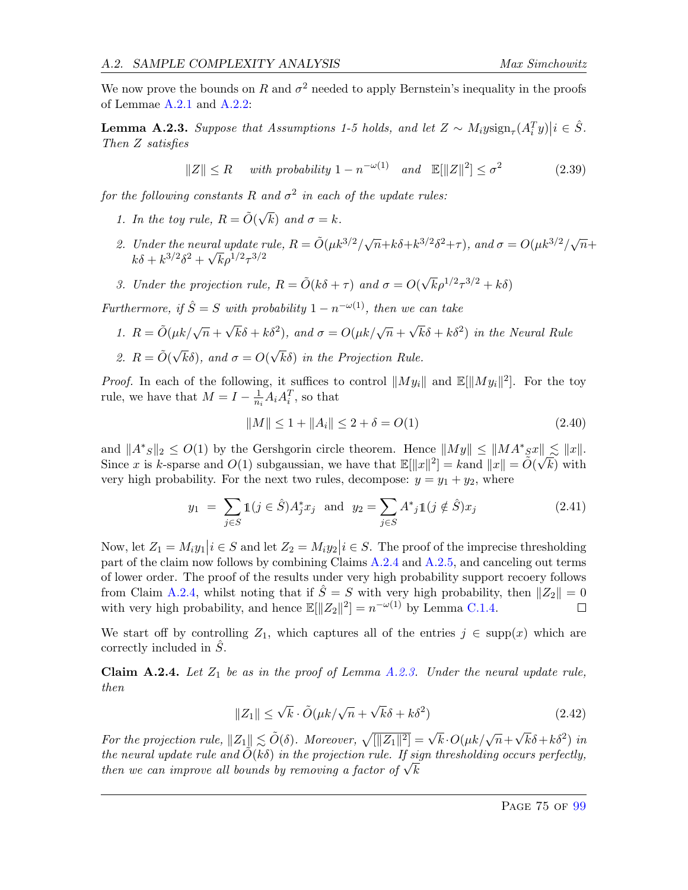We now prove the bounds on $R$ and $\sigma^2$ needed to apply Bernstein's inequality in the proofs of Lemmae A.2.1 and A.2.2:

**Lemma A.2.3.** *Suppose that Assumptions 1-5 holds, and let $Z \sim M_i y \text{sign}_\tau(A_i^T y)\big| i \in \hat{S}$. Then $Z$ satisfies*

$$\|Z\| \le R \quad \text{with probability } 1 - n^{-\omega(1)} \quad \text{and} \quad \mathbb{E}[\|Z\|^2] \le \sigma^2 \tag{2.39}$$

*for the following constants $R$ and $\sigma^2$ in each of the update rules:*

1. *In the toy rule, $R = \tilde{O}(\sqrt{k})$ and $\sigma = k$.*
2. *Under the neural update rule, $R = \tilde{O}(\mu k^{3/2}/\sqrt{n} + k\delta + k^{3/2}\delta^2 + \tau)$, and $\sigma = O(\mu k^{3/2}/\sqrt{n} + k\delta + k^{3/2}\delta^2 + \sqrt{k}\rho^{1/2}\tau^{3/2}$*
3. *Under the projection rule, $R = \tilde{O}(k\delta + \tau)$ and $\sigma = O(\sqrt{k}\rho^{1/2}\tau^{3/2} + k\delta)$*

*Furthermore, if $\hat{S} = S$ with probability $1 - n^{-\omega(1)}$, then we can take*

1. *$R = \tilde{O}(\mu k/\sqrt{n} + \sqrt{k}\delta + k\delta^2)$, and $\sigma = O(\mu k/\sqrt{n} + \sqrt{k}\delta + k\delta^2)$ in the Neural Rule*
2. *$R = \tilde{O}(\sqrt{k}\delta)$, and $\sigma = O(\sqrt{k}\delta)$ in the Projection Rule.*

*Proof.* In each of the following, it suffices to control $\|My_i\|$ and $\mathbb{E}[\|My_i\|^2]$. For the toy rule, we have that $M = I - \frac{1}{n_i}A_i A_i^T$, so that

$$\|M\| \le 1 + \|A_i\| \le 2 + \delta = O(1) \tag{2.40}$$

and $\|A^*{}_S\|_2 \le O(1)$ by the Gershgorin circle theorem. Hence $\|My\| \le \|MA^*{}_S x\| \lesssim \|x\|$. Since $x$ is $k$-sparse and $O(1)$ subgaussian, we have that $\mathbb{E}[\|x\|^2] = k$and $\|x\| = \tilde{O}(\sqrt{k})$ with very high probability. For the next two rules, decompose: $y = y_1 + y_2$, where

$$y_1 = \sum_{j \in S} \mathbb{1}(j \in \hat{S}) A_j^* x_j \quad \text{and} \quad y_2 = \sum_{j \in S} A^*{}_j \mathbb{1}(j \notin \hat{S}) x_j \tag{2.41}$$

Now, let $Z_1 = M_i y_1 \big| i \in S$ and let $Z_2 = M_i y_2 \big| i \in S$. The proof of the imprecise thresholding part of the claim now follows by combining Claims A.2.4 and A.2.5, and canceling out terms of lower order. The proof of the results under very high probability support recoery follows from Claim A.2.4, whilst noting that if $\hat{S} = S$ with very high probability, then $\|Z_2\| = 0$ with very high probability, and hence $\mathbb{E}[\|Z_2\|^2] = n^{-\omega(1)}$ by Lemma C.1.4. $\square$

We start off by controlling $Z_1$, which captures all of the entries $j \in \text{supp}(x)$ which are correctly included in $\hat{S}$.

**Claim A.2.4.** *Let $Z_1$ be as in the proof of Lemma A.2.3. Under the neural update rule, then*

$$\|Z_1\| \le \sqrt{k} \cdot \tilde{O}(\mu k/\sqrt{n} + \sqrt{k}\delta + k\delta^2) \tag{2.42}$$

*For the projection rule, $\|Z_1\| \lesssim \tilde{O}(\delta)$. Moreover, $\sqrt{[\|Z_1\|^2]} = \sqrt{k} \cdot O(\mu k/\sqrt{n} + \sqrt{k}\delta + k\delta^2)$ in the neural update rule and $\tilde{O}(k\delta)$ in the projection rule. If sign thresholding occurs perfectly, then we can improve all bounds by removing a factor of $\sqrt{k}$*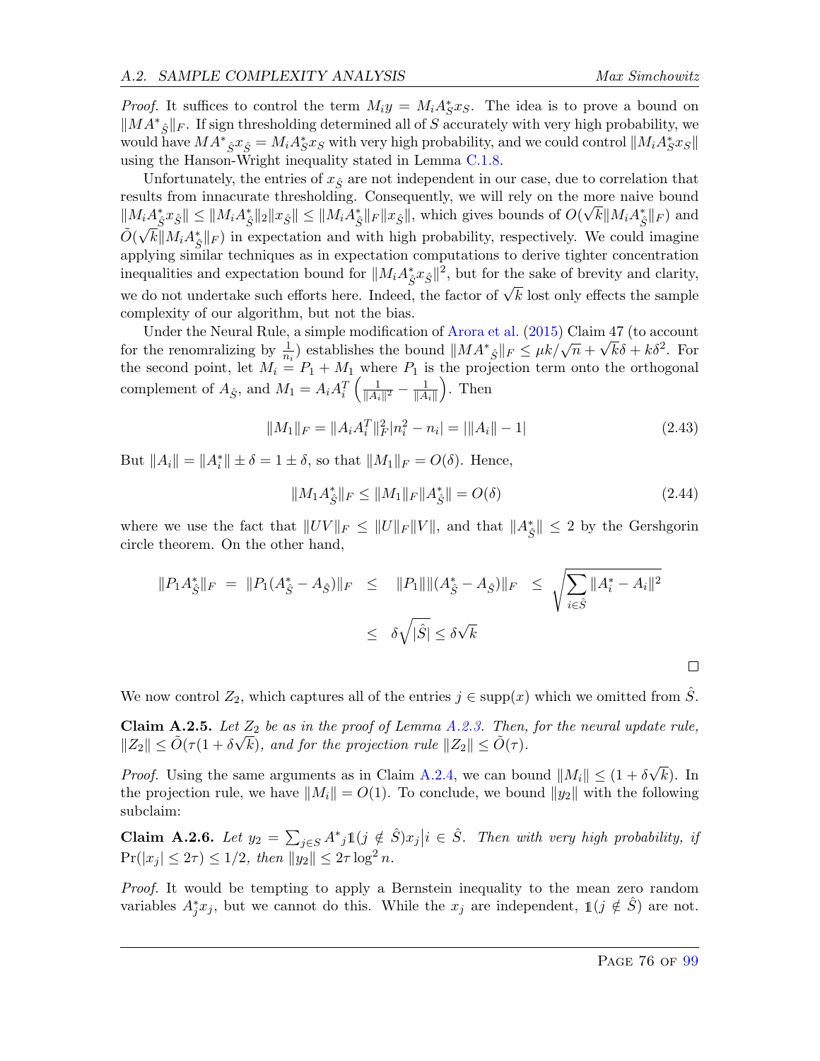*Proof.* It suffices to control the term $M_i y = M_i A^*_S x_S$. The idea is to prove a bound on $\|MA^*{}_{\hat{S}}\|_F$. If sign thresholding determined all of $S$ accurately with very high probability, we would have $MA^*{}_{\hat{S}} x_{\hat{S}} = M_i A^*_S x_S$ with very high probability, and we could control $\|M_i A^*_S x_S\|$ using the Hanson-Wright inequality stated in Lemma C.1.8.

Unfortunately, the entries of $x_{\hat{S}}$ are not independent in our case, due to correlation that results from innacurate thresholding. Consequently, we will rely on the more naive bound $\|M_i A^*_{\hat{S}} x_{\hat{S}}\| \le \|M_i A^*_{\hat{S}}\|_2 \|x_{\hat{S}}\| \le \|M_i A^*_{\hat{S}}\|_F \|x_{\hat{S}}\|$, which gives bounds of $O(\sqrt{k}\|M_i A^*_{\hat{S}}\|_F)$ and $\tilde{O}(\sqrt{k}\|M_i A^*_{\hat{S}}\|_F)$ in expectation and with high probability, respectively. We could imagine applying similar techniques as in expectation computations to derive tighter concentration inequalities and expectation bound for $\|M_i A^*_{\hat{S}} x_{\hat{S}}\|^2$, but for the sake of brevity and clarity, we do not undertake such efforts here. Indeed, the factor of $\sqrt{k}$ lost only effects the sample complexity of our algorithm, but not the bias.

Under the Neural Rule, a simple modification of Arora et al. (2015) Claim 47 (to account for the renomralizing by $\frac{1}{n_i}$) establishes the bound $\|MA^*{}_{\hat{S}}\|_F \le \mu k/\sqrt{n} + \sqrt{k}\delta + k\delta^2$. For the second point, let $M_i = P_1 + M_1$ where $P_1$ is the projection term onto the orthogonal complement of $A_{\hat{S}}$, and $M_1 = A_i A_i^T \left(\frac{1}{\|A_i\|^2} - \frac{1}{\|A_i\|}\right)$. Then

$$
\|M_1\|_F = \|A_i A_i^T\|_F^2 |n_i^2 - n_i| = |\|A_i\| - 1| \tag{2.43}
$$

But $\|A_i\| = \|A_i^*\| \pm \delta = 1 \pm \delta$, so that $\|M_1\|_F = O(\delta)$. Hence,

$$
\|M_1 A^*_{\hat{S}}\|_F \le \|M_1\|_F \|A^*_{\hat{S}}\| = O(\delta) \tag{2.44}
$$

where we use the fact that $\|UV\|_F \le \|U\|_F\|V\|$, and that $\|A^*_{\hat{S}}\| \le 2$ by the Gershgorin circle theorem. On the other hand,

$$
\begin{aligned}
\|P_1 A^*_{\hat{S}}\|_F \;=\; \|P_1(A^*_{\hat{S}} - A_{\hat{S}})\|_F \;&\le\; \|P_1\|\|(A^*_{\hat{S}} - A_{\hat{S}})\|_F \;\le\; \sqrt{\sum_{i \in \hat{S}} \|A_i^* - A_i\|^2} \\
&\le\; \delta\sqrt{|\hat{S}|} \le \delta\sqrt{k}
\end{aligned}
$$

□

We now control $Z_2$, which captures all of the entries $j \in \operatorname{supp}(x)$ which we omitted from $\hat{S}$.

**Claim A.2.5.** *Let $Z_2$ be as in the proof of Lemma A.2.3. Then, for the neural update rule, $\|Z_2\| \le \tilde{O}(\tau(1 + \delta\sqrt{k})$, and for the projection rule $\|Z_2\| \le \tilde{O}(\tau)$.*

*Proof.* Using the same arguments as in Claim A.2.4, we can bound $\|M_i\| \le (1 + \delta\sqrt{k})$. In the projection rule, we have $\|M_i\| = O(1)$. To conclude, we bound $\|y_2\|$ with the following subclaim:

**Claim A.2.6.** *Let $y_2 = \sum_{j \in S} A^*{}_j \mathbb{1}(j \notin \hat{S}) x_j \big| i \in \hat{S}$. Then with very high probability, if $\Pr(|x_j| \le 2\tau) \le 1/2$, then $\|y_2\| \le 2\tau \log^2 n$.*

*Proof.* It would be tempting to apply a Bernstein inequality to the mean zero random variables $A^*_j x_j$, but we cannot do this. While the $x_j$ are independent, $\mathbb{1}(j \notin \hat{S})$ are not.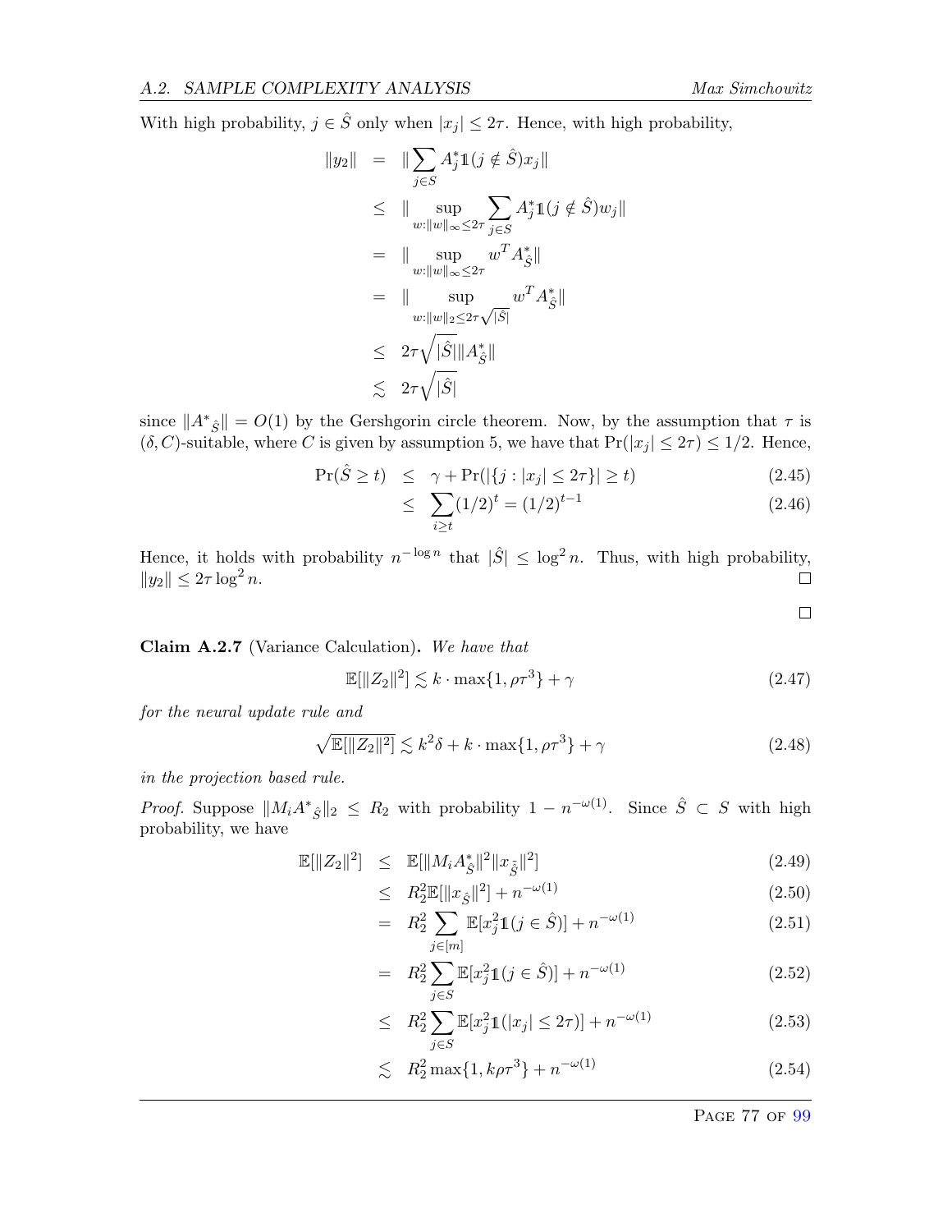With high probability, $j \in \hat{S}$ only when $|x_j| \le 2\tau$. Hence, with high probability,

$$
\begin{aligned}
\|y_2\| &= \|\sum_{j\in S} A_j^* \mathbb{1}(j \notin \hat{S}) x_j\| \\
&\le \|\sup_{w:\|w\|_\infty \le 2\tau} \sum_{j \in S} A_j^* \mathbb{1}(j \notin \hat{S}) w_j\| \\
&= \|\sup_{w:\|w\|_\infty \le 2\tau} w^T A_{\hat{S}}^*\| \\
&= \|\sup_{w:\|w\|_2 \le 2\tau\sqrt{|\hat{S}|}} w^T A_{\hat{S}}^*\| \\
&\le 2\tau\sqrt{|\hat{S}|}\|A_{\hat{S}}^*\| \\
&\lesssim 2\tau\sqrt{|\hat{S}|}
\end{aligned}
$$

since $\|{A^*}_{\hat{S}}\| = O(1)$ by the Gershgorin circle theorem. Now, by the assumption that $\tau$ is $(\delta, C)$-suitable, where $C$ is given by assumption 5, we have that $\Pr(|x_j| \le 2\tau) \le 1/2$. Hence,

$$
\begin{aligned}
\Pr(\hat{S} \ge t) &\le \gamma + \Pr(|\{j : |x_j| \le 2\tau\}| \ge t) && (2.45)\\
&\le \sum_{i \ge t} (1/2)^t = (1/2)^{t-1} && (2.46)
\end{aligned}
$$

Hence, it holds with probability $n^{-\log n}$ that $|\hat{S}| \le \log^2 n$. Thus, with high probability, $\|y_2\| \le 2\tau \log^2 n$. □

□

**Claim A.2.7** (Variance Calculation)**.** *We have that*

$$
\mathbb{E}[\|Z_2\|^2] \lesssim k \cdot \max\{1, \rho\tau^3\} + \gamma \tag{2.47}
$$

*for the neural update rule and*

$$
\sqrt{\mathbb{E}[\|Z_2\|^2]} \lesssim k^2\delta + k \cdot \max\{1, \rho\tau^3\} + \gamma \tag{2.48}
$$

*in the projection based rule.*

*Proof.* Suppose $\|M_i {A^*}_{\hat{S}}\|_2 \le R_2$ with probability $1 - n^{-\omega(1)}$. Since $\hat{S} \subset S$ with high probability, we have

$$
\begin{aligned}
\mathbb{E}[\|Z_2\|^2] &\le \mathbb{E}[\|M_i A_{\hat{S}}^*\|^2 \|x_{\hat{\tilde{S}}}\|^2] && (2.49)\\
&\le R_2^2 \mathbb{E}[\|x_{\hat{S}}\|^2] + n^{-\omega(1)} && (2.50)\\
&= R_2^2 \sum_{j \in [m]} \mathbb{E}[x_j^2 \mathbb{1}(j \in \hat{S})] + n^{-\omega(1)} && (2.51)\\
&= R_2^2 \sum_{j \in S} \mathbb{E}[x_j^2 \mathbb{1}(j \in \hat{S})] + n^{-\omega(1)} && (2.52)\\
&\le R_2^2 \sum_{j \in S} \mathbb{E}[x_j^2 \mathbb{1}(|x_j| \le 2\tau)] + n^{-\omega(1)} && (2.53)\\
&\lesssim R_2^2 \max\{1, k\rho\tau^3\} + n^{-\omega(1)} && (2.54)
\end{aligned}
$$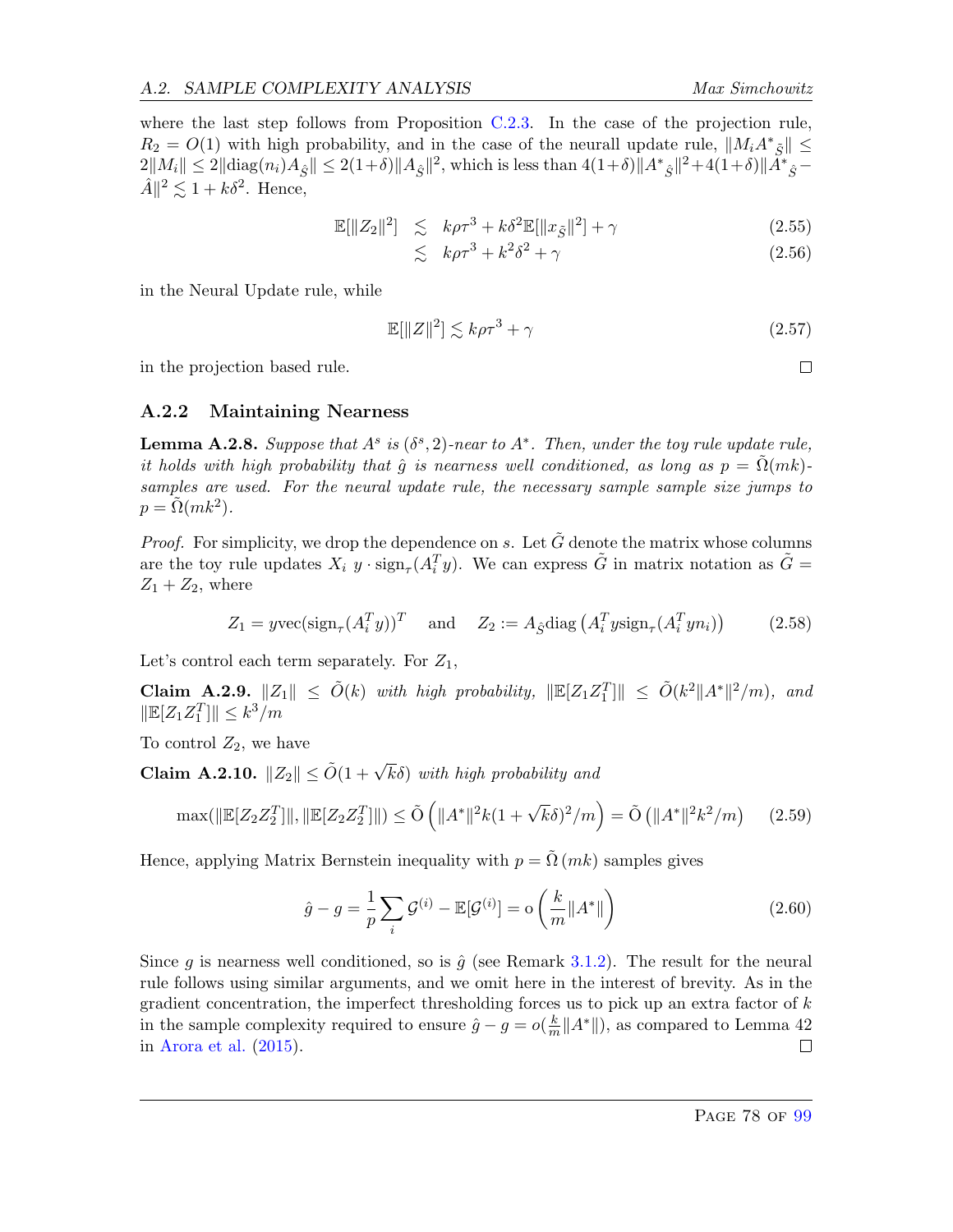where the last step follows from Proposition C.2.3. In the case of the projection rule, $R_2 = O(1)$ with high probability, and in the case of the neurall update rule, $\|M_i {A^*}_{\hat{S}}\| \leq 2\|M_i\| \leq 2\|\mathrm{diag}(n_i) A_{\hat{S}}\| \leq 2(1+\delta)\|A_{\hat{S}}\|^2$, which is less than $4(1+\delta)\|{A^*}_{\hat{S}}\|^2 + 4(1+\delta)\|{A^*}_{\hat{S}} - \hat{A}\|^2 \lesssim 1 + k\delta^2$. Hence,

$$
\begin{aligned}
\mathbb{E}[\|Z_2\|^2] &\lesssim k\rho\tau^3 + k\delta^2 \mathbb{E}[\|x_{\hat{S}}\|^2] + \gamma && (2.55)\\
&\lesssim k\rho\tau^3 + k^2\delta^2 + \gamma && (2.56)
\end{aligned}
$$

in the Neural Update rule, while

$$
\mathbb{E}[\|Z\|^2] \lesssim k\rho\tau^3 + \gamma \tag{2.57}
$$

in the projection based rule. □

### A.2.2 Maintaining Nearness

**Lemma A.2.8.** *Suppose that $A^s$ is $(\delta^s, 2)$-near to $A^*$. Then, under the toy rule update rule, it holds with high probability that $\hat{g}$ is nearness well conditioned, as long as $p = \tilde{\Omega}(mk)$-samples are used. For the neural update rule, the necessary sample sample size jumps to $p = \tilde{\Omega}(mk^2)$.*

*Proof.* For simplicity, we drop the dependence on $s$. Let $\tilde{G}$ denote the matrix whose columns are the toy rule updates $X_i \; y \cdot \mathrm{sign}_\tau(A_i^T y)$. We can express $\tilde{G}$ in matrix notation as $\tilde{G} = Z_1 + Z_2$, where

$$
Z_1 = y \mathrm{vec}(\mathrm{sign}_\tau(A_i^T y))^T \quad \text{and} \quad Z_2 := A_{\hat{S}} \mathrm{diag}\left(A_i^T y \mathrm{sign}_\tau(A_i^T y n_i)\right) \tag{2.58}
$$

Let's control each term separately. For $Z_1$,

**Claim A.2.9.** *$\|Z_1\| \leq \tilde{O}(k)$ with high probability, $\|\mathbb{E}[Z_1 Z_1^T]\| \leq \tilde{O}(k^2\|A^*\|^2/m)$, and $\|\mathbb{E}[Z_1 Z_1^T]\| \leq k^3/m$*

To control $Z_2$, we have

**Claim A.2.10.** *$\|Z_2\| \leq \tilde{O}(1 + \sqrt{k}\delta)$ with high probability and*

$$
\max(\|\mathbb{E}[Z_2 Z_2^T]\|, \|\mathbb{E}[Z_2 Z_2^T]\|) \leq \tilde{\mathrm{O}}\left(\|A^*\|^2 k(1+\sqrt{k}\delta)^2/m\right) = \tilde{\mathrm{O}}\left(\|A^*\|^2 k^2/m\right) \tag{2.59}
$$

Hence, applying Matrix Bernstein inequality with $p = \tilde{\Omega}(mk)$ samples gives

$$
\hat{g} - g = \frac{1}{p}\sum_i \mathcal{G}^{(i)} - \mathbb{E}[\mathcal{G}^{(i)}] = \mathrm{o}\left(\frac{k}{m}\|A^*\|\right) \tag{2.60}
$$

Since $g$ is nearness well conditioned, so is $\hat{g}$ (see Remark 3.1.2). The result for the neural rule follows using similar arguments, and we omit here in the interest of brevity. As in the gradient concentration, the imperfect thresholding forces us to pick up an extra factor of $k$ in the sample complexity required to ensure $\hat{g} - g = o(\frac{k}{m}\|A^*\|)$, as compared to Lemma 42 in Arora et al. (2015). □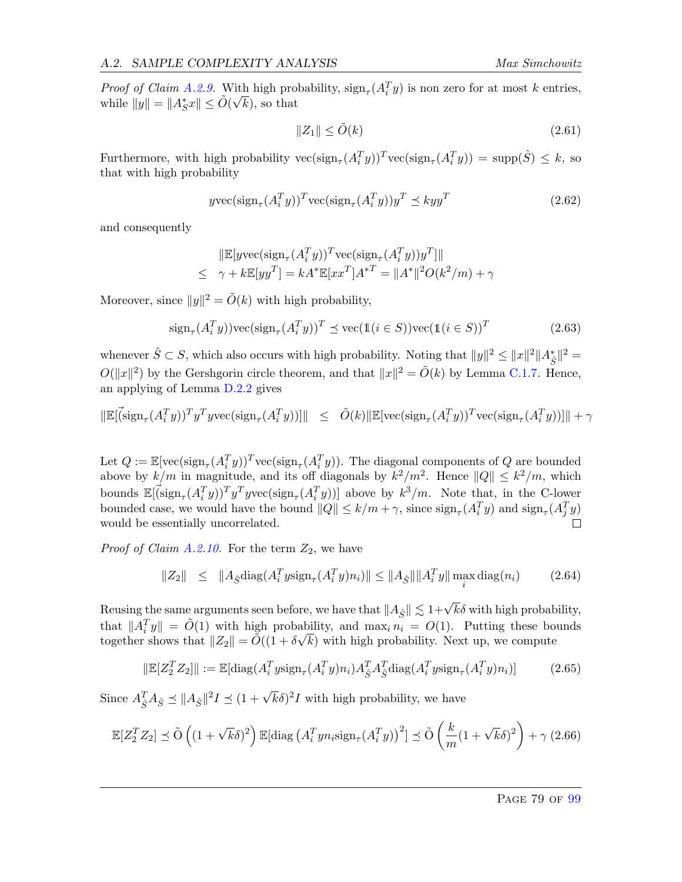*Proof of Claim A.2.9.* With high probability, $\text{sign}_\tau(A_i^T y)$ is non zero for at most $k$ entries, while $\|y\| = \|A_S^* x\| \le \tilde{O}(\sqrt{k})$, so that

$$\|Z_1\| \le \tilde{O}(k) \tag{2.61}$$

Furthermore, with high probability $\text{vec}(\text{sign}_\tau(A_i^T y))^T \text{vec}(\text{sign}_\tau(A_i^T y)) = \text{supp}(\hat{S}) \le k$, so that with high probability

$$y\text{vec}(\text{sign}_\tau(A_i^T y))^T \text{vec}(\text{sign}_\tau(A_i^T y)) y^T \preceq kyy^T \tag{2.62}$$

and consequently

$$\begin{aligned} &\|\mathbb{E}[y\text{vec}(\text{sign}_\tau(A_i^T y))^T \text{vec}(\text{sign}_\tau(A_i^T y)) y^T]\| \\ \le\ & \gamma + k\mathbb{E}[yy^T] = kA^*\mathbb{E}[xx^T]A^{*T} = \|A^*\|^2 O(k^2/m) + \gamma \end{aligned}$$

Moreover, since $\|y\|^2 = \tilde{O}(k)$ with high probability,

$$\text{sign}_\tau(A_i^T y))\text{vec}(\text{sign}_\tau(A_i^T y))^T \preceq \text{vec}(\mathbb{1}(i \in S))\text{vec}(\mathbb{1}(i \in S))^T \tag{2.63}$$

whenever $\hat{S} \subset S$, which also occurs with high probability. Noting that $\|y\|^2 \le \|x\|^2 \|A_{\hat{S}}^*\|^2 = O(\|x\|^2)$ by the Gershgorin circle theorem, and that $\|x\|^2 = \tilde{O}(k)$ by Lemma C.1.7. Hence, an applying of Lemma D.2.2 gives

$$\|\mathbb{E}[\vec{(}\text{sign}_\tau(A_i^T y))^T y^T y\text{vec}(\text{sign}_\tau(A_i^T y))]\| \quad \le \quad \tilde{O}(k)\|\mathbb{E}[\text{vec}(\text{sign}_\tau(A_i^T y))^T \text{vec}(\text{sign}_\tau(A_i^T y))]\| + \gamma$$

Let $Q := \mathbb{E}[\text{vec}(\text{sign}_\tau(A_i^T y))^T \text{vec}(\text{sign}_\tau(A_i^T y))$. The diagonal components of $Q$ are bounded above by $k/m$ in magnitude, and its off diagonals by $k^2/m^2$. Hence $\|Q\| \le k^2/m$, which bounds $\mathbb{E}[\vec{(}\text{sign}_\tau(A_i^T y))^T y^T y\text{vec}(\text{sign}_\tau(A_i^T y))]$ above by $k^3/m$. Note that, in the C-lower bounded case, we would have the bound $\|Q\| \le k/m + \gamma$, since $\text{sign}_\tau(A_i^T y)$ and $\text{sign}_\tau(A_j^T y)$ would be essentially uncorrelated. □

*Proof of Claim A.2.10.* For the term $Z_2$, we have

$$\|Z_2\| \quad \le \quad \|A_{\hat{S}}\text{diag}(A_i^T y\text{sign}_\tau(A_i^T y)n_i)\| \le \|A_{\hat{S}}\|\|A_i^T y\| \max_i \text{diag}(n_i) \tag{2.64}$$

Reusing the same arguments seen before, we have that $\|A_{\hat{S}}\| \lesssim 1+\sqrt{k}\delta$ with high probability, that $\|A_i^T y\| = \tilde{O}(1)$ with high probability, and $\max_i n_i = O(1)$. Putting these bounds together shows that $\|Z_2\| = \tilde{O}((1+\delta\sqrt{k})$ with high probability. Next up, we compute

$$\|\mathbb{E}[Z_2^T Z_2]\| := \mathbb{E}[\text{diag}(A_i^T y\text{sign}_\tau(A_i^T y)n_i)A_{\hat{S}}^T A_{\hat{S}}^T \text{diag}(A_i^T y\text{sign}_\tau(A_i^T y)n_i)] \tag{2.65}$$

Since $A_{\hat{S}}^T A_{\hat{S}} \preceq \|A_{\hat{S}}\|^2 I \preceq (1+\sqrt{k}\delta)^2 I$ with high probability, we have

$$\mathbb{E}[Z_2^T Z_2] \preceq \tilde{\text{O}}\left((1+\sqrt{k}\delta)^2\right)\mathbb{E}[\text{diag}\left(A_i^T y n_i \text{sign}_\tau(A_i^T y)\right)^2] \preceq \tilde{\text{O}}\left(\frac{k}{m}(1+\sqrt{k}\delta)^2\right) + \gamma \tag{2.66}$$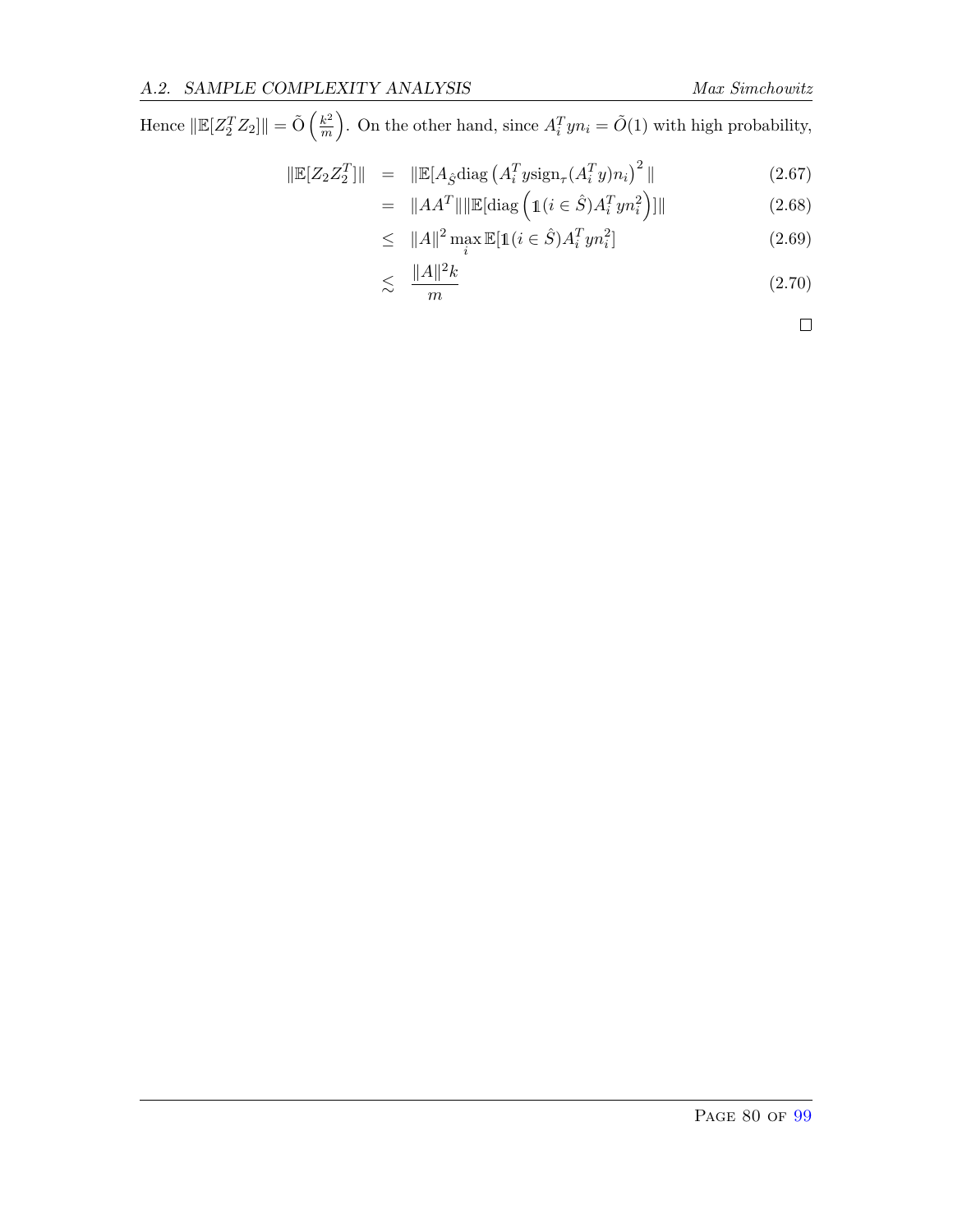Hence $\|\mathbb{E}[Z_2^T Z_2]\| = \tilde{\mathrm{O}}\left(\frac{k^2}{m}\right)$. On the other hand, since $A_i^T y n_i = \tilde{O}(1)$ with high probability,

$$
\begin{aligned}
\|\mathbb{E}[Z_2 Z_2^T]\| &= \|\mathbb{E}[A_{\hat{S}} \mathrm{diag}\left(A_i^T y \mathrm{sign}_\tau(A_i^T y) n_i\right)^2 \| && (2.67)\\
&= \|AA^T\| \|\mathbb{E}[\mathrm{diag}\left(\mathbb{1}(i \in \hat{S}) A_i^T y n_i^2\right)]\| && (2.68)\\
&\leq \|A\|^2 \max_i \mathbb{E}[\mathbb{1}(i \in \hat{S}) A_i^T y n_i^2] && (2.69)\\
&\lesssim \frac{\|A\|^2 k}{m} && (2.70)
\end{aligned}
$$

□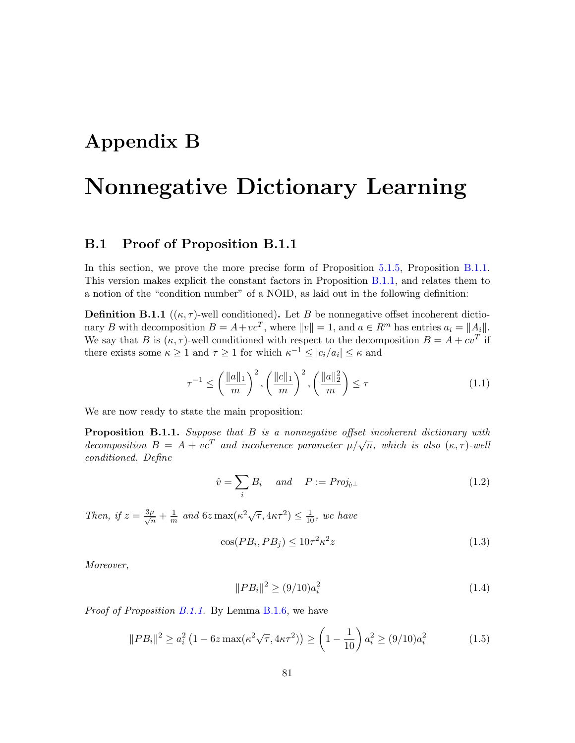# Appendix B

# Nonnegative Dictionary Learning

## B.1 Proof of Proposition B.1.1

In this section, we prove the more precise form of Proposition 5.1.5, Proposition B.1.1. This version makes explicit the constant factors in Proposition B.1.1, and relates them to a notion of the "condition number" of a NOID, as laid out in the following definition:

**Definition B.1.1** (($\kappa, \tau$)-well conditioned)**.** Let $B$ be nonnegative offset incoherent dictionary $B$ with decomposition $B = A + vc^T$, where $\|v\| = 1$, and $a \in R^m$ has entries $a_i = \|A_i\|$. We say that $B$ is $(\kappa, \tau)$-well conditioned with respect to the decomposition $B = A + cv^T$ if there exists some $\kappa \geq 1$ and $\tau \geq 1$ for which $\kappa^{-1} \leq |c_i/a_i| \leq \kappa$ and

$$\tau^{-1} \leq \left(\frac{\|a\|_1}{m}\right)^2, \left(\frac{\|c\|_1}{m}\right)^2, \left(\frac{\|a\|_2^2}{m}\right) \leq \tau \tag{1.1}$$

We are now ready to state the main proposition:

**Proposition B.1.1.** *Suppose that $B$ is a nonnegative offset incoherent dictionary with decomposition $B = A + vc^T$ and incoherence parameter $\mu/\sqrt{n}$, which is also $(\kappa, \tau)$-well conditioned. Define*

$$\hat{v} = \sum_i B_i \quad \text{and} \quad P := Proj_{\hat{v}^\perp} \tag{1.2}$$

*Then, if $z = \frac{3\mu}{\sqrt{n}} + \frac{1}{m}$ and $6z \max(\kappa^2\sqrt{\tau}, 4\kappa\tau^2) \leq \frac{1}{10}$, we have*

$$\cos(PB_i, PB_j) \leq 10\tau^2\kappa^2 z \tag{1.3}$$

*Moreover,*

$$\|PB_i\|^2 \geq (9/10)a_i^2 \tag{1.4}$$

*Proof of Proposition B.1.1.* By Lemma B.1.6, we have

$$\|PB_i\|^2 \geq a_i^2 \left(1 - 6z \max(\kappa^2\sqrt{\tau}, 4\kappa\tau^2)\right) \geq \left(1 - \frac{1}{10}\right) a_i^2 \geq (9/10)a_i^2 \tag{1.5}$$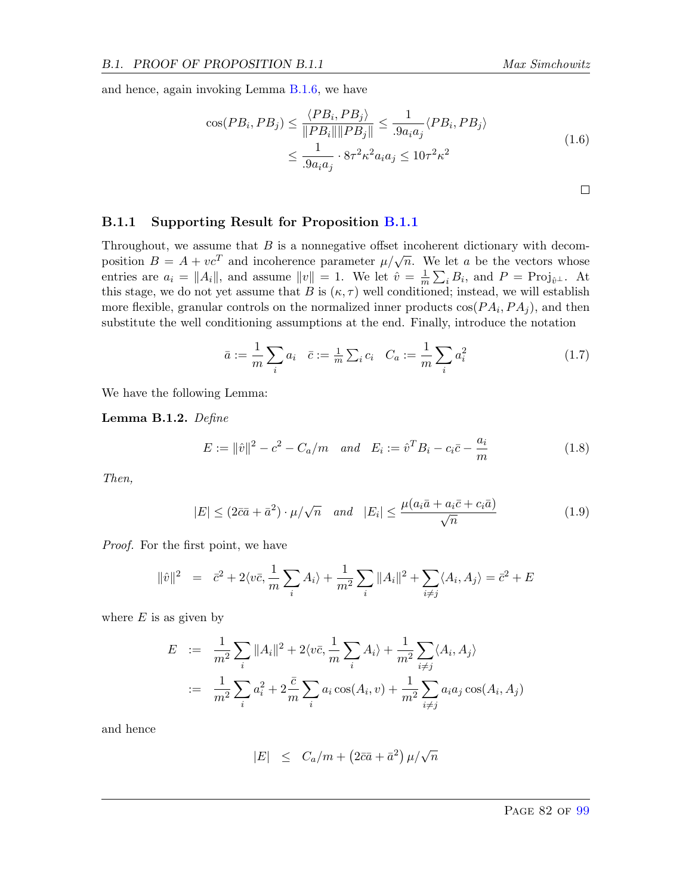and hence, again invoking Lemma B.1.6, we have

$$
\begin{aligned}
\cos(PB_i, PB_j) &\leq \frac{\langle PB_i, PB_j \rangle}{\|PB_i\| \|PB_j\|} \leq \frac{1}{.9 a_i a_j} \langle PB_i, PB_j \rangle \\
&\leq \frac{1}{.9 a_i a_j} \cdot 8 \tau^2 \kappa^2 a_i a_j \leq 10 \tau^2 \kappa^2
\end{aligned} \tag{1.6}
$$

□

### B.1.1 Supporting Result for Proposition B.1.1

Throughout, we assume that $B$ is a nonnegative offset incoherent dictionary with decomposition $B = A + vc^T$ and incoherence parameter $\mu/\sqrt{n}$. We let $a$ be the vectors whose entries are $a_i = \|A_i\|$, and assume $\|v\| = 1$. We let $\hat{v} = \frac{1}{m}\sum_i B_i$, and $P = \mathrm{Proj}_{\hat{v}^\perp}$. At this stage, we do not yet assume that $B$ is $(\kappa, \tau)$ well conditioned; instead, we will establish more flexible, granular controls on the normalized inner products $\cos(PA_i, PA_j)$, and then substitute the well conditioning assumptions at the end. Finally, introduce the notation

$$
\bar{a} := \frac{1}{m}\sum_i a_i \quad \bar{c} := \tfrac{1}{m}\textstyle\sum_i c_i \quad C_a := \frac{1}{m}\sum_i a_i^2 \tag{1.7}
$$

We have the following Lemma:

**Lemma B.1.2.** *Define*

$$
E := \|\hat{v}\|^2 - c^2 - C_a/m \quad \text{and} \quad E_i := \hat{v}^T B_i - c_i \bar{c} - \frac{a_i}{m} \tag{1.8}
$$

*Then,*

$$
|E| \leq (2\bar{c}\bar{a} + \bar{a}^2) \cdot \mu/\sqrt{n} \quad \text{and} \quad |E_i| \leq \frac{\mu(a_i \bar{a} + a_i \bar{c} + c_i \bar{a})}{\sqrt{n}} \tag{1.9}
$$

*Proof.* For the first point, we have

$$
\|\hat{v}\|^2 \;=\; \bar{c}^2 + 2\langle v\bar{c}, \frac{1}{m}\sum_i A_i \rangle + \frac{1}{m^2}\sum_i \|A_i\|^2 + \sum_{i \neq j}\langle A_i, A_j \rangle = \bar{c}^2 + E
$$

where $E$ is as given by

$$
\begin{aligned}
E \;&:=\; \frac{1}{m^2}\sum_i \|A_i\|^2 + 2\langle v\bar{c}, \frac{1}{m}\sum_i A_i \rangle + \frac{1}{m^2}\sum_{i \neq j}\langle A_i, A_j \rangle \\
&:=\; \frac{1}{m^2}\sum_i a_i^2 + 2\frac{\bar{c}}{m}\sum_i a_i \cos(A_i, v) + \frac{1}{m^2}\sum_{i \neq j} a_i a_j \cos(A_i, A_j)
\end{aligned}
$$

and hence

$$
|E| \;\leq\; C_a/m + \left(2\bar{c}\bar{a} + \bar{a}^2\right)\mu/\sqrt{n}
$$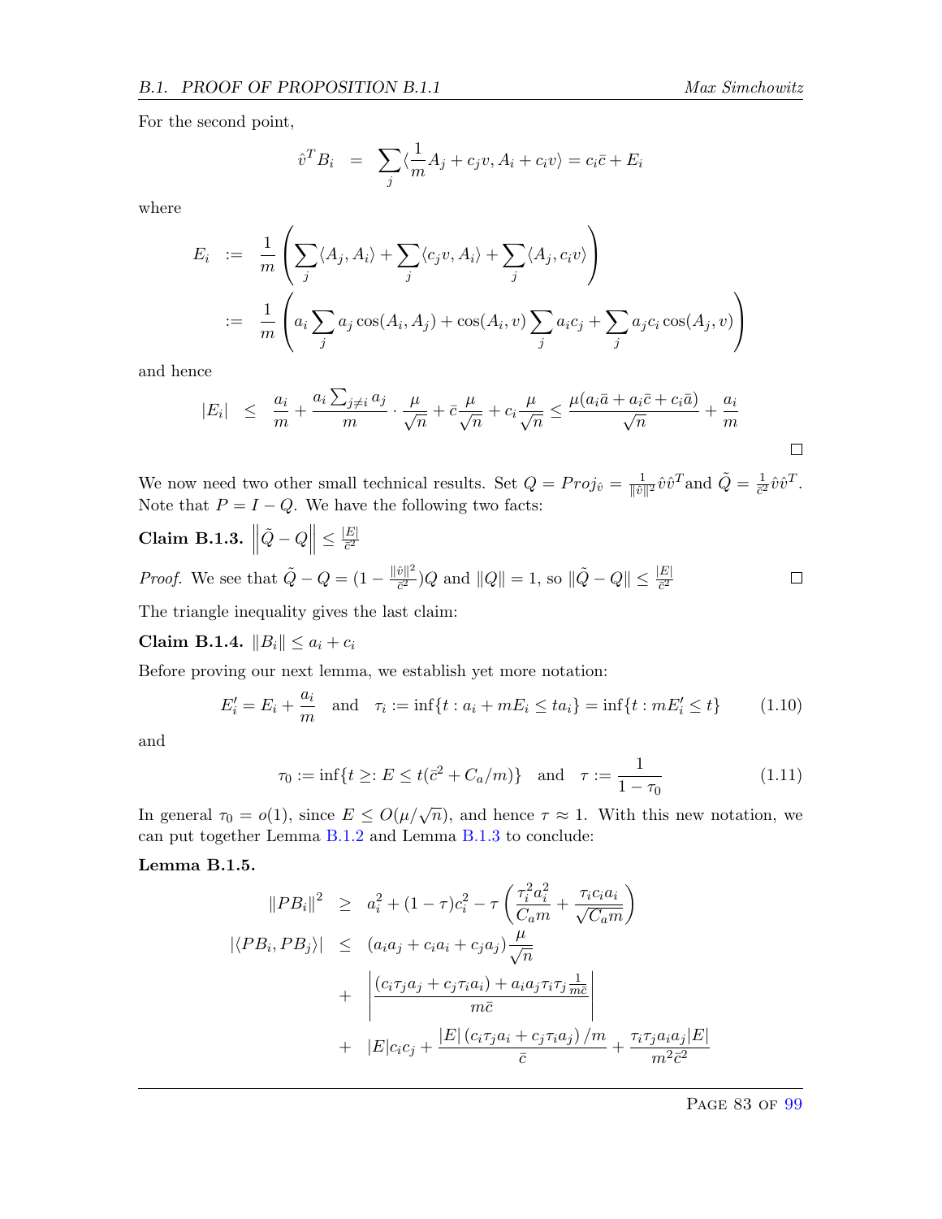For the second point,

$$\hat{v}^T B_i = \sum_j \langle \frac{1}{m} A_j + c_j v, A_i + c_i v \rangle = c_i \bar{c} + E_i$$

where

$$\begin{aligned}
E_i &:= \frac{1}{m} \left( \sum_j \langle A_j, A_i \rangle + \sum_j \langle c_j v, A_i \rangle + \sum_j \langle A_j, c_i v \rangle \right) \\
&:= \frac{1}{m} \left( a_i \sum_j a_j \cos(A_i, A_j) + \cos(A_i, v) \sum_j a_i c_j + \sum_j a_j c_i \cos(A_j, v) \right)
\end{aligned}$$

and hence

$$|E_i| \leq \frac{a_i}{m} + \frac{a_i \sum_{j \neq i} a_j}{m} \cdot \frac{\mu}{\sqrt{n}} + \bar{c} \frac{\mu}{\sqrt{n}} + c_i \frac{\mu}{\sqrt{n}} \leq \frac{\mu(a_i \bar{a} + a_i \bar{c} + c_i \bar{a})}{\sqrt{n}} + \frac{a_i}{m}$$

□

We now need two other small technical results. Set $Q = Proj_{\hat{v}} = \frac{1}{\|\hat{v}\|^2} \hat{v}\hat{v}^T$ and $\tilde{Q} = \frac{1}{\bar{c}^2} \hat{v}\hat{v}^T$. Note that $P = I - Q$. We have the following two facts:

**Claim B.1.3.** $\left\| \tilde{Q} - Q \right\| \leq \frac{|E|}{\bar{c}^2}$

*Proof.* We see that $\tilde{Q} - Q = (1 - \frac{\|\hat{v}\|^2}{\bar{c}^2}) Q$ and $\|Q\| = 1$, so $\|\tilde{Q} - Q\| \leq \frac{|E|}{\bar{c}^2}$ □

The triangle inequality gives the last claim:

**Claim B.1.4.** $\|B_i\| \leq a_i + c_i$

Before proving our next lemma, we establish yet more notation:

$$E'_i = E_i + \frac{a_i}{m} \quad \text{and} \quad \tau_i := \inf\{t : a_i + mE_i \leq t a_i\} = \inf\{t : mE'_i \leq t\} \tag{1.10}$$

and

$$\tau_0 := \inf\{t \geq: E \leq t(\bar{c}^2 + C_a/m)\} \quad \text{and} \quad \tau := \frac{1}{1 - \tau_0} \tag{1.11}$$

In general $\tau_0 = o(1)$, since $E \leq O(\mu/\sqrt{n})$, and hence $\tau \approx 1$. With this new notation, we can put together Lemma B.1.2 and Lemma B.1.3 to conclude:

**Lemma B.1.5.**

$$\begin{aligned}
\|PB_i\|^2 &\geq a_i^2 + (1 - \tau) c_i^2 - \tau \left( \frac{\tau_i^2 a_i^2}{C_a m} + \frac{\tau_i c_i a_i}{\sqrt{C_a m}} \right) \\
|\langle PB_i, PB_j \rangle| &\leq (a_i a_j + c_i a_i + c_j a_j) \frac{\mu}{\sqrt{n}} \\
&+ \left| \frac{(c_i \tau_j a_j + c_j \tau_i a_i) + a_i a_j \tau_i \tau_j \frac{1}{m\bar{c}}}{m\bar{c}} \right| \\
&+ |E| c_i c_j + \frac{|E| (c_i \tau_j a_i + c_j \tau_i a_j) / m}{\bar{c}} + \frac{\tau_i \tau_j a_i a_j |E|}{m^2 \bar{c}^2}
\end{aligned}$$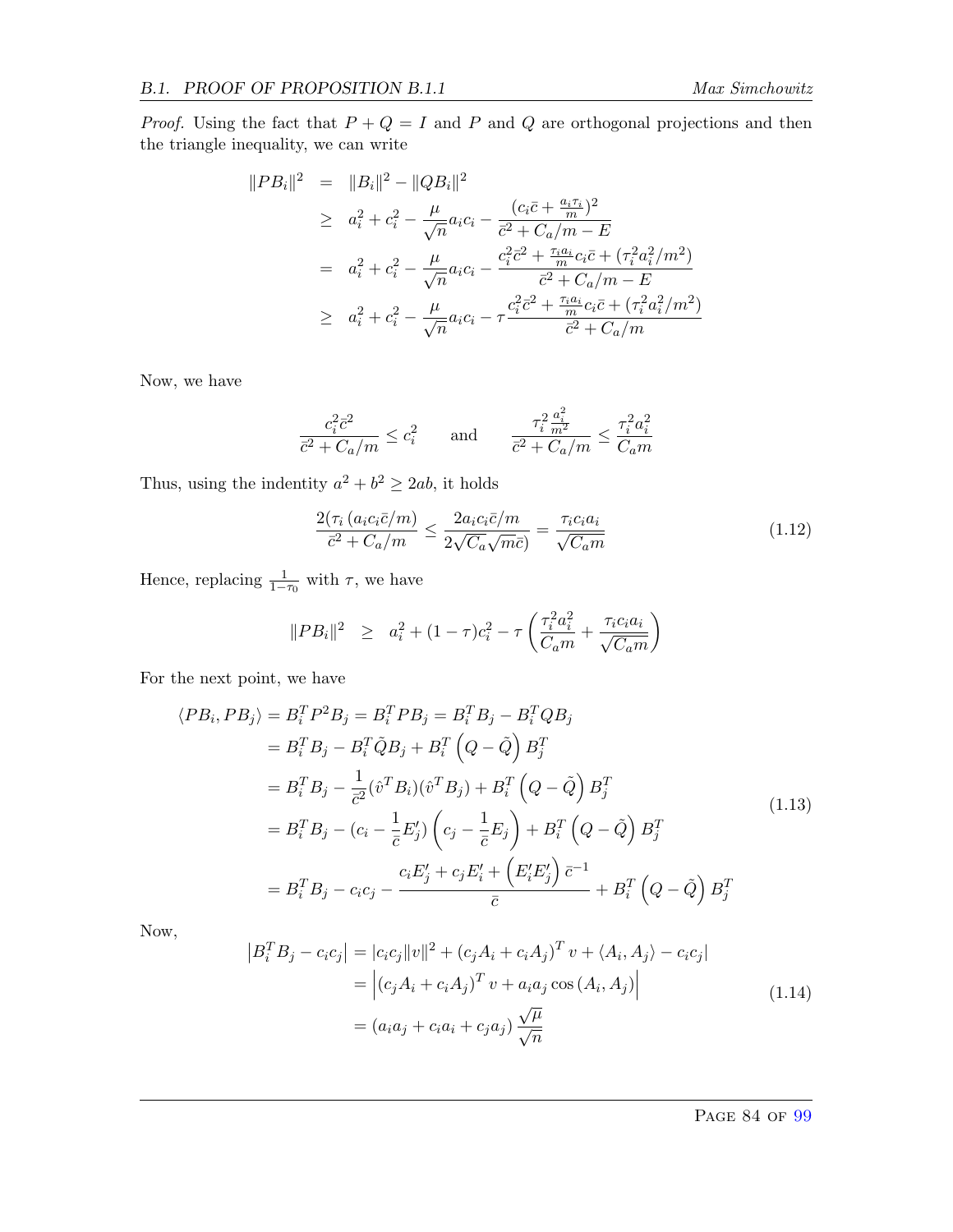*Proof.* Using the fact that $P + Q = I$ and $P$ and $Q$ are orthogonal projections and then the triangle inequality, we can write

$$
\begin{aligned}
\|PB_i\|^2 &= \|B_i\|^2 - \|QB_i\|^2 \\
&\geq a_i^2 + c_i^2 - \frac{\mu}{\sqrt{n}} a_i c_i - \frac{(c_i \bar{c} + \frac{a_i \tau_i}{m})^2}{\bar{c}^2 + C_a/m - E} \\
&= a_i^2 + c_i^2 - \frac{\mu}{\sqrt{n}} a_i c_i - \frac{c_i^2 \bar{c}^2 + \frac{\tau_i a_i}{m} c_i \bar{c} + (\tau_i^2 a_i^2/m^2)}{\bar{c}^2 + C_a/m - E} \\
&\geq a_i^2 + c_i^2 - \frac{\mu}{\sqrt{n}} a_i c_i - \tau \frac{c_i^2 \bar{c}^2 + \frac{\tau_i a_i}{m} c_i \bar{c} + (\tau_i^2 a_i^2/m^2)}{\bar{c}^2 + C_a/m}
\end{aligned}
$$

Now, we have

$$
\frac{c_i^2 \bar{c}^2}{\bar{c}^2 + C_a/m} \leq c_i^2 \qquad \text{and} \qquad \frac{\tau_i^2 \frac{a_i^2}{m^2}}{\bar{c}^2 + C_a/m} \leq \frac{\tau_i^2 a_i^2}{C_a m}
$$

Thus, using the indentity $a^2 + b^2 \geq 2ab$, it holds

$$
\frac{2(\tau_i \, (a_i c_i \bar{c}/m)}{\bar{c}^2 + C_a/m} \leq \frac{2 a_i c_i \bar{c}/m}{2\sqrt{C_a}\sqrt{m}\bar{c})} = \frac{\tau_i c_i a_i}{\sqrt{C_a m}} \tag{1.12}
$$

Hence, replacing $\frac{1}{1-\tau_0}$ with $\tau$, we have

$$
\|PB_i\|^2 \quad \geq \quad a_i^2 + (1-\tau) c_i^2 - \tau \left( \frac{\tau_i^2 a_i^2}{C_a m} + \frac{\tau_i c_i a_i}{\sqrt{C_a m}} \right)
$$

For the next point, we have

$$
\begin{aligned}
\langle PB_i, PB_j \rangle &= B_i^T P^2 B_j = B_i^T P B_j = B_i^T B_j - B_i^T Q B_j \\
&= B_i^T B_j - B_i^T \tilde{Q} B_j + B_i^T \left( Q - \tilde{Q} \right) B_j^T \\
&= B_i^T B_j - \frac{1}{\bar{c}^2} (\hat{v}^T B_i)(\hat{v}^T B_j) + B_i^T \left( Q - \tilde{Q} \right) B_j^T \\
&= B_i^T B_j - (c_i - \frac{1}{\bar{c}} E_j') \left( c_j - \frac{1}{\bar{c}} E_j \right) + B_i^T \left( Q - \tilde{Q} \right) B_j^T \\
&= B_i^T B_j - c_i c_j - \frac{c_i E_j' + c_j E_i' + \left( E_i' E_j' \right) \bar{c}^{-1}}{\bar{c}} + B_i^T \left( Q - \tilde{Q} \right) B_j^T
\end{aligned} \tag{1.13}
$$

Now,

$$
\begin{aligned}
\left| B_i^T B_j - c_i c_j \right| &= |c_i c_j \|v\|^2 + (c_j A_i + c_i A_j)^T v + \langle A_i, A_j \rangle - c_i c_j| \\
&= \left| (c_j A_i + c_i A_j)^T v + a_i a_j \cos(A_i, A_j) \right| \\
&= (a_i a_j + c_i a_i + c_j a_j) \frac{\sqrt{\mu}}{\sqrt{n}}
\end{aligned} \tag{1.14}
$$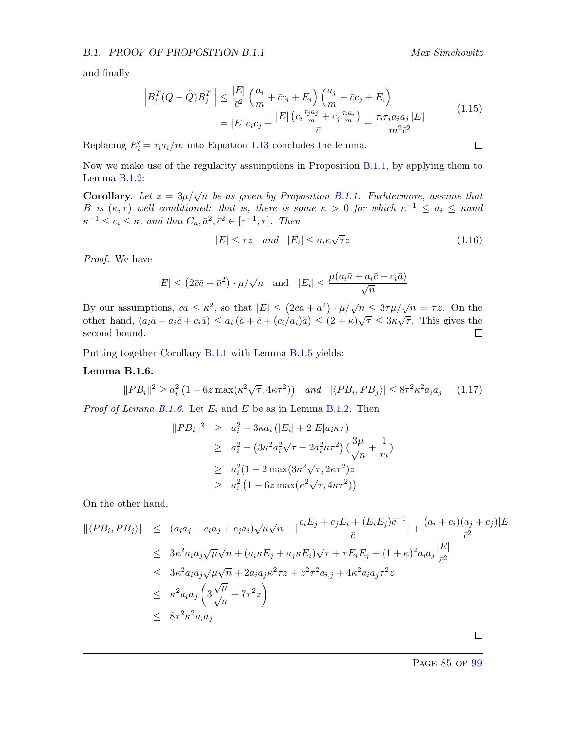and finally

$$
\begin{aligned}
\left\| B_i^T (Q - \tilde{Q}) B_j^T \right\| &\leq \frac{|E|}{\bar{c}^2} \left( \frac{a_i}{m} + \bar{c} c_i + E_i \right) \left( \frac{a_j}{m} + \bar{c} c_j + E_i \right) \\
&= |E| \, c_i c_j + \frac{|E| \left( c_i \frac{\tau_j a_j}{m} + c_j \frac{\tau_i a_i}{m} \right)}{\bar{c}} + \frac{\tau_i \tau_j a_i a_j \, |E|}{m^2 \bar{c}^2}
\end{aligned} \tag{1.15}
$$

Replacing $E_i' = \tau_i a_i / m$ into Equation 1.13 concludes the lemma. □

Now we make use of the regularity assumptions in Proposition B.1.1, by applying them to Lemma B.1.2:

**Corollary.** *Let $z = 3\mu/\sqrt{n}$ be as given by Proposition B.1.1. Furhtermore, assume that $B$ is $(\kappa, \tau)$ well conditioned: that is, there is some $\kappa > 0$ for which $\kappa^{-1} \leq a_i \leq \kappa$and $\kappa^{-1} \leq c_i \leq \kappa$, and that $C_a, \bar{a}^2, \bar{c}^2 \in [\tau^{-1}, \tau]$. Then*

$$
|E| \leq \tau z \quad \textit{and} \quad |E_i| \leq a_i \kappa \sqrt{\tau} z \tag{1.16}
$$

*Proof.* We have

$$
|E| \leq \left( 2\bar{c}\bar{a} + \bar{a}^2 \right) \cdot \mu/\sqrt{n} \quad \text{and} \quad |E_i| \leq \frac{\mu (a_i \bar{a} + a_i \bar{c} + c_i \bar{a})}{\sqrt{n}}
$$

By our assumptions, $\bar{c}\bar{a} \leq \kappa^2$, so that $|E| \leq \left( 2\bar{c}\bar{a} + \bar{a}^2 \right) \cdot \mu/\sqrt{n} \leq 3\tau\mu/\sqrt{n} = \tau z$. On the other hand, $(a_i \bar{a} + a_i \bar{c} + c_i \bar{a}) \leq a_i \left( \bar{a} + \bar{c} + (c_i/a_i)\bar{a} \right) \leq (2 + \kappa)\sqrt{\tau} \leq 3\kappa\sqrt{\tau}$. This gives the second bound. □

Putting together Corollary B.1.1 with Lemma B.1.5 yields:

**Lemma B.1.6.**

$$
\|PB_i\|^2 \geq a_i^2 \left( 1 - 6z \max(\kappa^2 \sqrt{\tau}, 4\kappa\tau^2) \right) \quad \textit{and} \quad |\langle PB_i, PB_j \rangle| \leq 8\tau^2 \kappa^2 a_i a_j \tag{1.17}
$$

*Proof of Lemma B.1.6.* Let $E_i$ and $E$ be as in Lemma B.1.2. Then

$$
\begin{aligned}
\|PB_i\|^2 &\geq a_i^2 - 3\kappa a_i \left( |E_i| + 2|E| a_i \kappa \tau \right) \\
&\geq a_i^2 - \left( 3\kappa^2 a_i^2 \sqrt{\tau} + 2a_i^2 \kappa \tau^2 \right) \left( \frac{3\mu}{\sqrt{n}} + \frac{1}{m} \right) \\
&\geq a_i^2 (1 - 2\max(3\kappa^2\sqrt{\tau}, 2\kappa\tau^2) z \\
&\geq a_i^2 \left( 1 - 6z \max(\kappa^2 \sqrt{\tau}, 4\kappa\tau^2) \right)
\end{aligned}
$$

On the other hand,

$$
\begin{aligned}
\|\langle PB_i, PB_j \rangle\| &\leq (a_i a_j + c_i a_j + c_j a_i)\sqrt{\mu}\sqrt{n} + \left| \frac{c_i E_j + c_j E_i + (E_i E_j)\bar{c}^{-1}}{\bar{c}} \right| + \frac{(a_i + c_i)(a_j + c_j)|E|}{\bar{c}^2} \\
&\leq 3\kappa^2 a_i a_j \sqrt{\mu}\sqrt{n} + (a_i \kappa E_j + a_j \kappa E_i)\sqrt{\tau} + \tau E_i E_j + (1 + \kappa)^2 a_i a_j \frac{|E|}{\bar{c}^2} \\
&\leq 3\kappa^2 a_i a_j \sqrt{\mu}\sqrt{n} + 2a_i a_j \kappa^2 \tau z + z^2 \tau^2 a_{i,j} + 4\kappa^2 a_i a_j \tau^2 z \\
&\leq \kappa^2 a_i a_j \left( 3\frac{\sqrt{\mu}}{\sqrt{n}} + 7\tau^2 z \right) \\
&\leq 8\tau^2 \kappa^2 a_i a_j
\end{aligned}
$$

□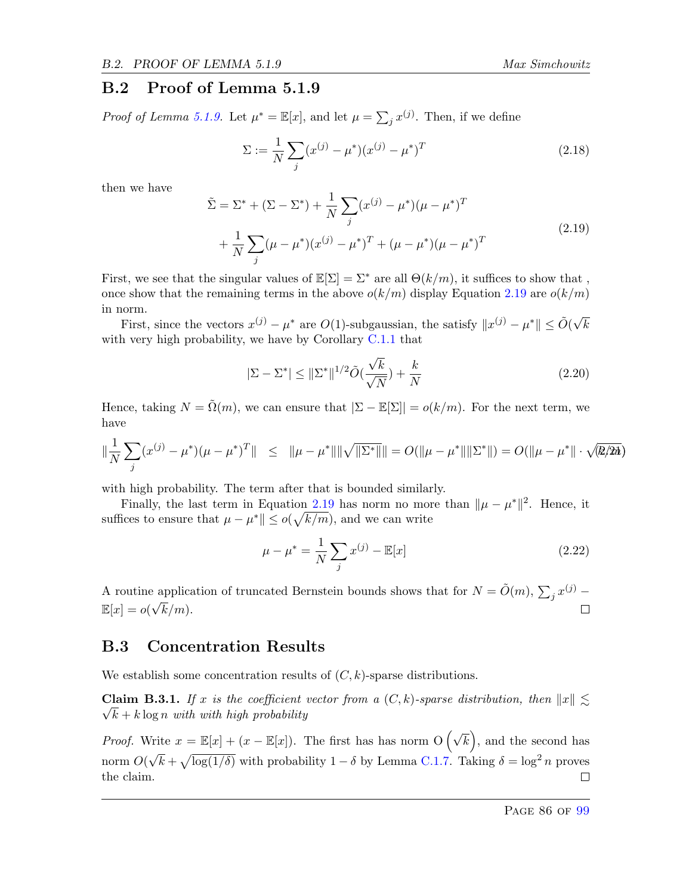## B.2 Proof of Lemma 5.1.9

*Proof of Lemma 5.1.9.* Let $\mu^* = \mathbb{E}[x]$, and let $\mu = \sum_j x^{(j)}$. Then, if we define

$$\Sigma := \frac{1}{N}\sum_j (x^{(j)} - \mu^*)(x^{(j)} - \mu^*)^T \tag{2.18}$$

then we have

$$\begin{aligned}\tilde{\Sigma} = \Sigma^* + (\Sigma - \Sigma^*) + \frac{1}{N}\sum_j (x^{(j)} - \mu^*)(\mu - \mu^*)^T \\ + \frac{1}{N}\sum_j (\mu - \mu^*)(x^{(j)} - \mu^*)^T + (\mu - \mu^*)(\mu - \mu^*)^T\end{aligned} \tag{2.19}$$

First, we see that the singular values of $\mathbb{E}[\Sigma] = \Sigma^*$ are all $\Theta(k/m)$, it suffices to show that , once show that the remaining terms in the above $o(k/m)$ display Equation 2.19 are $o(k/m)$ in norm.

First, since the vectors $x^{(j)} - \mu^*$ are $O(1)$-subgaussian, the satisfy $\|x^{(j)} - \mu^*\| \le \tilde{O}(\sqrt{k}$ with very high probability, we have by Corollary C.1.1 that

$$|\Sigma - \Sigma^*| \le \|\Sigma^*\|^{1/2}\tilde{O}(\frac{\sqrt{k}}{\sqrt{N}}) + \frac{k}{N} \tag{2.20}$$

Hence, taking $N = \tilde{\Omega}(m)$, we can ensure that $|\Sigma - \mathbb{E}[\Sigma]| = o(k/m)$. For the next term, we have

$$\|\frac{1}{N}\sum_j (x^{(j)} - \mu^*)(\mu - \mu^*)^T\| \quad \le \quad \|\mu - \mu^*\|\|\sqrt{\|\Sigma^*\|}\| = O(\|\mu - \mu^*\|\|\Sigma^*\|) = O(\|\mu - \mu^*\| \cdot \sqrt{k/m}) \tag{2.21}$$

with high probability. The term after that is bounded similarly.

Finally, the last term in Equation 2.19 has norm no more than $\|\mu - \mu^*\|^2$. Hence, it suffices to ensure that $\mu - \mu^*\| \le o(\sqrt{k/m})$, and we can write

$$\mu - \mu^* = \frac{1}{N}\sum_j x^{(j)} - \mathbb{E}[x] \tag{2.22}$$

A routine application of truncated Bernstein bounds shows that for $N = \tilde{O}(m)$, $\sum_j x^{(j)} - \mathbb{E}[x] = o(\sqrt{k}/m)$. ∎

## B.3 Concentration Results

We establish some concentration results of $(C, k)$-sparse distributions.

**Claim B.3.1.** *If $x$ is the coefficient vector from a $(C, k)$-sparse distribution, then $\|x\| \lesssim \sqrt{k} + k\log n$ with with high probability*

*Proof.* Write $x = \mathbb{E}[x] + (x - \mathbb{E}[x])$. The first has has norm $\mathrm{O}\left(\sqrt{k}\right)$, and the second has norm $O(\sqrt{k} + \sqrt{\log(1/\delta)}$ with probability $1 - \delta$ by Lemma C.1.7. Taking $\delta = \log^2 n$ proves the claim. ∎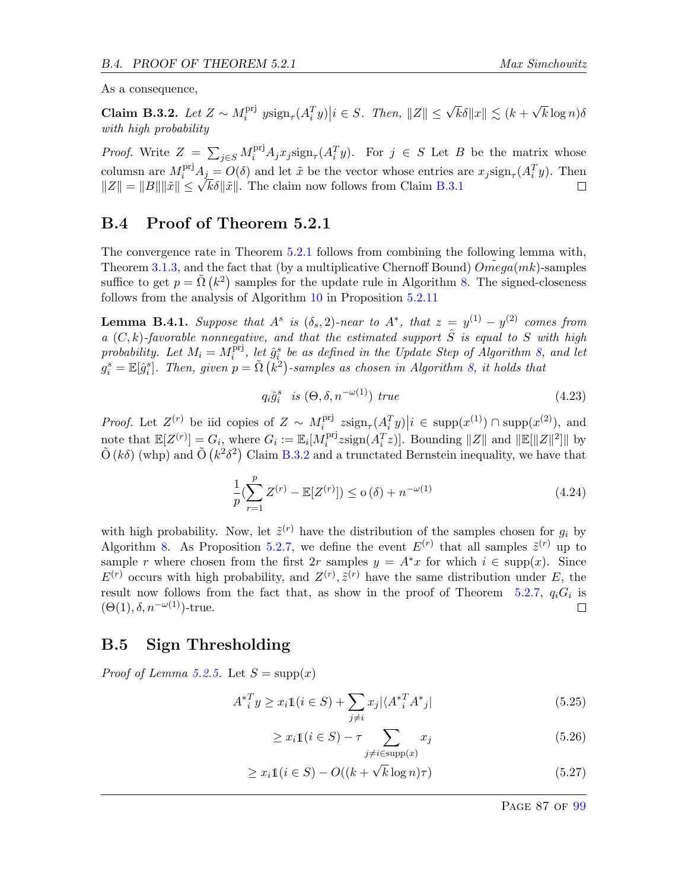As a consequence,

**Claim B.3.2.** *Let $Z \sim M_i^{\text{prj}}\ y\text{sign}_\tau(A_i^T y)\big|i \in S$. Then, $\|Z\| \le \sqrt{k}\delta\|x\| \lesssim (k + \sqrt{k}\log n)\delta$ with high probability*

*Proof.* Write $Z = \sum_{j \in S} M_i^{\text{prj}} A_j x_j \text{sign}_\tau(A_i^T y)$. For $j \in S$ Let $B$ be the matrix whose columsn are $M_i^{\text{prj}} A_j = O(\delta)$ and let $\tilde{x}$ be the vector whose entries are $x_j \text{sign}_\tau(A_i^T y)$. Then $\|Z\| = \|B\|\|\tilde{x}\| \le \sqrt{k}\delta\|\tilde{x}\|$. The claim now follows from Claim B.3.1 ☐

## B.4 Proof of Theorem 5.2.1

The convergence rate in Theorem 5.2.1 follows from combining the following lemma with, Theorem 3.1.3, and the fact that (by a multiplicative Chernoff Bound) $\tilde{Omega}(mk)$-samples suffice to get $p = \tilde{\Omega}\left(k^2\right)$ samples for the update rule in Algorithm 8. The signed-closeness follows from the analysis of Algorithm 10 in Proposition 5.2.11

**Lemma B.4.1.** *Suppose that $A^s$ is $(\delta_s, 2)$-near to $A^*$, that $z = y^{(1)} - y^{(2)}$ comes from a $(C, k)$-favorable nonnegative, and that the estimated support $\hat{S}$ is equal to $S$ with high probability. Let $M_i = M_i^{\text{prj}}$, let $\hat{g}_i^s$ be as defined in the Update Step of Algorithm 8, and let $g_i^s = \mathbb{E}[\hat{g}_i^s]$. Then, given $p = \tilde{\Omega}\left(k^2\right)$-samples as chosen in Algorithm 8, it holds that*

$$q_i \hat{g}_i^s \quad \text{is } (\Theta, \delta, n^{-\omega(1)}) \text{ true} \tag{4.23}$$

*Proof.* Let $Z^{(r)}$ be iid copies of $Z \sim M_i^{\text{prj}}\ z\text{sign}_\tau(A_i^T y)\big|i \in \text{supp}(x^{(1)}) \cap \text{supp}(x^{(2)})$, and note that $\mathbb{E}[Z^{(r)}] = G_i$, where $G_i := \mathbb{E}_i[M_i^{\text{prj}} z\text{sign}(A_i^T z)]$. Bounding $\|Z\|$ and $\|\mathbb{E}[\|Z\|^2]\|$ by $\tilde{O}\left(k\delta\right)$ (whp) and $\tilde{O}\left(k^2\delta^2\right)$ Claim B.3.2 and a trunctated Bernstein inequality, we have that

$$\frac{1}{p}\left(\sum_{r=1}^{p} Z^{(r)} - \mathbb{E}[Z^{(r)}]\right) \le \text{o}\left(\delta\right) + n^{-\omega(1)} \tag{4.24}$$

with high probability. Now, let $\tilde{z}^{(r)}$ have the distribution of the samples chosen for $g_i$ by Algorithm 8. As Proposition 5.2.7, we define the event $E^{(r)}$ that all samples $\tilde{z}^{(r)}$ up to sample $r$ where chosen from the first $2r$ samples $y = A^* x$ for which $i \in \text{supp}(x)$. Since $E^{(r)}$ occurs with high probability, and $Z^{(r)}, \tilde{z}^{(r)}$ have the same distribution under $E$, the result now follows from the fact that, as show in the proof of Theorem 5.2.7, $q_i G_i$ is $(\Theta(1), \delta, n^{-\omega(1)})$-true. ☐

## B.5 Sign Thresholding

*Proof of Lemma 5.2.5.* Let $S = \text{supp}(x)$

$$A^{*T}_i y \ge x_i \mathbb{1}(i \in S) + \sum_{j \ne i} x_j |\langle A^{*T}_i A^*{}_j| \tag{5.25}$$

$$\ge x_i \mathbb{1}(i \in S) - \tau \sum_{j \ne i \in \text{supp}(x)} x_j \tag{5.26}$$

$$\ge x_i \mathbb{1}(i \in S) - O((k + \sqrt{k}\log n)\tau) \tag{5.27}$$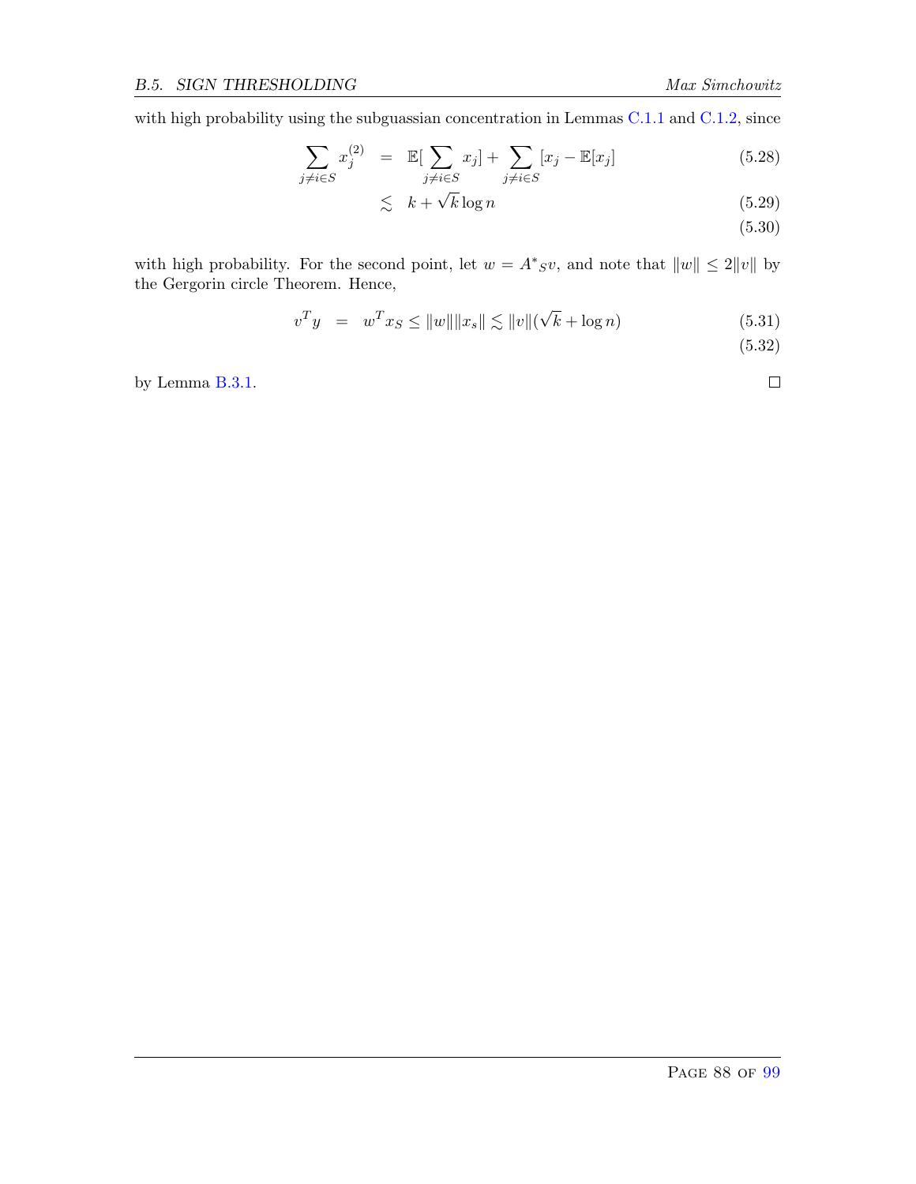with high probability using the subguassian concentration in Lemmas C.1.1 and C.1.2, since

$$
\begin{aligned}
\sum_{j \neq i \in S} x_j^{(2)} &= \mathbb{E}[\sum_{j \neq i \in S} x_j] + \sum_{j \neq i \in S} [x_j - \mathbb{E}[x_j] && (5.28)\\
&\lesssim k + \sqrt{k} \log n && (5.29)\\
& && (5.30)
\end{aligned}
$$

with high probability. For the second point, let $w = A^*{}_S v$, and note that $\|w\| \leq 2\|v\|$ by the Gergorin circle Theorem. Hence,

$$
\begin{aligned}
v^T y &= w^T x_S \leq \|w\| \|x_s\| \lesssim \|v\|(\sqrt{k} + \log n) && (5.31)\\
& && (5.32)
\end{aligned}
$$

by Lemma B.3.1. □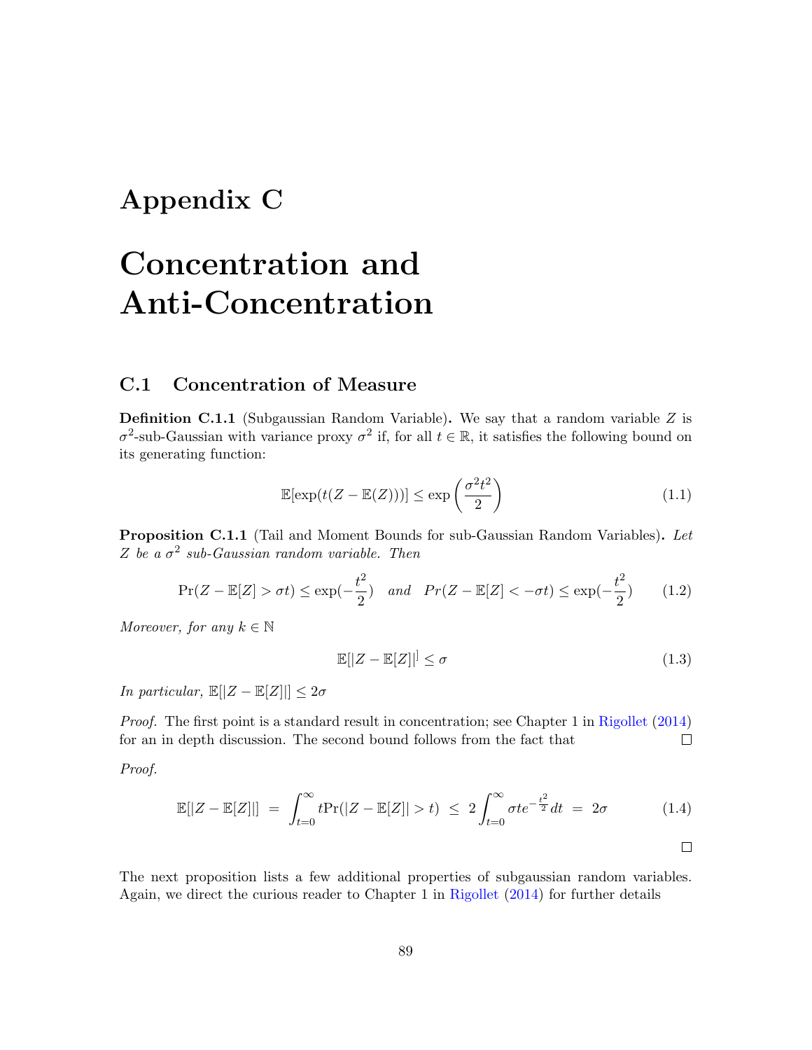# Appendix C

# Concentration and Anti-Concentration

## C.1 Concentration of Measure

**Definition C.1.1** (Subgaussian Random Variable)**.** We say that a random variable $Z$ is $\sigma^2$-sub-Gaussian with variance proxy $\sigma^2$ if, for all $t \in \mathbb{R}$, it satisfies the following bound on its generating function:

$$\mathbb{E}[\exp(t(Z - \mathbb{E}(Z)))] \leq \exp\left(\frac{\sigma^2 t^2}{2}\right) \tag{1.1}$$

**Proposition C.1.1** (Tail and Moment Bounds for sub-Gaussian Random Variables)**.** *Let $Z$ be a $\sigma^2$ sub-Gaussian random variable. Then*

$$\Pr(Z - \mathbb{E}[Z] > \sigma t) \leq \exp(-\frac{t^2}{2}) \quad \textit{and} \quad Pr(Z - \mathbb{E}[Z] < -\sigma t) \leq \exp(-\frac{t^2}{2}) \tag{1.2}$$

*Moreover, for any $k \in \mathbb{N}$*

$$\mathbb{E}[|Z - \mathbb{E}[Z]|^{]} \leq \sigma \tag{1.3}$$

*In particular, $\mathbb{E}[|Z - \mathbb{E}[Z]|] \leq 2\sigma$*

*Proof.* The first point is a standard result in concentration; see Chapter 1 in Rigollet (2014) for an in depth discussion. The second bound follows from the fact that □

*Proof.*

$$\mathbb{E}[|Z - \mathbb{E}[Z]|] \;=\; \int_{t=0}^{\infty} t\Pr(|Z - \mathbb{E}[Z]| > t) \;\leq\; 2\int_{t=0}^{\infty} \sigma t e^{-\frac{t^2}{2}} dt \;=\; 2\sigma \tag{1.4}$$

□

The next proposition lists a few additional properties of subgaussian random variables. Again, we direct the curious reader to Chapter 1 in Rigollet (2014) for further details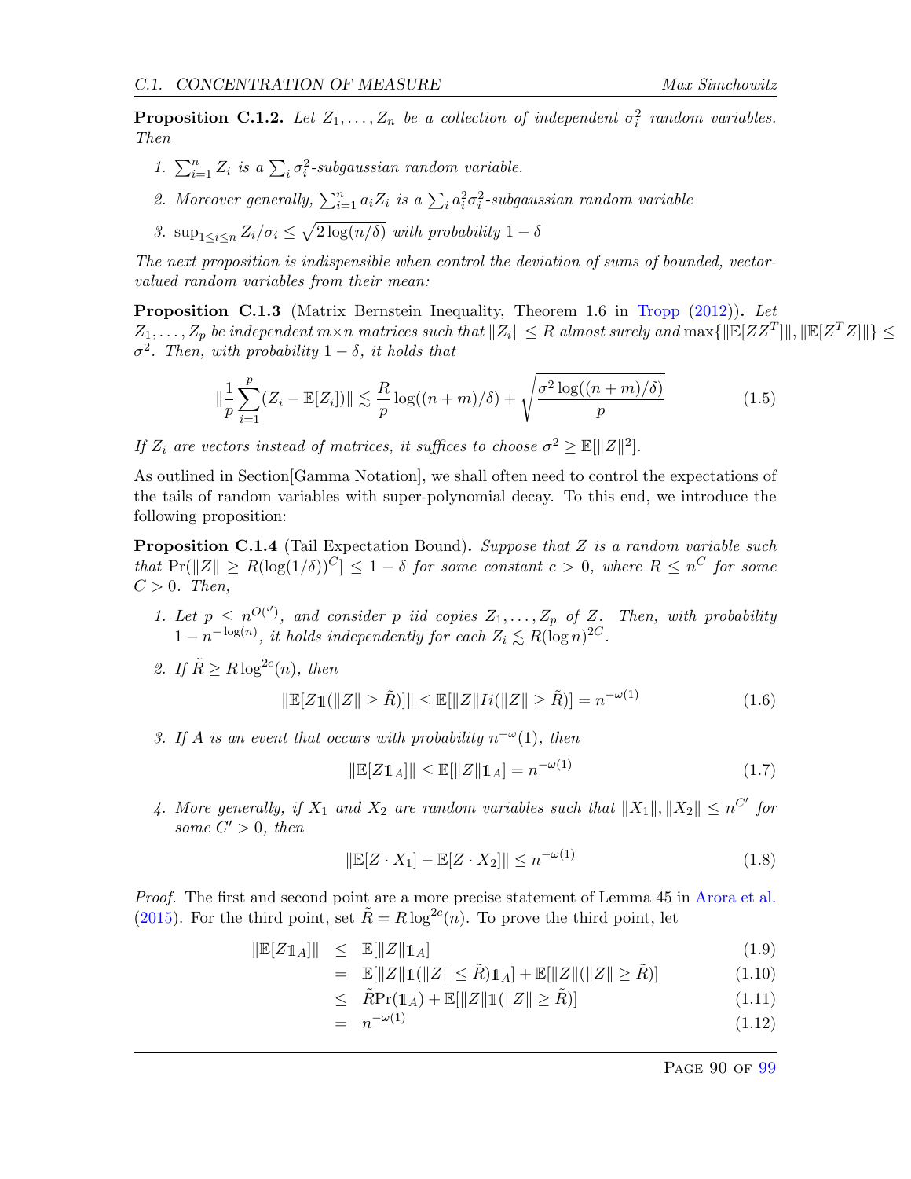**Proposition C.1.2.** *Let $Z_1, \dots, Z_n$ be a collection of independent $\sigma_i^2$ random variables. Then*

1. *$\sum_{i=1}^n Z_i$ is a $\sum_i \sigma_i^2$-subgaussian random variable.*
2. *Moreover generally, $\sum_{i=1}^n a_i Z_i$ is a $\sum_i a_i^2 \sigma_i^2$-subgaussian random variable*
3. *$\sup_{1 \le i \le n} Z_i/\sigma_i \le \sqrt{2\log(n/\delta)}$ with probability $1-\delta$*

*The next proposition is indispensible when control the deviation of sums of bounded, vector-valued random variables from their mean:*

**Proposition C.1.3** (Matrix Bernstein Inequality, Theorem 1.6 in Tropp (2012))**.** *Let $Z_1, \dots, Z_p$ be independent $m \times n$ matrices such that $\|Z_i\| \le R$ almost surely and $\max\{\|\mathbb{E}[ZZ^T]\|, \|\mathbb{E}[Z^T Z]\|\} \le \sigma^2$. Then, with probability $1-\delta$, it holds that*

$$\|\frac{1}{p}\sum_{i=1}^p (Z_i - \mathbb{E}[Z_i])\| \lesssim \frac{R}{p}\log((n+m)/\delta) + \sqrt{\frac{\sigma^2 \log((n+m)/\delta)}{p}} \tag{1.5}$$

*If $Z_i$ are vectors instead of matrices, it suffices to choose $\sigma^2 \ge \mathbb{E}[\|Z\|^2]$.*

As outlined in Section[Gamma Notation], we shall often need to control the expectations of the tails of random variables with super-polynomial decay. To this end, we introduce the following proposition:

**Proposition C.1.4** (Tail Expectation Bound)**.** *Suppose that $Z$ is a random variable such that $\Pr(\|Z\| \ge R(\log(1/\delta))^C] \le 1-\delta$ for some constant $c > 0$, where $R \le n^C$ for some $C > 0$. Then,*

1. *Let $p \le n^{O(')}$, and consider $p$ iid copies $Z_1, \dots, Z_p$ of $Z$. Then, with probability $1 - n^{-\log(n)}$, it holds independently for each $Z_i \lesssim R(\log n)^{2C}$.*
2. *If $\tilde{R} \ge R\log^{2c}(n)$, then*
$$\|\mathbb{E}[Z\mathbb{1}(\|Z\| \ge \tilde{R})]\| \le \mathbb{E}[\|Z\| Ii(\|Z\| \ge \tilde{R})] = n^{-\omega(1)} \tag{1.6}$$
3. *If $A$ is an event that occurs with probability $n^{-\omega}(1)$, then*
$$\|\mathbb{E}[Z\mathbb{1}_A]\| \le \mathbb{E}[\|Z\|\mathbb{1}_A] = n^{-\omega(1)} \tag{1.7}$$
4. *More generally, if $X_1$ and $X_2$ are random variables such that $\|X_1\|, \|X_2\| \le n^{C'}$ for some $C' > 0$, then*
$$\|\mathbb{E}[Z \cdot X_1] - \mathbb{E}[Z \cdot X_2]\| \le n^{-\omega(1)} \tag{1.8}$$

*Proof.* The first and second point are a more precise statement of Lemma 45 in Arora et al. (2015). For the third point, set $\tilde{R} = R\log^{2c}(n)$. To prove the third point, let

$$\begin{aligned}
\|\mathbb{E}[Z\mathbb{1}_A]\| &\le \mathbb{E}[\|Z\|\mathbb{1}_A] && (1.9)\\
&= \mathbb{E}[\|Z\|\mathbb{1}(\|Z\| \le \tilde{R})\mathbb{1}_A] + \mathbb{E}[\|Z\|(\|Z\| \ge \tilde{R})] && (1.10)\\
&\le \tilde{R}\Pr(\mathbb{1}_A) + \mathbb{E}[\|Z\|\mathbb{1}(\|Z\| \ge \tilde{R})] && (1.11)\\
&= n^{-\omega(1)} && (1.12)
\end{aligned}$$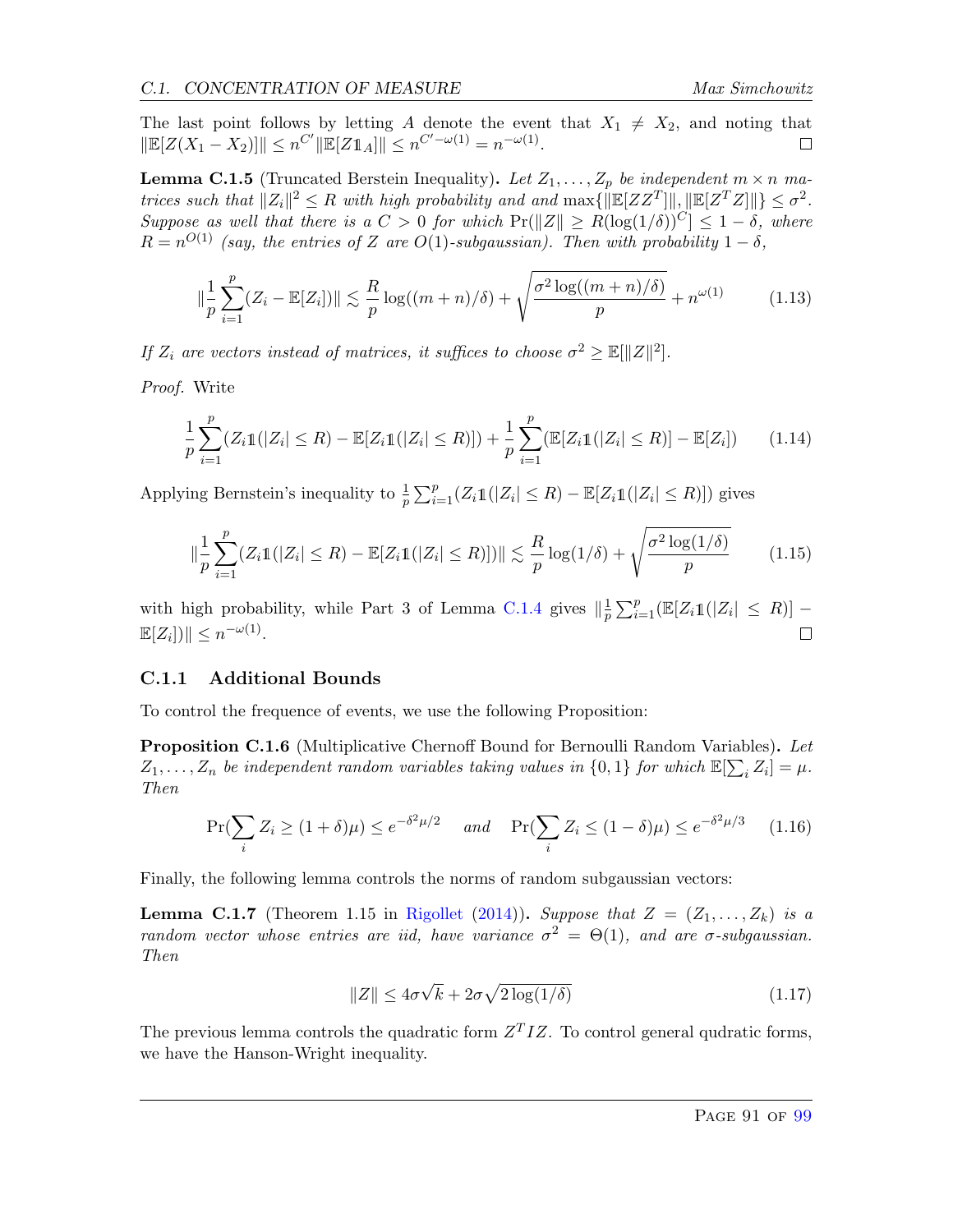The last point follows by letting $A$ denote the event that $X_1 \neq X_2$, and noting that $\|\mathbb{E}[Z(X_1 - X_2)]\| \le n^{C'}\|\mathbb{E}[Z\mathbb{1}_A]\| \le n^{C' - \omega(1)} = n^{-\omega(1)}$. □

**Lemma C.1.5** (Truncated Berstein Inequality)**.** *Let $Z_1, \dots, Z_p$ be independent $m \times n$ matrices such that $\|Z_i\|^2 \le R$ with high probability and and $\max\{\|\mathbb{E}[ZZ^T]\|, \|\mathbb{E}[Z^T Z]\|\} \le \sigma^2$. Suppose as well that there is a $C > 0$ for which $\Pr(\|Z\| \ge R(\log(1/\delta))^C] \le 1 - \delta$, where $R = n^{O(1)}$ (say, the entries of $Z$ are $O(1)$-subgaussian). Then with probability $1 - \delta$,*

$$\|\frac{1}{p}\sum_{i=1}^{p}(Z_i - \mathbb{E}[Z_i])\| \lesssim \frac{R}{p}\log((m+n)/\delta) + \sqrt{\frac{\sigma^2 \log((m+n)/\delta)}{p}} + n^{\omega(1)} \tag{1.13}$$

*If $Z_i$ are vectors instead of matrices, it suffices to choose $\sigma^2 \ge \mathbb{E}[\|Z\|^2]$.*

*Proof.* Write

$$\frac{1}{p}\sum_{i=1}^{p}(Z_i \mathbb{1}(|Z_i| \le R) - \mathbb{E}[Z_i \mathbb{1}(|Z_i| \le R)]) + \frac{1}{p}\sum_{i=1}^{p}(\mathbb{E}[Z_i \mathbb{1}(|Z_i| \le R)] - \mathbb{E}[Z_i]) \tag{1.14}$$

Applying Bernstein's inequality to $\frac{1}{p}\sum_{i=1}^{p}(Z_i \mathbb{1}(|Z_i| \le R) - \mathbb{E}[Z_i \mathbb{1}(|Z_i| \le R)])$ gives

$$\|\frac{1}{p}\sum_{i=1}^{p}(Z_i \mathbb{1}(|Z_i| \le R) - \mathbb{E}[Z_i \mathbb{1}(|Z_i| \le R)])\| \lesssim \frac{R}{p}\log(1/\delta) + \sqrt{\frac{\sigma^2 \log(1/\delta)}{p}} \tag{1.15}$$

with high probability, while Part 3 of Lemma C.1.4 gives $\|\frac{1}{p}\sum_{i=1}^{p}(\mathbb{E}[Z_i \mathbb{1}(|Z_i| \le R)] - \mathbb{E}[Z_i])\| \le n^{-\omega(1)}$. □

### C.1.1 Additional Bounds

To control the frequence of events, we use the following Proposition:

**Proposition C.1.6** (Multiplicative Chernoff Bound for Bernoulli Random Variables)**.** *Let $Z_1, \dots, Z_n$ be independent random variables taking values in $\{0, 1\}$ for which $\mathbb{E}[\sum_i Z_i] = \mu$. Then*

$$\Pr(\sum_i Z_i \ge (1+\delta)\mu) \le e^{-\delta^2 \mu/2} \quad \text{and} \quad \Pr(\sum_i Z_i \le (1-\delta)\mu) \le e^{-\delta^2 \mu/3} \tag{1.16}$$

Finally, the following lemma controls the norms of random subgaussian vectors:

**Lemma C.1.7** (Theorem 1.15 in Rigollet (2014))**.** *Suppose that $Z = (Z_1, \dots, Z_k)$ is a random vector whose entries are iid, have variance $\sigma^2 = \Theta(1)$, and are $\sigma$-subgaussian. Then*

$$\|Z\| \le 4\sigma\sqrt{k} + 2\sigma\sqrt{2\log(1/\delta)} \tag{1.17}$$

The previous lemma controls the quadratic form $Z^T I Z$. To control general qudratic forms, we have the Hanson-Wright inequality.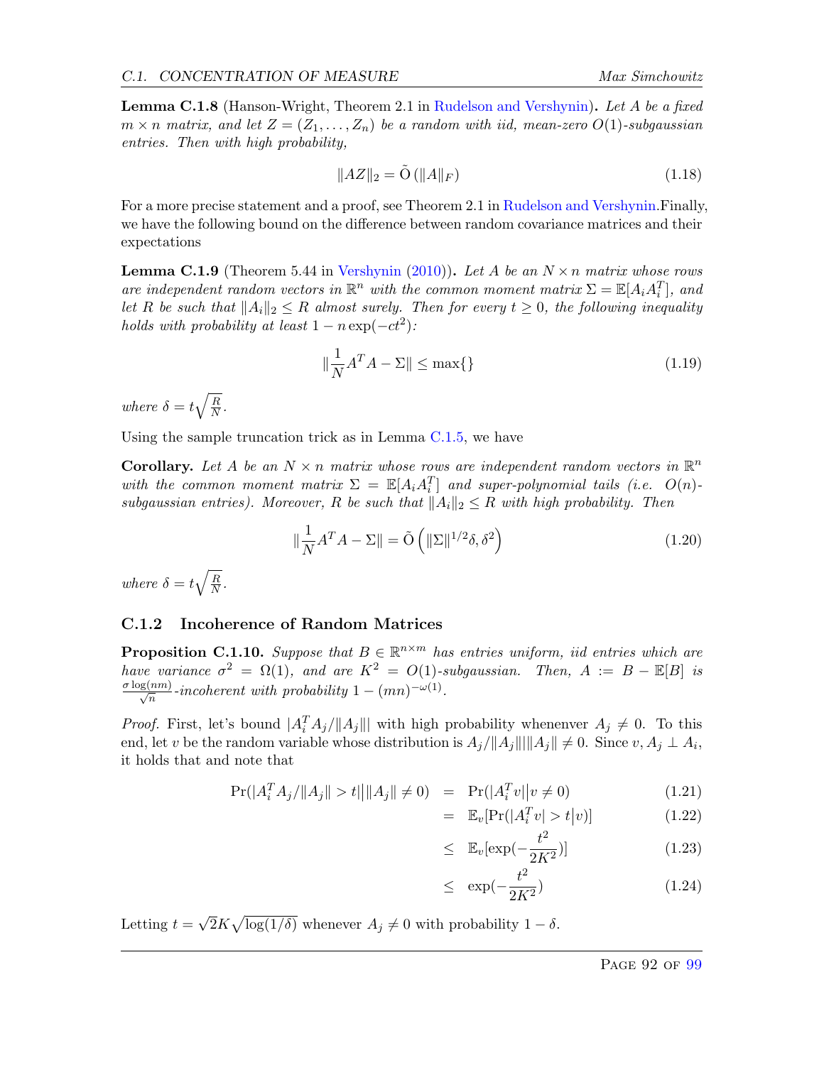**Lemma C.1.8** (Hanson-Wright, Theorem 2.1 in Rudelson and Vershynin)**.** *Let $A$ be a fixed $m \times n$ matrix, and let $Z = (Z_1, \dots, Z_n)$ be a random with iid, mean-zero $O(1)$-subgaussian entries. Then with high probability,*

$$\|AZ\|_2 = \tilde{\mathrm{O}}\left(\|A\|_F\right) \tag{1.18}$$

For a more precise statement and a proof, see Theorem 2.1 in Rudelson and Vershynin.Finally, we have the following bound on the difference between random covariance matrices and their expectations

**Lemma C.1.9** (Theorem 5.44 in Vershynin (2010))**.** *Let $A$ be an $N \times n$ matrix whose rows are independent random vectors in $\mathbb{R}^n$ with the common moment matrix $\Sigma = \mathbb{E}[A_i A_i^T]$, and let $R$ be such that $\|A_i\|_2 \leq R$ almost surely. Then for every $t \geq 0$, the following inequality holds with probability at least $1 - n\exp(-ct^2)$:*

$$\|\frac{1}{N}A^T A - \Sigma\| \leq \max\{\} \tag{1.19}$$

*where $\delta = t\sqrt{\frac{R}{N}}$.*

Using the sample truncation trick as in Lemma C.1.5, we have

**Corollary.** *Let $A$ be an $N \times n$ matrix whose rows are independent random vectors in $\mathbb{R}^n$ with the common moment matrix $\Sigma = \mathbb{E}[A_i A_i^T]$ and super-polynomial tails (i.e. $O(n)$-subgaussian entries). Moreover, $R$ be such that $\|A_i\|_2 \leq R$ with high probability. Then*

$$\|\frac{1}{N}A^T A - \Sigma\| = \tilde{\mathrm{O}}\left(\|\Sigma\|^{1/2}\delta, \delta^2\right) \tag{1.20}$$

*where $\delta = t\sqrt{\frac{R}{N}}$.*

### C.1.2 Incoherence of Random Matrices

**Proposition C.1.10.** *Suppose that $B \in \mathbb{R}^{n \times m}$ has entries uniform, iid entries which are have variance $\sigma^2 = \Omega(1)$, and are $K^2 = O(1)$-subgaussian. Then, $A := B - \mathbb{E}[B]$ is $\frac{\sigma \log(nm)}{\sqrt{n}}$-incoherent with probability $1 - (mn)^{-\omega(1)}$.*

*Proof.* First, let's bound $|A_i^T A_j / \|A_j\||$ with high probability whenenver $A_j \neq 0$. To this end, let $v$ be the random variable whose distribution is $A_j/\|A_j\| \big| \|A_j\| \neq 0$. Since $v, A_j \perp A_i$, it holds that and note that

$$\begin{aligned}
\Pr(|A_i^T A_j / \|A_j\| > t \big| \|A_j\| \neq 0) &= \Pr(|A_i^T v| \big| v \neq 0) && (1.21)\\
&= \mathbb{E}_v[\Pr(|A_i^T v| > t \big| v)] && (1.22)\\
&\leq \mathbb{E}_v[\exp(-\frac{t^2}{2K^2})] && (1.23)\\
&\leq \exp(-\frac{t^2}{2K^2}) && (1.24)
\end{aligned}$$

Letting $t = \sqrt{2}K\sqrt{\log(1/\delta)}$ whenever $A_j \neq 0$ with probability $1 - \delta$.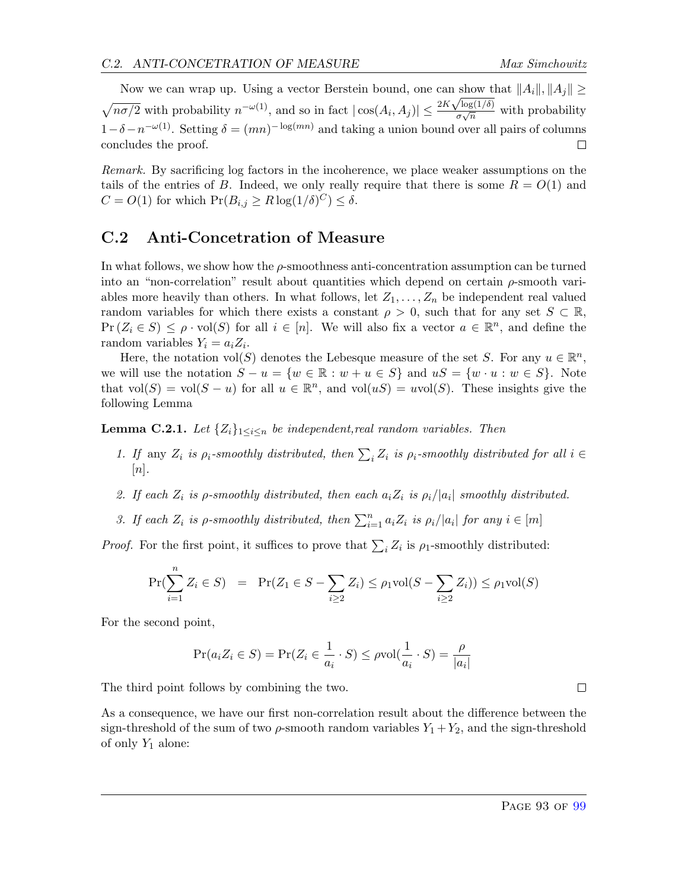Now we can wrap up. Using a vector Berstein bound, one can show that $\|A_i\|, \|A_j\| \geq \sqrt{n\sigma/2}$ with probability $n^{-\omega(1)}$, and so in fact $|\cos(A_i, A_j)| \leq \frac{2K\sqrt{\log(1/\delta)}}{\sigma\sqrt{n}}$ with probability $1-\delta-n^{-\omega(1)}$. Setting $\delta = (mn)^{-\log(mn)}$ and taking a union bound over all pairs of columns concludes the proof. □

*Remark.* By sacrificing log factors in the incoherence, we place weaker assumptions on the tails of the entries of $B$. Indeed, we only really require that there is some $R = O(1)$ and $C = O(1)$ for which $\Pr(B_{i,j} \geq R\log(1/\delta)^C) \leq \delta$.

## C.2 Anti-Concetration of Measure

In what follows, we show how the $\rho$-smoothness anti-concentration assumption can be turned into an "non-correlation" result about quantities which depend on certain $\rho$-smooth variables more heavily than others. In what follows, let $Z_1, \ldots, Z_n$ be independent real valued random variables for which there exists a constant $\rho > 0$, such that for any set $S \subset \mathbb{R}$, $\Pr(Z_i \in S) \leq \rho \cdot \text{vol}(S)$ for all $i \in [n]$. We will also fix a vector $a \in \mathbb{R}^n$, and define the random variables $Y_i = a_i Z_i$.

Here, the notation vol$(S)$ denotes the Lebesque measure of the set $S$. For any $u \in \mathbb{R}^n$, we will use the notation $S - u = \{w \in \mathbb{R} : w + u \in S\}$ and $uS = \{w \cdot u : w \in S\}$. Note that $\text{vol}(S) = \text{vol}(S - u)$ for all $u \in \mathbb{R}^n$, and $\text{vol}(uS) = u\text{vol}(S)$. These insights give the following Lemma

**Lemma C.2.1.** *Let $\{Z_i\}_{1 \leq i \leq n}$ be independent,real random variables. Then*

1. *If* any *$Z_i$ is $\rho_i$-smoothly distributed, then $\sum_i Z_i$ is $\rho_i$-smoothly distributed for all $i \in [n]$.*
2. *If each $Z_i$ is $\rho$-smoothly distributed, then each $a_i Z_i$ is $\rho_i/|a_i|$ smoothly distributed.*
3. *If each $Z_i$ is $\rho$-smoothly distributed, then $\sum_{i=1}^n a_i Z_i$ is $\rho_i/|a_i|$ for any $i \in [m]$*

*Proof.* For the first point, it suffices to prove that $\sum_i Z_i$ is $\rho_1$-smoothly distributed:

$$\Pr(\sum_{i=1}^n Z_i \in S) \;\; = \;\; \Pr(Z_1 \in S - \sum_{i \geq 2} Z_i) \leq \rho_1 \text{vol}(S - \sum_{i \geq 2} Z_i)) \leq \rho_1 \text{vol}(S)$$

For the second point,

$$\Pr(a_i Z_i \in S) = \Pr(Z_i \in \frac{1}{a_i} \cdot S) \leq \rho \text{vol}(\frac{1}{a_i} \cdot S) = \frac{\rho}{|a_i|}$$

The third point follows by combining the two. □

As a consequence, we have our first non-correlation result about the difference between the sign-threshold of the sum of two $\rho$-smooth random variables $Y_1 + Y_2$, and the sign-threshold of only $Y_1$ alone: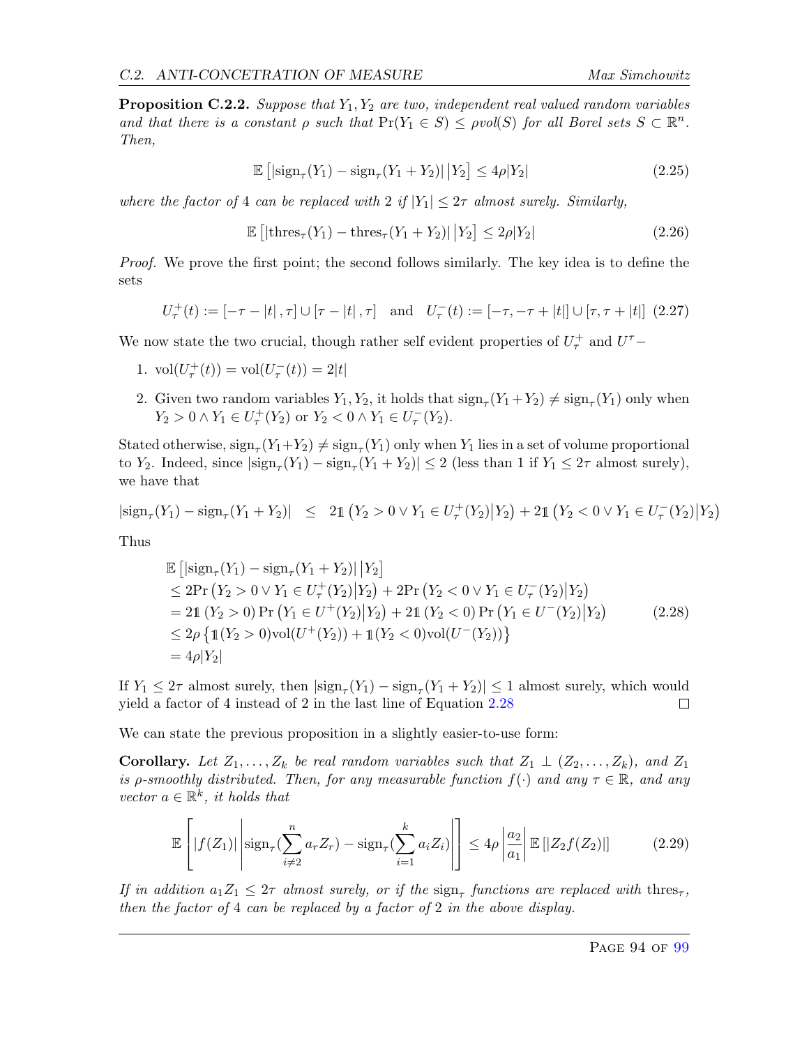**Proposition C.2.2.** *Suppose that $Y_1, Y_2$ are two, independent real valued random variables and that there is a constant $\rho$ such that $\Pr(Y_1 \in S) \leq \rho \text{vol}(S)$ for all Borel sets $S \subset \mathbb{R}^n$. Then,*

$$\mathbb{E}\left[|\text{sign}_\tau(Y_1) - \text{sign}_\tau(Y_1 + Y_2)| \,\middle|\, Y_2\right] \leq 4\rho|Y_2| \tag{2.25}$$

*where the factor of 4 can be replaced with 2 if $|Y_1| \leq 2\tau$ almost surely. Similarly,*

$$\mathbb{E}\left[|\text{thres}_\tau(Y_1) - \text{thres}_\tau(Y_1 + Y_2)| \,\middle|\, Y_2\right] \leq 2\rho|Y_2| \tag{2.26}$$

*Proof.* We prove the first point; the second follows similarly. The key idea is to define the sets

$$U_\tau^+(t) := [-\tau - |t|, \tau] \cup [\tau - |t|, \tau] \quad \text{and} \quad U_\tau^-(t) := [-\tau, -\tau + |t|] \cup [\tau, \tau + |t|] \tag{2.27}$$

We now state the two crucial, though rather self evident properties of $U_\tau^+$ and $U^\tau-$

1. $\text{vol}(U_\tau^+(t)) = \text{vol}(U_\tau^-(t)) = 2|t|$
2. Given two random variables $Y_1, Y_2$, it holds that $\text{sign}_\tau(Y_1 + Y_2) \neq \text{sign}_\tau(Y_1)$ only when $Y_2 > 0 \wedge Y_1 \in U_\tau^+(Y_2)$ or $Y_2 < 0 \wedge Y_1 \in U_\tau^-(Y_2)$.

Stated otherwise, $\text{sign}_\tau(Y_1 + Y_2) \neq \text{sign}_\tau(Y_1)$ only when $Y_1$ lies in a set of volume proportional to $Y_2$. Indeed, since $|\text{sign}_\tau(Y_1) - \text{sign}_\tau(Y_1 + Y_2)| \leq 2$ (less than 1 if $Y_1 \leq 2\tau$ almost surely), we have that

$$|\text{sign}_\tau(Y_1) - \text{sign}_\tau(Y_1 + Y_2)| \leq 2\mathbb{1}\left(Y_2 > 0 \vee Y_1 \in U_\tau^+(Y_2) \middle| Y_2\right) + 2\mathbb{1}\left(Y_2 < 0 \vee Y_1 \in U_\tau^-(Y_2) \middle| Y_2\right)$$

Thus

$$\begin{aligned}
&\mathbb{E}\left[|\text{sign}_\tau(Y_1) - \text{sign}_\tau(Y_1 + Y_2)| \,\middle|\, Y_2\right] \\
&\leq 2\Pr\left(Y_2 > 0 \vee Y_1 \in U_\tau^+(Y_2) \middle| Y_2\right) + 2\Pr\left(Y_2 < 0 \vee Y_1 \in U_\tau^-(Y_2) \middle| Y_2\right) \\
&= 2\mathbb{1}(Y_2 > 0)\Pr\left(Y_1 \in U^+(Y_2) \middle| Y_2\right) + 2\mathbb{1}(Y_2 < 0)\Pr\left(Y_1 \in U^-(Y_2) \middle| Y_2\right) \\
&\leq 2\rho\left\{\mathbb{1}(Y_2 > 0)\text{vol}(U^+(Y_2)) + \mathbb{1}(Y_2 < 0)\text{vol}(U^-(Y_2))\right\} \\
&= 4\rho|Y_2|
\end{aligned} \tag{2.28}$$

If $Y_1 \leq 2\tau$ almost surely, then $|\text{sign}_\tau(Y_1) - \text{sign}_\tau(Y_1 + Y_2)| \leq 1$ almost surely, which would yield a factor of 4 instead of 2 in the last line of Equation 2.28 $\square$

We can state the previous proposition in a slightly easier-to-use form:

**Corollary.** *Let $Z_1, \dots, Z_k$ be real random variables such that $Z_1 \perp (Z_2, \dots, Z_k)$, and $Z_1$ is $\rho$-smoothly distributed. Then, for any measurable function $f(\cdot)$ and any $\tau \in \mathbb{R}$, and any vector $a \in \mathbb{R}^k$, it holds that*

$$\mathbb{E}\left[|f(Z_1)|\left|\text{sign}_\tau\left(\sum_{i \neq 2}^n a_r Z_r\right) - \text{sign}_\tau\left(\sum_{i=1}^k a_i Z_i\right)\right|\right] \leq 4\rho\left|\frac{a_2}{a_1}\right|\mathbb{E}\left[|Z_2 f(Z_2)|\right] \tag{2.29}$$

*If in addition $a_1 Z_1 \leq 2\tau$ almost surely, or if the $\text{sign}_\tau$ functions are replaced with $\text{thres}_\tau$, then the factor of 4 can be replaced by a factor of 2 in the above display.*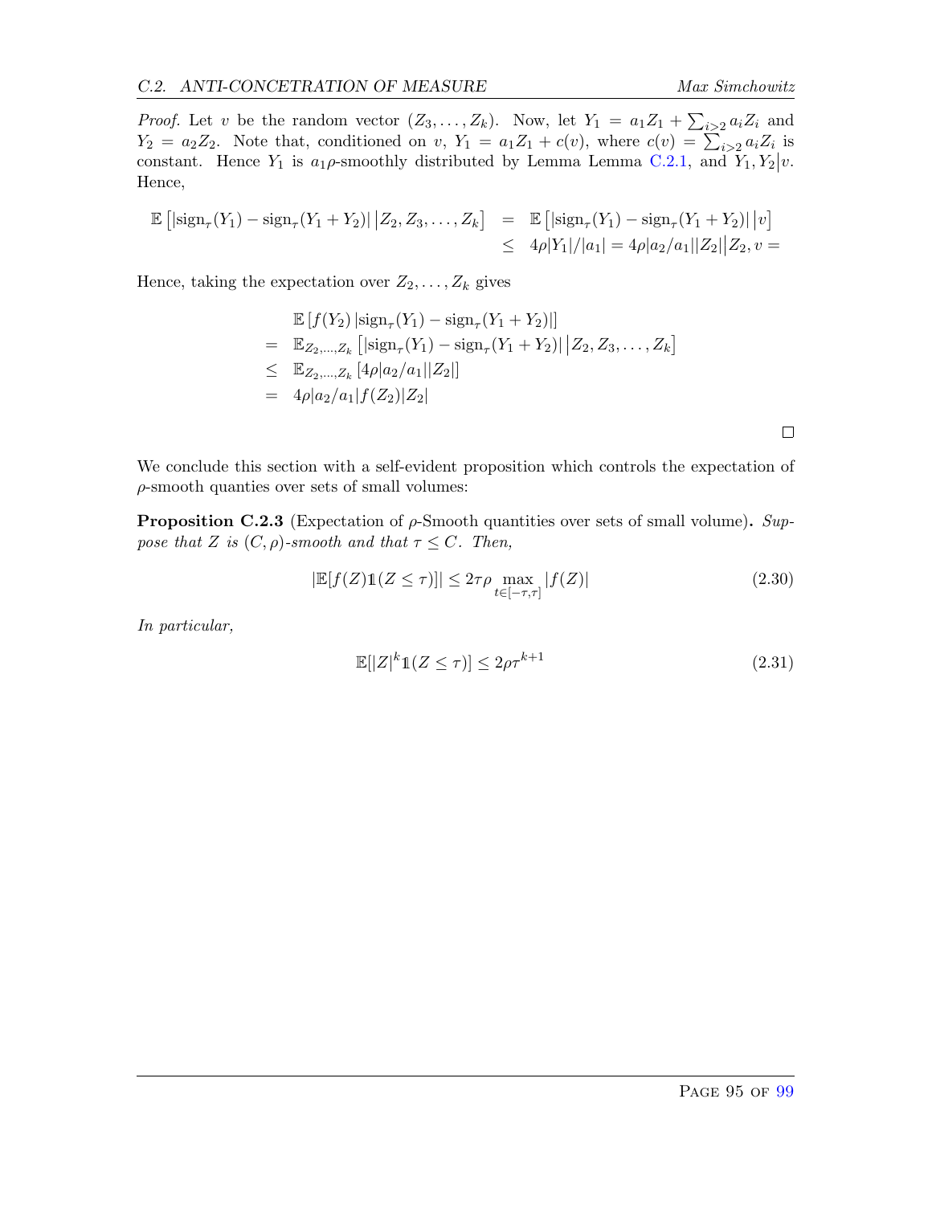*Proof.* Let $v$ be the random vector $(Z_3, \ldots, Z_k)$. Now, let $Y_1 = a_1 Z_1 + \sum_{i>2} a_i Z_i$ and $Y_2 = a_2 Z_2$. Note that, conditioned on $v$, $Y_1 = a_1 Z_1 + c(v)$, where $c(v) = \sum_{i>2} a_i Z_i$ is constant. Hence $Y_1$ is $a_1\rho$-smoothly distributed by Lemma Lemma C.2.1, and $Y_1, Y_2 \big| v$. Hence,

$$
\begin{aligned}
\mathbb{E}\left[|\mathrm{sign}_\tau(Y_1) - \mathrm{sign}_\tau(Y_1 + Y_2)| \,\middle|\, Z_2, Z_3, \ldots, Z_k\right] &= \mathbb{E}\left[|\mathrm{sign}_\tau(Y_1) - \mathrm{sign}_\tau(Y_1 + Y_2)| \,\middle|\, v\right] \\
&\leq 4\rho|Y_1|/|a_1| = 4\rho|a_2/a_1||Z_2|\big|Z_2, v =
\end{aligned}
$$

Hence, taking the expectation over $Z_2, \ldots, Z_k$ gives

$$
\begin{aligned}
& \mathbb{E}\left[f(Y_2)\,|\mathrm{sign}_\tau(Y_1) - \mathrm{sign}_\tau(Y_1 + Y_2)|\right] \\
= \;& \mathbb{E}_{Z_2, \ldots, Z_k}\left[|\mathrm{sign}_\tau(Y_1) - \mathrm{sign}_\tau(Y_1 + Y_2)| \,\middle|\, Z_2, Z_3, \ldots, Z_k\right] \\
\leq \;& \mathbb{E}_{Z_2, \ldots, Z_k}\left[4\rho|a_2/a_1||Z_2|\right] \\
= \;& 4\rho|a_2/a_1|f(Z_2)|Z_2|
\end{aligned}
$$

□

We conclude this section with a self-evident proposition which controls the expectation of $\rho$-smooth quantities over sets of small volumes:

**Proposition C.2.3** (Expectation of $\rho$-Smooth quantities over sets of small volume)**.** *Suppose that $Z$ is $(C, \rho)$-smooth and that $\tau \leq C$. Then,*

$$
|\mathbb{E}[f(Z)\mathbb{1}(Z \leq \tau)]| \leq 2\tau\rho \max_{t \in [-\tau, \tau]} |f(Z)| \tag{2.30}
$$

*In particular,*

$$
\mathbb{E}[|Z|^k \mathbb{1}(Z \leq \tau)] \leq 2\rho\tau^{k+1} \tag{2.31}
$$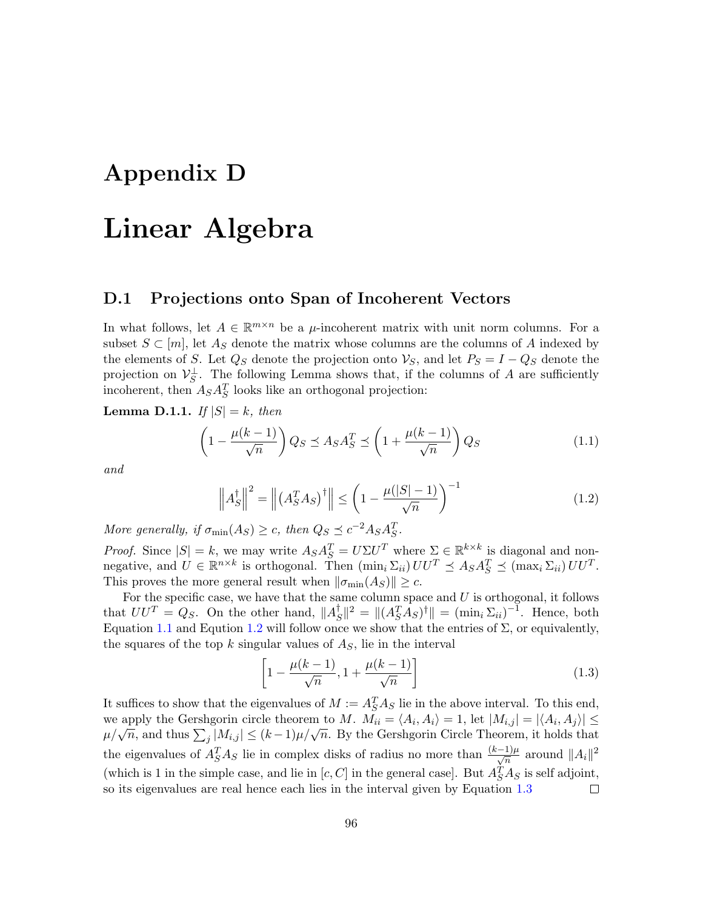# Appendix D

# Linear Algebra

## D.1 Projections onto Span of Incoherent Vectors

In what follows, let $A \in \mathbb{R}^{m \times n}$ be a $\mu$-incoherent matrix with unit norm columns. For a subset $S \subset [m]$, let $A_S$ denote the matrix whose columns are the columns of $A$ indexed by the elements of $S$. Let $Q_S$ denote the projection onto $\mathcal{V}_S$, and let $P_S = I - Q_S$ denote the projection on $\mathcal{V}_S^{\perp}$. The following Lemma shows that, if the columns of $A$ are sufficiently incoherent, then $A_S A_S^T$ looks like an orthogonal projection:

**Lemma D.1.1.** *If $|S| = k$, then*

$$\left(1 - \frac{\mu(k-1)}{\sqrt{n}}\right) Q_S \preceq A_S A_S^T \preceq \left(1 + \frac{\mu(k-1)}{\sqrt{n}}\right) Q_S \tag{1.1}$$

*and*

$$\left\| A_S^{\dagger} \right\|^2 = \left\| \left(A_S^T A_S\right)^{\dagger} \right\| \le \left(1 - \frac{\mu(|S|-1)}{\sqrt{n}}\right)^{-1} \tag{1.2}$$

*More generally, if $\sigma_{\min}(A_S) \ge c$, then $Q_S \preceq c^{-2} A_S A_S^T$.*

*Proof.* Since $|S| = k$, we may write $A_S A_S^T = U \Sigma U^T$ where $\Sigma \in \mathbb{R}^{k \times k}$ is diagonal and non-negative, and $U \in \mathbb{R}^{n \times k}$ is orthogonal. Then $(\min_i \Sigma_{ii}) UU^T \preceq A_S A_S^T \preceq (\max_i \Sigma_{ii}) UU^T$. This proves the more general result when $\|\sigma_{\min}(A_S)\| \ge c$.

For the specific case, we have that the same column space and $U$ is orthogonal, it follows that $UU^T = Q_S$. On the other hand, $\|A_S^{\dagger}\|^2 = \|(A_S^T A_S)^{\dagger}\| = (\min_i \Sigma_{ii})^{-1}$. Hence, both Equation 1.1 and Eqution 1.2 will follow once we show that the entries of $\Sigma$, or equivalently, the squares of the top $k$ singular values of $A_S$, lie in the interval

$$\left[1 - \frac{\mu(k-1)}{\sqrt{n}}, 1 + \frac{\mu(k-1)}{\sqrt{n}}\right] \tag{1.3}$$

It suffices to show that the eigenvalues of $M := A_S^T A_S$ lie in the above interval. To this end, we apply the Gershgorin circle theorem to $M$. $M_{ii} = \langle A_i, A_i \rangle = 1$, let $|M_{i,j}| = |\langle A_i, A_j \rangle| \le \mu/\sqrt{n}$, and thus $\sum_j |M_{i,j}| \le (k-1)\mu/\sqrt{n}$. By the Gershgorin Circle Theorem, it holds that the eigenvalues of $A_S^T A_S$ lie in complex disks of radius no more than $\frac{(k-1)\mu}{\sqrt{n}}$ around $\|A_i\|^2$ (which is 1 in the simple case, and lie in $[c, C]$ in the general case]. But $A_S^T A_S$ is self adjoint, so its eigenvalues are real hence each lies in the interval given by Equation 1.3 $\square$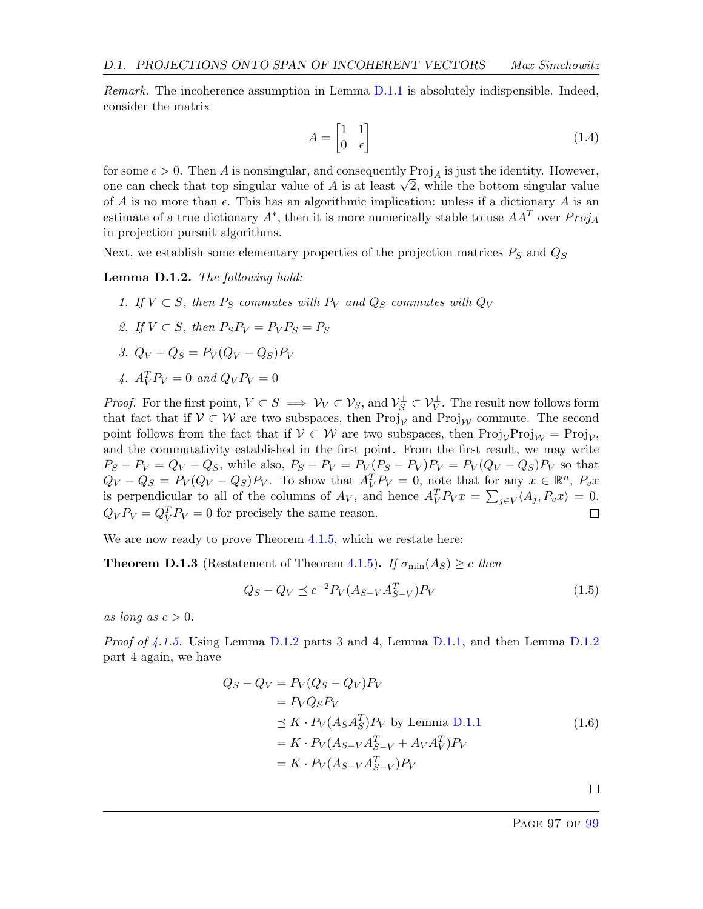*Remark.* The incoherence assumption in Lemma D.1.1 is absolutely indispensible. Indeed, consider the matrix

$$A = \begin{bmatrix} 1 & 1 \\ 0 & \epsilon \end{bmatrix} \tag{1.4}$$

for some $\epsilon > 0$. Then $A$ is nonsingular, and consequently $\text{Proj}_A$ is just the identity. However, one can check that top singular value of $A$ is at least $\sqrt{2}$, while the bottom singular value of $A$ is no more than $\epsilon$. This has an algorithmic implication: unless if a dictionary $A$ is an estimate of a true dictionary $A^*$, then it is more numerically stable to use $AA^T$ over $Proj_A$ in projection pursuit algorithms.

Next, we establish some elementary properties of the projection matrices $P_S$ and $Q_S$

**Lemma D.1.2.** *The following hold:*

1. *If $V \subset S$, then $P_S$ commutes with $P_V$ and $Q_S$ commutes with $Q_V$*
2. *If $V \subset S$, then $P_S P_V = P_V P_S = P_S$*
3. *$Q_V - Q_S = P_V(Q_V - Q_S)P_V$*
4. *$A_V^T P_V = 0$ and $Q_V P_V = 0$*

*Proof.* For the first point, $V \subset S \implies \mathcal{V}_V \subset \mathcal{V}_S$, and $\mathcal{V}_S^\perp \subset \mathcal{V}_V^\perp$. The result now follows form that fact that if $\mathcal{V} \subset \mathcal{W}$ are two subspaces, then $\text{Proj}_\mathcal{V}$ and $\text{Proj}_\mathcal{W}$ commute. The second point follows from the fact that if $\mathcal{V} \subset \mathcal{W}$ are two subspaces, then $\text{Proj}_\mathcal{V}\text{Proj}_\mathcal{W} = \text{Proj}_\mathcal{V}$, and the commutativity established in the first point. From the first result, we may write $P_S - P_V = Q_V - Q_S$, while also, $P_S - P_V = P_V(P_S - P_V)P_V = P_V(Q_V - Q_S)P_V$ so that $Q_V - Q_S = P_V(Q_V - Q_S)P_V$. To show that $A_V^T P_V = 0$, note that for any $x \in \mathbb{R}^n$, $P_v x$ is perpendicular to all of the columns of $A_V$, and hence $A_V^T P_V x = \sum_{j \in V}\langle A_j, P_v x\rangle = 0$. $Q_V P_V = Q_V^T P_V = 0$ for precisely the same reason. ◻

We are now ready to prove Theorem 4.1.5, which we restate here:

**Theorem D.1.3** (Restatement of Theorem 4.1.5)**.** *If $\sigma_{\min}(A_S) \geq c$ then*

$$Q_S - Q_V \preceq c^{-2} P_V (A_{S-V} A_{S-V}^T) P_V \tag{1.5}$$

*as long as $c > 0$.*

*Proof of 4.1.5.* Using Lemma D.1.2 parts 3 and 4, Lemma D.1.1, and then Lemma D.1.2 part 4 again, we have

$$\begin{aligned}
Q_S - Q_V &= P_V(Q_S - Q_V)P_V \\
&= P_V Q_S P_V \\
&\preceq K \cdot P_V(A_S A_S^T)P_V \text{ by Lemma D.1.1} \\
&= K \cdot P_V(A_{S-V}A_{S-V}^T + A_V A_V^T)P_V \\
&= K \cdot P_V(A_{S-V}A_{S-V}^T)P_V
\end{aligned} \tag{1.6}$$

◻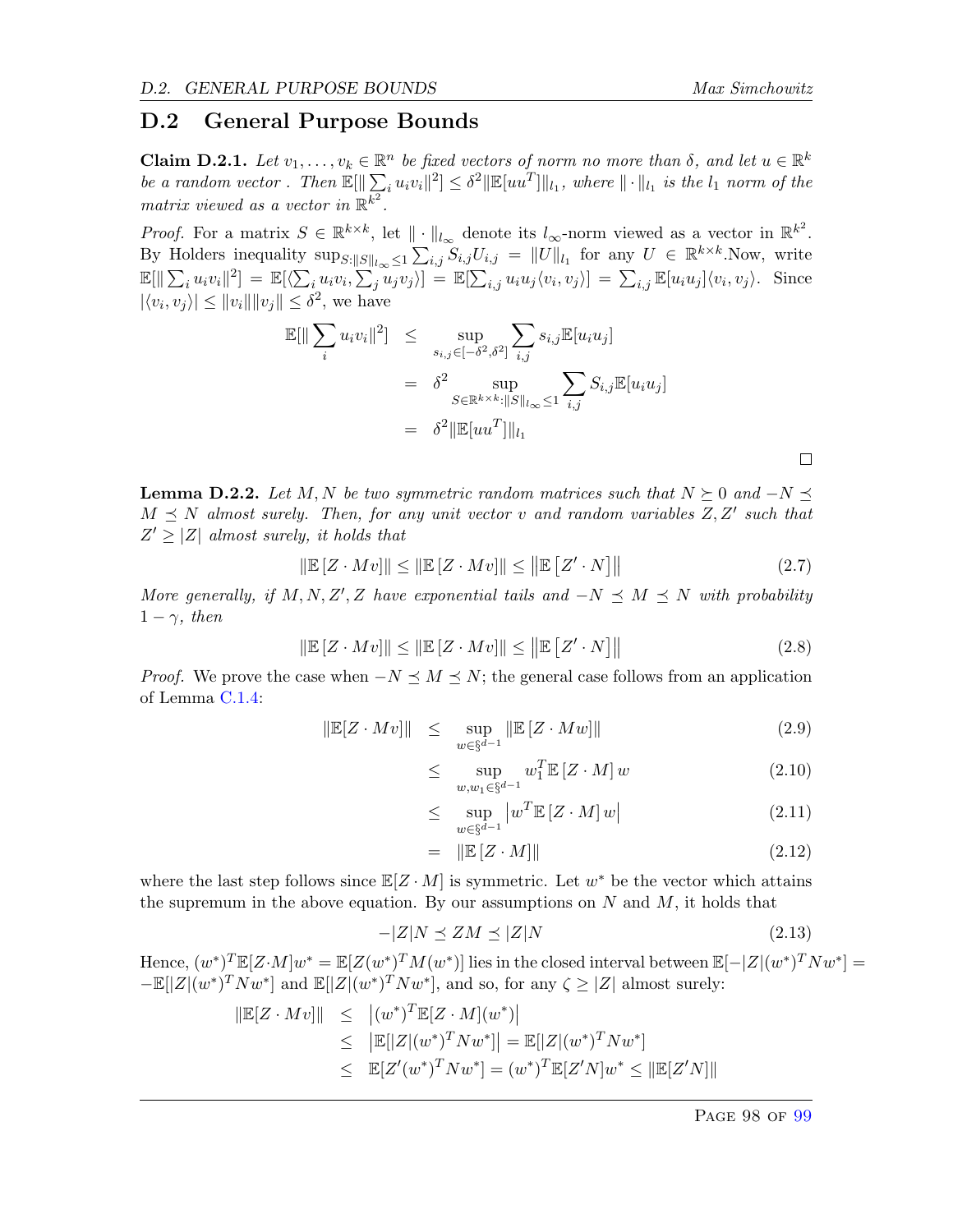## D.2 General Purpose Bounds

**Claim D.2.1.** *Let $v_1, \dots, v_k \in \mathbb{R}^n$ be fixed vectors of norm no more than $\delta$, and let $u \in \mathbb{R}^k$ be a random vector . Then $\mathbb{E}[\|\sum_i u_i v_i\|^2] \le \delta^2 \|\mathbb{E}[uu^T]\|_{l_1}$, where $\|\cdot\|_{l_1}$ is the $l_1$ norm of the matrix viewed as a vector in $\mathbb{R}^{k^2}$.*

*Proof.* For a matrix $S \in \mathbb{R}^{k\times k}$, let $\|\cdot\|_{l_\infty}$ denote its $l_\infty$-norm viewed as a vector in $\mathbb{R}^{k^2}$. By Holders inequality $\sup_{S:\|S\|_{l_\infty}\le 1} \sum_{i,j} S_{i,j}U_{i,j} = \|U\|_{l_1}$ for any $U \in \mathbb{R}^{k\times k}$.Now, write $\mathbb{E}[\|\sum_i u_i v_i\|^2] = \mathbb{E}[\langle \sum_i u_i v_i, \sum_j u_j v_j\rangle] = \mathbb{E}[\sum_{i,j} u_i u_j \langle v_i, v_j\rangle] = \sum_{i,j}\mathbb{E}[u_i u_j]\langle v_i, v_j\rangle$. Since $|\langle v_i, v_j\rangle| \le \|v_i\|\|v_j\| \le \delta^2$, we have

$$
\begin{aligned}
\mathbb{E}[\|\sum_i u_i v_i\|^2] &\le \sup_{s_{i,j}\in[-\delta^2,\delta^2]} \sum_{i,j} s_{i,j}\mathbb{E}[u_i u_j] \\
&= \delta^2 \sup_{S\in\mathbb{R}^{k\times k}:\|S\|_{l_\infty}\le 1} \sum_{i,j} S_{i,j}\mathbb{E}[u_i u_j] \\
&= \delta^2 \|\mathbb{E}[uu^T]\|_{l_1}
\end{aligned}
$$

□

**Lemma D.2.2.** *Let $M, N$ be two symmetric random matrices such that $N \succeq 0$ and $-N \preceq M \preceq N$ almost surely. Then, for any unit vector $v$ and random variables $Z, Z'$ such that $Z' \ge |Z|$ almost surely, it holds that*

$$
\|\mathbb{E}[Z\cdot Mv]\| \le \|\mathbb{E}[Z\cdot Mv]\| \le \|\mathbb{E}[Z'\cdot N]\| \tag{2.7}
$$

*More generally, if $M, N, Z', Z$ have exponential tails and $-N \preceq M \preceq N$ with probability $1-\gamma$, then*

$$
\|\mathbb{E}[Z\cdot Mv]\| \le \|\mathbb{E}[Z\cdot Mv]\| \le \|\mathbb{E}[Z'\cdot N]\| \tag{2.8}
$$

*Proof.* We prove the case when $-N \preceq M \preceq N$; the general case follows from an application of Lemma C.1.4:

$$
\begin{aligned}
\|\mathbb{E}[Z\cdot Mv]\| &\le \sup_{w\in\S^{d-1}} \|\mathbb{E}[Z\cdot Mw]\| && (2.9)\\
&\le \sup_{w,w_1\in\S^{d-1}} w_1^T\mathbb{E}[Z\cdot M]w && (2.10)\\
&\le \sup_{w\in\S^{d-1}} \left|w^T\mathbb{E}[Z\cdot M]w\right| && (2.11)\\
&= \|\mathbb{E}[Z\cdot M]\| && (2.12)
\end{aligned}
$$

where the last step follows since $\mathbb{E}[Z\cdot M]$ is symmetric. Let $w^*$ be the vector which attains the supremum in the above equation. By our assumptions on $N$ and $M$, it holds that

$$
-|Z|N \preceq ZM \preceq |Z|N \tag{2.13}
$$

Hence, $(w^*)^T\mathbb{E}[Z\cdot M]w^* = \mathbb{E}[Z(w^*)^TM(w^*)]$ lies in the closed interval between $\mathbb{E}[-|Z|(w^*)^TNw^*] = -\mathbb{E}[|Z|(w^*)^TNw^*]$ and $\mathbb{E}[|Z|(w^*)^TNw^*]$, and so, for any $\zeta \ge |Z|$ almost surely:

$$
\begin{aligned}
\|\mathbb{E}[Z\cdot Mv]\| &\le \left|(w^*)^T\mathbb{E}[Z\cdot M](w^*)\right| \\
&\le \left|\mathbb{E}[|Z|(w^*)^TNw^*]\right| = \mathbb{E}[|Z|(w^*)^TNw^*] \\
&\le \mathbb{E}[Z'(w^*)^TNw^*] = (w^*)^T\mathbb{E}[Z'N]w^* \le \|\mathbb{E}[Z'N]\|
\end{aligned}
$$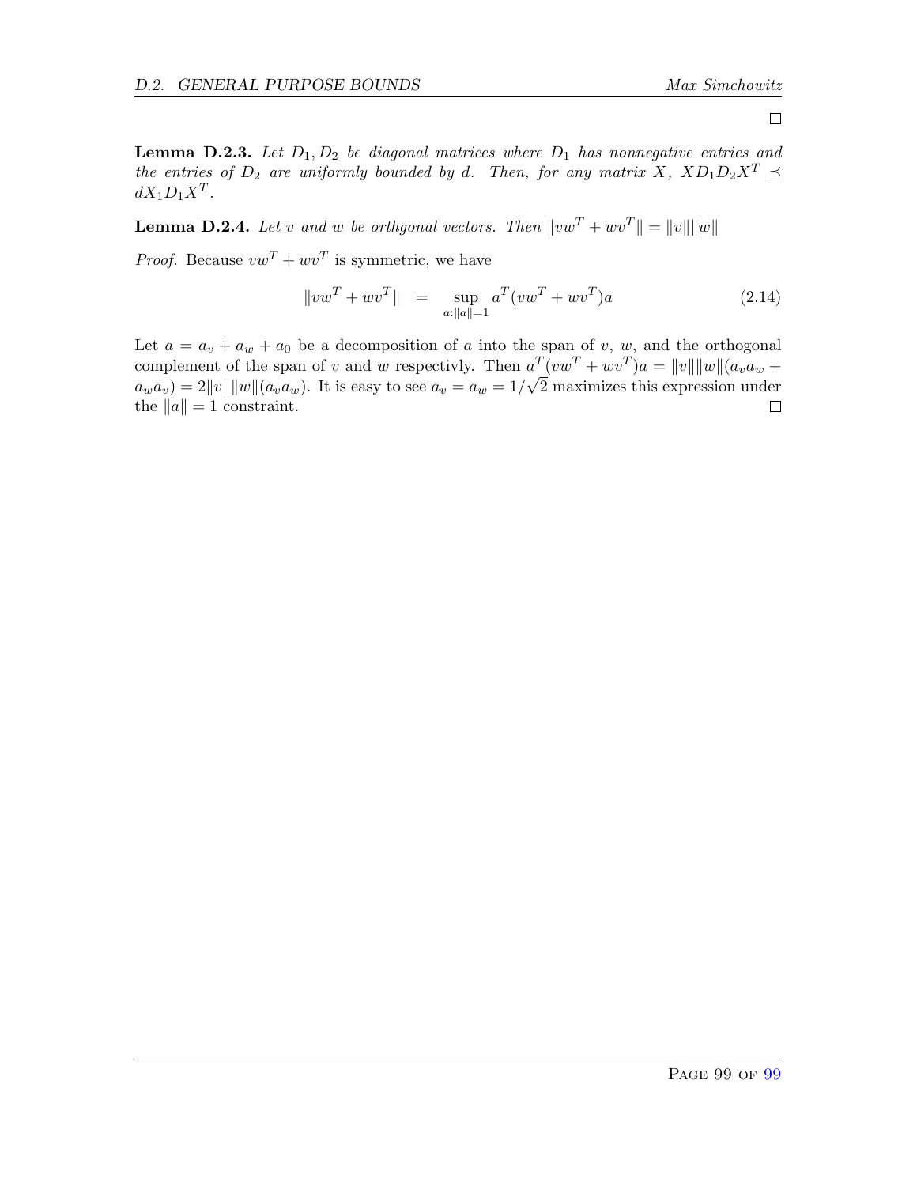□

**Lemma D.2.3.** *Let $D_1, D_2$ be diagonal matrices where $D_1$ has nonnegative entries and the entries of $D_2$ are uniformly bounded by $d$. Then, for any matrix $X$, $XD_1D_2X^T \preceq dX_1D_1X^T$.*

**Lemma D.2.4.** *Let $v$ and $w$ be orthgonal vectors. Then $\|vw^T + wv^T\| = \|v\|\|w\|$*

*Proof.* Because $vw^T + wv^T$ is symmetric, we have

$$\|vw^T + wv^T\| = \sup_{a:\|a\|=1} a^T(vw^T + wv^T)a \tag{2.14}$$

Let $a = a_v + a_w + a_0$ be a decomposition of $a$ into the span of $v$, $w$, and the orthogonal complement of the span of $v$ and $w$ respectivly. Then $a^T(vw^T + wv^T)a = \|v\|\|w\|(a_v a_w + a_w a_v) = 2\|v\|\|w\|(a_v a_w)$. It is easy to see $a_v = a_w = 1/\sqrt{2}$ maximizes this expression under the $\|a\| = 1$ constraint. □